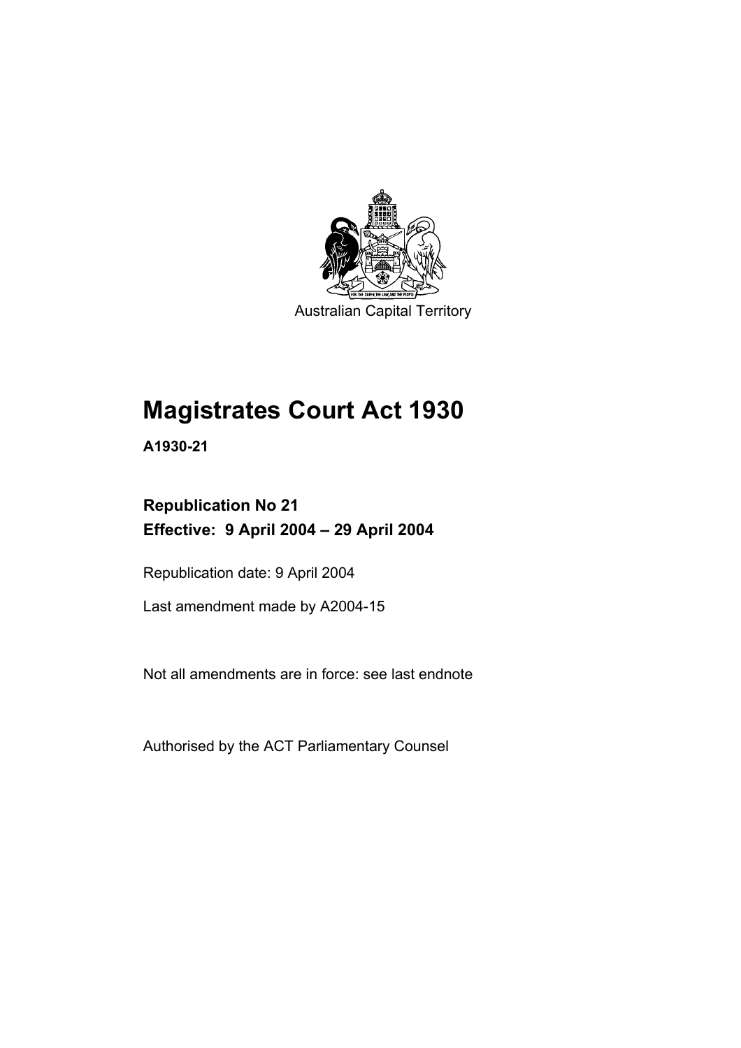Australian Capital Territory

# Magistrates Court Act 1930

**A1930-21**

**Republication No 21**
**Effective: 9 April 2004 – 29 April 2004**

Republication date: 9 April 2004

Last amendment made by A2004-15

Not all amendments are in force: see last endnote

Authorised by the ACT Parliamentary Counsel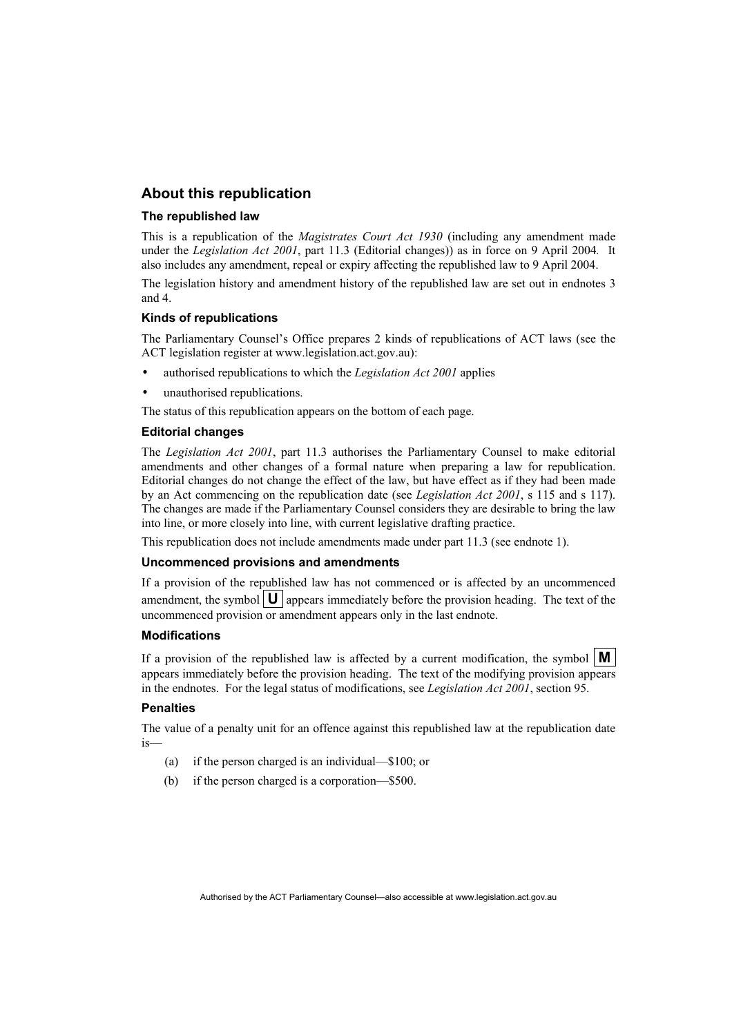## About this republication

### The republished law

This is a republication of the *Magistrates Court Act 1930* (including any amendment made under the *Legislation Act 2001*, part 11.3 (Editorial changes)) as in force on 9 April 2004*.* It also includes any amendment, repeal or expiry affecting the republished law to 9 April 2004.

The legislation history and amendment history of the republished law are set out in endnotes 3 and 4.

### Kinds of republications

The Parliamentary Counsel's Office prepares 2 kinds of republications of ACT laws (see the ACT legislation register at www.legislation.act.gov.au):

- authorised republications to which the *Legislation Act 2001* applies
- unauthorised republications.

The status of this republication appears on the bottom of each page.

### Editorial changes

The *Legislation Act 2001*, part 11.3 authorises the Parliamentary Counsel to make editorial amendments and other changes of a formal nature when preparing a law for republication. Editorial changes do not change the effect of the law, but have effect as if they had been made by an Act commencing on the republication date (see *Legislation Act 2001*, s 115 and s 117). The changes are made if the Parliamentary Counsel considers they are desirable to bring the law into line, or more closely into line, with current legislative drafting practice.

This republication does not include amendments made under part 11.3 (see endnote 1).

### Uncommenced provisions and amendments

If a provision of the republished law has not commenced or is affected by an uncommenced amendment, the symbol **U** appears immediately before the provision heading. The text of the uncommenced provision or amendment appears only in the last endnote.

### Modifications

If a provision of the republished law is affected by a current modification, the symbol **M** appears immediately before the provision heading. The text of the modifying provision appears in the endnotes. For the legal status of modifications, see *Legislation Act 2001*, section 95.

### Penalties

The value of a penalty unit for an offence against this republished law at the republication date is—

(a) if the person charged is an individual—$100; or

(b) if the person charged is a corporation—$500.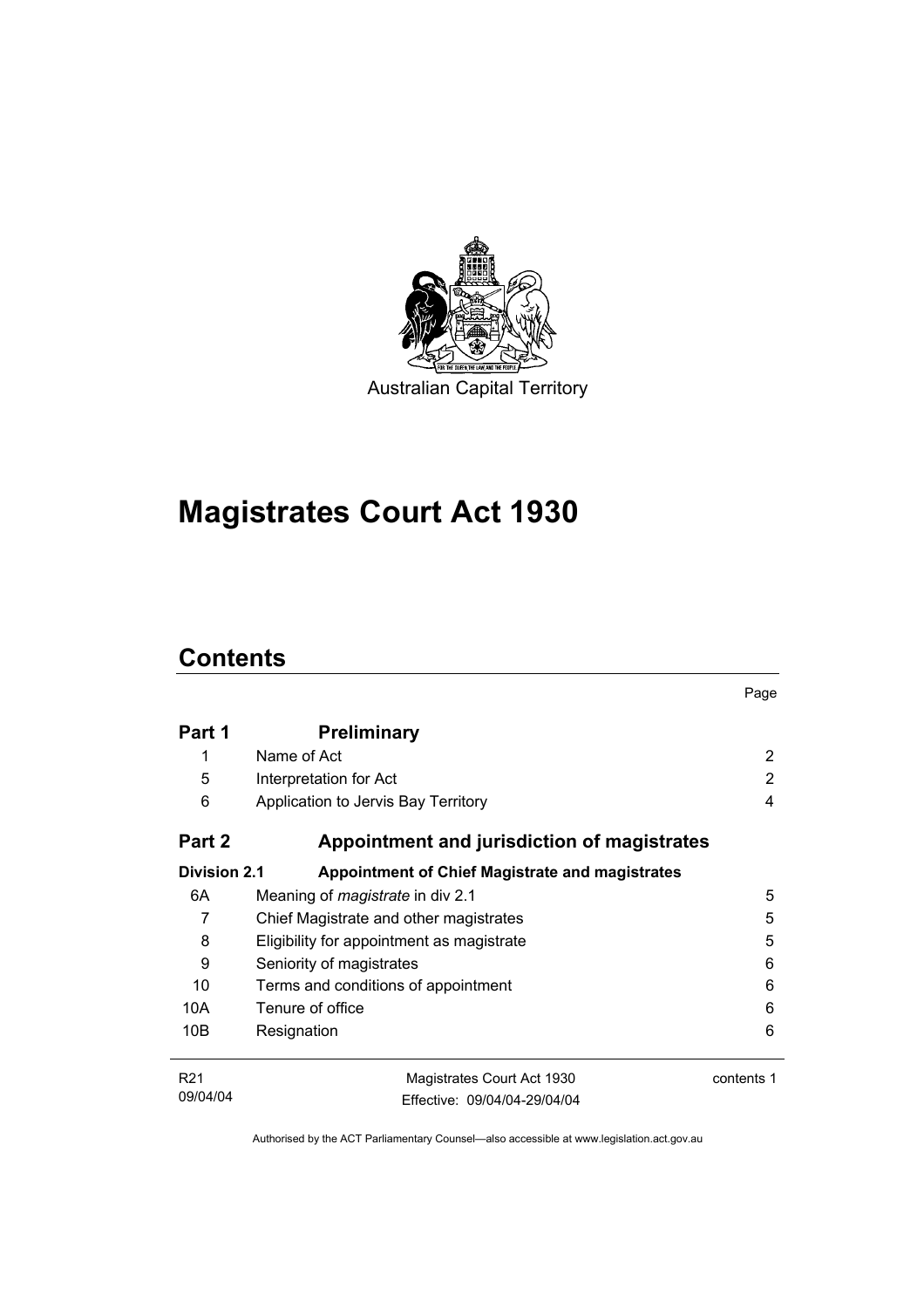Australian Capital Territory

# Magistrates Court Act 1930

## Contents

| | | Page |
|---|---|---|
| **Part 1** | **Preliminary** | |
| 1 | Name of Act | 2 |
| 5 | Interpretation for Act | 2 |
| 6 | Application to Jervis Bay Territory | 4 |
| **Part 2** | **Appointment and jurisdiction of magistrates** | |
| **Division 2.1** | **Appointment of Chief Magistrate and magistrates** | |
| 6A | Meaning of *magistrate* in div 2.1 | 5 |
| 7 | Chief Magistrate and other magistrates | 5 |
| 8 | Eligibility for appointment as magistrate | 5 |
| 9 | Seniority of magistrates | 6 |
| 10 | Terms and conditions of appointment | 6 |
| 10A | Tenure of office | 6 |
| 10B | Resignation | 6 |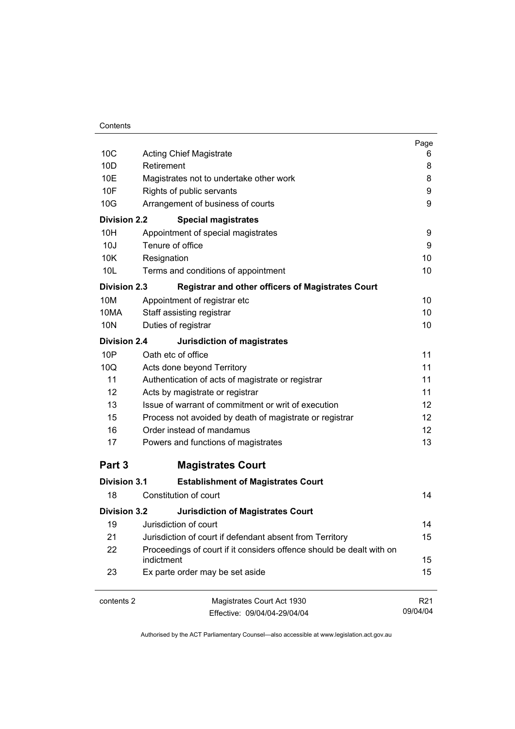| | | Page |
|---|---|---|
| 10C | Acting Chief Magistrate | 6 |
| 10D | Retirement | 8 |
| 10E | Magistrates not to undertake other work | 8 |
| 10F | Rights of public servants | 9 |
| 10G | Arrangement of business of courts | 9 |
| **Division 2.2** | **Special magistrates** | |
| 10H | Appointment of special magistrates | 9 |
| 10J | Tenure of office | 9 |
| 10K | Resignation | 10 |
| 10L | Terms and conditions of appointment | 10 |
| **Division 2.3** | **Registrar and other officers of Magistrates Court** | |
| 10M | Appointment of registrar etc | 10 |
| 10MA | Staff assisting registrar | 10 |
| 10N | Duties of registrar | 10 |
| **Division 2.4** | **Jurisdiction of magistrates** | |
| 10P | Oath etc of office | 11 |
| 10Q | Acts done beyond Territory | 11 |
| 11 | Authentication of acts of magistrate or registrar | 11 |
| 12 | Acts by magistrate or registrar | 11 |
| 13 | Issue of warrant of commitment or writ of execution | 12 |
| 15 | Process not avoided by death of magistrate or registrar | 12 |
| 16 | Order instead of mandamus | 12 |
| 17 | Powers and functions of magistrates | 13 |
| **Part 3** | **Magistrates Court** | |
| **Division 3.1** | **Establishment of Magistrates Court** | |
| 18 | Constitution of court | 14 |
| **Division 3.2** | **Jurisdiction of Magistrates Court** | |
| 19 | Jurisdiction of court | 14 |
| 21 | Jurisdiction of court if defendant absent from Territory | 15 |
| 22 | Proceedings of court if it considers offence should be dealt with on indictment | 15 |
| 23 | Ex parte order may be set aside | 15 |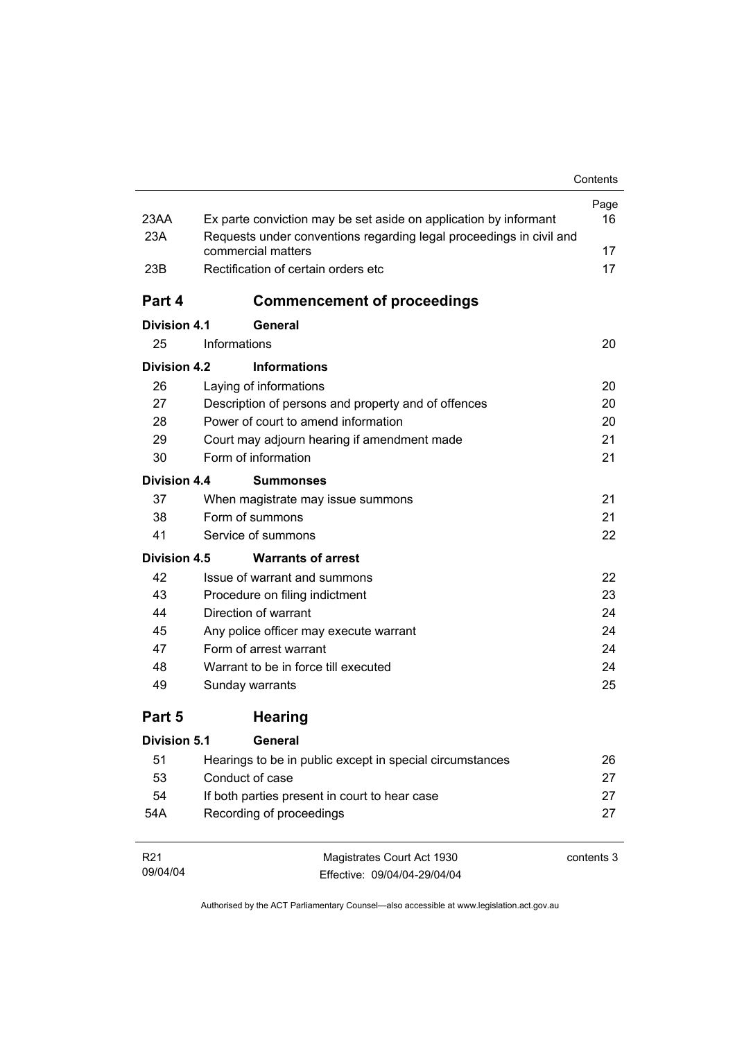| | | Page |
|---|---|---|
| 23AA | Ex parte conviction may be set aside on application by informant | 16 |
| 23A | Requests under conventions regarding legal proceedings in civil and commercial matters | 17 |
| 23B | Rectification of certain orders etc | 17 |

## Part 4 Commencement of proceedings

**Division 4.1 General**

| | | |
|---|---|---|
| 25 | Informations | 20 |

**Division 4.2 Informations**

| | | |
|---|---|---|
| 26 | Laying of informations | 20 |
| 27 | Description of persons and property and of offences | 20 |
| 28 | Power of court to amend information | 20 |
| 29 | Court may adjourn hearing if amendment made | 21 |
| 30 | Form of information | 21 |

**Division 4.4 Summonses**

| | | |
|---|---|---|
| 37 | When magistrate may issue summons | 21 |
| 38 | Form of summons | 21 |
| 41 | Service of summons | 22 |

**Division 4.5 Warrants of arrest**

| | | |
|---|---|---|
| 42 | Issue of warrant and summons | 22 |
| 43 | Procedure on filing indictment | 23 |
| 44 | Direction of warrant | 24 |
| 45 | Any police officer may execute warrant | 24 |
| 47 | Form of arrest warrant | 24 |
| 48 | Warrant to be in force till executed | 24 |
| 49 | Sunday warrants | 25 |

## Part 5 Hearing

**Division 5.1 General**

| | | |
|---|---|---|
| 51 | Hearings to be in public except in special circumstances | 26 |
| 53 | Conduct of case | 27 |
| 54 | If both parties present in court to hear case | 27 |
| 54A | Recording of proceedings | 27 |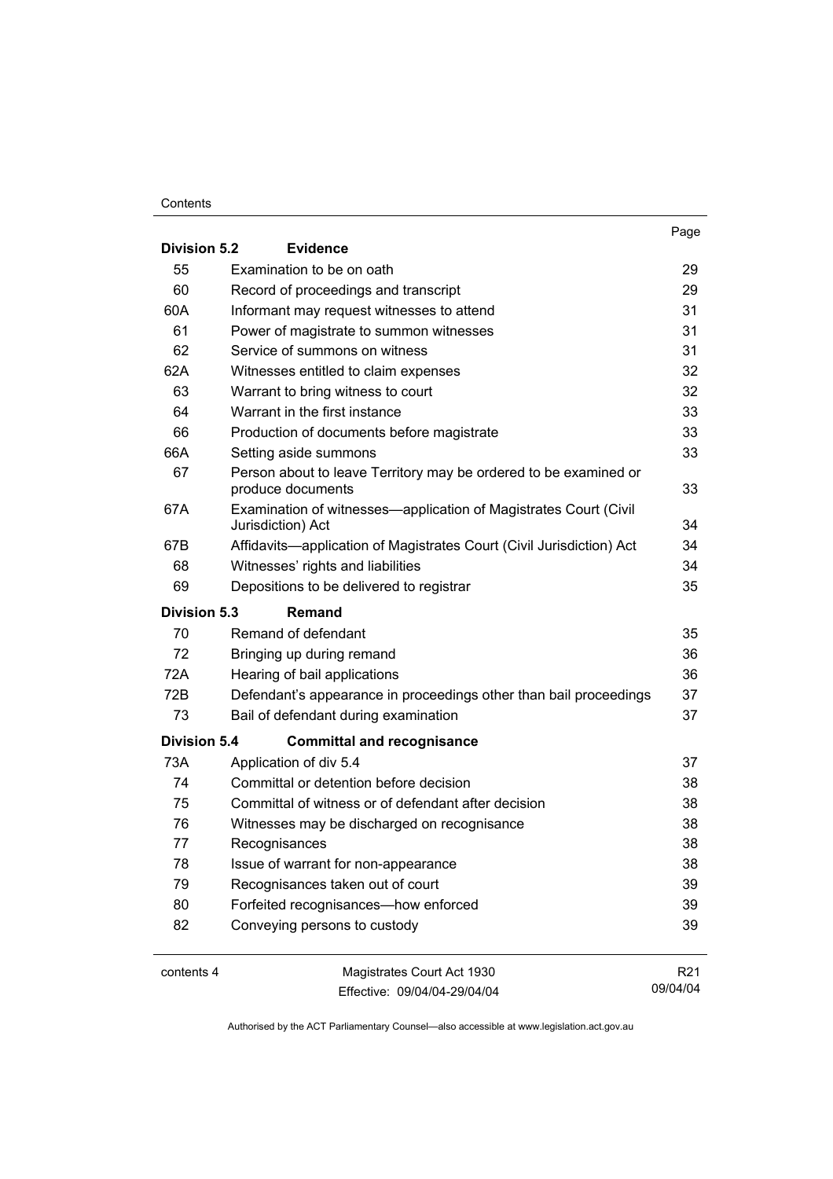| | | Page |
|---|---|---|
| **Division 5.2** | **Evidence** | |
| 55 | Examination to be on oath | 29 |
| 60 | Record of proceedings and transcript | 29 |
| 60A | Informant may request witnesses to attend | 31 |
| 61 | Power of magistrate to summon witnesses | 31 |
| 62 | Service of summons on witness | 31 |
| 62A | Witnesses entitled to claim expenses | 32 |
| 63 | Warrant to bring witness to court | 32 |
| 64 | Warrant in the first instance | 33 |
| 66 | Production of documents before magistrate | 33 |
| 66A | Setting aside summons | 33 |
| 67 | Person about to leave Territory may be ordered to be examined or produce documents | 33 |
| 67A | Examination of witnesses—application of Magistrates Court (Civil Jurisdiction) Act | 34 |
| 67B | Affidavits—application of Magistrates Court (Civil Jurisdiction) Act | 34 |
| 68 | Witnesses' rights and liabilities | 34 |
| 69 | Depositions to be delivered to registrar | 35 |
| **Division 5.3** | **Remand** | |
| 70 | Remand of defendant | 35 |
| 72 | Bringing up during remand | 36 |
| 72A | Hearing of bail applications | 36 |
| 72B | Defendant's appearance in proceedings other than bail proceedings | 37 |
| 73 | Bail of defendant during examination | 37 |
| **Division 5.4** | **Committal and recognisance** | |
| 73A | Application of div 5.4 | 37 |
| 74 | Committal or detention before decision | 38 |
| 75 | Committal of witness or of defendant after decision | 38 |
| 76 | Witnesses may be discharged on recognisance | 38 |
| 77 | Recognisances | 38 |
| 78 | Issue of warrant for non-appearance | 38 |
| 79 | Recognisances taken out of court | 39 |
| 80 | Forfeited recognisances—how enforced | 39 |
| 82 | Conveying persons to custody | 39 |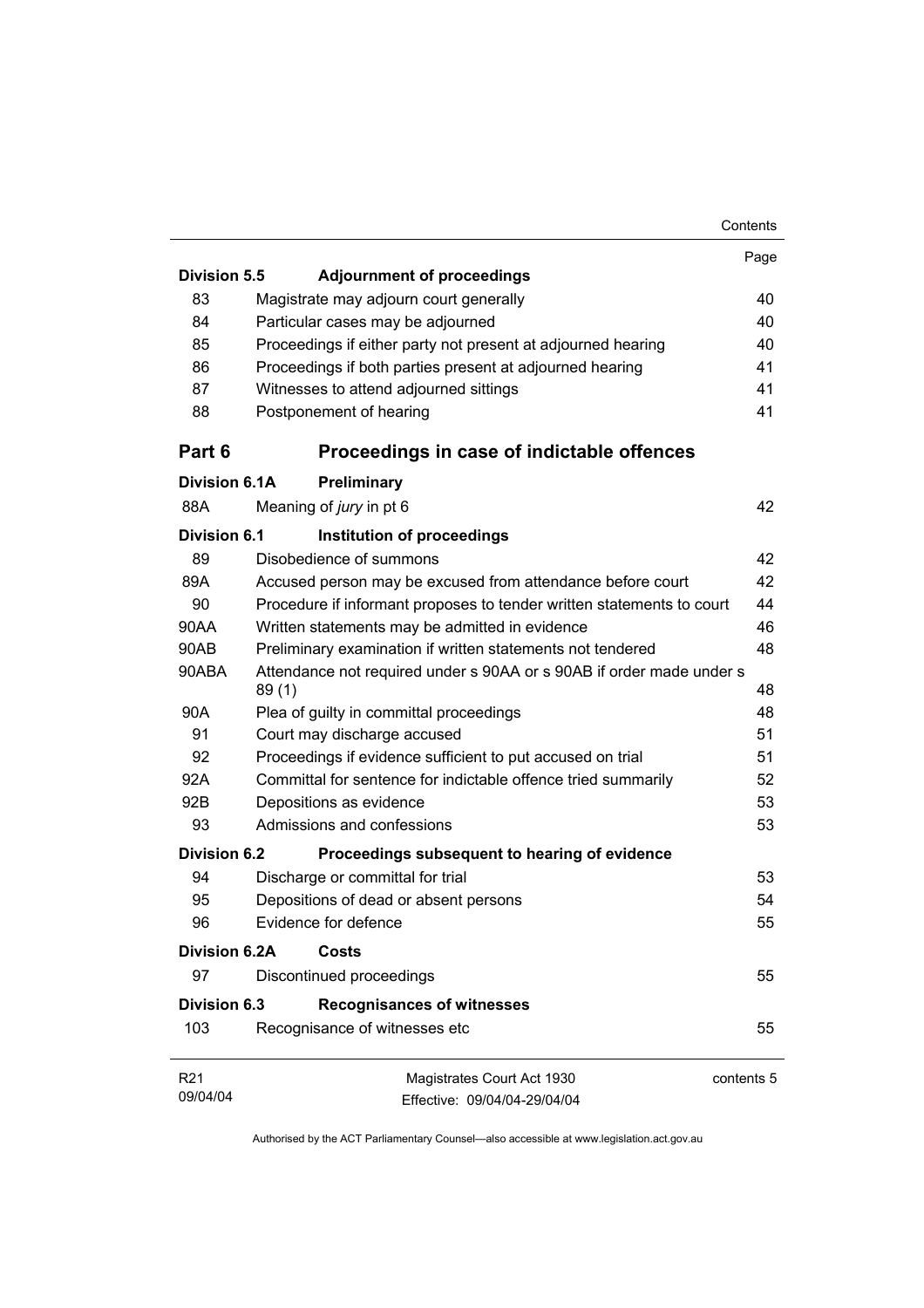| | | Page |
|---|---|---|
| **Division 5.5** | **Adjournment of proceedings** | |
| 83 | Magistrate may adjourn court generally | 40 |
| 84 | Particular cases may be adjourned | 40 |
| 85 | Proceedings if either party not present at adjourned hearing | 40 |
| 86 | Proceedings if both parties present at adjourned hearing | 41 |
| 87 | Witnesses to attend adjourned sittings | 41 |
| 88 | Postponement of hearing | 41 |
| **Part 6** | **Proceedings in case of indictable offences** | |
| **Division 6.1A** | **Preliminary** | |
| 88A | Meaning of *jury* in pt 6 | 42 |
| **Division 6.1** | **Institution of proceedings** | |
| 89 | Disobedience of summons | 42 |
| 89A | Accused person may be excused from attendance before court | 42 |
| 90 | Procedure if informant proposes to tender written statements to court | 44 |
| 90AA | Written statements may be admitted in evidence | 46 |
| 90AB | Preliminary examination if written statements not tendered | 48 |
| 90ABA | Attendance not required under s 90AA or s 90AB if order made under s 89 (1) | 48 |
| 90A | Plea of guilty in committal proceedings | 48 |
| 91 | Court may discharge accused | 51 |
| 92 | Proceedings if evidence sufficient to put accused on trial | 51 |
| 92A | Committal for sentence for indictable offence tried summarily | 52 |
| 92B | Depositions as evidence | 53 |
| 93 | Admissions and confessions | 53 |
| **Division 6.2** | **Proceedings subsequent to hearing of evidence** | |
| 94 | Discharge or committal for trial | 53 |
| 95 | Depositions of dead or absent persons | 54 |
| 96 | Evidence for defence | 55 |
| **Division 6.2A** | **Costs** | |
| 97 | Discontinued proceedings | 55 |
| **Division 6.3** | **Recognisances of witnesses** | |
| 103 | Recognisance of witnesses etc | 55 |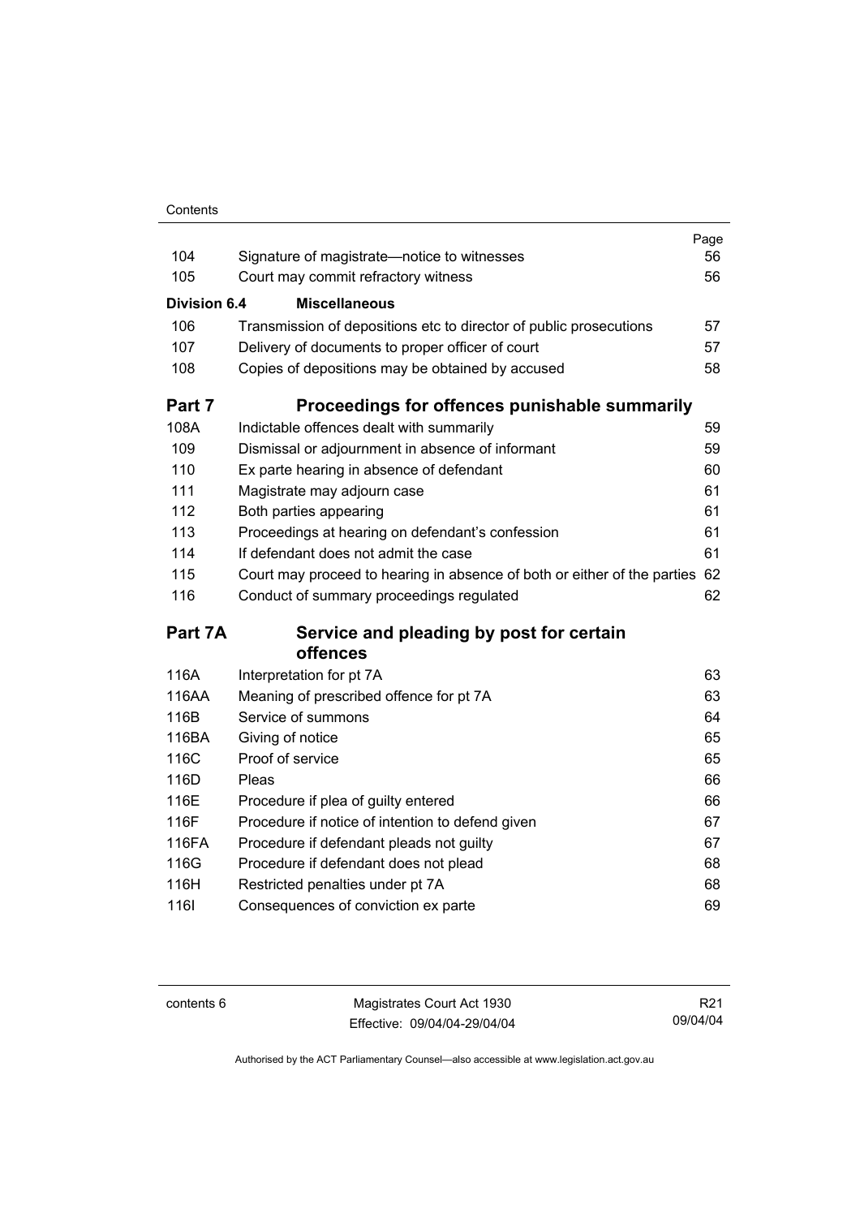| | | Page |
|---|---|---|
| 104 | Signature of magistrate—notice to witnesses | 56 |
| 105 | Court may commit refractory witness | 56 |
| **Division 6.4** | **Miscellaneous** | |
| 106 | Transmission of depositions etc to director of public prosecutions | 57 |
| 107 | Delivery of documents to proper officer of court | 57 |
| 108 | Copies of depositions may be obtained by accused | 58 |

## Part 7 Proceedings for offences punishable summarily

| | | |
|---|---|---|
| 108A | Indictable offences dealt with summarily | 59 |
| 109 | Dismissal or adjournment in absence of informant | 59 |
| 110 | Ex parte hearing in absence of defendant | 60 |
| 111 | Magistrate may adjourn case | 61 |
| 112 | Both parties appearing | 61 |
| 113 | Proceedings at hearing on defendant's confession | 61 |
| 114 | If defendant does not admit the case | 61 |
| 115 | Court may proceed to hearing in absence of both or either of the parties | 62 |
| 116 | Conduct of summary proceedings regulated | 62 |

## Part 7A Service and pleading by post for certain offences

| | | |
|---|---|---|
| 116A | Interpretation for pt 7A | 63 |
| 116AA | Meaning of prescribed offence for pt 7A | 63 |
| 116B | Service of summons | 64 |
| 116BA | Giving of notice | 65 |
| 116C | Proof of service | 65 |
| 116D | Pleas | 66 |
| 116E | Procedure if plea of guilty entered | 66 |
| 116F | Procedure if notice of intention to defend given | 67 |
| 116FA | Procedure if defendant pleads not guilty | 67 |
| 116G | Procedure if defendant does not plead | 68 |
| 116H | Restricted penalties under pt 7A | 68 |
| 116I | Consequences of conviction ex parte | 69 |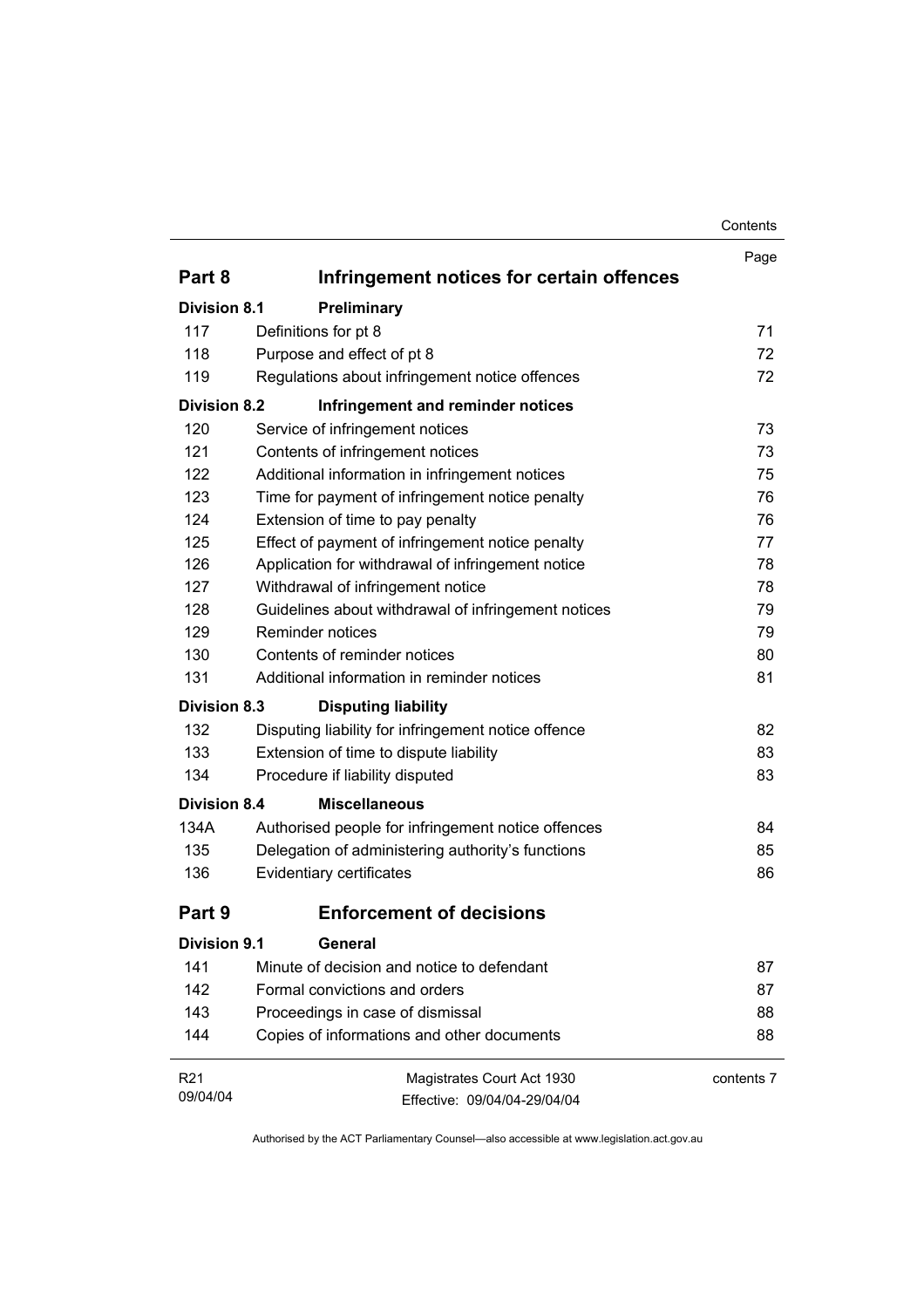| | | Page |
|---|---|---|
| **Part 8** | **Infringement notices for certain offences** | |
| **Division 8.1** | **Preliminary** | |
| 117 | Definitions for pt 8 | 71 |
| 118 | Purpose and effect of pt 8 | 72 |
| 119 | Regulations about infringement notice offences | 72 |
| **Division 8.2** | **Infringement and reminder notices** | |
| 120 | Service of infringement notices | 73 |
| 121 | Contents of infringement notices | 73 |
| 122 | Additional information in infringement notices | 75 |
| 123 | Time for payment of infringement notice penalty | 76 |
| 124 | Extension of time to pay penalty | 76 |
| 125 | Effect of payment of infringement notice penalty | 77 |
| 126 | Application for withdrawal of infringement notice | 78 |
| 127 | Withdrawal of infringement notice | 78 |
| 128 | Guidelines about withdrawal of infringement notices | 79 |
| 129 | Reminder notices | 79 |
| 130 | Contents of reminder notices | 80 |
| 131 | Additional information in reminder notices | 81 |
| **Division 8.3** | **Disputing liability** | |
| 132 | Disputing liability for infringement notice offence | 82 |
| 133 | Extension of time to dispute liability | 83 |
| 134 | Procedure if liability disputed | 83 |
| **Division 8.4** | **Miscellaneous** | |
| 134A | Authorised people for infringement notice offences | 84 |
| 135 | Delegation of administering authority's functions | 85 |
| 136 | Evidentiary certificates | 86 |
| **Part 9** | **Enforcement of decisions** | |
| **Division 9.1** | **General** | |
| 141 | Minute of decision and notice to defendant | 87 |
| 142 | Formal convictions and orders | 87 |
| 143 | Proceedings in case of dismissal | 88 |
| 144 | Copies of informations and other documents | 88 |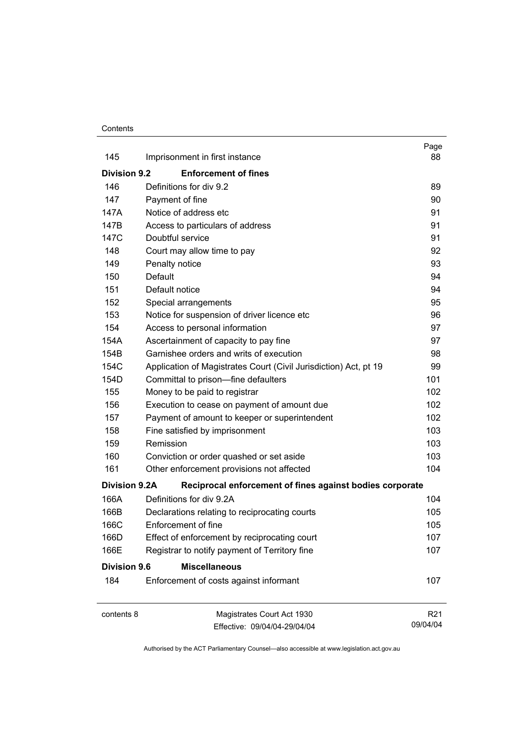| | | Page |
|---|---|---|
| 145 | Imprisonment in first instance | 88 |
| **Division 9.2** | **Enforcement of fines** | |
| 146 | Definitions for div 9.2 | 89 |
| 147 | Payment of fine | 90 |
| 147A | Notice of address etc | 91 |
| 147B | Access to particulars of address | 91 |
| 147C | Doubtful service | 91 |
| 148 | Court may allow time to pay | 92 |
| 149 | Penalty notice | 93 |
| 150 | Default | 94 |
| 151 | Default notice | 94 |
| 152 | Special arrangements | 95 |
| 153 | Notice for suspension of driver licence etc | 96 |
| 154 | Access to personal information | 97 |
| 154A | Ascertainment of capacity to pay fine | 97 |
| 154B | Garnishee orders and writs of execution | 98 |
| 154C | Application of Magistrates Court (Civil Jurisdiction) Act, pt 19 | 99 |
| 154D | Committal to prison—fine defaulters | 101 |
| 155 | Money to be paid to registrar | 102 |
| 156 | Execution to cease on payment of amount due | 102 |
| 157 | Payment of amount to keeper or superintendent | 102 |
| 158 | Fine satisfied by imprisonment | 103 |
| 159 | Remission | 103 |
| 160 | Conviction or order quashed or set aside | 103 |
| 161 | Other enforcement provisions not affected | 104 |
| **Division 9.2A** | **Reciprocal enforcement of fines against bodies corporate** | |
| 166A | Definitions for div 9.2A | 104 |
| 166B | Declarations relating to reciprocating courts | 105 |
| 166C | Enforcement of fine | 105 |
| 166D | Effect of enforcement by reciprocating court | 107 |
| 166E | Registrar to notify payment of Territory fine | 107 |
| **Division 9.6** | **Miscellaneous** | |
| 184 | Enforcement of costs against informant | 107 |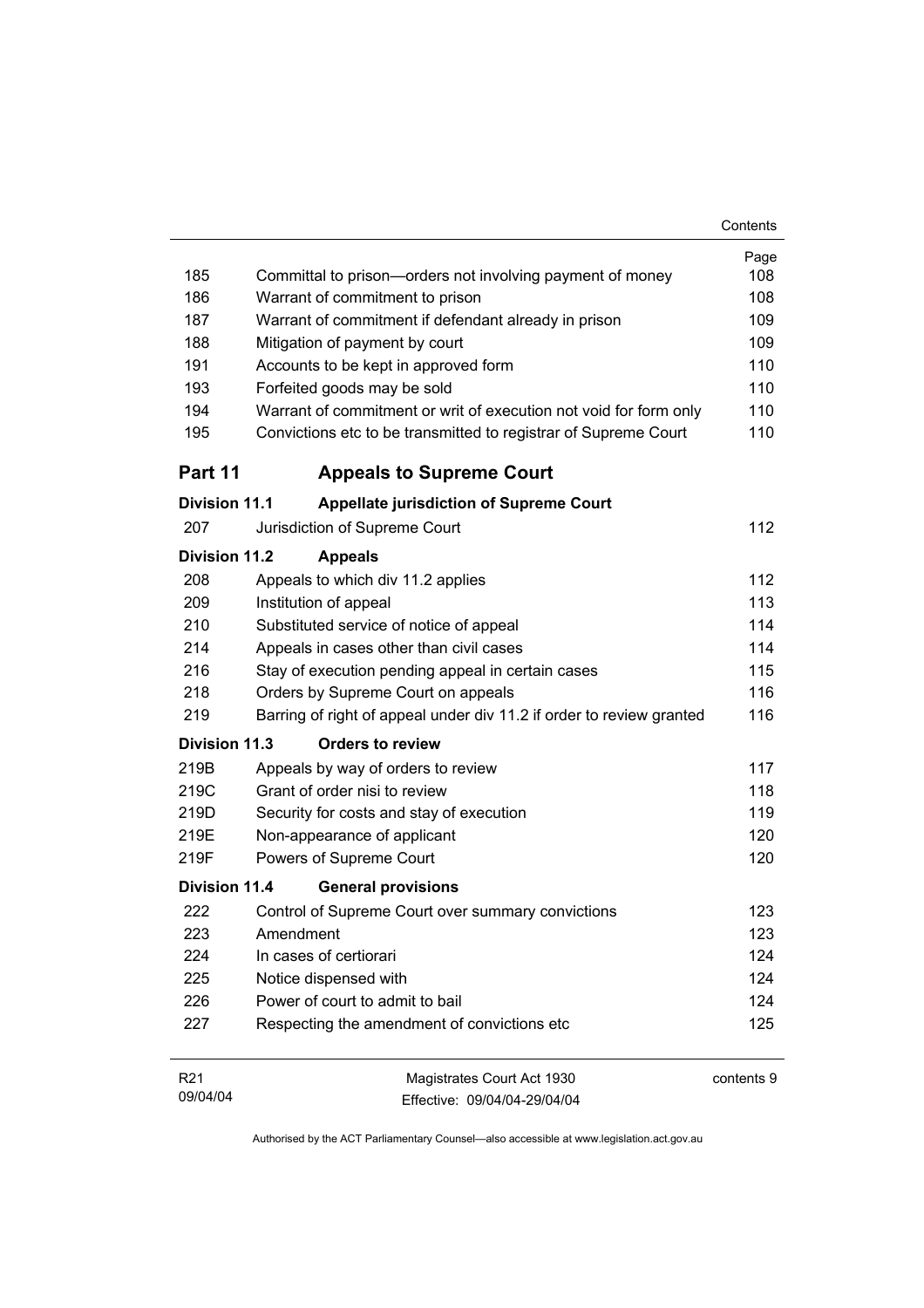| | | Page |
|---|---|---|
| 185 | Committal to prison—orders not involving payment of money | 108 |
| 186 | Warrant of commitment to prison | 108 |
| 187 | Warrant of commitment if defendant already in prison | 109 |
| 188 | Mitigation of payment by court | 109 |
| 191 | Accounts to be kept in approved form | 110 |
| 193 | Forfeited goods may be sold | 110 |
| 194 | Warrant of commitment or writ of execution not void for form only | 110 |
| 195 | Convictions etc to be transmitted to registrar of Supreme Court | 110 |

## Part 11 Appeals to Supreme Court

**Division 11.1 Appellate jurisdiction of Supreme Court**

| | | |
|---|---|---|
| 207 | Jurisdiction of Supreme Court | 112 |

**Division 11.2 Appeals**

| | | |
|---|---|---|
| 208 | Appeals to which div 11.2 applies | 112 |
| 209 | Institution of appeal | 113 |
| 210 | Substituted service of notice of appeal | 114 |
| 214 | Appeals in cases other than civil cases | 114 |
| 216 | Stay of execution pending appeal in certain cases | 115 |
| 218 | Orders by Supreme Court on appeals | 116 |
| 219 | Barring of right of appeal under div 11.2 if order to review granted | 116 |

**Division 11.3 Orders to review**

| | | |
|---|---|---|
| 219B | Appeals by way of orders to review | 117 |
| 219C | Grant of order nisi to review | 118 |
| 219D | Security for costs and stay of execution | 119 |
| 219E | Non-appearance of applicant | 120 |
| 219F | Powers of Supreme Court | 120 |

**Division 11.4 General provisions**

| | | |
|---|---|---|
| 222 | Control of Supreme Court over summary convictions | 123 |
| 223 | Amendment | 123 |
| 224 | In cases of certiorari | 124 |
| 225 | Notice dispensed with | 124 |
| 226 | Power of court to admit to bail | 124 |
| 227 | Respecting the amendment of convictions etc | 125 |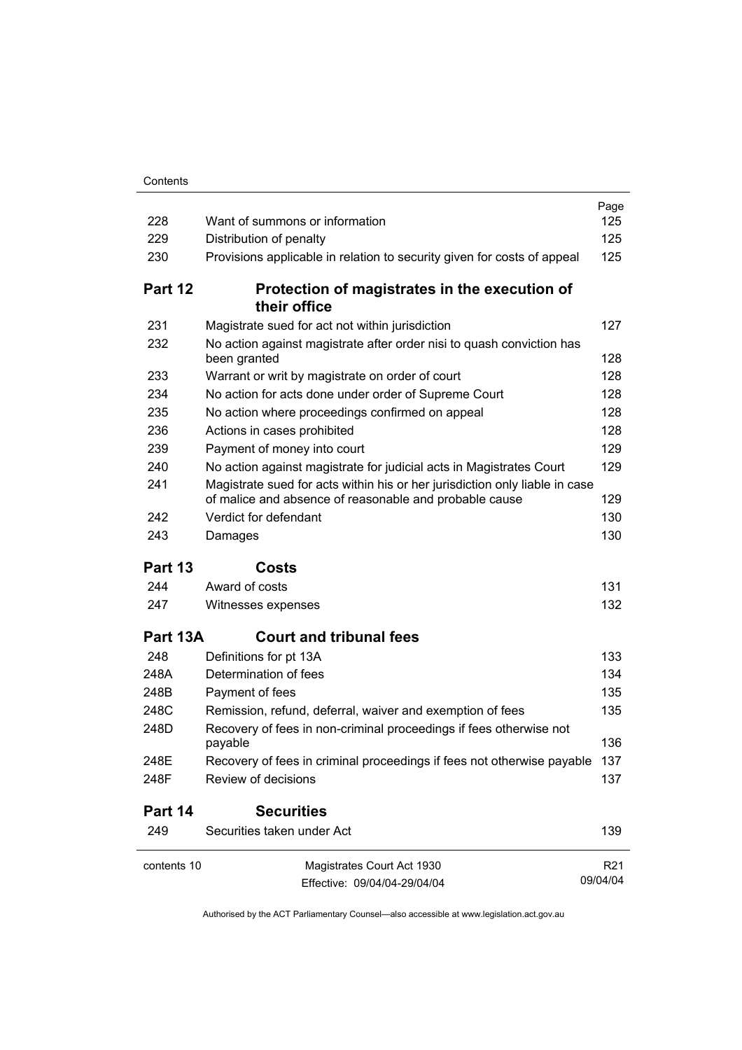| | | Page |
|---|---|---|
| 228 | Want of summons or information | 125 |
| 229 | Distribution of penalty | 125 |
| 230 | Provisions applicable in relation to security given for costs of appeal | 125 |

## Part 12 Protection of magistrates in the execution of their office

| | | |
|---|---|---|
| 231 | Magistrate sued for act not within jurisdiction | 127 |
| 232 | No action against magistrate after order nisi to quash conviction has been granted | 128 |
| 233 | Warrant or writ by magistrate on order of court | 128 |
| 234 | No action for acts done under order of Supreme Court | 128 |
| 235 | No action where proceedings confirmed on appeal | 128 |
| 236 | Actions in cases prohibited | 128 |
| 239 | Payment of money into court | 129 |
| 240 | No action against magistrate for judicial acts in Magistrates Court | 129 |
| 241 | Magistrate sued for acts within his or her jurisdiction only liable in case of malice and absence of reasonable and probable cause | 129 |
| 242 | Verdict for defendant | 130 |
| 243 | Damages | 130 |

## Part 13 Costs

| | | |
|---|---|---|
| 244 | Award of costs | 131 |
| 247 | Witnesses expenses | 132 |

## Part 13A Court and tribunal fees

| | | |
|---|---|---|
| 248 | Definitions for pt 13A | 133 |
| 248A | Determination of fees | 134 |
| 248B | Payment of fees | 135 |
| 248C | Remission, refund, deferral, waiver and exemption of fees | 135 |
| 248D | Recovery of fees in non-criminal proceedings if fees otherwise not payable | 136 |
| 248E | Recovery of fees in criminal proceedings if fees not otherwise payable | 137 |
| 248F | Review of decisions | 137 |

## Part 14 Securities

| | | |
|---|---|---|
| 249 | Securities taken under Act | 139 |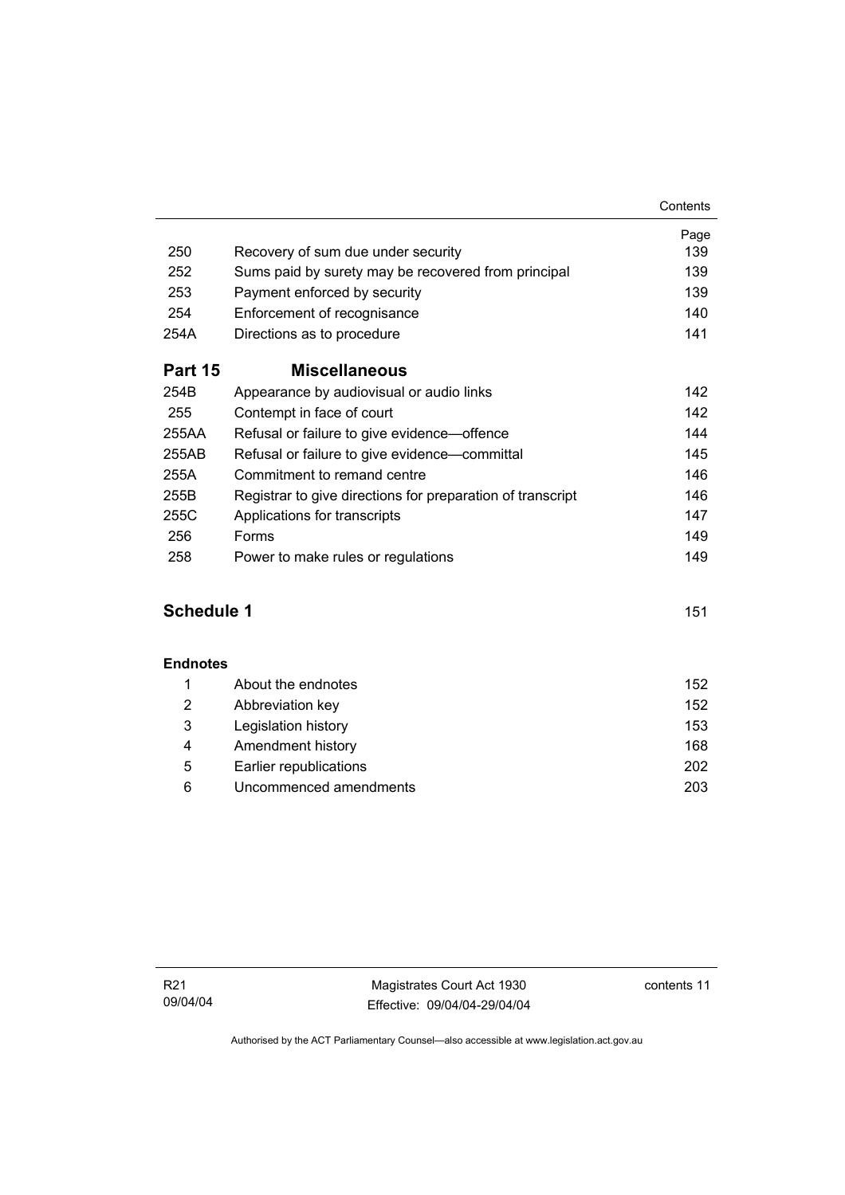| | | Page |
|---|---|---|
| 250 | Recovery of sum due under security | 139 |
| 252 | Sums paid by surety may be recovered from principal | 139 |
| 253 | Payment enforced by security | 139 |
| 254 | Enforcement of recognisance | 140 |
| 254A | Directions as to procedure | 141 |

## Part 15 Miscellaneous

| | | |
|---|---|---|
| 254B | Appearance by audiovisual or audio links | 142 |
| 255 | Contempt in face of court | 142 |
| 255AA | Refusal or failure to give evidence—offence | 144 |
| 255AB | Refusal or failure to give evidence—committal | 145 |
| 255A | Commitment to remand centre | 146 |
| 255B | Registrar to give directions for preparation of transcript | 146 |
| 255C | Applications for transcripts | 147 |
| 256 | Forms | 149 |
| 258 | Power to make rules or regulations | 149 |

## Schedule 1 151

### Endnotes

| | | |
|---|---|---|
| 1 | About the endnotes | 152 |
| 2 | Abbreviation key | 152 |
| 3 | Legislation history | 153 |
| 4 | Amendment history | 168 |
| 5 | Earlier republications | 202 |
| 6 | Uncommenced amendments | 203 |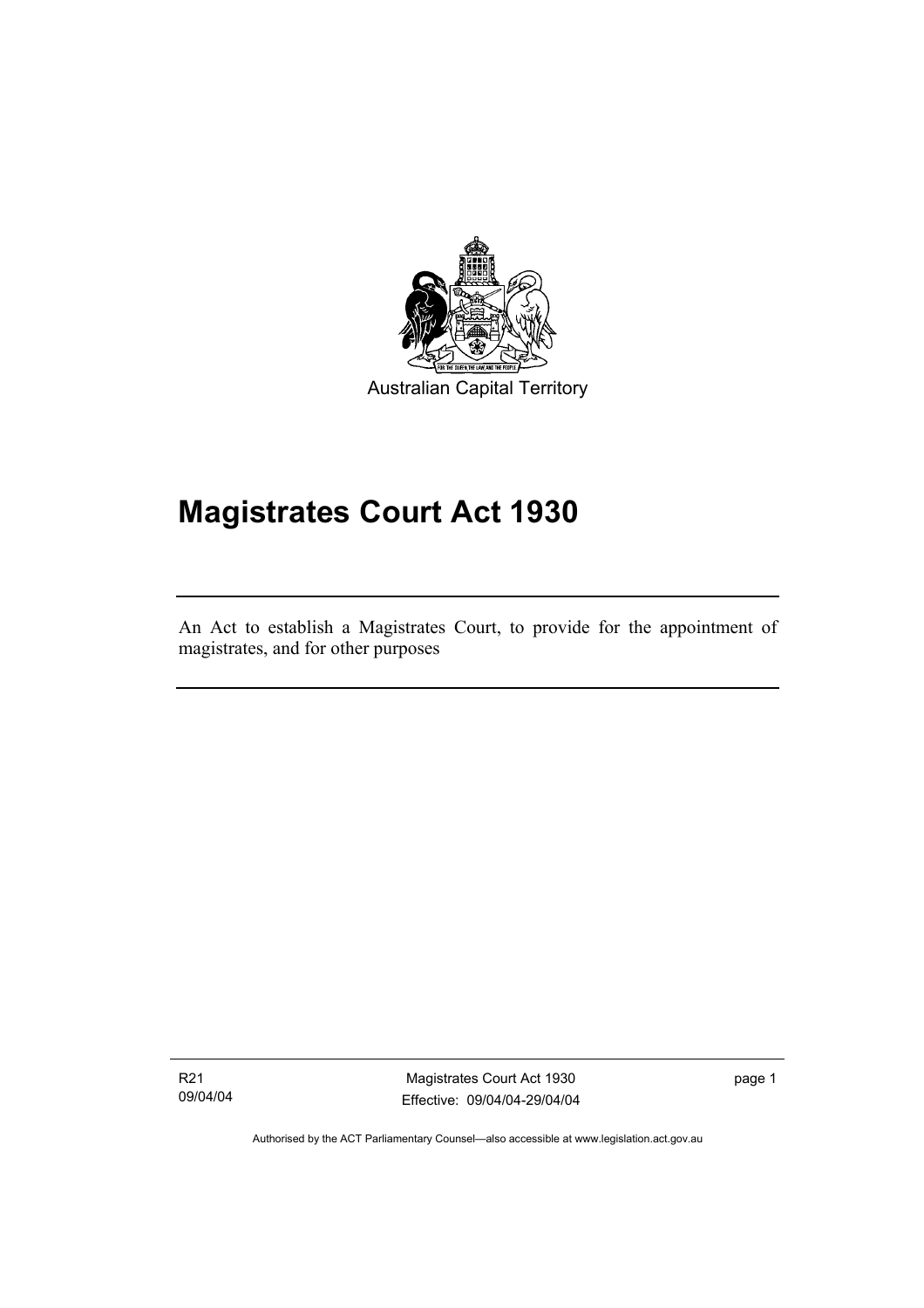Australian Capital Territory

# Magistrates Court Act 1930

An Act to establish a Magistrates Court, to provide for the appointment of magistrates, and for other purposes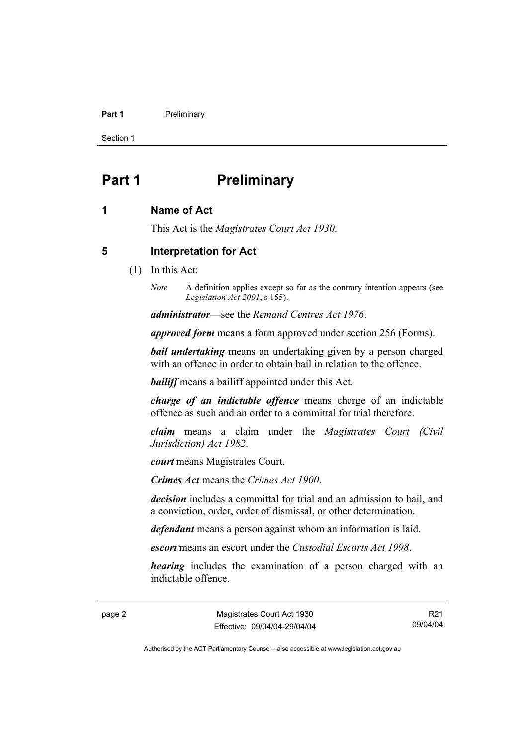# Part 1 Preliminary

## 1 Name of Act

This Act is the *Magistrates Court Act 1930*.

## 5 Interpretation for Act

(1) In this Act:

*Note* A definition applies except so far as the contrary intention appears (see *Legislation Act 2001*, s 155).

***administrator***—see the *Remand Centres Act 1976*.

***approved form*** means a form approved under section 256 (Forms).

***bail undertaking*** means an undertaking given by a person charged with an offence in order to obtain bail in relation to the offence.

***bailiff*** means a bailiff appointed under this Act.

***charge of an indictable offence*** means charge of an indictable offence as such and an order to a committal for trial therefore.

***claim*** means a claim under the *Magistrates Court (Civil Jurisdiction) Act 1982*.

***court*** means Magistrates Court.

***Crimes Act*** means the *Crimes Act 1900*.

***decision*** includes a committal for trial and an admission to bail, and a conviction, order, order of dismissal, or other determination.

***defendant*** means a person against whom an information is laid.

***escort*** means an escort under the *Custodial Escorts Act 1998*.

***hearing*** includes the examination of a person charged with an indictable offence.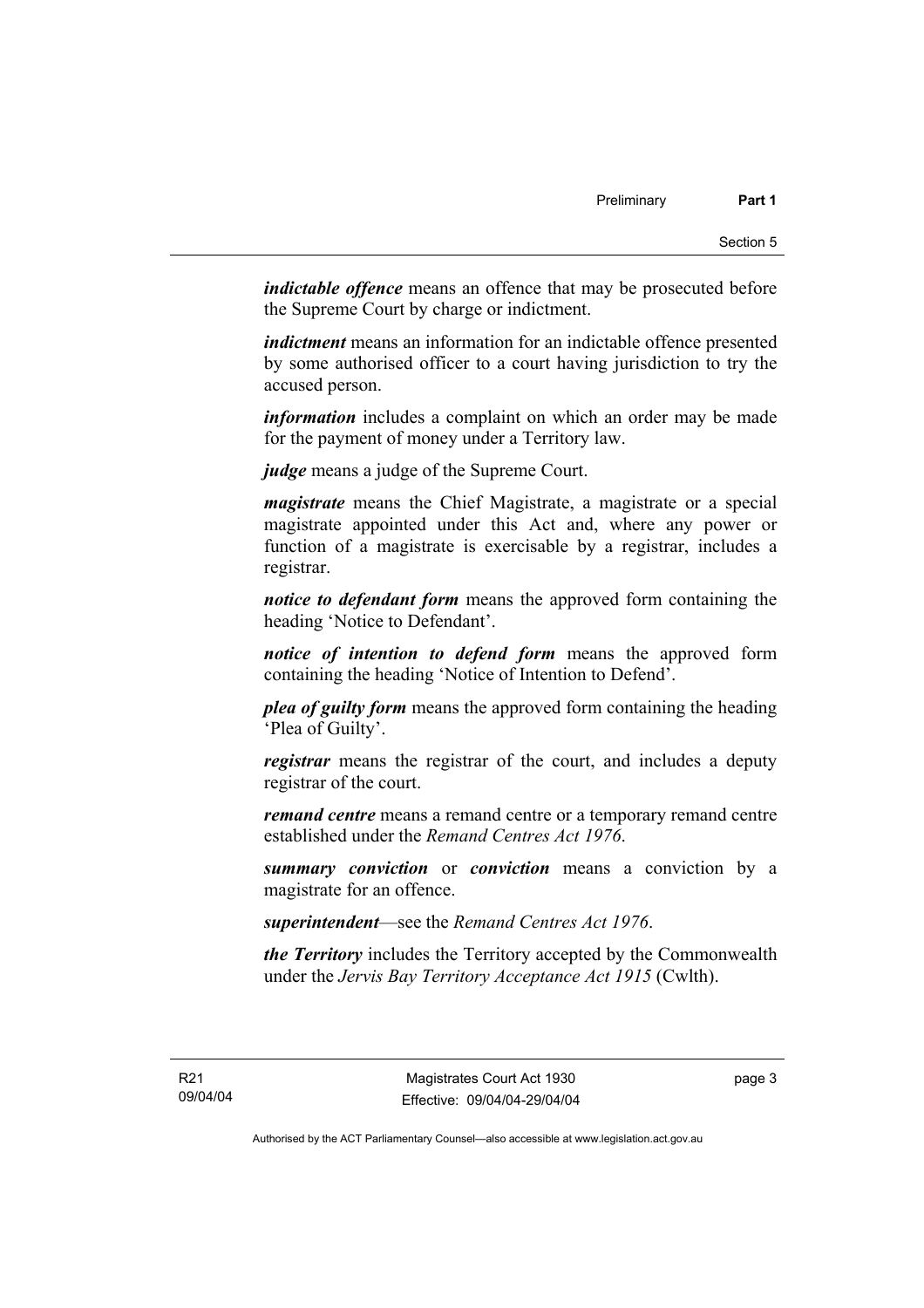***indictable offence*** means an offence that may be prosecuted before the Supreme Court by charge or indictment.

***indictment*** means an information for an indictable offence presented by some authorised officer to a court having jurisdiction to try the accused person.

***information*** includes a complaint on which an order may be made for the payment of money under a Territory law.

***judge*** means a judge of the Supreme Court.

***magistrate*** means the Chief Magistrate, a magistrate or a special magistrate appointed under this Act and, where any power or function of a magistrate is exercisable by a registrar, includes a registrar.

***notice to defendant form*** means the approved form containing the heading 'Notice to Defendant'.

***notice of intention to defend form*** means the approved form containing the heading 'Notice of Intention to Defend'.

***plea of guilty form*** means the approved form containing the heading 'Plea of Guilty'.

***registrar*** means the registrar of the court, and includes a deputy registrar of the court.

***remand centre*** means a remand centre or a temporary remand centre established under the *Remand Centres Act 1976*.

***summary conviction*** or ***conviction*** means a conviction by a magistrate for an offence.

***superintendent***—see the *Remand Centres Act 1976*.

***the Territory*** includes the Territory accepted by the Commonwealth under the *Jervis Bay Territory Acceptance Act 1915* (Cwlth).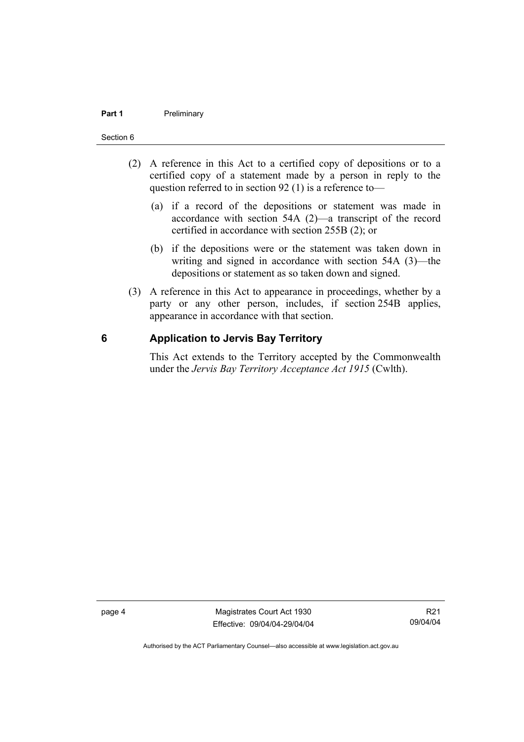(2) A reference in this Act to a certified copy of depositions or to a certified copy of a statement made by a person in reply to the question referred to in section 92 (1) is a reference to—

(a) if a record of the depositions or statement was made in accordance with section 54A (2)—a transcript of the record certified in accordance with section 255B (2); or

(b) if the depositions were or the statement was taken down in writing and signed in accordance with section 54A (3)—the depositions or statement as so taken down and signed.

(3) A reference in this Act to appearance in proceedings, whether by a party or any other person, includes, if section 254B applies, appearance in accordance with that section.

## 6 Application to Jervis Bay Territory

This Act extends to the Territory accepted by the Commonwealth under the *Jervis Bay Territory Acceptance Act 1915* (Cwlth).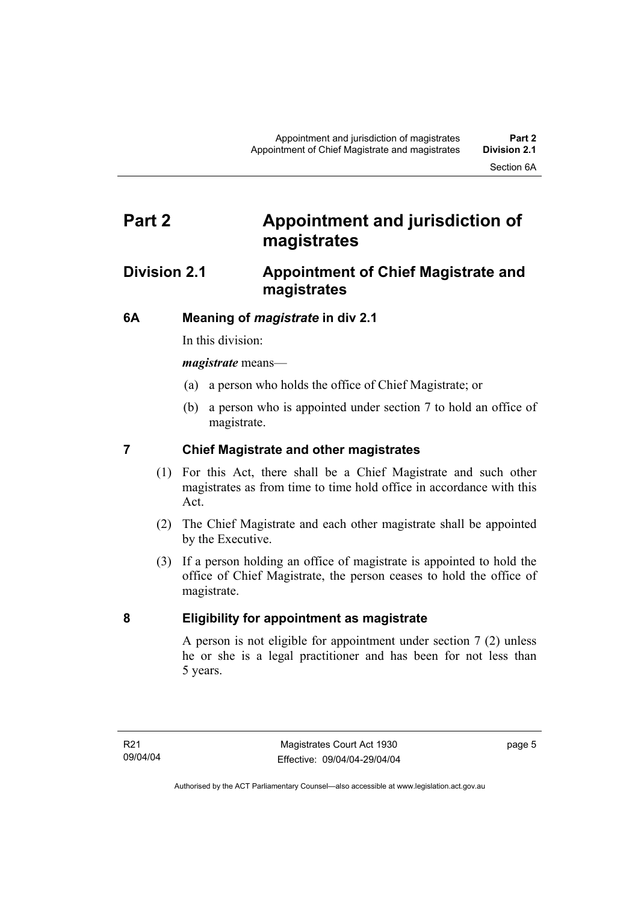# Part 2 Appointment and jurisdiction of magistrates

## Division 2.1 Appointment of Chief Magistrate and magistrates

### 6A Meaning of *magistrate* in div 2.1

In this division:

***magistrate*** means—

(a) a person who holds the office of Chief Magistrate; or

(b) a person who is appointed under section 7 to hold an office of magistrate.

### 7 Chief Magistrate and other magistrates

(1) For this Act, there shall be a Chief Magistrate and such other magistrates as from time to time hold office in accordance with this Act.

(2) The Chief Magistrate and each other magistrate shall be appointed by the Executive.

(3) If a person holding an office of magistrate is appointed to hold the office of Chief Magistrate, the person ceases to hold the office of magistrate.

### 8 Eligibility for appointment as magistrate

A person is not eligible for appointment under section 7 (2) unless he or she is a legal practitioner and has been for not less than 5 years.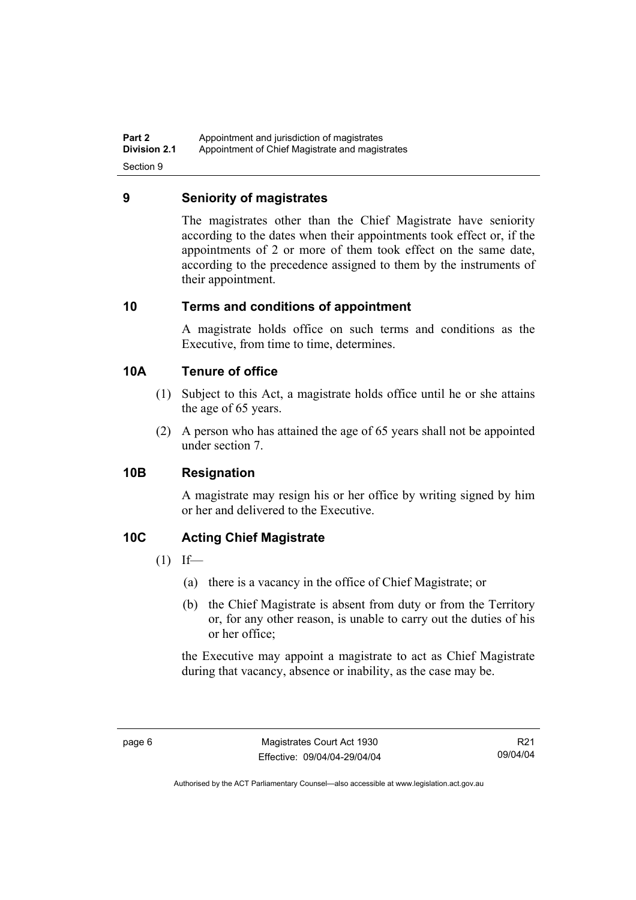## 9 Seniority of magistrates

The magistrates other than the Chief Magistrate have seniority according to the dates when their appointments took effect or, if the appointments of 2 or more of them took effect on the same date, according to the precedence assigned to them by the instruments of their appointment.

## 10 Terms and conditions of appointment

A magistrate holds office on such terms and conditions as the Executive, from time to time, determines.

## 10A Tenure of office

(1) Subject to this Act, a magistrate holds office until he or she attains the age of 65 years.

(2) A person who has attained the age of 65 years shall not be appointed under section 7.

## 10B Resignation

A magistrate may resign his or her office by writing signed by him or her and delivered to the Executive.

## 10C Acting Chief Magistrate

(1) If—

(a) there is a vacancy in the office of Chief Magistrate; or

(b) the Chief Magistrate is absent from duty or from the Territory or, for any other reason, is unable to carry out the duties of his or her office;

the Executive may appoint a magistrate to act as Chief Magistrate during that vacancy, absence or inability, as the case may be.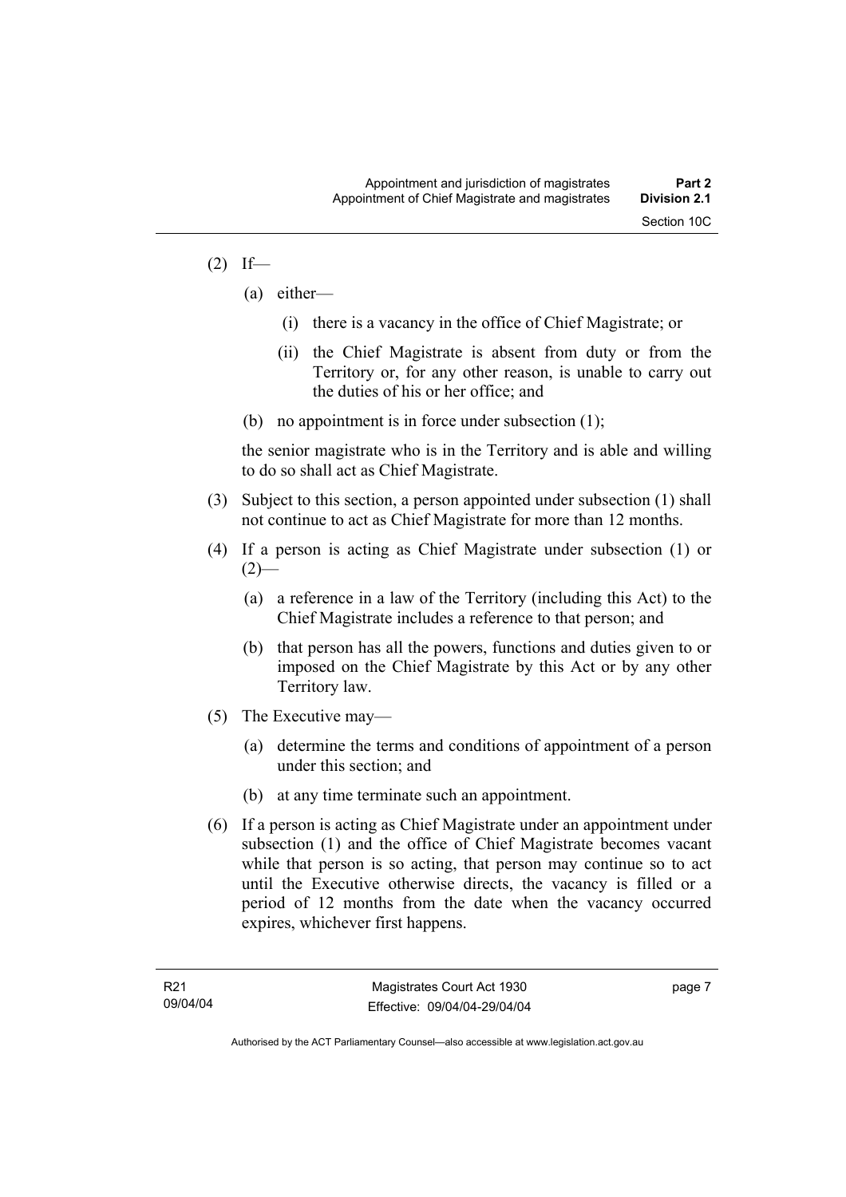(2) If—

(a) either—

(i) there is a vacancy in the office of Chief Magistrate; or

(ii) the Chief Magistrate is absent from duty or from the Territory or, for any other reason, is unable to carry out the duties of his or her office; and

(b) no appointment is in force under subsection (1);

the senior magistrate who is in the Territory and is able and willing to do so shall act as Chief Magistrate.

(3) Subject to this section, a person appointed under subsection (1) shall not continue to act as Chief Magistrate for more than 12 months.

(4) If a person is acting as Chief Magistrate under subsection (1) or (2)—

(a) a reference in a law of the Territory (including this Act) to the Chief Magistrate includes a reference to that person; and

(b) that person has all the powers, functions and duties given to or imposed on the Chief Magistrate by this Act or by any other Territory law.

(5) The Executive may—

(a) determine the terms and conditions of appointment of a person under this section; and

(b) at any time terminate such an appointment.

(6) If a person is acting as Chief Magistrate under an appointment under subsection (1) and the office of Chief Magistrate becomes vacant while that person is so acting, that person may continue so to act until the Executive otherwise directs, the vacancy is filled or a period of 12 months from the date when the vacancy occurred expires, whichever first happens.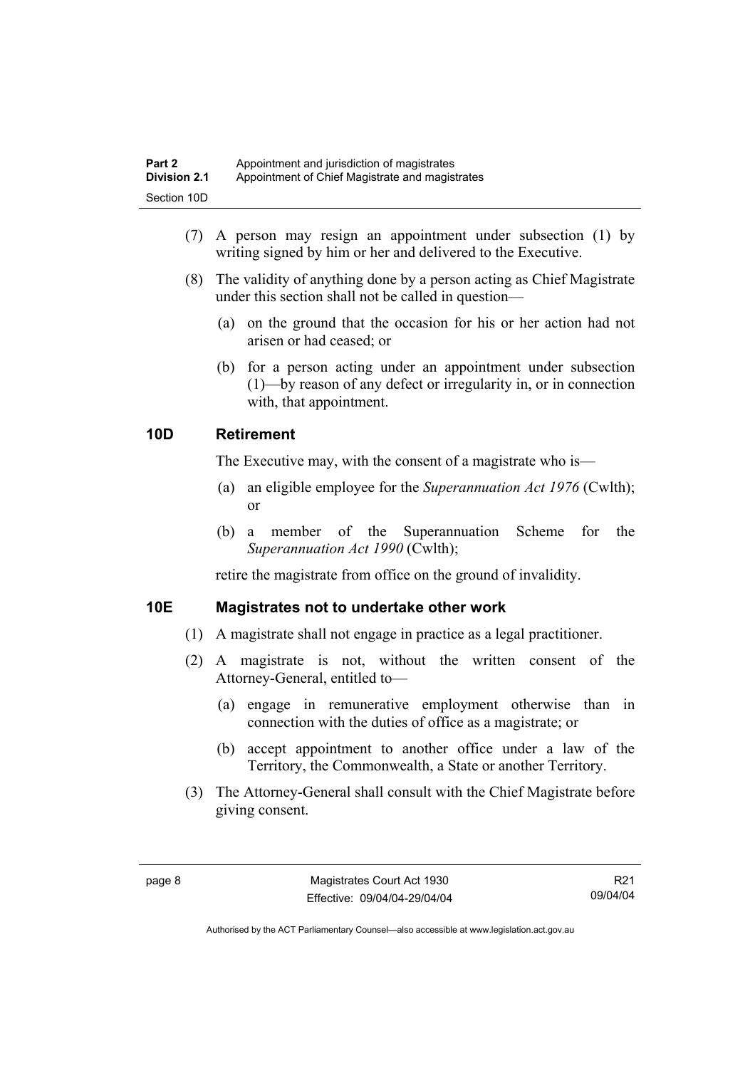(7) A person may resign an appointment under subsection (1) by writing signed by him or her and delivered to the Executive.

(8) The validity of anything done by a person acting as Chief Magistrate under this section shall not be called in question—

(a) on the ground that the occasion for his or her action had not arisen or had ceased; or

(b) for a person acting under an appointment under subsection (1)—by reason of any defect or irregularity in, or in connection with, that appointment.

### 10D Retirement

The Executive may, with the consent of a magistrate who is—

(a) an eligible employee for the *Superannuation Act 1976* (Cwlth); or

(b) a member of the Superannuation Scheme for the *Superannuation Act 1990* (Cwlth);

retire the magistrate from office on the ground of invalidity.

### 10E Magistrates not to undertake other work

(1) A magistrate shall not engage in practice as a legal practitioner.

(2) A magistrate is not, without the written consent of the Attorney-General, entitled to—

(a) engage in remunerative employment otherwise than in connection with the duties of office as a magistrate; or

(b) accept appointment to another office under a law of the Territory, the Commonwealth, a State or another Territory.

(3) The Attorney-General shall consult with the Chief Magistrate before giving consent.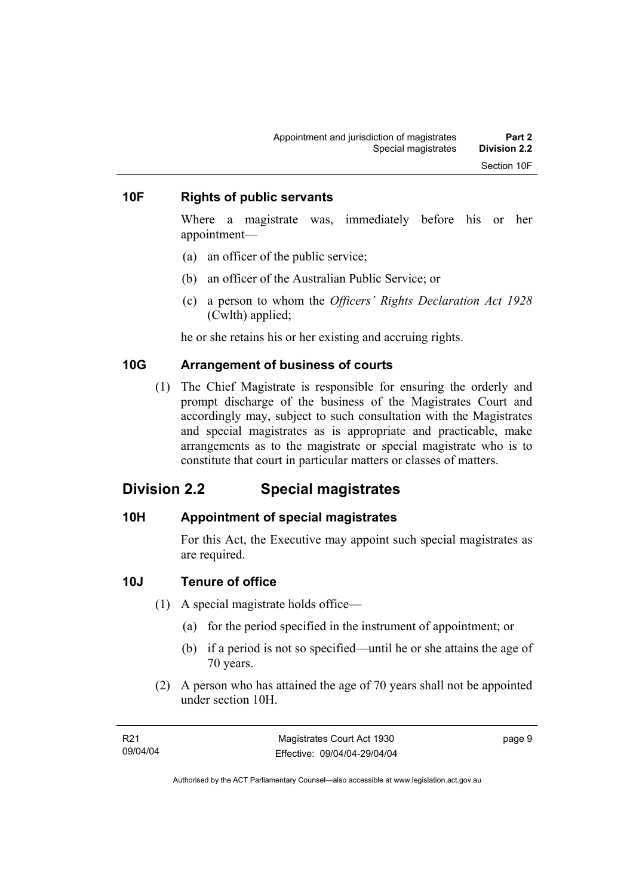### 10F Rights of public servants

Where a magistrate was, immediately before his or her appointment—

(a) an officer of the public service;

(b) an officer of the Australian Public Service; or

(c) a person to whom the *Officers' Rights Declaration Act 1928* (Cwlth) applied;

he or she retains his or her existing and accruing rights.

### 10G Arrangement of business of courts

(1) The Chief Magistrate is responsible for ensuring the orderly and prompt discharge of the business of the Magistrates Court and accordingly may, subject to such consultation with the Magistrates and special magistrates as is appropriate and practicable, make arrangements as to the magistrate or special magistrate who is to constitute that court in particular matters or classes of matters.

## Division 2.2 Special magistrates

### 10H Appointment of special magistrates

For this Act, the Executive may appoint such special magistrates as are required.

### 10J Tenure of office

(1) A special magistrate holds office—

(a) for the period specified in the instrument of appointment; or

(b) if a period is not so specified—until he or she attains the age of 70 years.

(2) A person who has attained the age of 70 years shall not be appointed under section 10H.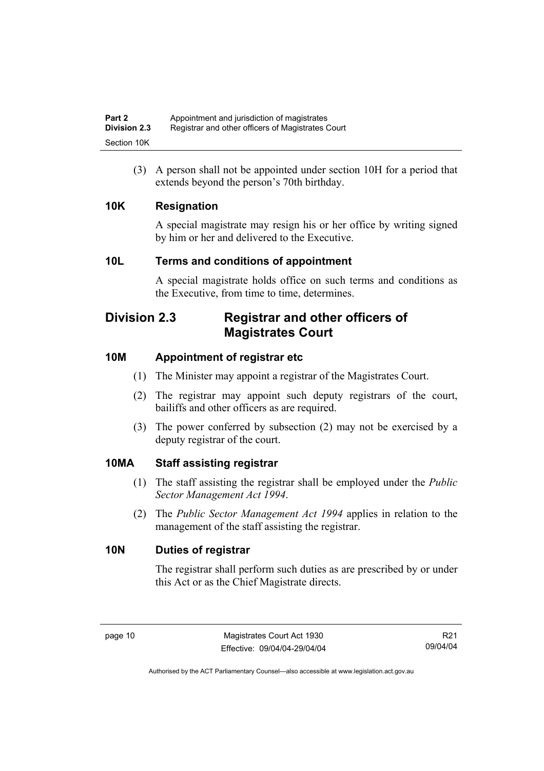(3) A person shall not be appointed under section 10H for a period that extends beyond the person's 70th birthday.

### 10K Resignation

A special magistrate may resign his or her office by writing signed by him or her and delivered to the Executive.

### 10L Terms and conditions of appointment

A special magistrate holds office on such terms and conditions as the Executive, from time to time, determines.

## Division 2.3 Registrar and other officers of Magistrates Court

### 10M Appointment of registrar etc

(1) The Minister may appoint a registrar of the Magistrates Court.

(2) The registrar may appoint such deputy registrars of the court, bailiffs and other officers as are required.

(3) The power conferred by subsection (2) may not be exercised by a deputy registrar of the court.

### 10MA Staff assisting registrar

(1) The staff assisting the registrar shall be employed under the *Public Sector Management Act 1994*.

(2) The *Public Sector Management Act 1994* applies in relation to the management of the staff assisting the registrar.

### 10N Duties of registrar

The registrar shall perform such duties as are prescribed by or under this Act or as the Chief Magistrate directs.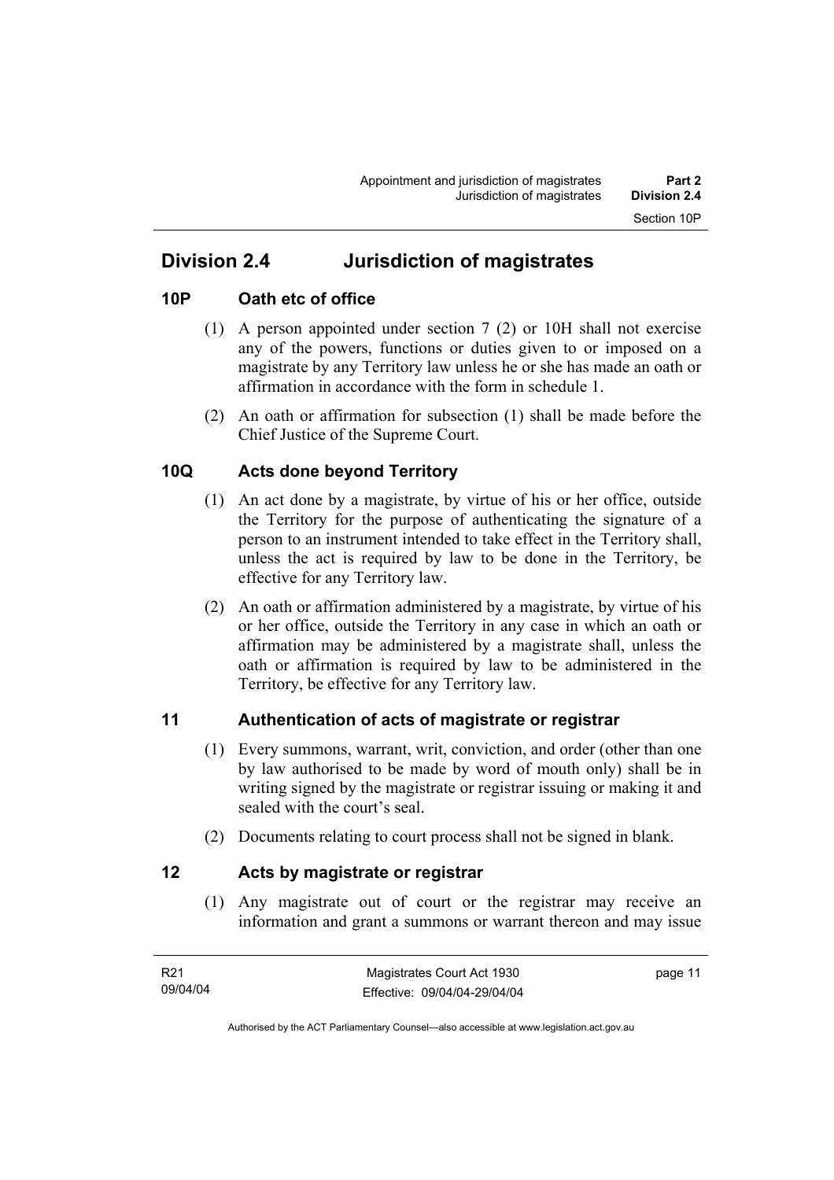## Division 2.4 Jurisdiction of magistrates

### 10P Oath etc of office

(1) A person appointed under section 7 (2) or 10H shall not exercise any of the powers, functions or duties given to or imposed on a magistrate by any Territory law unless he or she has made an oath or affirmation in accordance with the form in schedule 1.

(2) An oath or affirmation for subsection (1) shall be made before the Chief Justice of the Supreme Court.

### 10Q Acts done beyond Territory

(1) An act done by a magistrate, by virtue of his or her office, outside the Territory for the purpose of authenticating the signature of a person to an instrument intended to take effect in the Territory shall, unless the act is required by law to be done in the Territory, be effective for any Territory law.

(2) An oath or affirmation administered by a magistrate, by virtue of his or her office, outside the Territory in any case in which an oath or affirmation may be administered by a magistrate shall, unless the oath or affirmation is required by law to be administered in the Territory, be effective for any Territory law.

### 11 Authentication of acts of magistrate or registrar

(1) Every summons, warrant, writ, conviction, and order (other than one by law authorised to be made by word of mouth only) shall be in writing signed by the magistrate or registrar issuing or making it and sealed with the court's seal.

(2) Documents relating to court process shall not be signed in blank.

### 12 Acts by magistrate or registrar

(1) Any magistrate out of court or the registrar may receive an information and grant a summons or warrant thereon and may issue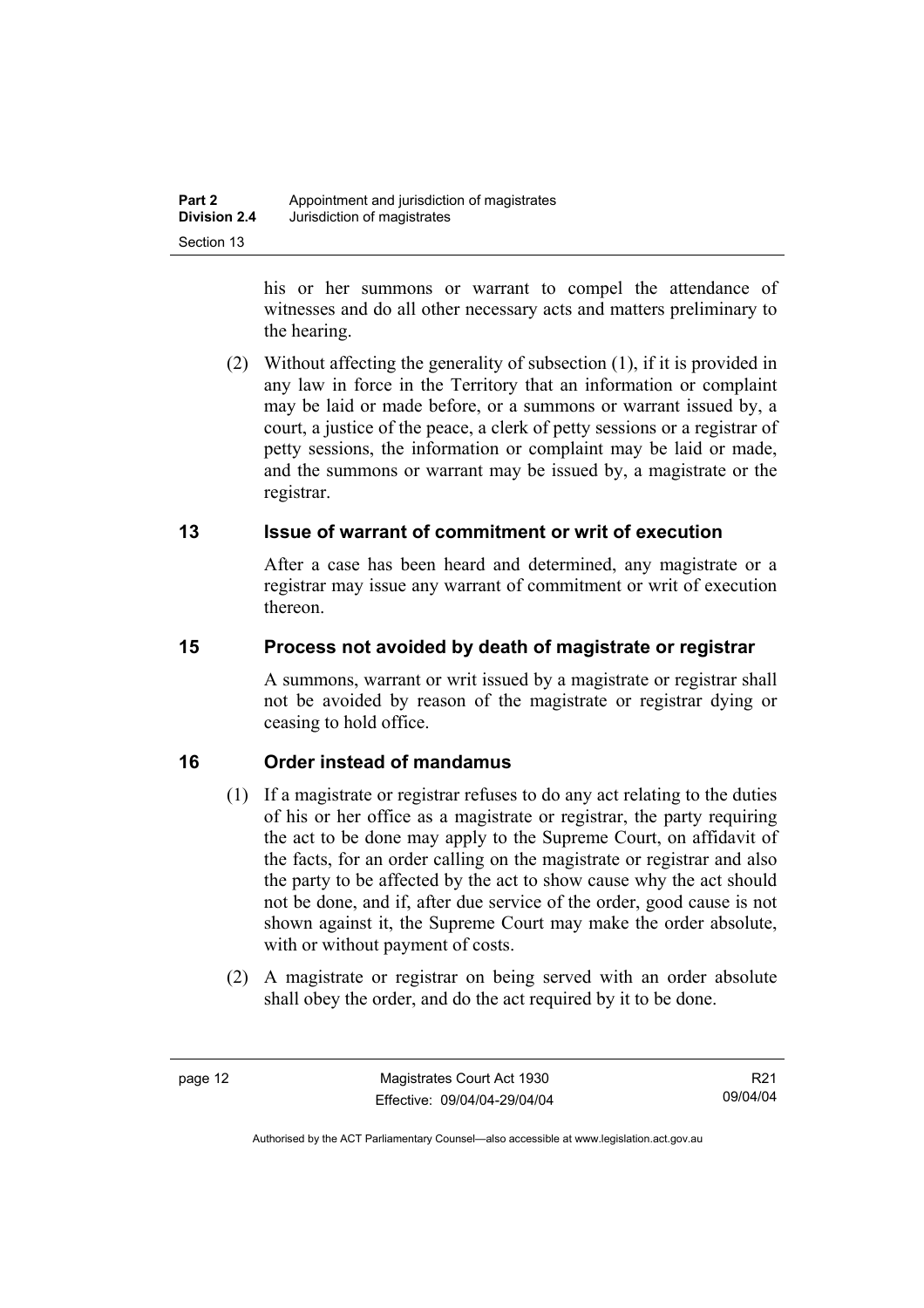his or her summons or warrant to compel the attendance of witnesses and do all other necessary acts and matters preliminary to the hearing.

(2) Without affecting the generality of subsection (1), if it is provided in any law in force in the Territory that an information or complaint may be laid or made before, or a summons or warrant issued by, a court, a justice of the peace, a clerk of petty sessions or a registrar of petty sessions, the information or complaint may be laid or made, and the summons or warrant may be issued by, a magistrate or the registrar.

## 13 Issue of warrant of commitment or writ of execution

After a case has been heard and determined, any magistrate or a registrar may issue any warrant of commitment or writ of execution thereon.

## 15 Process not avoided by death of magistrate or registrar

A summons, warrant or writ issued by a magistrate or registrar shall not be avoided by reason of the magistrate or registrar dying or ceasing to hold office.

## 16 Order instead of mandamus

(1) If a magistrate or registrar refuses to do any act relating to the duties of his or her office as a magistrate or registrar, the party requiring the act to be done may apply to the Supreme Court, on affidavit of the facts, for an order calling on the magistrate or registrar and also the party to be affected by the act to show cause why the act should not be done, and if, after due service of the order, good cause is not shown against it, the Supreme Court may make the order absolute, with or without payment of costs.

(2) A magistrate or registrar on being served with an order absolute shall obey the order, and do the act required by it to be done.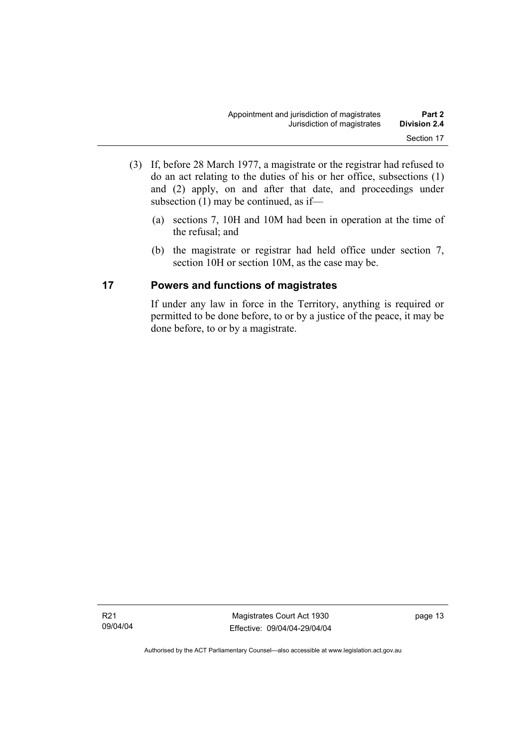(3) If, before 28 March 1977, a magistrate or the registrar had refused to do an act relating to the duties of his or her office, subsections (1) and (2) apply, on and after that date, and proceedings under subsection (1) may be continued, as if—

(a) sections 7, 10H and 10M had been in operation at the time of the refusal; and

(b) the magistrate or registrar had held office under section 7, section 10H or section 10M, as the case may be.

## 17 Powers and functions of magistrates

If under any law in force in the Territory, anything is required or permitted to be done before, to or by a justice of the peace, it may be done before, to or by a magistrate.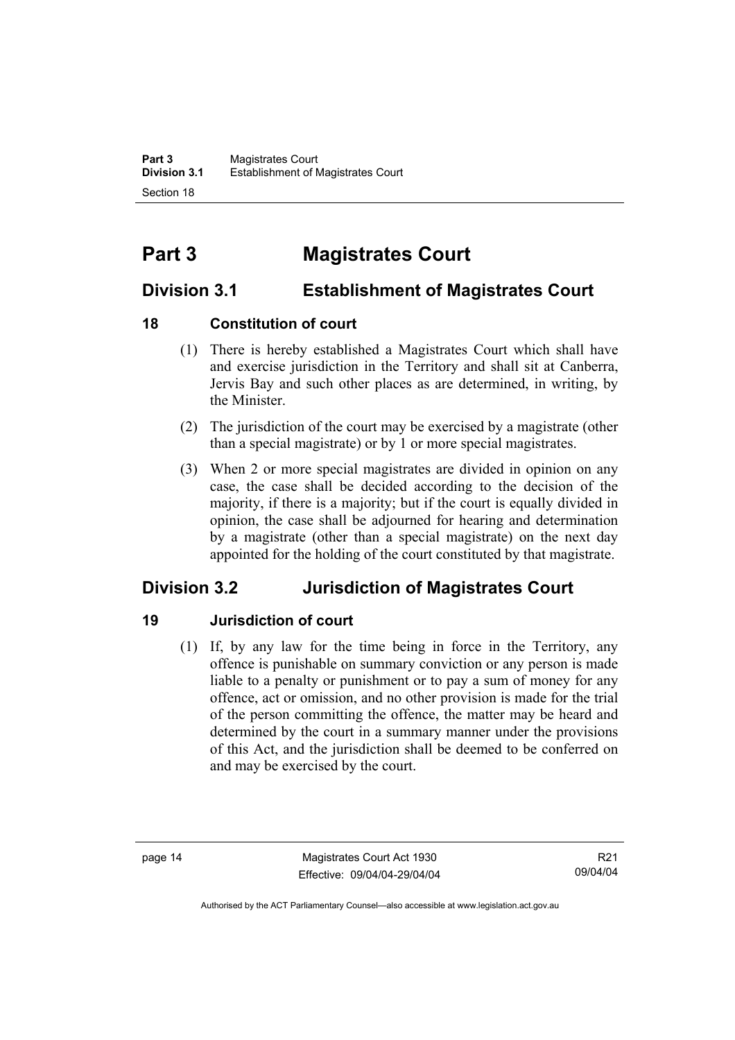# Part 3 Magistrates Court

## Division 3.1 Establishment of Magistrates Court

### 18 Constitution of court

(1) There is hereby established a Magistrates Court which shall have and exercise jurisdiction in the Territory and shall sit at Canberra, Jervis Bay and such other places as are determined, in writing, by the Minister.

(2) The jurisdiction of the court may be exercised by a magistrate (other than a special magistrate) or by 1 or more special magistrates.

(3) When 2 or more special magistrates are divided in opinion on any case, the case shall be decided according to the decision of the majority, if there is a majority; but if the court is equally divided in opinion, the case shall be adjourned for hearing and determination by a magistrate (other than a special magistrate) on the next day appointed for the holding of the court constituted by that magistrate.

## Division 3.2 Jurisdiction of Magistrates Court

### 19 Jurisdiction of court

(1) If, by any law for the time being in force in the Territory, any offence is punishable on summary conviction or any person is made liable to a penalty or punishment or to pay a sum of money for any offence, act or omission, and no other provision is made for the trial of the person committing the offence, the matter may be heard and determined by the court in a summary manner under the provisions of this Act, and the jurisdiction shall be deemed to be conferred on and may be exercised by the court.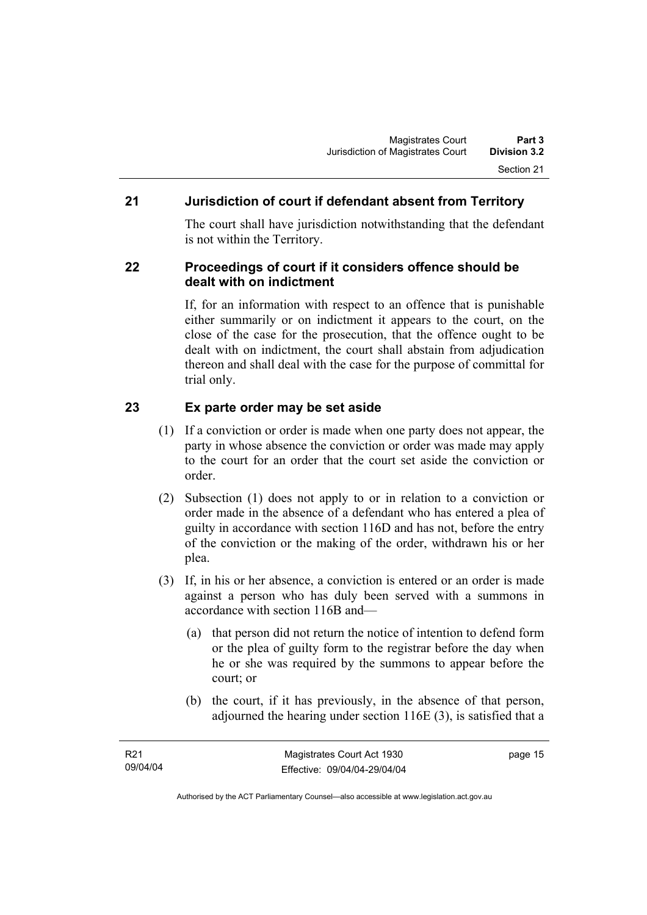## 21 Jurisdiction of court if defendant absent from Territory

The court shall have jurisdiction notwithstanding that the defendant is not within the Territory.

## 22 Proceedings of court if it considers offence should be dealt with on indictment

If, for an information with respect to an offence that is punishable either summarily or on indictment it appears to the court, on the close of the case for the prosecution, that the offence ought to be dealt with on indictment, the court shall abstain from adjudication thereon and shall deal with the case for the purpose of committal for trial only.

## 23 Ex parte order may be set aside

(1) If a conviction or order is made when one party does not appear, the party in whose absence the conviction or order was made may apply to the court for an order that the court set aside the conviction or order.

(2) Subsection (1) does not apply to or in relation to a conviction or order made in the absence of a defendant who has entered a plea of guilty in accordance with section 116D and has not, before the entry of the conviction or the making of the order, withdrawn his or her plea.

(3) If, in his or her absence, a conviction is entered or an order is made against a person who has duly been served with a summons in accordance with section 116B and—

(a) that person did not return the notice of intention to defend form or the plea of guilty form to the registrar before the day when he or she was required by the summons to appear before the court; or

(b) the court, if it has previously, in the absence of that person, adjourned the hearing under section 116E (3), is satisfied that a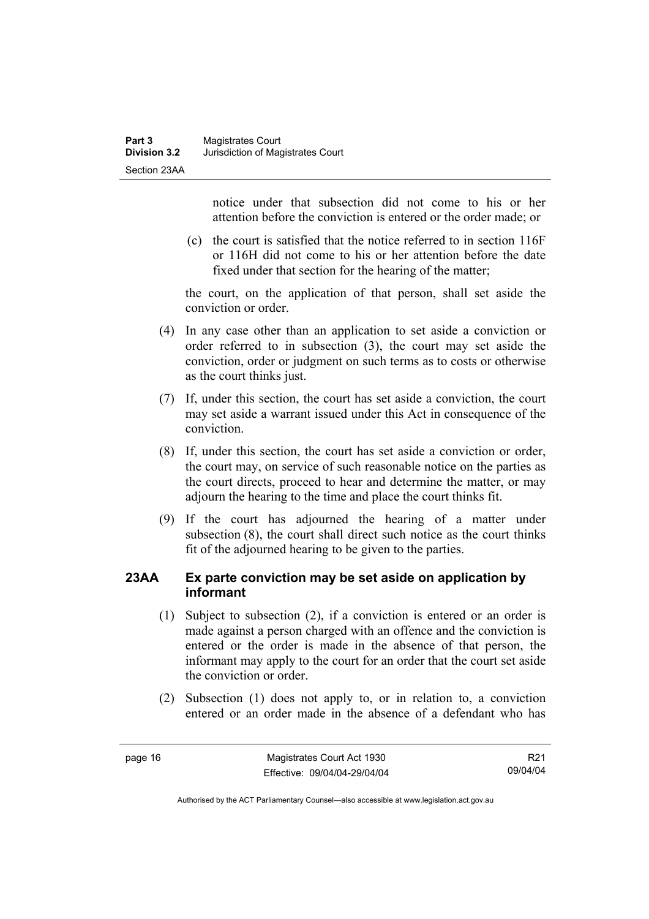notice under that subsection did not come to his or her attention before the conviction is entered or the order made; or

(c) the court is satisfied that the notice referred to in section 116F or 116H did not come to his or her attention before the date fixed under that section for the hearing of the matter;

the court, on the application of that person, shall set aside the conviction or order.

(4) In any case other than an application to set aside a conviction or order referred to in subsection (3), the court may set aside the conviction, order or judgment on such terms as to costs or otherwise as the court thinks just.

(7) If, under this section, the court has set aside a conviction, the court may set aside a warrant issued under this Act in consequence of the conviction.

(8) If, under this section, the court has set aside a conviction or order, the court may, on service of such reasonable notice on the parties as the court directs, proceed to hear and determine the matter, or may adjourn the hearing to the time and place the court thinks fit.

(9) If the court has adjourned the hearing of a matter under subsection (8), the court shall direct such notice as the court thinks fit of the adjourned hearing to be given to the parties.

### 23AA Ex parte conviction may be set aside on application by informant

(1) Subject to subsection (2), if a conviction is entered or an order is made against a person charged with an offence and the conviction is entered or the order is made in the absence of that person, the informant may apply to the court for an order that the court set aside the conviction or order.

(2) Subsection (1) does not apply to, or in relation to, a conviction entered or an order made in the absence of a defendant who has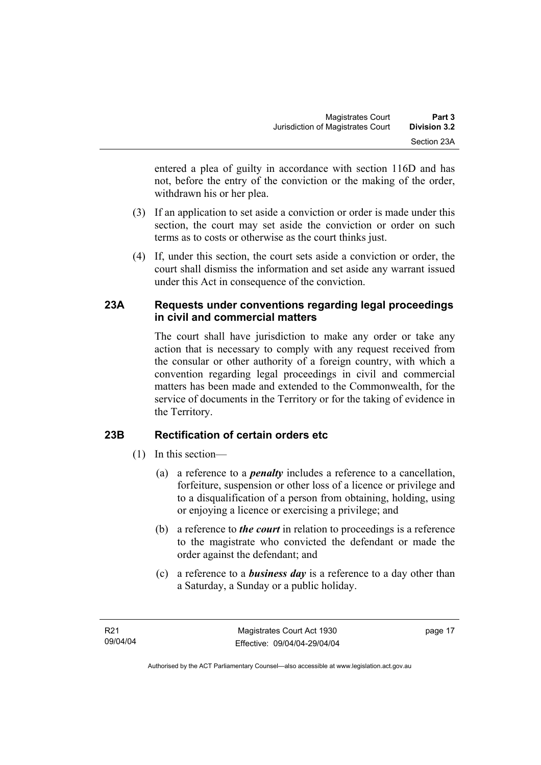entered a plea of guilty in accordance with section 116D and has not, before the entry of the conviction or the making of the order, withdrawn his or her plea.

(3) If an application to set aside a conviction or order is made under this section, the court may set aside the conviction or order on such terms as to costs or otherwise as the court thinks just.

(4) If, under this section, the court sets aside a conviction or order, the court shall dismiss the information and set aside any warrant issued under this Act in consequence of the conviction.

### 23A Requests under conventions regarding legal proceedings in civil and commercial matters

The court shall have jurisdiction to make any order or take any action that is necessary to comply with any request received from the consular or other authority of a foreign country, with which a convention regarding legal proceedings in civil and commercial matters has been made and extended to the Commonwealth, for the service of documents in the Territory or for the taking of evidence in the Territory.

### 23B Rectification of certain orders etc

(1) In this section—

(a) a reference to a ***penalty*** includes a reference to a cancellation, forfeiture, suspension or other loss of a licence or privilege and to a disqualification of a person from obtaining, holding, using or enjoying a licence or exercising a privilege; and

(b) a reference to ***the court*** in relation to proceedings is a reference to the magistrate who convicted the defendant or made the order against the defendant; and

(c) a reference to a ***business day*** is a reference to a day other than a Saturday, a Sunday or a public holiday.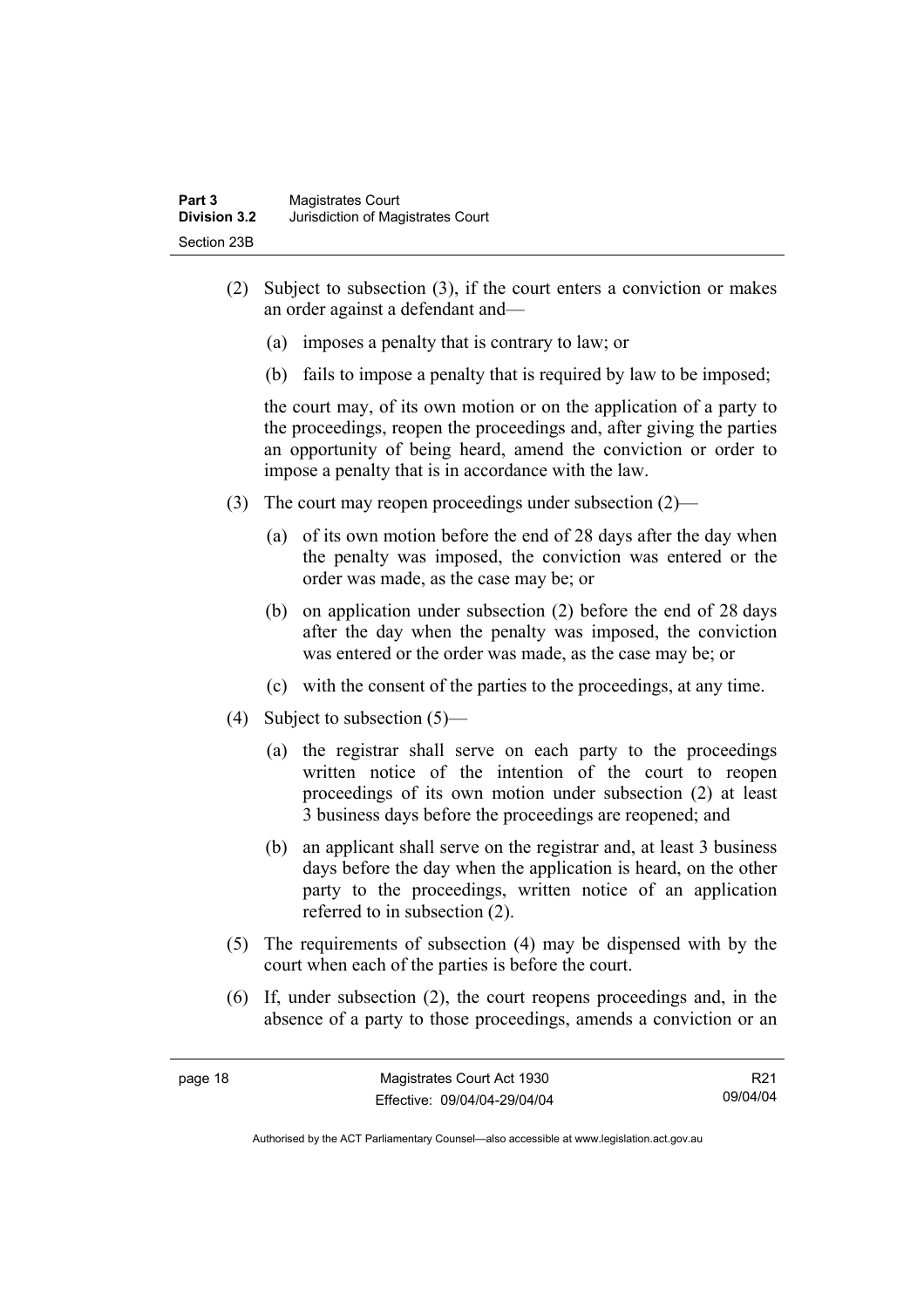(2) Subject to subsection (3), if the court enters a conviction or makes an order against a defendant and—

(a) imposes a penalty that is contrary to law; or

(b) fails to impose a penalty that is required by law to be imposed;

the court may, of its own motion or on the application of a party to the proceedings, reopen the proceedings and, after giving the parties an opportunity of being heard, amend the conviction or order to impose a penalty that is in accordance with the law.

(3) The court may reopen proceedings under subsection (2)—

(a) of its own motion before the end of 28 days after the day when the penalty was imposed, the conviction was entered or the order was made, as the case may be; or

(b) on application under subsection (2) before the end of 28 days after the day when the penalty was imposed, the conviction was entered or the order was made, as the case may be; or

(c) with the consent of the parties to the proceedings, at any time.

(4) Subject to subsection (5)—

(a) the registrar shall serve on each party to the proceedings written notice of the intention of the court to reopen proceedings of its own motion under subsection (2) at least 3 business days before the proceedings are reopened; and

(b) an applicant shall serve on the registrar and, at least 3 business days before the day when the application is heard, on the other party to the proceedings, written notice of an application referred to in subsection (2).

(5) The requirements of subsection (4) may be dispensed with by the court when each of the parties is before the court.

(6) If, under subsection (2), the court reopens proceedings and, in the absence of a party to those proceedings, amends a conviction or an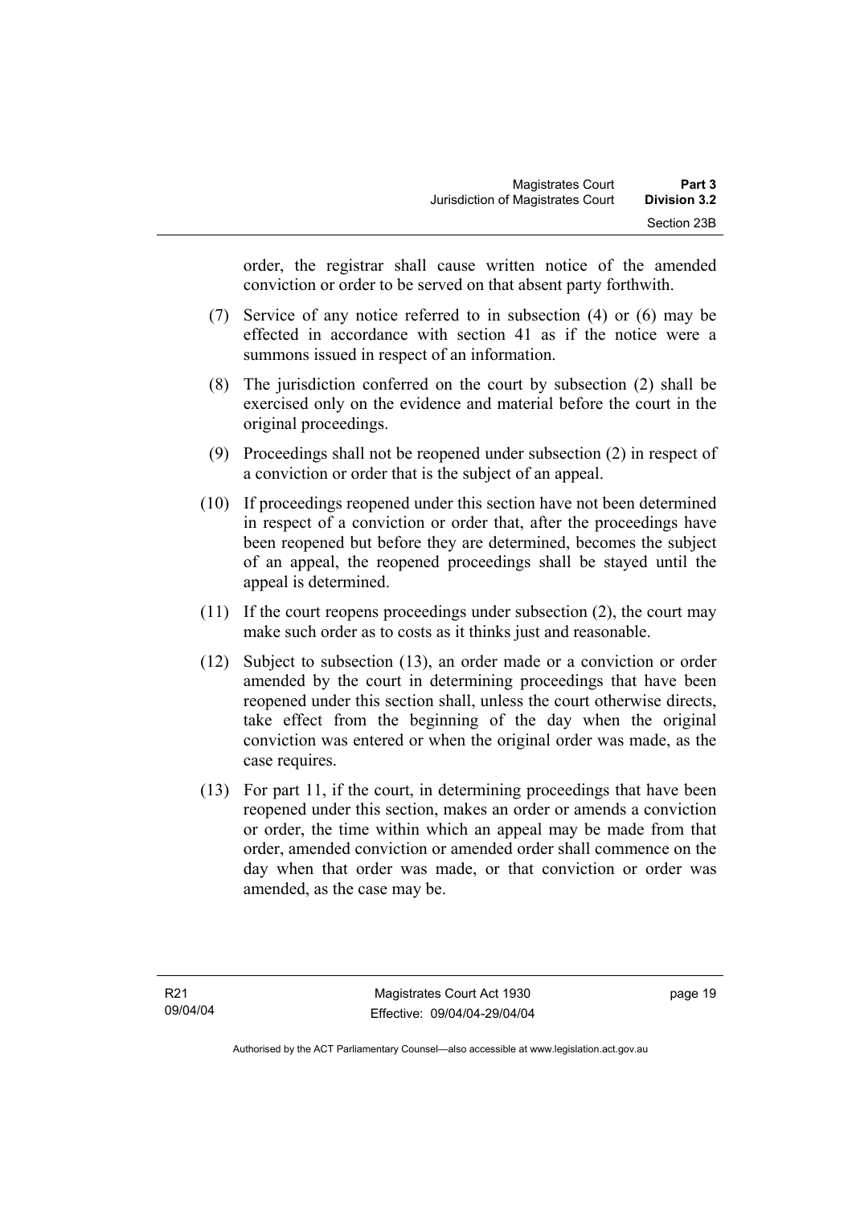order, the registrar shall cause written notice of the amended conviction or order to be served on that absent party forthwith.

(7) Service of any notice referred to in subsection (4) or (6) may be effected in accordance with section 41 as if the notice were a summons issued in respect of an information.

(8) The jurisdiction conferred on the court by subsection (2) shall be exercised only on the evidence and material before the court in the original proceedings.

(9) Proceedings shall not be reopened under subsection (2) in respect of a conviction or order that is the subject of an appeal.

(10) If proceedings reopened under this section have not been determined in respect of a conviction or order that, after the proceedings have been reopened but before they are determined, becomes the subject of an appeal, the reopened proceedings shall be stayed until the appeal is determined.

(11) If the court reopens proceedings under subsection (2), the court may make such order as to costs as it thinks just and reasonable.

(12) Subject to subsection (13), an order made or a conviction or order amended by the court in determining proceedings that have been reopened under this section shall, unless the court otherwise directs, take effect from the beginning of the day when the original conviction was entered or when the original order was made, as the case requires.

(13) For part 11, if the court, in determining proceedings that have been reopened under this section, makes an order or amends a conviction or order, the time within which an appeal may be made from that order, amended conviction or amended order shall commence on the day when that order was made, or that conviction or order was amended, as the case may be.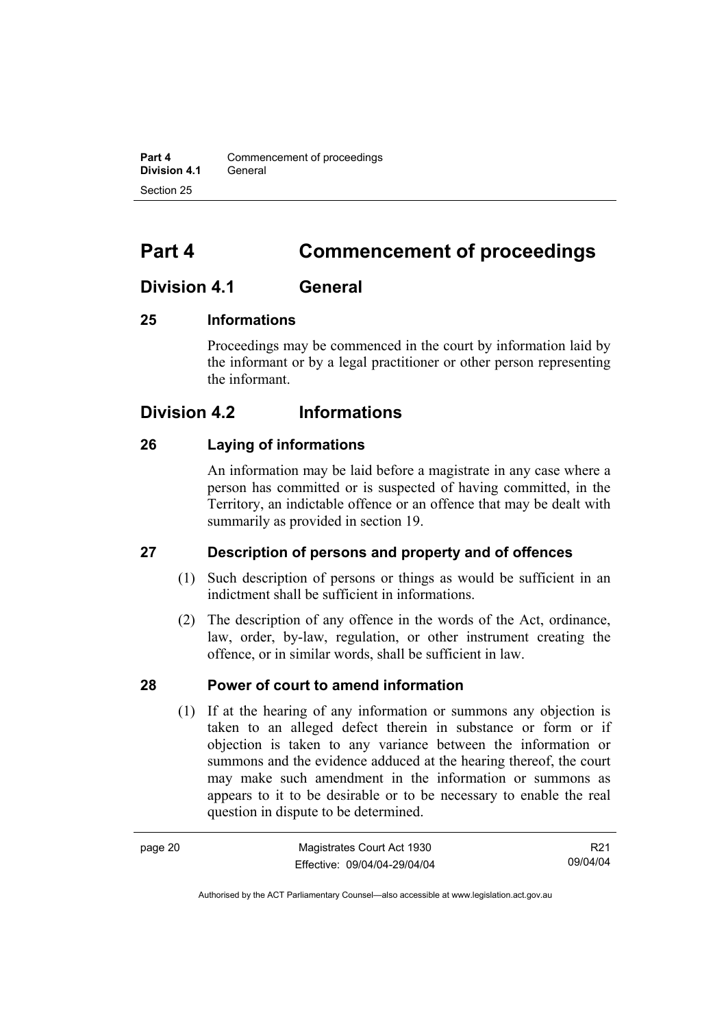# Part 4 Commencement of proceedings

## Division 4.1 General

### 25 Informations

Proceedings may be commenced in the court by information laid by the informant or by a legal practitioner or other person representing the informant.

## Division 4.2 Informations

### 26 Laying of informations

An information may be laid before a magistrate in any case where a person has committed or is suspected of having committed, in the Territory, an indictable offence or an offence that may be dealt with summarily as provided in section 19.

### 27 Description of persons and property and of offences

(1) Such description of persons or things as would be sufficient in an indictment shall be sufficient in informations.

(2) The description of any offence in the words of the Act, ordinance, law, order, by-law, regulation, or other instrument creating the offence, or in similar words, shall be sufficient in law.

### 28 Power of court to amend information

(1) If at the hearing of any information or summons any objection is taken to an alleged defect therein in substance or form or if objection is taken to any variance between the information or summons and the evidence adduced at the hearing thereof, the court may make such amendment in the information or summons as appears to it to be desirable or to be necessary to enable the real question in dispute to be determined.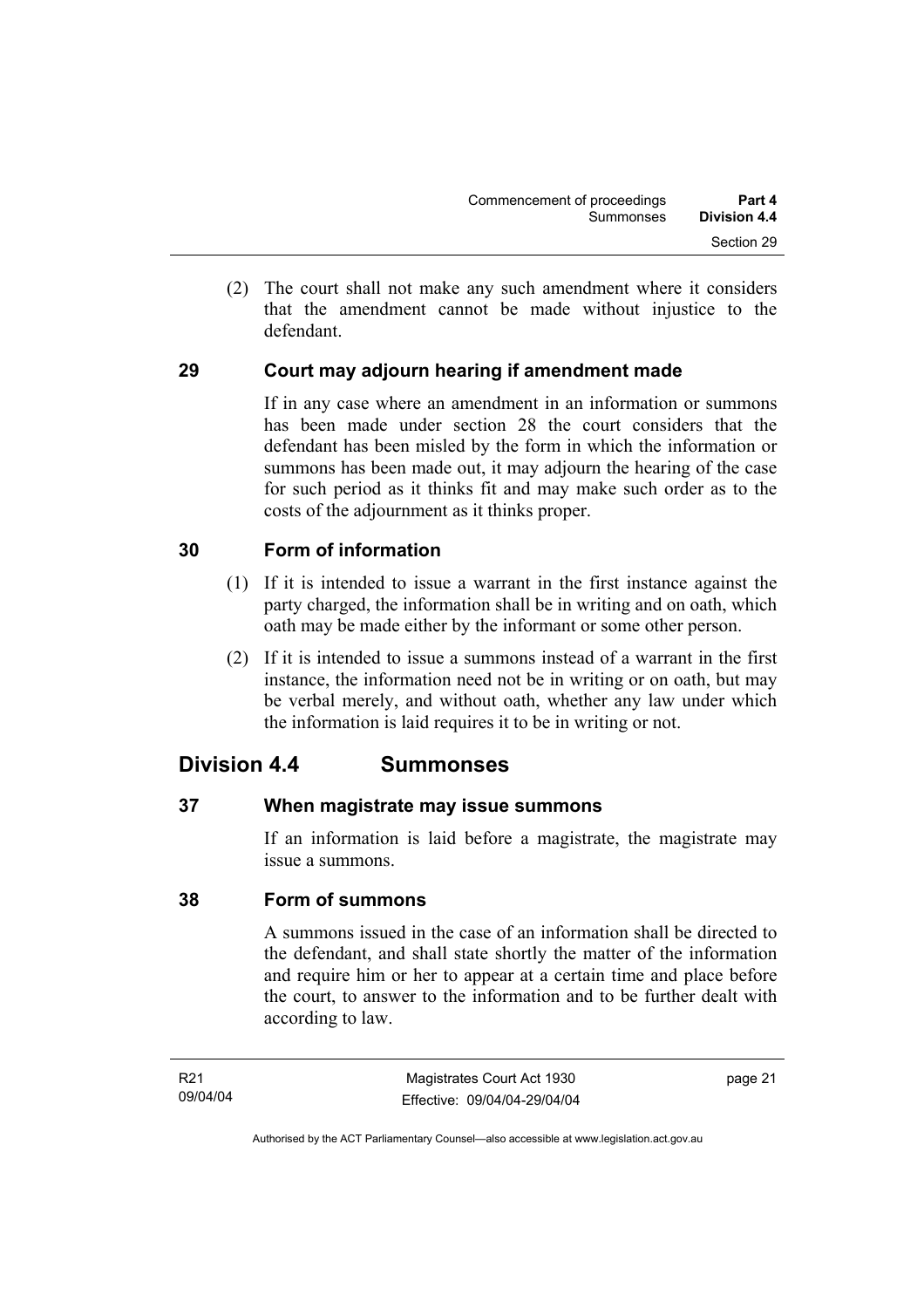(2) The court shall not make any such amendment where it considers that the amendment cannot be made without injustice to the defendant.

### 29 Court may adjourn hearing if amendment made

If in any case where an amendment in an information or summons has been made under section 28 the court considers that the defendant has been misled by the form in which the information or summons has been made out, it may adjourn the hearing of the case for such period as it thinks fit and may make such order as to the costs of the adjournment as it thinks proper.

### 30 Form of information

(1) If it is intended to issue a warrant in the first instance against the party charged, the information shall be in writing and on oath, which oath may be made either by the informant or some other person.

(2) If it is intended to issue a summons instead of a warrant in the first instance, the information need not be in writing or on oath, but may be verbal merely, and without oath, whether any law under which the information is laid requires it to be in writing or not.

## Division 4.4 Summonses

### 37 When magistrate may issue summons

If an information is laid before a magistrate, the magistrate may issue a summons.

### 38 Form of summons

A summons issued in the case of an information shall be directed to the defendant, and shall state shortly the matter of the information and require him or her to appear at a certain time and place before the court, to answer to the information and to be further dealt with according to law.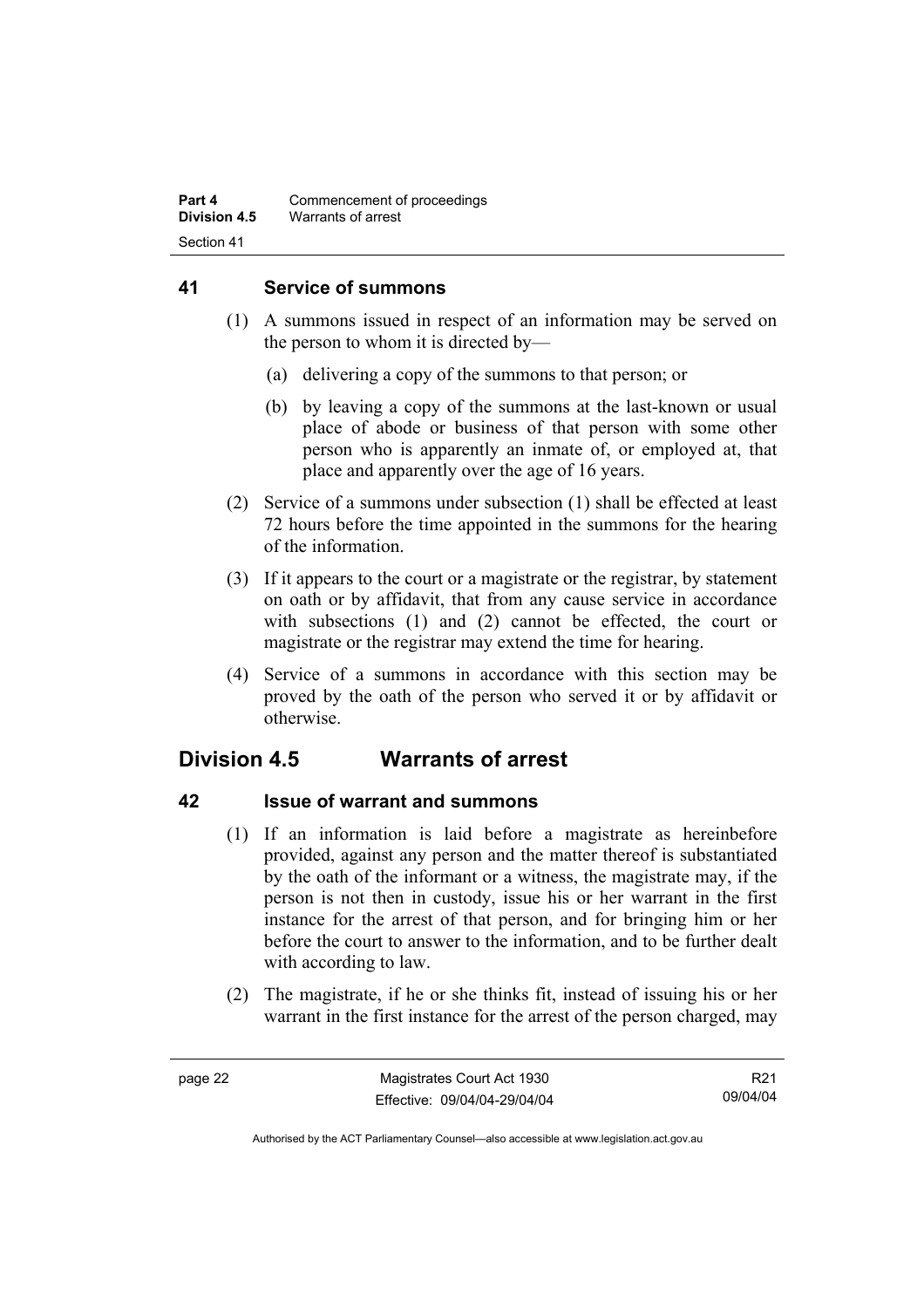## 41 Service of summons

(1) A summons issued in respect of an information may be served on the person to whom it is directed by—

(a) delivering a copy of the summons to that person; or

(b) by leaving a copy of the summons at the last-known or usual place of abode or business of that person with some other person who is apparently an inmate of, or employed at, that place and apparently over the age of 16 years.

(2) Service of a summons under subsection (1) shall be effected at least 72 hours before the time appointed in the summons for the hearing of the information.

(3) If it appears to the court or a magistrate or the registrar, by statement on oath or by affidavit, that from any cause service in accordance with subsections (1) and (2) cannot be effected, the court or magistrate or the registrar may extend the time for hearing.

(4) Service of a summons in accordance with this section may be proved by the oath of the person who served it or by affidavit or otherwise.

# Division 4.5 Warrants of arrest

## 42 Issue of warrant and summons

(1) If an information is laid before a magistrate as hereinbefore provided, against any person and the matter thereof is substantiated by the oath of the informant or a witness, the magistrate may, if the person is not then in custody, issue his or her warrant in the first instance for the arrest of that person, and for bringing him or her before the court to answer to the information, and to be further dealt with according to law.

(2) The magistrate, if he or she thinks fit, instead of issuing his or her warrant in the first instance for the arrest of the person charged, may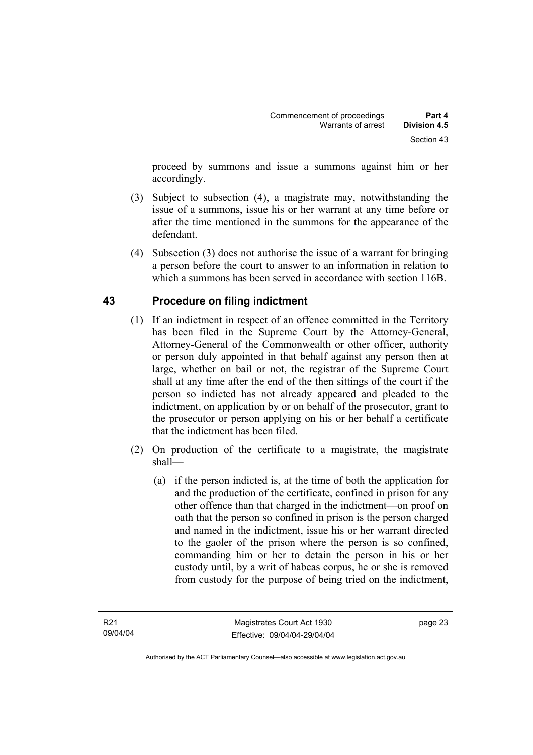proceed by summons and issue a summons against him or her accordingly.

(3) Subject to subsection (4), a magistrate may, notwithstanding the issue of a summons, issue his or her warrant at any time before or after the time mentioned in the summons for the appearance of the defendant.

(4) Subsection (3) does not authorise the issue of a warrant for bringing a person before the court to answer to an information in relation to which a summons has been served in accordance with section 116B.

## 43 Procedure on filing indictment

(1) If an indictment in respect of an offence committed in the Territory has been filed in the Supreme Court by the Attorney-General, Attorney-General of the Commonwealth or other officer, authority or person duly appointed in that behalf against any person then at large, whether on bail or not, the registrar of the Supreme Court shall at any time after the end of the then sittings of the court if the person so indicted has not already appeared and pleaded to the indictment, on application by or on behalf of the prosecutor, grant to the prosecutor or person applying on his or her behalf a certificate that the indictment has been filed.

(2) On production of the certificate to a magistrate, the magistrate shall—

(a) if the person indicted is, at the time of both the application for and the production of the certificate, confined in prison for any other offence than that charged in the indictment—on proof on oath that the person so confined in prison is the person charged and named in the indictment, issue his or her warrant directed to the gaoler of the prison where the person is so confined, commanding him or her to detain the person in his or her custody until, by a writ of habeas corpus, he or she is removed from custody for the purpose of being tried on the indictment,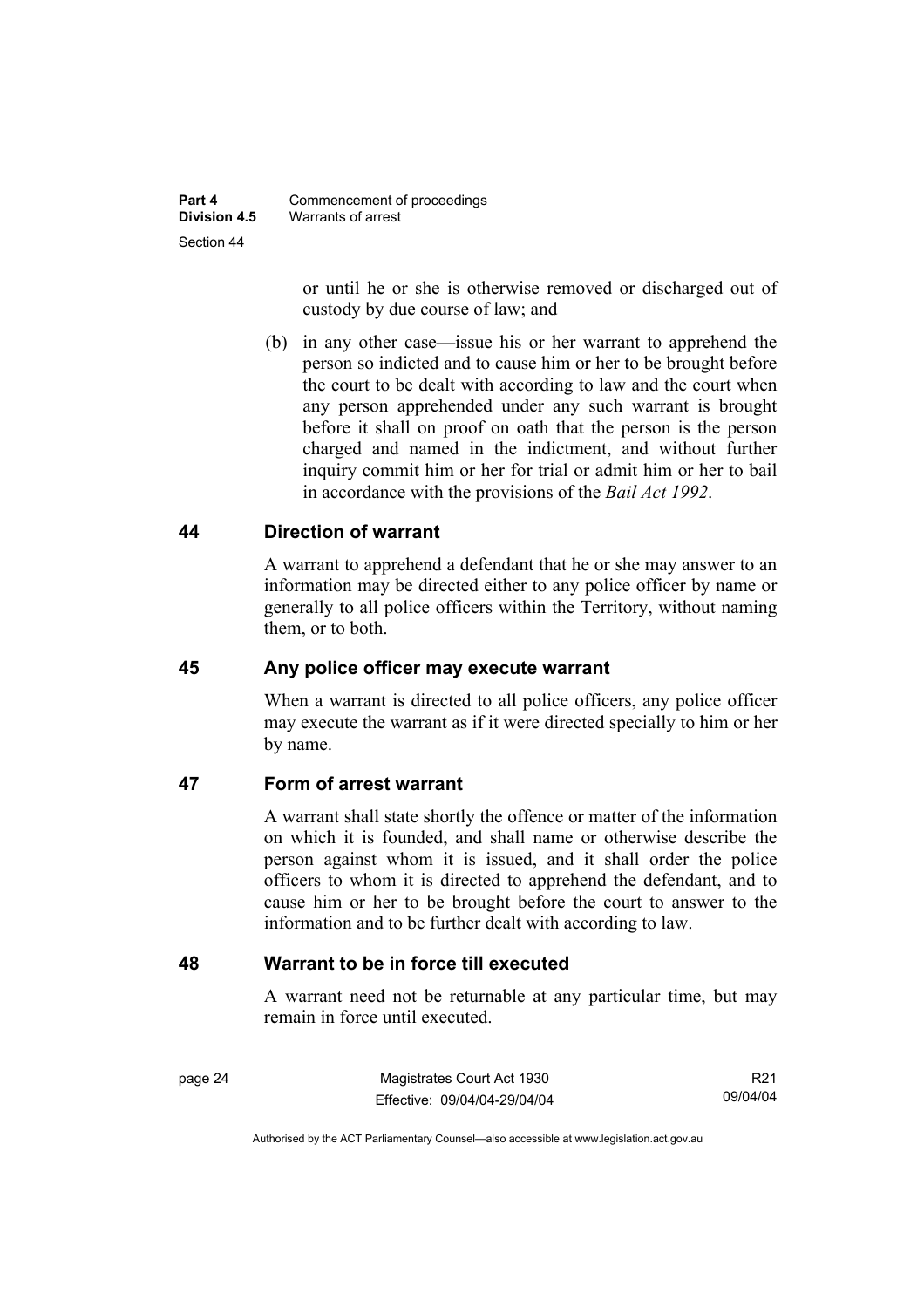or until he or she is otherwise removed or discharged out of custody by due course of law; and

(b) in any other case—issue his or her warrant to apprehend the person so indicted and to cause him or her to be brought before the court to be dealt with according to law and the court when any person apprehended under any such warrant is brought before it shall on proof on oath that the person is the person charged and named in the indictment, and without further inquiry commit him or her for trial or admit him or her to bail in accordance with the provisions of the *Bail Act 1992*.

## 44 Direction of warrant

A warrant to apprehend a defendant that he or she may answer to an information may be directed either to any police officer by name or generally to all police officers within the Territory, without naming them, or to both.

## 45 Any police officer may execute warrant

When a warrant is directed to all police officers, any police officer may execute the warrant as if it were directed specially to him or her by name.

## 47 Form of arrest warrant

A warrant shall state shortly the offence or matter of the information on which it is founded, and shall name or otherwise describe the person against whom it is issued, and it shall order the police officers to whom it is directed to apprehend the defendant, and to cause him or her to be brought before the court to answer to the information and to be further dealt with according to law.

## 48 Warrant to be in force till executed

A warrant need not be returnable at any particular time, but may remain in force until executed.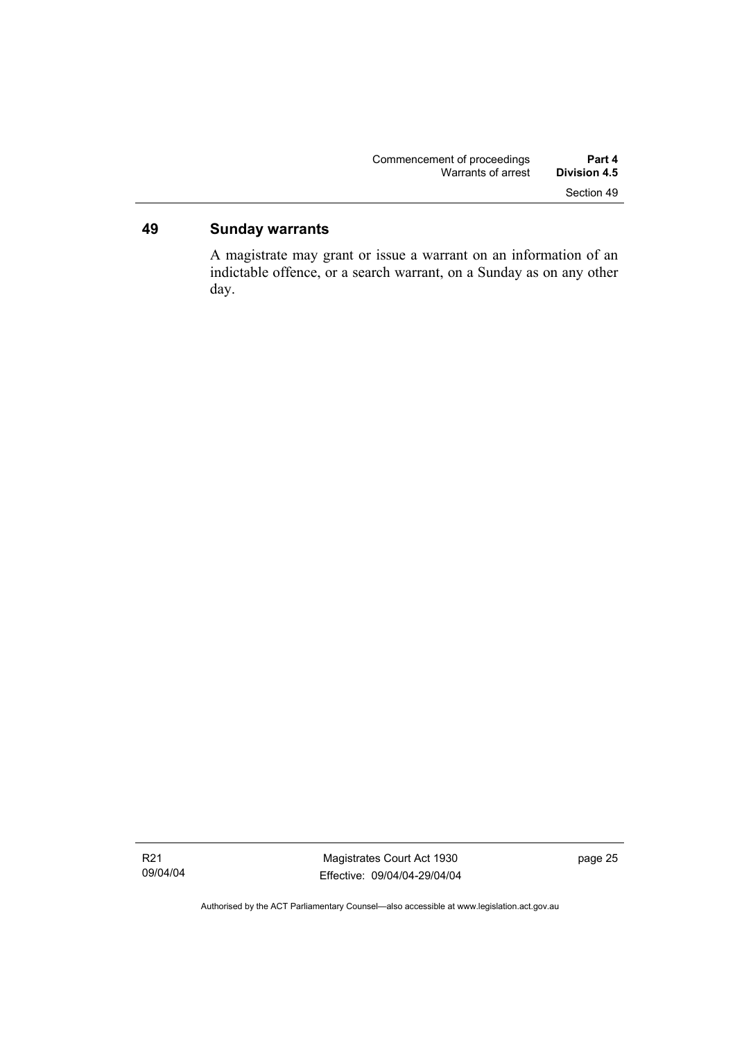## 49 Sunday warrants

A magistrate may grant or issue a warrant on an information of an indictable offence, or a search warrant, on a Sunday as on any other day.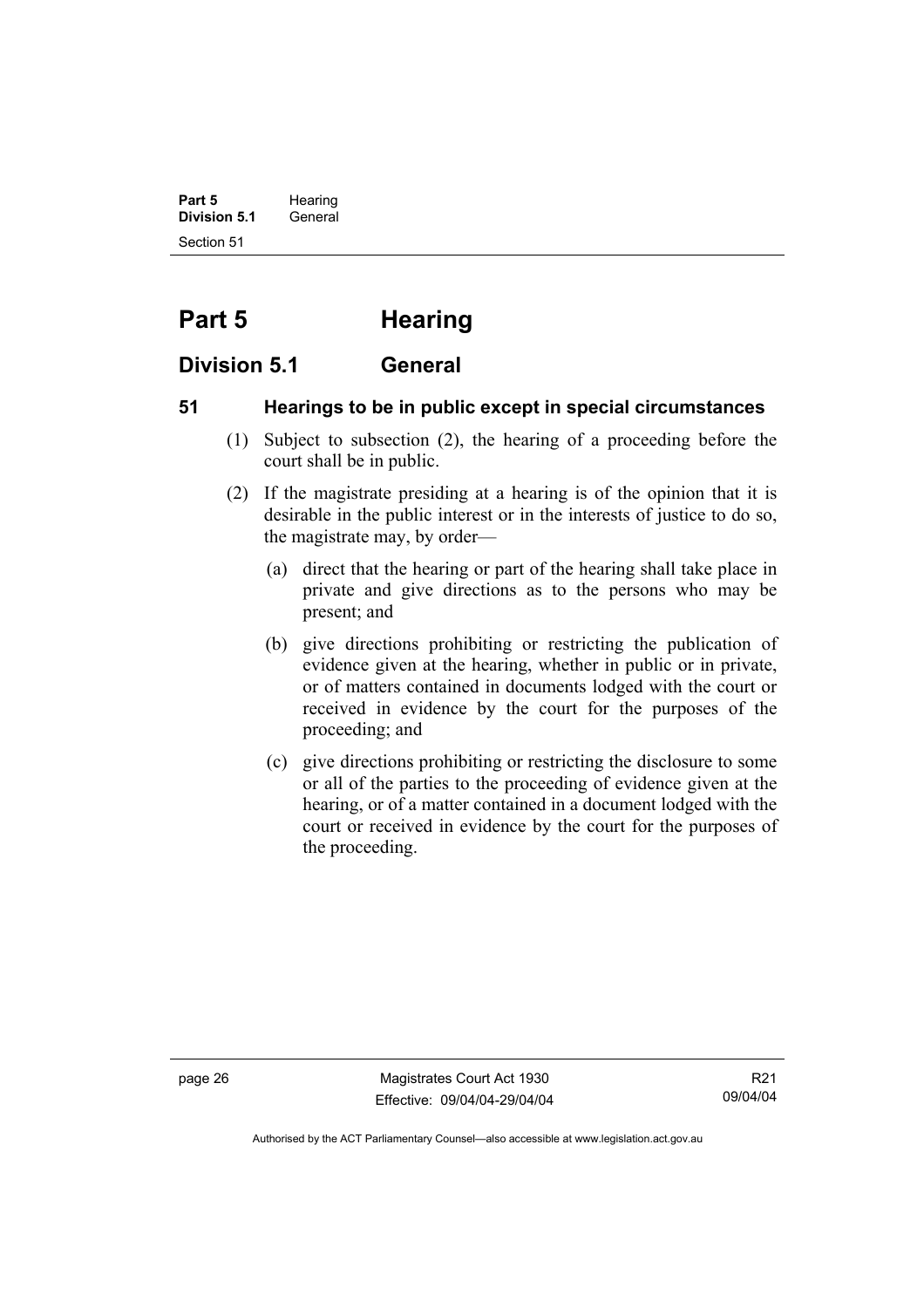# Part 5 Hearing

## Division 5.1 General

### 51 Hearings to be in public except in special circumstances

(1) Subject to subsection (2), the hearing of a proceeding before the court shall be in public.

(2) If the magistrate presiding at a hearing is of the opinion that it is desirable in the public interest or in the interests of justice to do so, the magistrate may, by order—

(a) direct that the hearing or part of the hearing shall take place in private and give directions as to the persons who may be present; and

(b) give directions prohibiting or restricting the publication of evidence given at the hearing, whether in public or in private, or of matters contained in documents lodged with the court or received in evidence by the court for the purposes of the proceeding; and

(c) give directions prohibiting or restricting the disclosure to some or all of the parties to the proceeding of evidence given at the hearing, or of a matter contained in a document lodged with the court or received in evidence by the court for the purposes of the proceeding.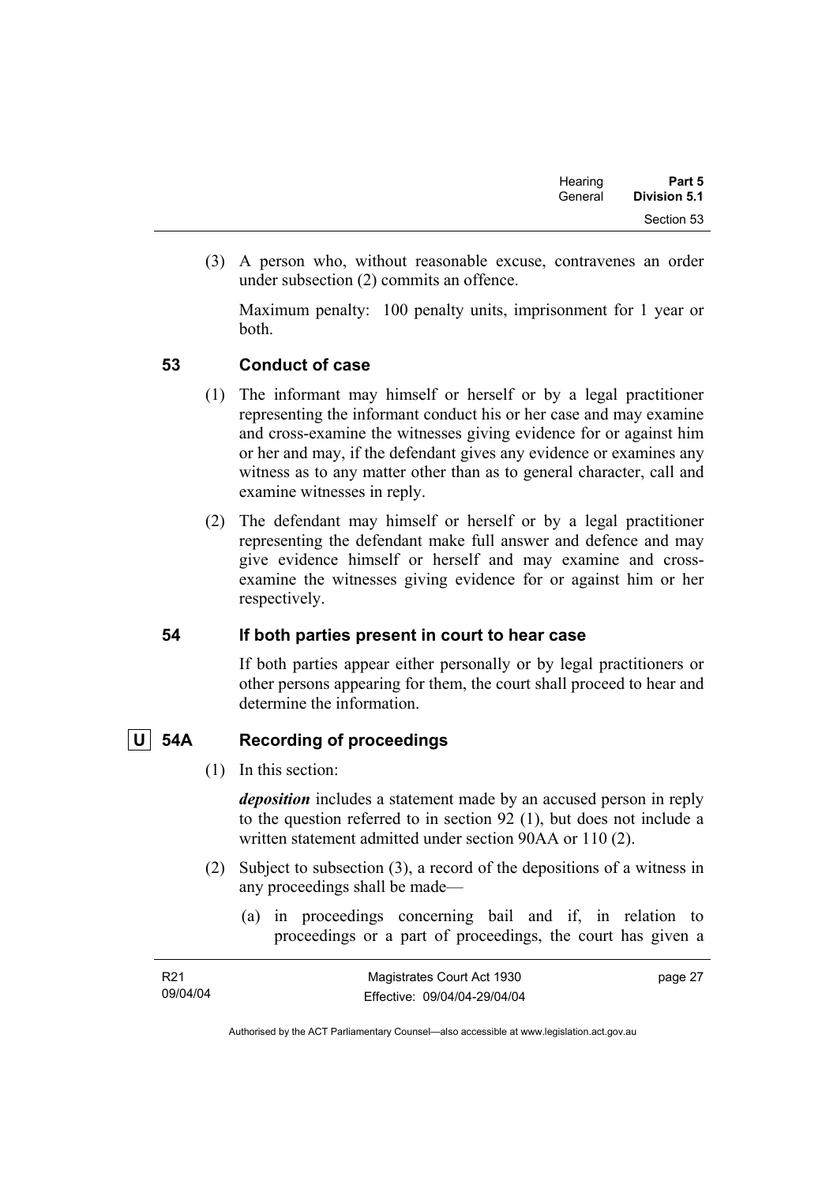(3) A person who, without reasonable excuse, contravenes an order under subsection (2) commits an offence.

Maximum penalty: 100 penalty units, imprisonment for 1 year or both.

### 53 Conduct of case

(1) The informant may himself or herself or by a legal practitioner representing the informant conduct his or her case and may examine and cross-examine the witnesses giving evidence for or against him or her and may, if the defendant gives any evidence or examines any witness as to any matter other than as to general character, call and examine witnesses in reply.

(2) The defendant may himself or herself or by a legal practitioner representing the defendant make full answer and defence and may give evidence himself or herself and may examine and cross-examine the witnesses giving evidence for or against him or her respectively.

### 54 If both parties present in court to hear case

If both parties appear either personally or by legal practitioners or other persons appearing for them, the court shall proceed to hear and determine the information.

### U 54A Recording of proceedings

(1) In this section:

***deposition*** includes a statement made by an accused person in reply to the question referred to in section 92 (1), but does not include a written statement admitted under section 90AA or 110 (2).

(2) Subject to subsection (3), a record of the depositions of a witness in any proceedings shall be made—

(a) in proceedings concerning bail and if, in relation to proceedings or a part of proceedings, the court has given a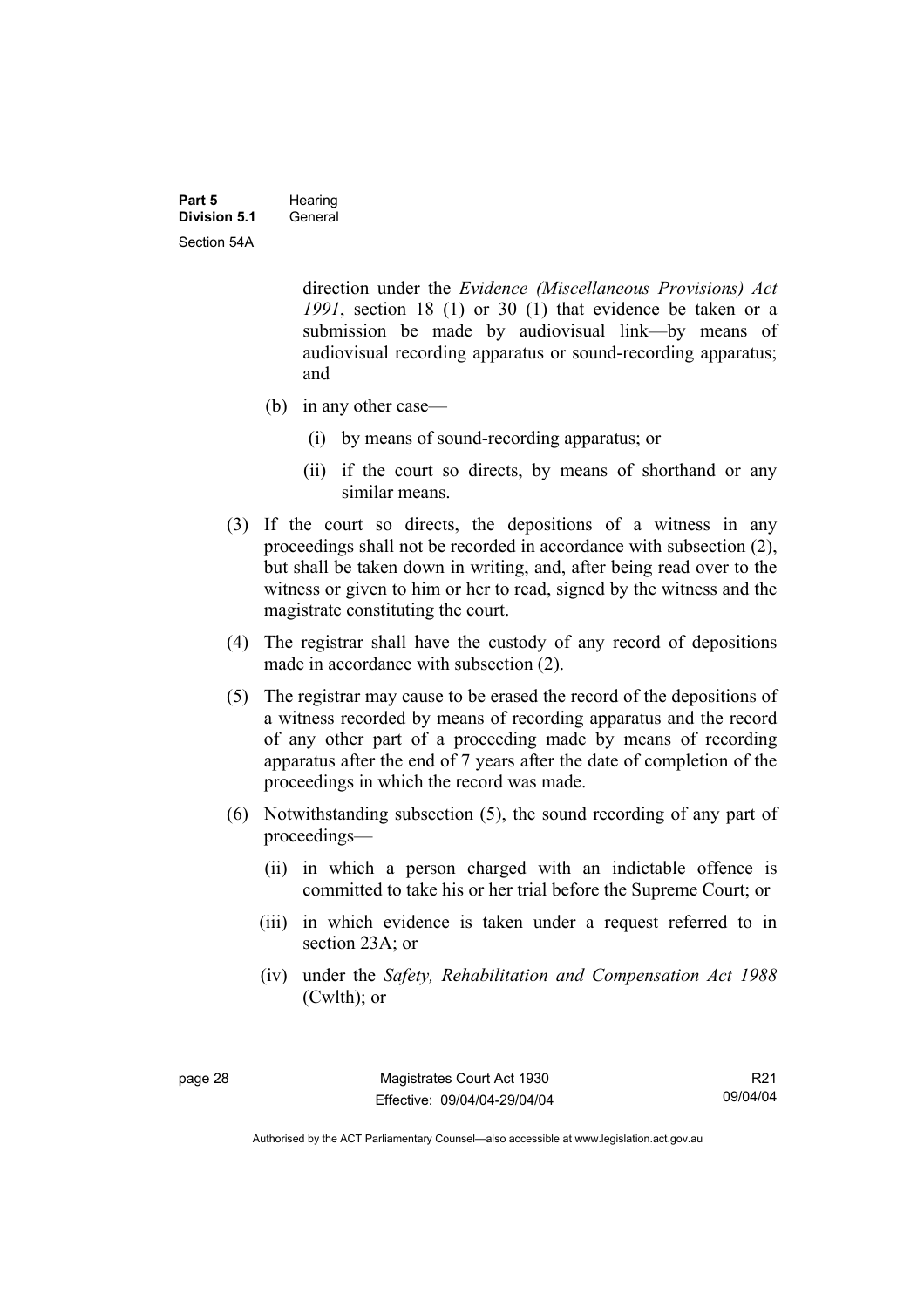direction under the *Evidence (Miscellaneous Provisions) Act 1991*, section 18 (1) or 30 (1) that evidence be taken or a submission be made by audiovisual link—by means of audiovisual recording apparatus or sound-recording apparatus; and

(b) in any other case—

(i) by means of sound-recording apparatus; or

(ii) if the court so directs, by means of shorthand or any similar means.

(3) If the court so directs, the depositions of a witness in any proceedings shall not be recorded in accordance with subsection (2), but shall be taken down in writing, and, after being read over to the witness or given to him or her to read, signed by the witness and the magistrate constituting the court.

(4) The registrar shall have the custody of any record of depositions made in accordance with subsection (2).

(5) The registrar may cause to be erased the record of the depositions of a witness recorded by means of recording apparatus and the record of any other part of a proceeding made by means of recording apparatus after the end of 7 years after the date of completion of the proceedings in which the record was made.

(6) Notwithstanding subsection (5), the sound recording of any part of proceedings—

(ii) in which a person charged with an indictable offence is committed to take his or her trial before the Supreme Court; or

(iii) in which evidence is taken under a request referred to in section 23A; or

(iv) under the *Safety, Rehabilitation and Compensation Act 1988* (Cwlth); or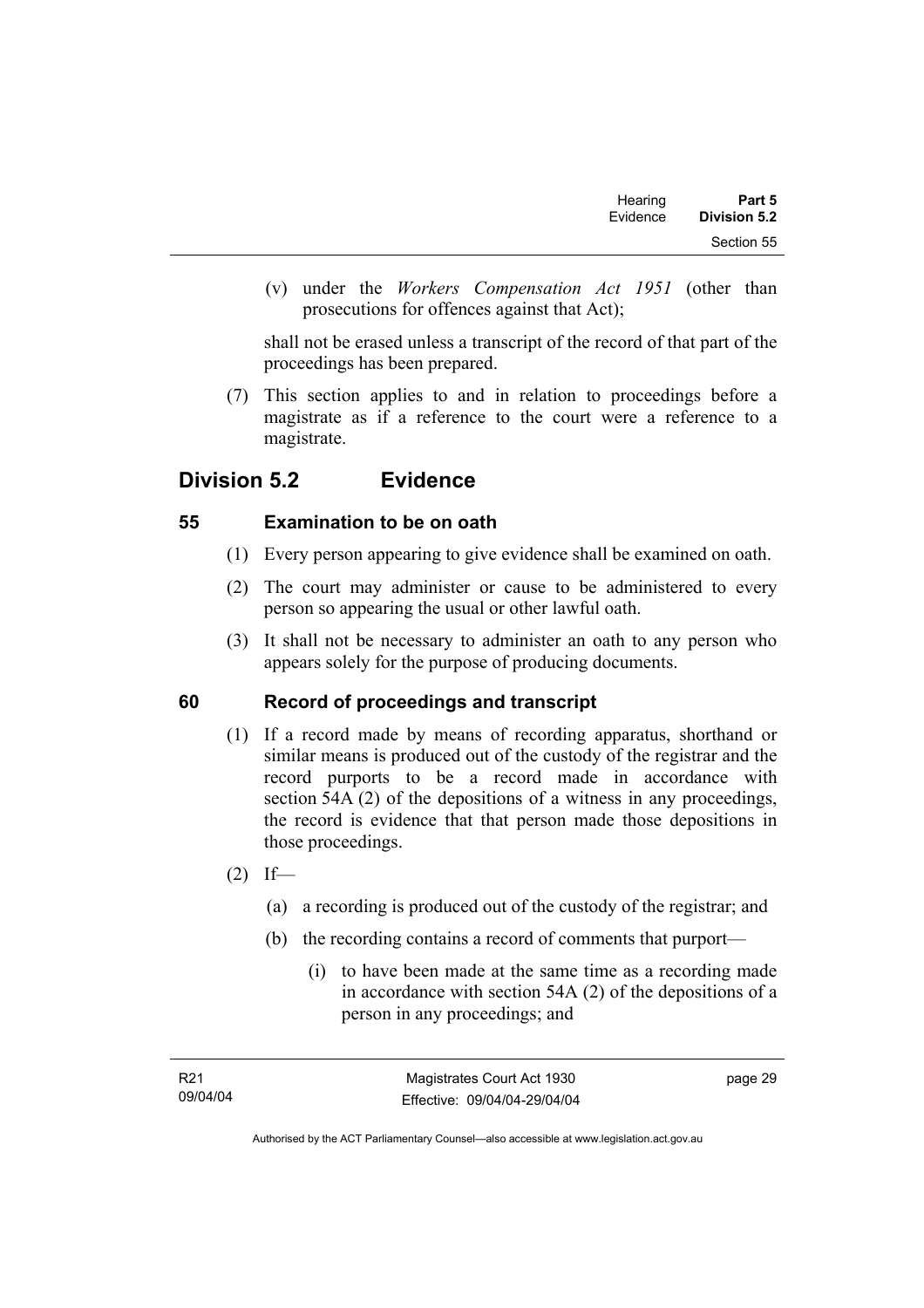(v) under the *Workers Compensation Act 1951* (other than prosecutions for offences against that Act);

shall not be erased unless a transcript of the record of that part of the proceedings has been prepared.

(7) This section applies to and in relation to proceedings before a magistrate as if a reference to the court were a reference to a magistrate.

## Division 5.2 Evidence

### 55 Examination to be on oath

(1) Every person appearing to give evidence shall be examined on oath.

(2) The court may administer or cause to be administered to every person so appearing the usual or other lawful oath.

(3) It shall not be necessary to administer an oath to any person who appears solely for the purpose of producing documents.

### 60 Record of proceedings and transcript

(1) If a record made by means of recording apparatus, shorthand or similar means is produced out of the custody of the registrar and the record purports to be a record made in accordance with section 54A (2) of the depositions of a witness in any proceedings, the record is evidence that that person made those depositions in those proceedings.

(2) If—

(a) a recording is produced out of the custody of the registrar; and

(b) the recording contains a record of comments that purport—

(i) to have been made at the same time as a recording made in accordance with section 54A (2) of the depositions of a person in any proceedings; and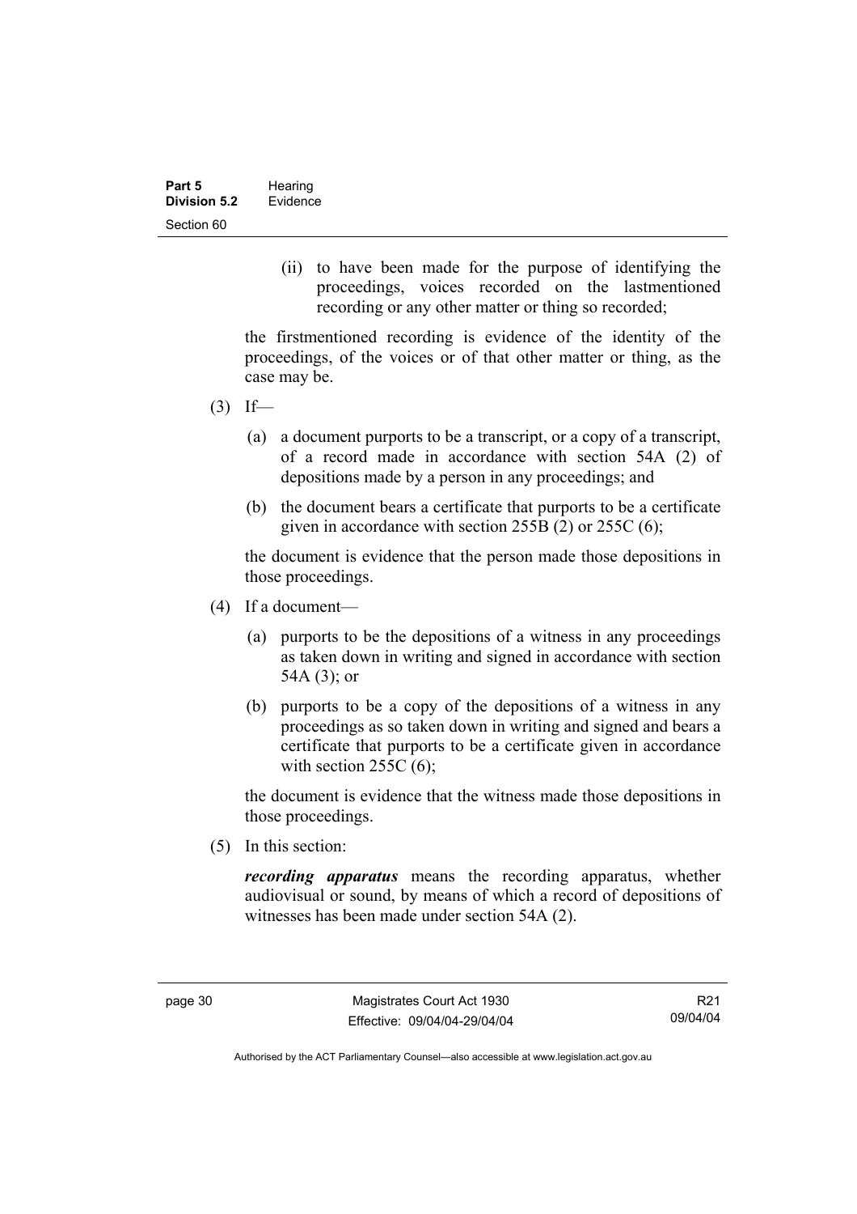(ii) to have been made for the purpose of identifying the proceedings, voices recorded on the lastmentioned recording or any other matter or thing so recorded;

the firstmentioned recording is evidence of the identity of the proceedings, of the voices or of that other matter or thing, as the case may be.

(3) If—

(a) a document purports to be a transcript, or a copy of a transcript, of a record made in accordance with section 54A (2) of depositions made by a person in any proceedings; and

(b) the document bears a certificate that purports to be a certificate given in accordance with section 255B (2) or 255C (6);

the document is evidence that the person made those depositions in those proceedings.

(4) If a document—

(a) purports to be the depositions of a witness in any proceedings as taken down in writing and signed in accordance with section 54A (3); or

(b) purports to be a copy of the depositions of a witness in any proceedings as so taken down in writing and signed and bears a certificate that purports to be a certificate given in accordance with section 255C (6);

the document is evidence that the witness made those depositions in those proceedings.

(5) In this section:

***recording apparatus*** means the recording apparatus, whether audiovisual or sound, by means of which a record of depositions of witnesses has been made under section 54A (2).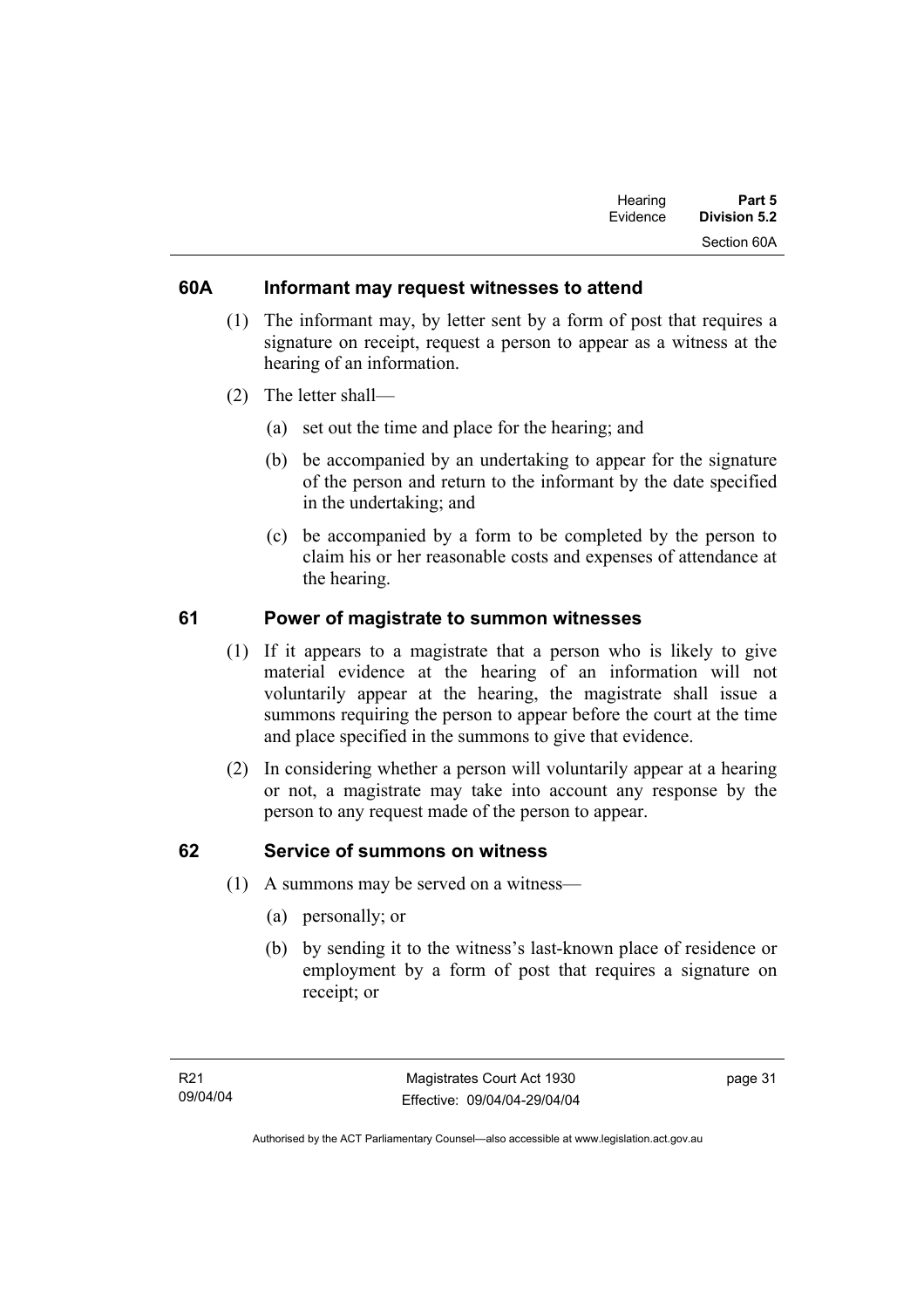## 60A Informant may request witnesses to attend

(1) The informant may, by letter sent by a form of post that requires a signature on receipt, request a person to appear as a witness at the hearing of an information.

(2) The letter shall—

(a) set out the time and place for the hearing; and

(b) be accompanied by an undertaking to appear for the signature of the person and return to the informant by the date specified in the undertaking; and

(c) be accompanied by a form to be completed by the person to claim his or her reasonable costs and expenses of attendance at the hearing.

## 61 Power of magistrate to summon witnesses

(1) If it appears to a magistrate that a person who is likely to give material evidence at the hearing of an information will not voluntarily appear at the hearing, the magistrate shall issue a summons requiring the person to appear before the court at the time and place specified in the summons to give that evidence.

(2) In considering whether a person will voluntarily appear at a hearing or not, a magistrate may take into account any response by the person to any request made of the person to appear.

## 62 Service of summons on witness

(1) A summons may be served on a witness—

(a) personally; or

(b) by sending it to the witness's last-known place of residence or employment by a form of post that requires a signature on receipt; or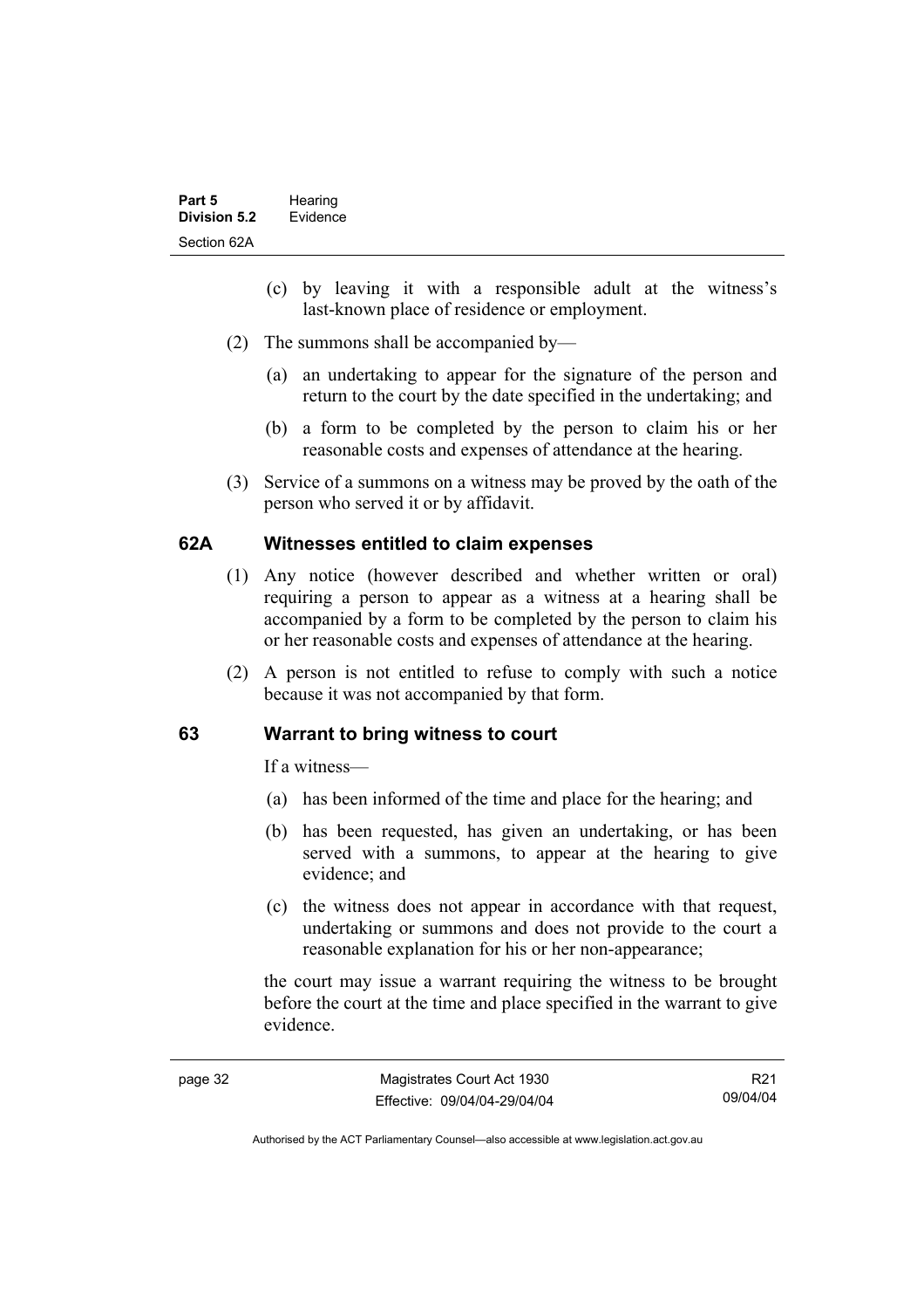(c) by leaving it with a responsible adult at the witness's last-known place of residence or employment.

(2) The summons shall be accompanied by—

(a) an undertaking to appear for the signature of the person and return to the court by the date specified in the undertaking; and

(b) a form to be completed by the person to claim his or her reasonable costs and expenses of attendance at the hearing.

(3) Service of a summons on a witness may be proved by the oath of the person who served it or by affidavit.

### 62A Witnesses entitled to claim expenses

(1) Any notice (however described and whether written or oral) requiring a person to appear as a witness at a hearing shall be accompanied by a form to be completed by the person to claim his or her reasonable costs and expenses of attendance at the hearing.

(2) A person is not entitled to refuse to comply with such a notice because it was not accompanied by that form.

### 63 Warrant to bring witness to court

If a witness—

(a) has been informed of the time and place for the hearing; and

(b) has been requested, has given an undertaking, or has been served with a summons, to appear at the hearing to give evidence; and

(c) the witness does not appear in accordance with that request, undertaking or summons and does not provide to the court a reasonable explanation for his or her non-appearance;

the court may issue a warrant requiring the witness to be brought before the court at the time and place specified in the warrant to give evidence.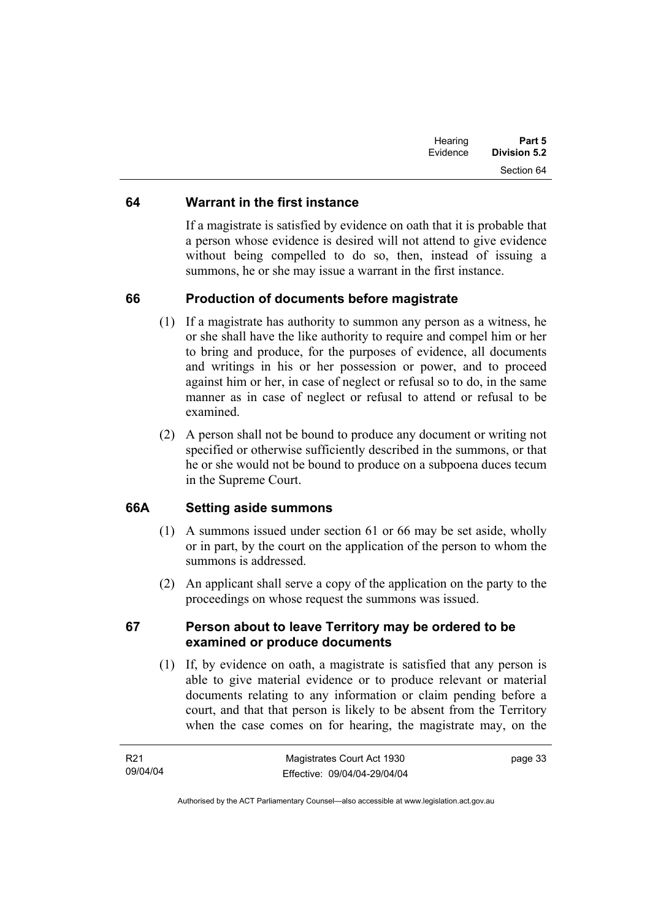## 64 Warrant in the first instance

If a magistrate is satisfied by evidence on oath that it is probable that a person whose evidence is desired will not attend to give evidence without being compelled to do so, then, instead of issuing a summons, he or she may issue a warrant in the first instance.

## 66 Production of documents before magistrate

(1) If a magistrate has authority to summon any person as a witness, he or she shall have the like authority to require and compel him or her to bring and produce, for the purposes of evidence, all documents and writings in his or her possession or power, and to proceed against him or her, in case of neglect or refusal so to do, in the same manner as in case of neglect or refusal to attend or refusal to be examined.

(2) A person shall not be bound to produce any document or writing not specified or otherwise sufficiently described in the summons, or that he or she would not be bound to produce on a subpoena duces tecum in the Supreme Court.

## 66A Setting aside summons

(1) A summons issued under section 61 or 66 may be set aside, wholly or in part, by the court on the application of the person to whom the summons is addressed.

(2) An applicant shall serve a copy of the application on the party to the proceedings on whose request the summons was issued.

## 67 Person about to leave Territory may be ordered to be examined or produce documents

(1) If, by evidence on oath, a magistrate is satisfied that any person is able to give material evidence or to produce relevant or material documents relating to any information or claim pending before a court, and that that person is likely to be absent from the Territory when the case comes on for hearing, the magistrate may, on the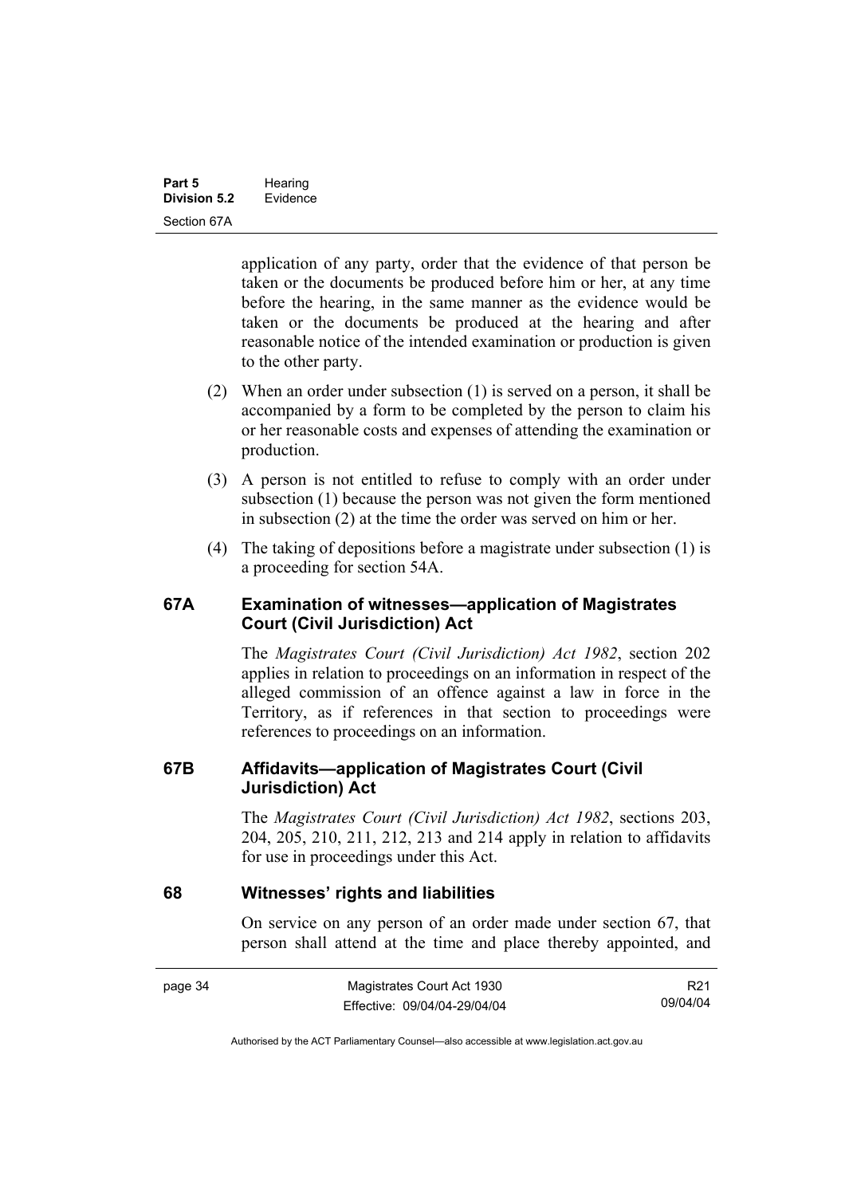application of any party, order that the evidence of that person be taken or the documents be produced before him or her, at any time before the hearing, in the same manner as the evidence would be taken or the documents be produced at the hearing and after reasonable notice of the intended examination or production is given to the other party.

(2) When an order under subsection (1) is served on a person, it shall be accompanied by a form to be completed by the person to claim his or her reasonable costs and expenses of attending the examination or production.

(3) A person is not entitled to refuse to comply with an order under subsection (1) because the person was not given the form mentioned in subsection (2) at the time the order was served on him or her.

(4) The taking of depositions before a magistrate under subsection (1) is a proceeding for section 54A.

### 67A Examination of witnesses—application of Magistrates Court (Civil Jurisdiction) Act

The *Magistrates Court (Civil Jurisdiction) Act 1982*, section 202 applies in relation to proceedings on an information in respect of the alleged commission of an offence against a law in force in the Territory, as if references in that section to proceedings were references to proceedings on an information.

### 67B Affidavits—application of Magistrates Court (Civil Jurisdiction) Act

The *Magistrates Court (Civil Jurisdiction) Act 1982*, sections 203, 204, 205, 210, 211, 212, 213 and 214 apply in relation to affidavits for use in proceedings under this Act.

### 68 Witnesses' rights and liabilities

On service on any person of an order made under section 67, that person shall attend at the time and place thereby appointed, and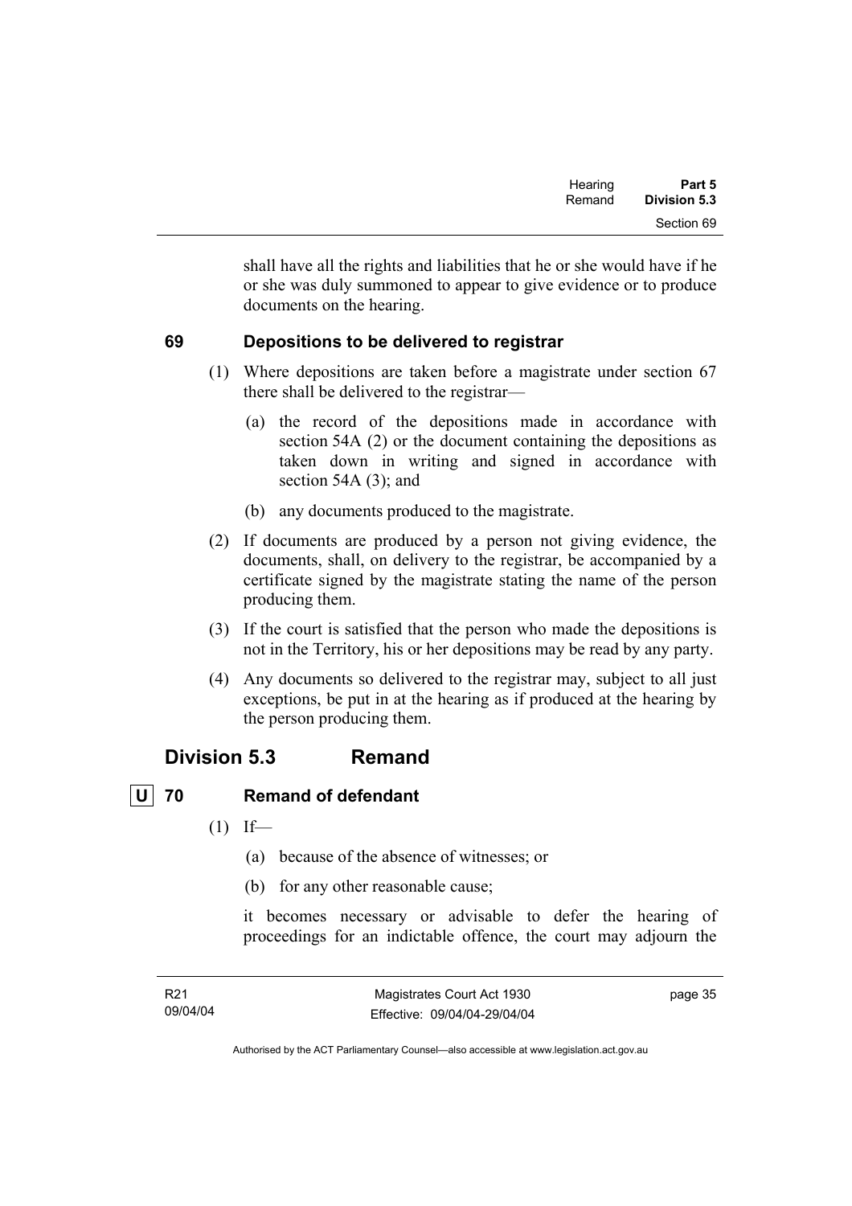shall have all the rights and liabilities that he or she would have if he or she was duly summoned to appear to give evidence or to produce documents on the hearing.

### 69 Depositions to be delivered to registrar

(1) Where depositions are taken before a magistrate under section 67 there shall be delivered to the registrar—

(a) the record of the depositions made in accordance with section 54A (2) or the document containing the depositions as taken down in writing and signed in accordance with section 54A (3); and

(b) any documents produced to the magistrate.

(2) If documents are produced by a person not giving evidence, the documents, shall, on delivery to the registrar, be accompanied by a certificate signed by the magistrate stating the name of the person producing them.

(3) If the court is satisfied that the person who made the depositions is not in the Territory, his or her depositions may be read by any party.

(4) Any documents so delivered to the registrar may, subject to all just exceptions, be put in at the hearing as if produced at the hearing by the person producing them.

## Division 5.3 Remand

### U 70 Remand of defendant

(1) If—

(a) because of the absence of witnesses; or

(b) for any other reasonable cause;

it becomes necessary or advisable to defer the hearing of proceedings for an indictable offence, the court may adjourn the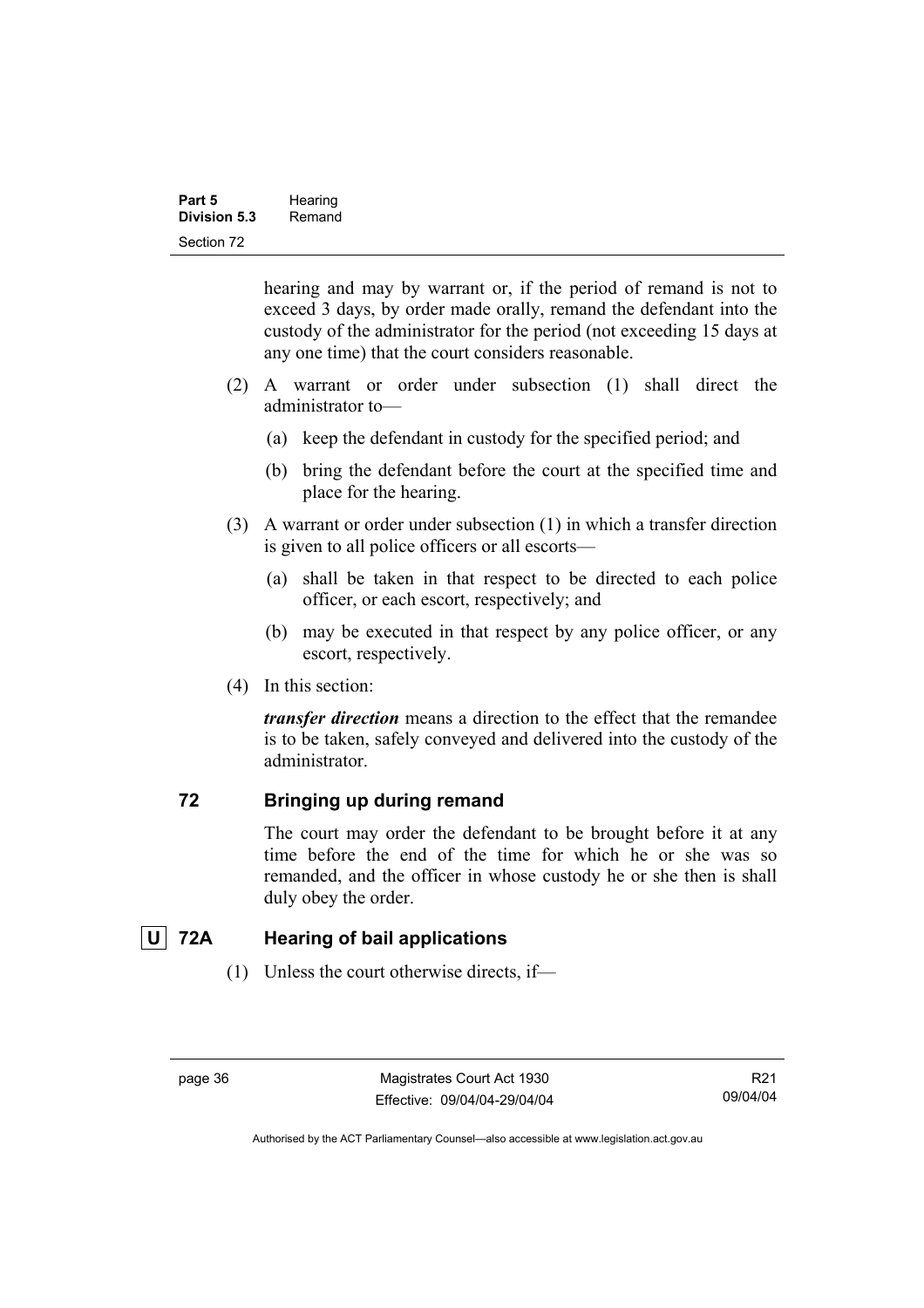hearing and may by warrant or, if the period of remand is not to exceed 3 days, by order made orally, remand the defendant into the custody of the administrator for the period (not exceeding 15 days at any one time) that the court considers reasonable.

(2) A warrant or order under subsection (1) shall direct the administrator to—

(a) keep the defendant in custody for the specified period; and

(b) bring the defendant before the court at the specified time and place for the hearing.

(3) A warrant or order under subsection (1) in which a transfer direction is given to all police officers or all escorts—

(a) shall be taken in that respect to be directed to each police officer, or each escort, respectively; and

(b) may be executed in that respect by any police officer, or any escort, respectively.

(4) In this section:

***transfer direction*** means a direction to the effect that the remandee is to be taken, safely conveyed and delivered into the custody of the administrator.

### 72 Bringing up during remand

The court may order the defendant to be brought before it at any time before the end of the time for which he or she was so remanded, and the officer in whose custody he or she then is shall duly obey the order.

### U 72A Hearing of bail applications

(1) Unless the court otherwise directs, if—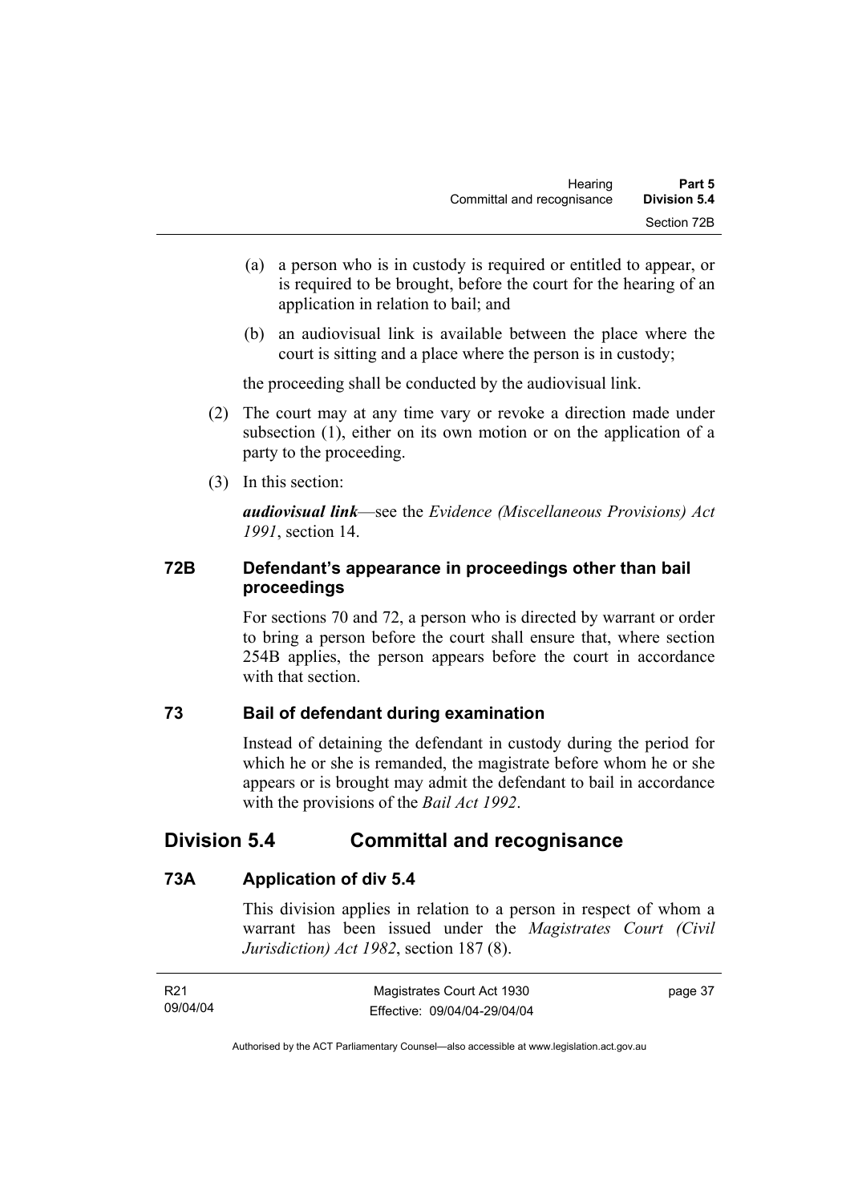(a) a person who is in custody is required or entitled to appear, or is required to be brought, before the court for the hearing of an application in relation to bail; and

(b) an audiovisual link is available between the place where the court is sitting and a place where the person is in custody;

the proceeding shall be conducted by the audiovisual link.

(2) The court may at any time vary or revoke a direction made under subsection (1), either on its own motion or on the application of a party to the proceeding.

(3) In this section:

***audiovisual link***—see the *Evidence (Miscellaneous Provisions) Act 1991*, section 14.

### 72B Defendant's appearance in proceedings other than bail proceedings

For sections 70 and 72, a person who is directed by warrant or order to bring a person before the court shall ensure that, where section 254B applies, the person appears before the court in accordance with that section.

### 73 Bail of defendant during examination

Instead of detaining the defendant in custody during the period for which he or she is remanded, the magistrate before whom he or she appears or is brought may admit the defendant to bail in accordance with the provisions of the *Bail Act 1992*.

## Division 5.4 Committal and recognisance

### 73A Application of div 5.4

This division applies in relation to a person in respect of whom a warrant has been issued under the *Magistrates Court (Civil Jurisdiction) Act 1982*, section 187 (8).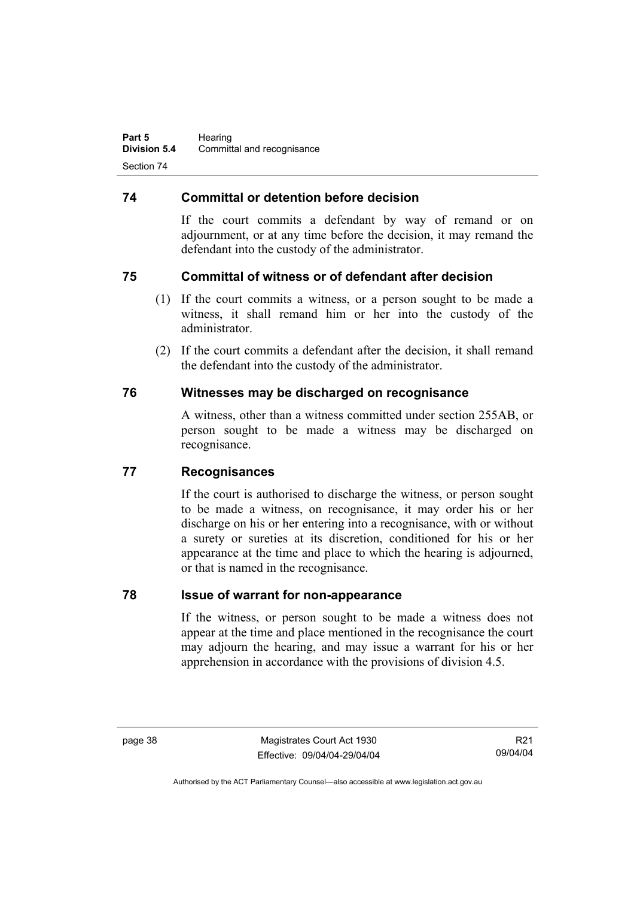## 74 Committal or detention before decision

If the court commits a defendant by way of remand or on adjournment, or at any time before the decision, it may remand the defendant into the custody of the administrator.

## 75 Committal of witness or of defendant after decision

(1) If the court commits a witness, or a person sought to be made a witness, it shall remand him or her into the custody of the administrator.

(2) If the court commits a defendant after the decision, it shall remand the defendant into the custody of the administrator.

## 76 Witnesses may be discharged on recognisance

A witness, other than a witness committed under section 255AB, or person sought to be made a witness may be discharged on recognisance.

## 77 Recognisances

If the court is authorised to discharge the witness, or person sought to be made a witness, on recognisance, it may order his or her discharge on his or her entering into a recognisance, with or without a surety or sureties at its discretion, conditioned for his or her appearance at the time and place to which the hearing is adjourned, or that is named in the recognisance.

## 78 Issue of warrant for non-appearance

If the witness, or person sought to be made a witness does not appear at the time and place mentioned in the recognisance the court may adjourn the hearing, and may issue a warrant for his or her apprehension in accordance with the provisions of division 4.5.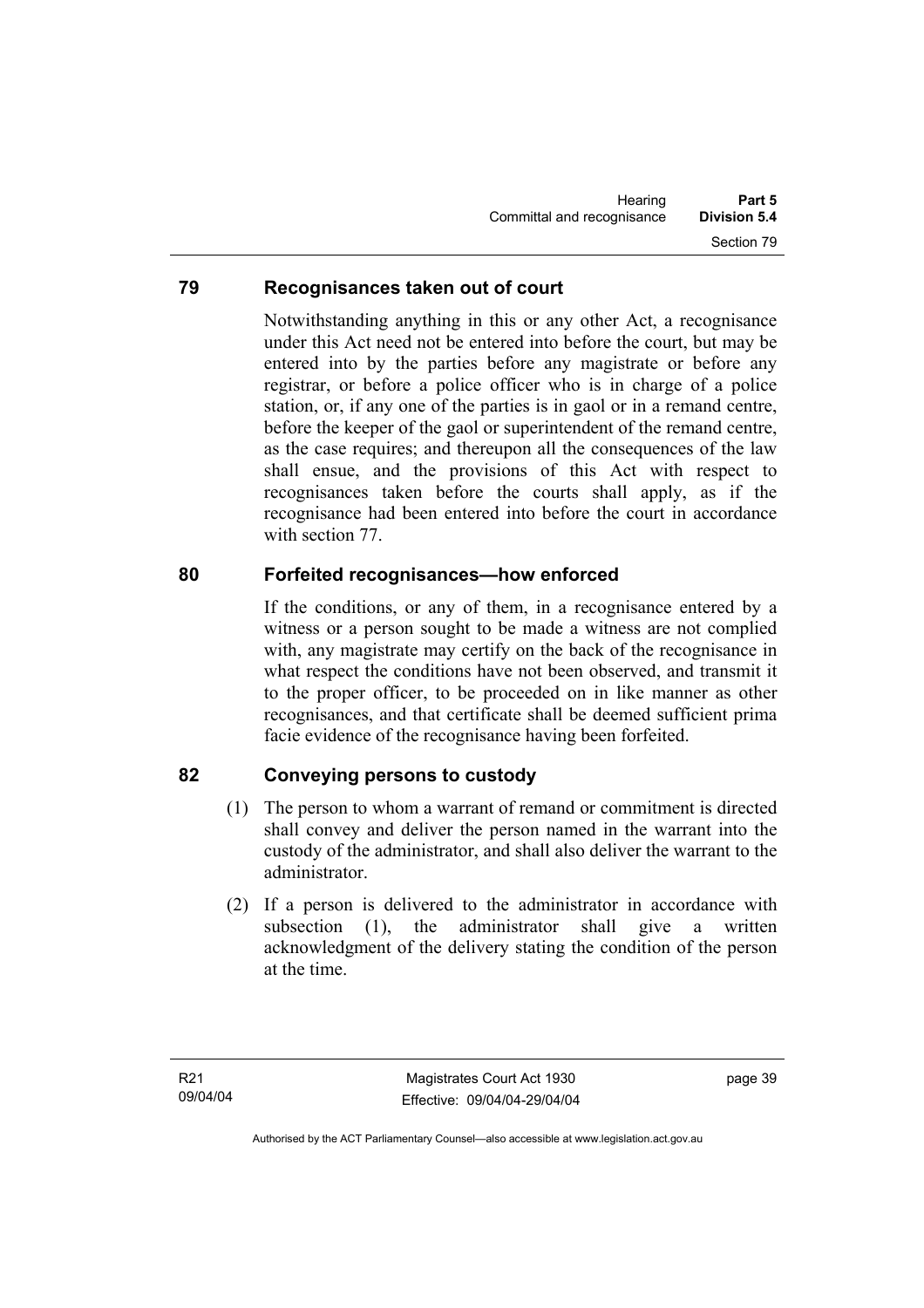## 79 Recognisances taken out of court

Notwithstanding anything in this or any other Act, a recognisance under this Act need not be entered into before the court, but may be entered into by the parties before any magistrate or before any registrar, or before a police officer who is in charge of a police station, or, if any one of the parties is in gaol or in a remand centre, before the keeper of the gaol or superintendent of the remand centre, as the case requires; and thereupon all the consequences of the law shall ensue, and the provisions of this Act with respect to recognisances taken before the courts shall apply, as if the recognisance had been entered into before the court in accordance with section 77.

## 80 Forfeited recognisances—how enforced

If the conditions, or any of them, in a recognisance entered by a witness or a person sought to be made a witness are not complied with, any magistrate may certify on the back of the recognisance in what respect the conditions have not been observed, and transmit it to the proper officer, to be proceeded on in like manner as other recognisances, and that certificate shall be deemed sufficient prima facie evidence of the recognisance having been forfeited.

## 82 Conveying persons to custody

(1) The person to whom a warrant of remand or commitment is directed shall convey and deliver the person named in the warrant into the custody of the administrator, and shall also deliver the warrant to the administrator.

(2) If a person is delivered to the administrator in accordance with subsection (1), the administrator shall give a written acknowledgment of the delivery stating the condition of the person at the time.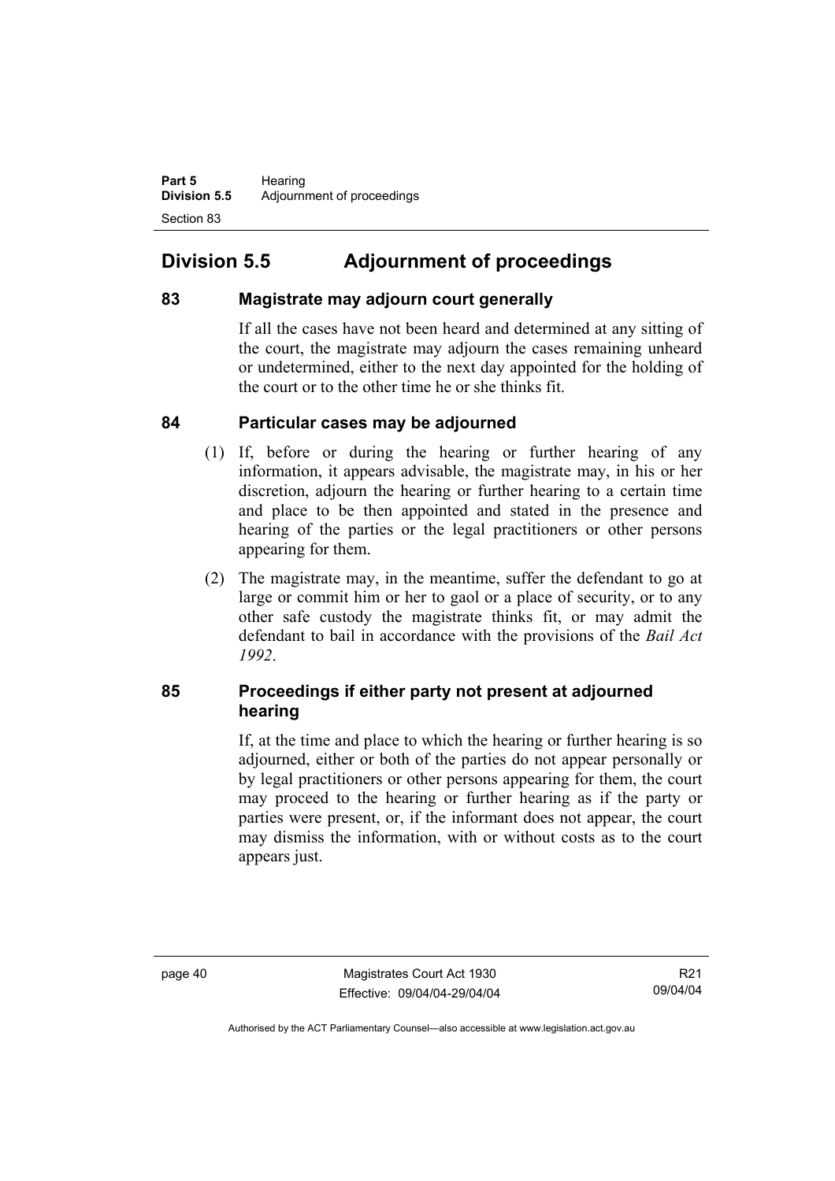# Division 5.5 Adjournment of proceedings

## 83 Magistrate may adjourn court generally

If all the cases have not been heard and determined at any sitting of the court, the magistrate may adjourn the cases remaining unheard or undetermined, either to the next day appointed for the holding of the court or to the other time he or she thinks fit.

## 84 Particular cases may be adjourned

(1) If, before or during the hearing or further hearing of any information, it appears advisable, the magistrate may, in his or her discretion, adjourn the hearing or further hearing to a certain time and place to be then appointed and stated in the presence and hearing of the parties or the legal practitioners or other persons appearing for them.

(2) The magistrate may, in the meantime, suffer the defendant to go at large or commit him or her to gaol or a place of security, or to any other safe custody the magistrate thinks fit, or may admit the defendant to bail in accordance with the provisions of the *Bail Act 1992*.

## 85 Proceedings if either party not present at adjourned hearing

If, at the time and place to which the hearing or further hearing is so adjourned, either or both of the parties do not appear personally or by legal practitioners or other persons appearing for them, the court may proceed to the hearing or further hearing as if the party or parties were present, or, if the informant does not appear, the court may dismiss the information, with or without costs as to the court appears just.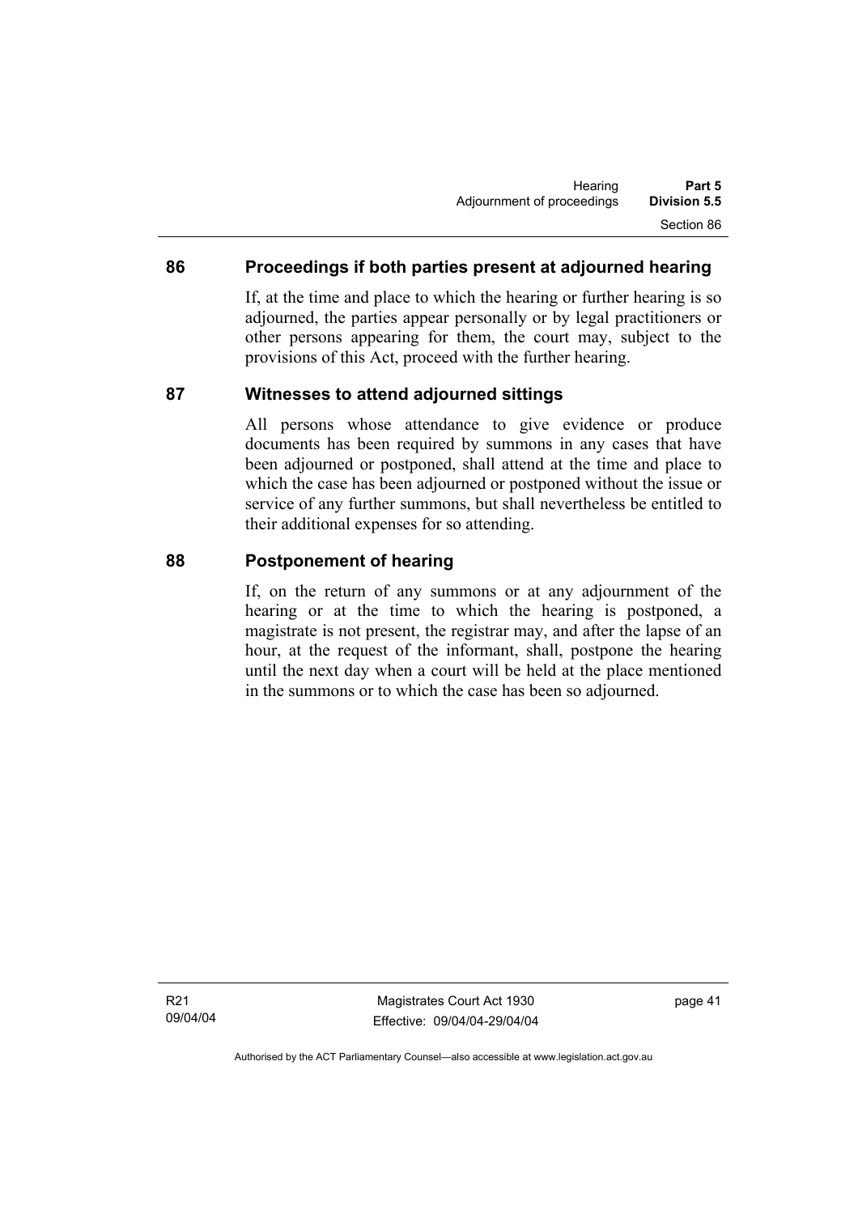## 86 Proceedings if both parties present at adjourned hearing

If, at the time and place to which the hearing or further hearing is so adjourned, the parties appear personally or by legal practitioners or other persons appearing for them, the court may, subject to the provisions of this Act, proceed with the further hearing.

## 87 Witnesses to attend adjourned sittings

All persons whose attendance to give evidence or produce documents has been required by summons in any cases that have been adjourned or postponed, shall attend at the time and place to which the case has been adjourned or postponed without the issue or service of any further summons, but shall nevertheless be entitled to their additional expenses for so attending.

## 88 Postponement of hearing

If, on the return of any summons or at any adjournment of the hearing or at the time to which the hearing is postponed, a magistrate is not present, the registrar may, and after the lapse of an hour, at the request of the informant, shall, postpone the hearing until the next day when a court will be held at the place mentioned in the summons or to which the case has been so adjourned.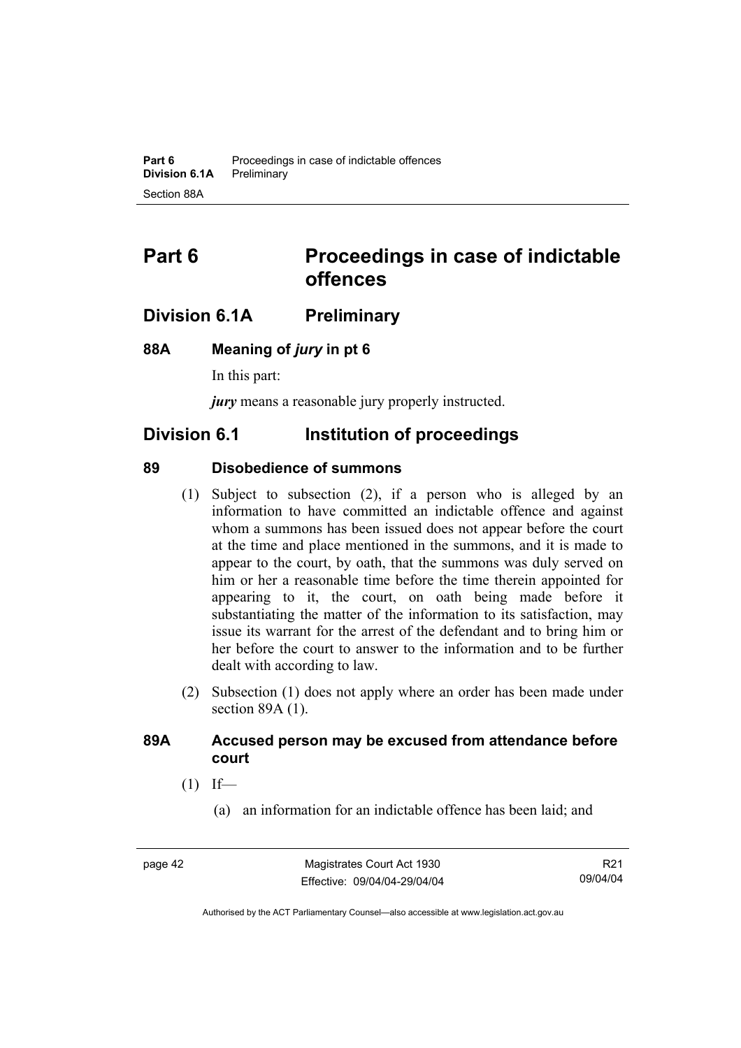# Part 6 Proceedings in case of indictable offences

## Division 6.1A Preliminary

### 88A Meaning of *jury* in pt 6

In this part:

***jury*** means a reasonable jury properly instructed.

## Division 6.1 Institution of proceedings

### 89 Disobedience of summons

(1) Subject to subsection (2), if a person who is alleged by an information to have committed an indictable offence and against whom a summons has been issued does not appear before the court at the time and place mentioned in the summons, and it is made to appear to the court, by oath, that the summons was duly served on him or her a reasonable time before the time therein appointed for appearing to it, the court, on oath being made before it substantiating the matter of the information to its satisfaction, may issue its warrant for the arrest of the defendant and to bring him or her before the court to answer to the information and to be further dealt with according to law.

(2) Subsection (1) does not apply where an order has been made under section 89A (1).

### 89A Accused person may be excused from attendance before court

(1) If—

(a) an information for an indictable offence has been laid; and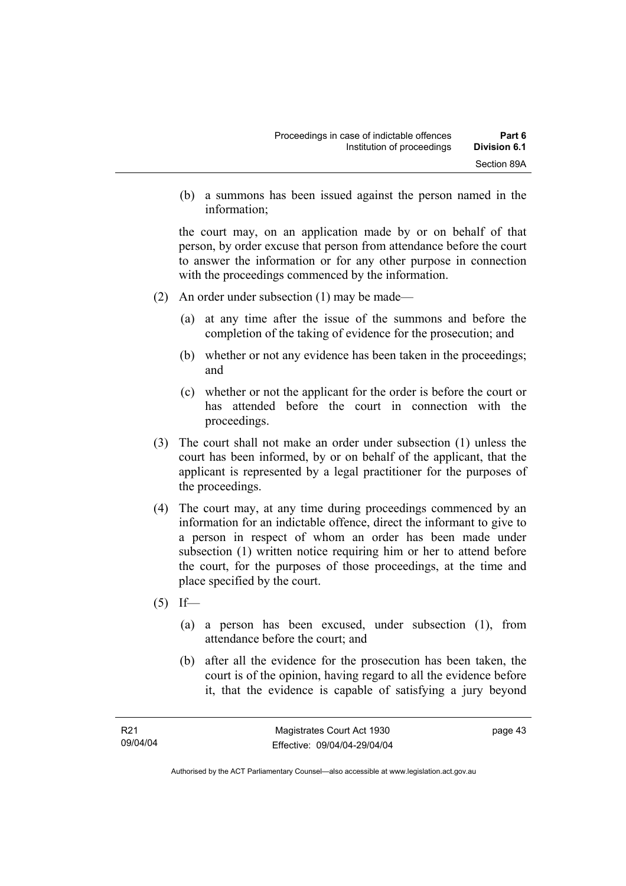(b) a summons has been issued against the person named in the information;

the court may, on an application made by or on behalf of that person, by order excuse that person from attendance before the court to answer the information or for any other purpose in connection with the proceedings commenced by the information.

(2) An order under subsection (1) may be made—

(a) at any time after the issue of the summons and before the completion of the taking of evidence for the prosecution; and

(b) whether or not any evidence has been taken in the proceedings; and

(c) whether or not the applicant for the order is before the court or has attended before the court in connection with the proceedings.

(3) The court shall not make an order under subsection (1) unless the court has been informed, by or on behalf of the applicant, that the applicant is represented by a legal practitioner for the purposes of the proceedings.

(4) The court may, at any time during proceedings commenced by an information for an indictable offence, direct the informant to give to a person in respect of whom an order has been made under subsection (1) written notice requiring him or her to attend before the court, for the purposes of those proceedings, at the time and place specified by the court.

(5) If—

(a) a person has been excused, under subsection (1), from attendance before the court; and

(b) after all the evidence for the prosecution has been taken, the court is of the opinion, having regard to all the evidence before it, that the evidence is capable of satisfying a jury beyond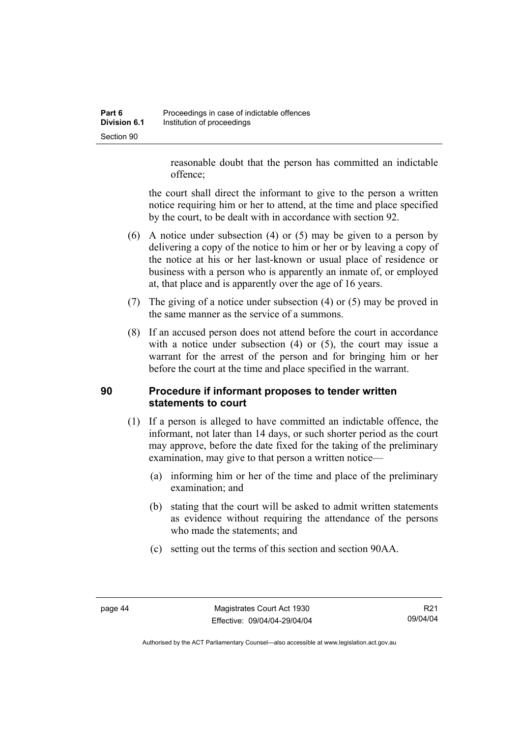reasonable doubt that the person has committed an indictable offence;

the court shall direct the informant to give to the person a written notice requiring him or her to attend, at the time and place specified by the court, to be dealt with in accordance with section 92.

(6) A notice under subsection (4) or (5) may be given to a person by delivering a copy of the notice to him or her or by leaving a copy of the notice at his or her last-known or usual place of residence or business with a person who is apparently an inmate of, or employed at, that place and is apparently over the age of 16 years.

(7) The giving of a notice under subsection (4) or (5) may be proved in the same manner as the service of a summons.

(8) If an accused person does not attend before the court in accordance with a notice under subsection (4) or (5), the court may issue a warrant for the arrest of the person and for bringing him or her before the court at the time and place specified in the warrant.

## 90 Procedure if informant proposes to tender written statements to court

(1) If a person is alleged to have committed an indictable offence, the informant, not later than 14 days, or such shorter period as the court may approve, before the date fixed for the taking of the preliminary examination, may give to that person a written notice—

(a) informing him or her of the time and place of the preliminary examination; and

(b) stating that the court will be asked to admit written statements as evidence without requiring the attendance of the persons who made the statements; and

(c) setting out the terms of this section and section 90AA.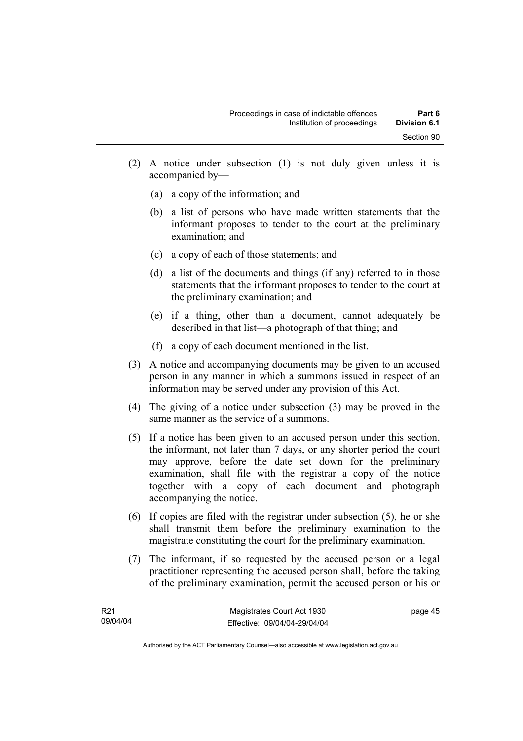(2) A notice under subsection (1) is not duly given unless it is accompanied by—

   (a) a copy of the information; and

   (b) a list of persons who have made written statements that the informant proposes to tender to the court at the preliminary examination; and

   (c) a copy of each of those statements; and

   (d) a list of the documents and things (if any) referred to in those statements that the informant proposes to tender to the court at the preliminary examination; and

   (e) if a thing, other than a document, cannot adequately be described in that list—a photograph of that thing; and

   (f) a copy of each document mentioned in the list.

(3) A notice and accompanying documents may be given to an accused person in any manner in which a summons issued in respect of an information may be served under any provision of this Act.

(4) The giving of a notice under subsection (3) may be proved in the same manner as the service of a summons.

(5) If a notice has been given to an accused person under this section, the informant, not later than 7 days, or any shorter period the court may approve, before the date set down for the preliminary examination, shall file with the registrar a copy of the notice together with a copy of each document and photograph accompanying the notice.

(6) If copies are filed with the registrar under subsection (5), he or she shall transmit them before the preliminary examination to the magistrate constituting the court for the preliminary examination.

(7) The informant, if so requested by the accused person or a legal practitioner representing the accused person shall, before the taking of the preliminary examination, permit the accused person or his or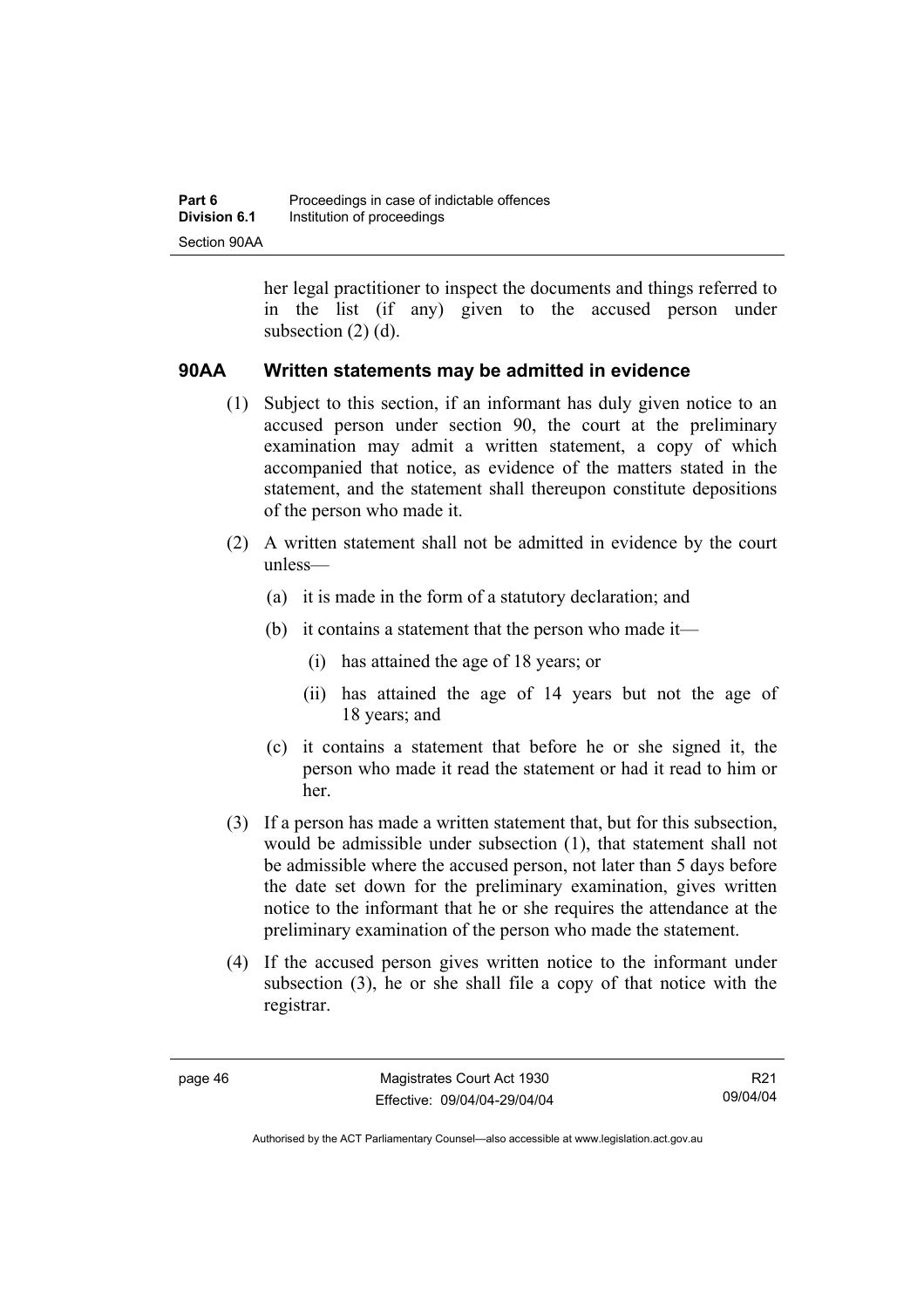her legal practitioner to inspect the documents and things referred to in the list (if any) given to the accused person under subsection (2) (d).

### 90AA Written statements may be admitted in evidence

(1) Subject to this section, if an informant has duly given notice to an accused person under section 90, the court at the preliminary examination may admit a written statement, a copy of which accompanied that notice, as evidence of the matters stated in the statement, and the statement shall thereupon constitute depositions of the person who made it.

(2) A written statement shall not be admitted in evidence by the court unless—

(a) it is made in the form of a statutory declaration; and

(b) it contains a statement that the person who made it—

(i) has attained the age of 18 years; or

(ii) has attained the age of 14 years but not the age of 18 years; and

(c) it contains a statement that before he or she signed it, the person who made it read the statement or had it read to him or her.

(3) If a person has made a written statement that, but for this subsection, would be admissible under subsection (1), that statement shall not be admissible where the accused person, not later than 5 days before the date set down for the preliminary examination, gives written notice to the informant that he or she requires the attendance at the preliminary examination of the person who made the statement.

(4) If the accused person gives written notice to the informant under subsection (3), he or she shall file a copy of that notice with the registrar.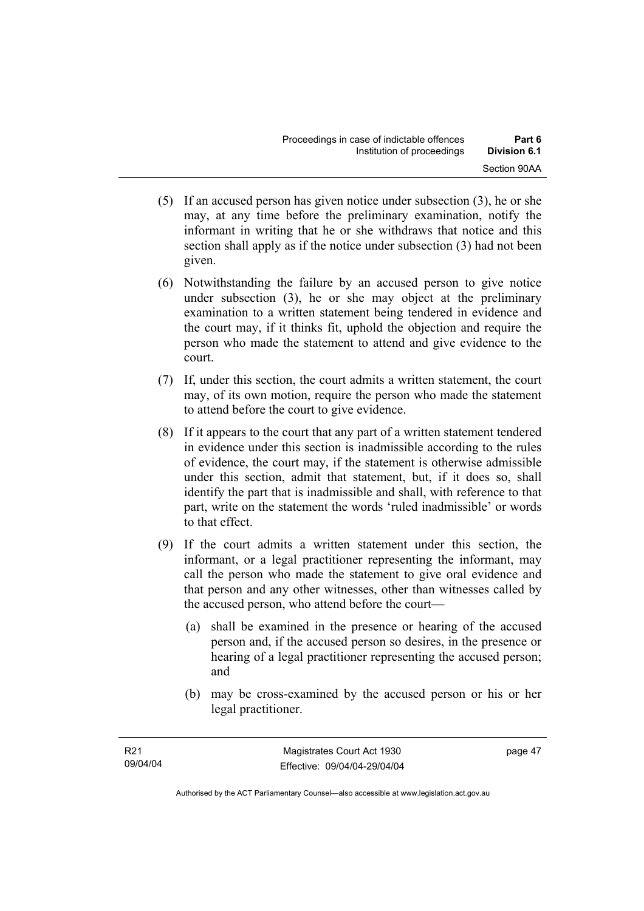(5) If an accused person has given notice under subsection (3), he or she may, at any time before the preliminary examination, notify the informant in writing that he or she withdraws that notice and this section shall apply as if the notice under subsection (3) had not been given.

(6) Notwithstanding the failure by an accused person to give notice under subsection (3), he or she may object at the preliminary examination to a written statement being tendered in evidence and the court may, if it thinks fit, uphold the objection and require the person who made the statement to attend and give evidence to the court.

(7) If, under this section, the court admits a written statement, the court may, of its own motion, require the person who made the statement to attend before the court to give evidence.

(8) If it appears to the court that any part of a written statement tendered in evidence under this section is inadmissible according to the rules of evidence, the court may, if the statement is otherwise admissible under this section, admit that statement, but, if it does so, shall identify the part that is inadmissible and shall, with reference to that part, write on the statement the words 'ruled inadmissible' or words to that effect.

(9) If the court admits a written statement under this section, the informant, or a legal practitioner representing the informant, may call the person who made the statement to give oral evidence and that person and any other witnesses, other than witnesses called by the accused person, who attend before the court—

(a) shall be examined in the presence or hearing of the accused person and, if the accused person so desires, in the presence or hearing of a legal practitioner representing the accused person; and

(b) may be cross-examined by the accused person or his or her legal practitioner.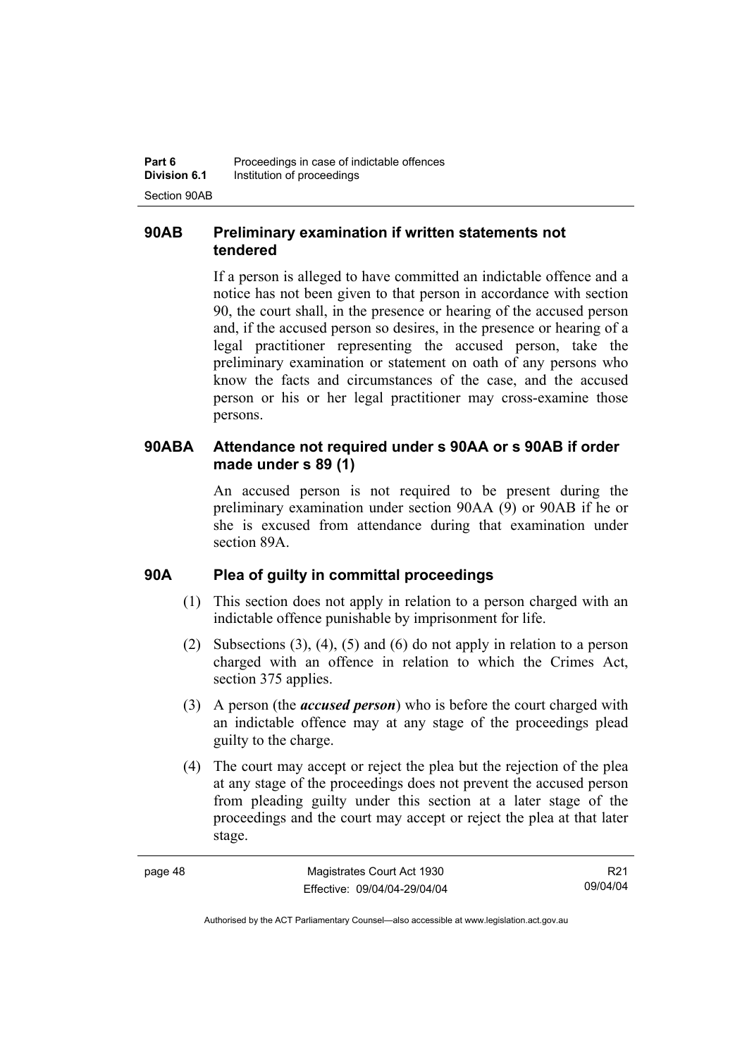### 90AB Preliminary examination if written statements not tendered

If a person is alleged to have committed an indictable offence and a notice has not been given to that person in accordance with section 90, the court shall, in the presence or hearing of the accused person and, if the accused person so desires, in the presence or hearing of a legal practitioner representing the accused person, take the preliminary examination or statement on oath of any persons who know the facts and circumstances of the case, and the accused person or his or her legal practitioner may cross-examine those persons.

### 90ABA Attendance not required under s 90AA or s 90AB if order made under s 89 (1)

An accused person is not required to be present during the preliminary examination under section 90AA (9) or 90AB if he or she is excused from attendance during that examination under section 89A.

### 90A Plea of guilty in committal proceedings

(1) This section does not apply in relation to a person charged with an indictable offence punishable by imprisonment for life.

(2) Subsections (3), (4), (5) and (6) do not apply in relation to a person charged with an offence in relation to which the Crimes Act, section 375 applies.

(3) A person (the ***accused person***) who is before the court charged with an indictable offence may at any stage of the proceedings plead guilty to the charge.

(4) The court may accept or reject the plea but the rejection of the plea at any stage of the proceedings does not prevent the accused person from pleading guilty under this section at a later stage of the proceedings and the court may accept or reject the plea at that later stage.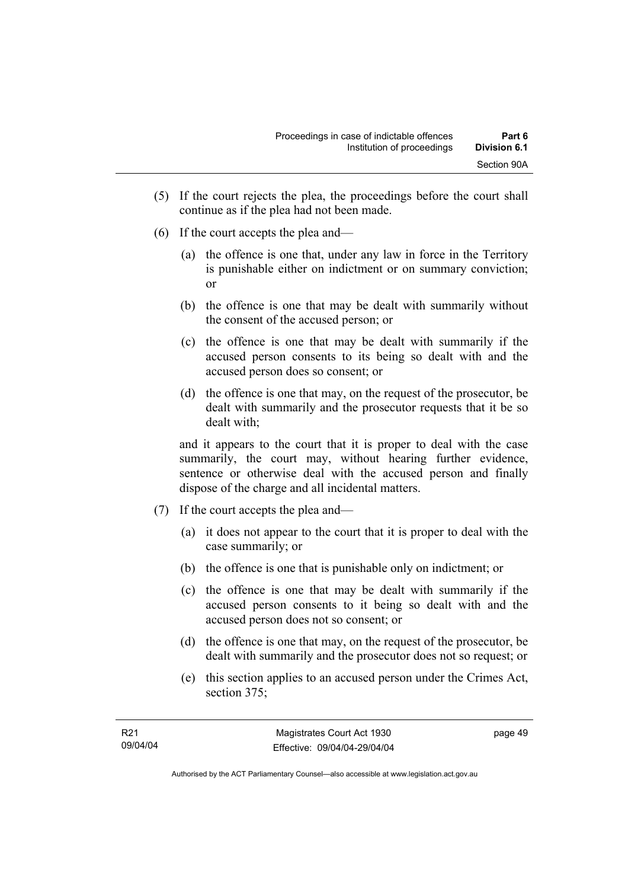(5) If the court rejects the plea, the proceedings before the court shall continue as if the plea had not been made.

(6) If the court accepts the plea and—

 (a) the offence is one that, under any law in force in the Territory is punishable either on indictment or on summary conviction; or

 (b) the offence is one that may be dealt with summarily without the consent of the accused person; or

 (c) the offence is one that may be dealt with summarily if the accused person consents to its being so dealt with and the accused person does so consent; or

 (d) the offence is one that may, on the request of the prosecutor, be dealt with summarily and the prosecutor requests that it be so dealt with;

 and it appears to the court that it is proper to deal with the case summarily, the court may, without hearing further evidence, sentence or otherwise deal with the accused person and finally dispose of the charge and all incidental matters.

(7) If the court accepts the plea and—

 (a) it does not appear to the court that it is proper to deal with the case summarily; or

 (b) the offence is one that is punishable only on indictment; or

 (c) the offence is one that may be dealt with summarily if the accused person consents to it being so dealt with and the accused person does not so consent; or

 (d) the offence is one that may, on the request of the prosecutor, be dealt with summarily and the prosecutor does not so request; or

 (e) this section applies to an accused person under the Crimes Act, section 375;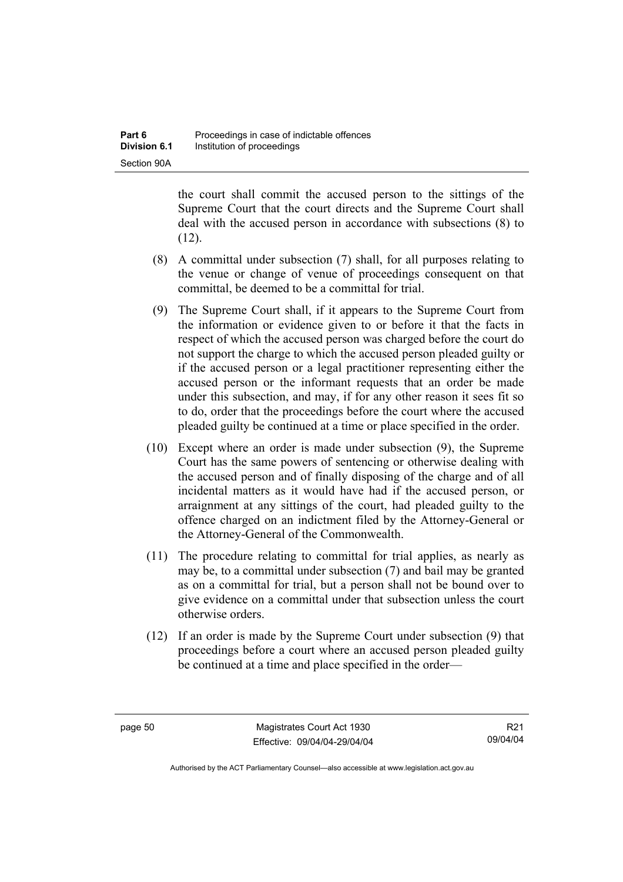the court shall commit the accused person to the sittings of the Supreme Court that the court directs and the Supreme Court shall deal with the accused person in accordance with subsections (8) to (12).

(8) A committal under subsection (7) shall, for all purposes relating to the venue or change of venue of proceedings consequent on that committal, be deemed to be a committal for trial.

(9) The Supreme Court shall, if it appears to the Supreme Court from the information or evidence given to or before it that the facts in respect of which the accused person was charged before the court do not support the charge to which the accused person pleaded guilty or if the accused person or a legal practitioner representing either the accused person or the informant requests that an order be made under this subsection, and may, if for any other reason it sees fit so to do, order that the proceedings before the court where the accused pleaded guilty be continued at a time or place specified in the order.

(10) Except where an order is made under subsection (9), the Supreme Court has the same powers of sentencing or otherwise dealing with the accused person and of finally disposing of the charge and of all incidental matters as it would have had if the accused person, or arraignment at any sittings of the court, had pleaded guilty to the offence charged on an indictment filed by the Attorney-General or the Attorney-General of the Commonwealth.

(11) The procedure relating to committal for trial applies, as nearly as may be, to a committal under subsection (7) and bail may be granted as on a committal for trial, but a person shall not be bound over to give evidence on a committal under that subsection unless the court otherwise orders.

(12) If an order is made by the Supreme Court under subsection (9) that proceedings before a court where an accused person pleaded guilty be continued at a time and place specified in the order—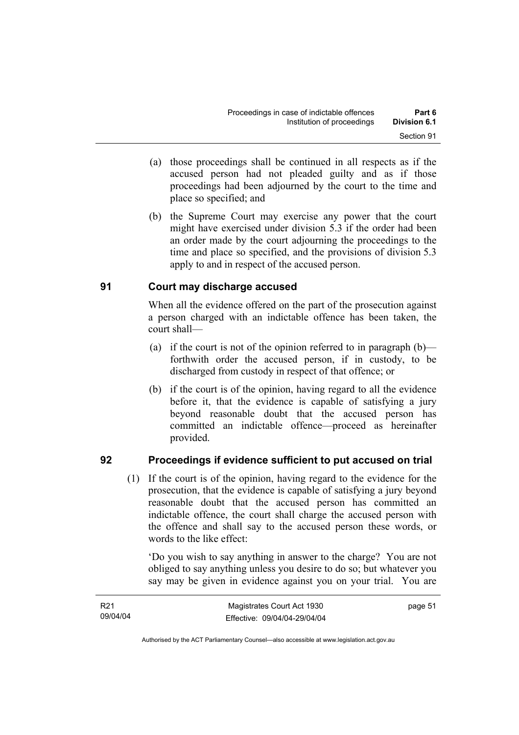(a) those proceedings shall be continued in all respects as if the accused person had not pleaded guilty and as if those proceedings had been adjourned by the court to the time and place so specified; and

(b) the Supreme Court may exercise any power that the court might have exercised under division 5.3 if the order had been an order made by the court adjourning the proceedings to the time and place so specified, and the provisions of division 5.3 apply to and in respect of the accused person.

## 91 Court may discharge accused

When all the evidence offered on the part of the prosecution against a person charged with an indictable offence has been taken, the court shall—

(a) if the court is not of the opinion referred to in paragraph (b)—forthwith order the accused person, if in custody, to be discharged from custody in respect of that offence; or

(b) if the court is of the opinion, having regard to all the evidence before it, that the evidence is capable of satisfying a jury beyond reasonable doubt that the accused person has committed an indictable offence—proceed as hereinafter provided.

## 92 Proceedings if evidence sufficient to put accused on trial

(1) If the court is of the opinion, having regard to the evidence for the prosecution, that the evidence is capable of satisfying a jury beyond reasonable doubt that the accused person has committed an indictable offence, the court shall charge the accused person with the offence and shall say to the accused person these words, or words to the like effect:

'Do you wish to say anything in answer to the charge? You are not obliged to say anything unless you desire to do so; but whatever you say may be given in evidence against you on your trial. You are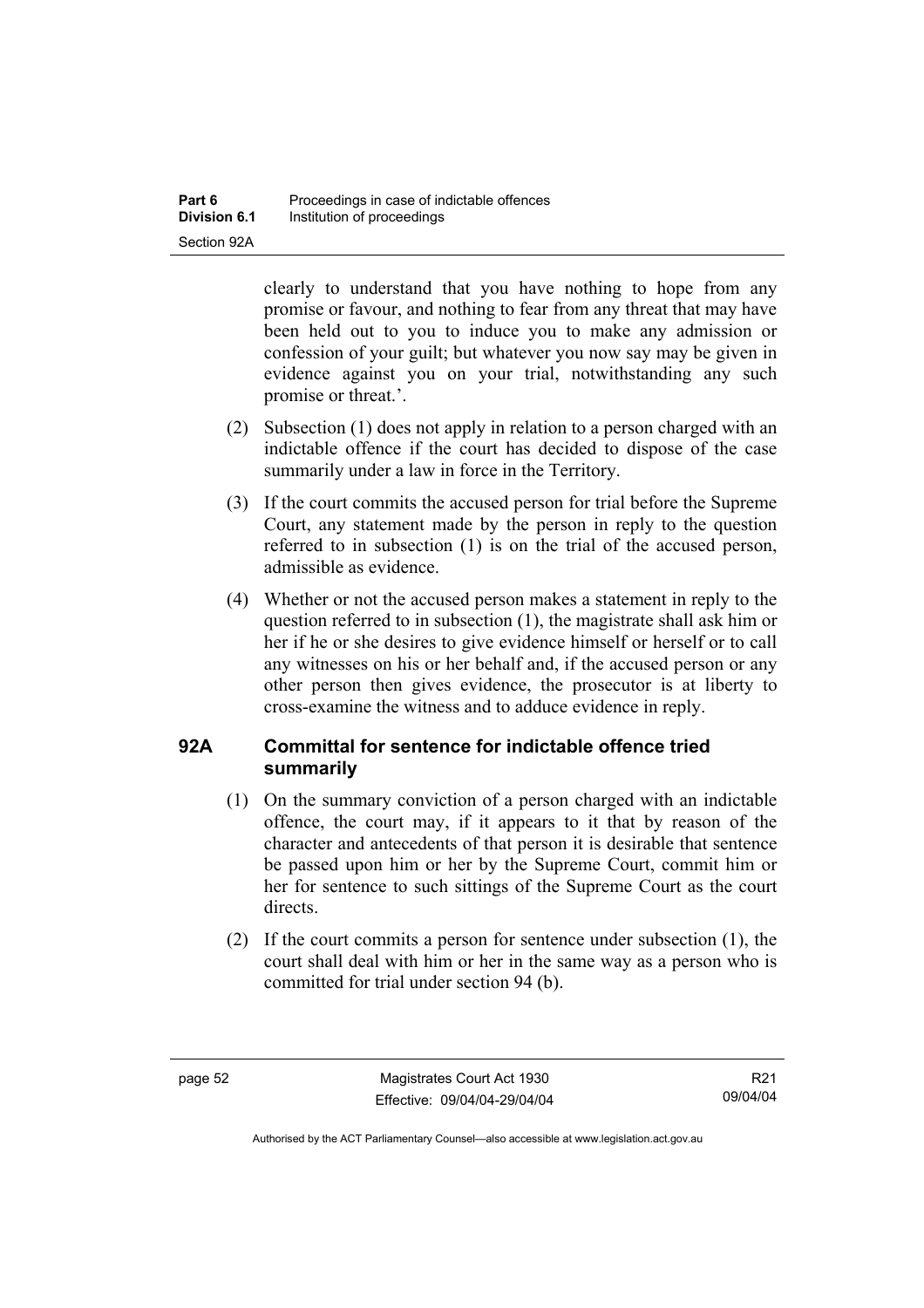clearly to understand that you have nothing to hope from any promise or favour, and nothing to fear from any threat that may have been held out to you to induce you to make any admission or confession of your guilt; but whatever you now say may be given in evidence against you on your trial, notwithstanding any such promise or threat.'.

(2) Subsection (1) does not apply in relation to a person charged with an indictable offence if the court has decided to dispose of the case summarily under a law in force in the Territory.

(3) If the court commits the accused person for trial before the Supreme Court, any statement made by the person in reply to the question referred to in subsection (1) is on the trial of the accused person, admissible as evidence.

(4) Whether or not the accused person makes a statement in reply to the question referred to in subsection (1), the magistrate shall ask him or her if he or she desires to give evidence himself or herself or to call any witnesses on his or her behalf and, if the accused person or any other person then gives evidence, the prosecutor is at liberty to cross-examine the witness and to adduce evidence in reply.

### 92A Committal for sentence for indictable offence tried summarily

(1) On the summary conviction of a person charged with an indictable offence, the court may, if it appears to it that by reason of the character and antecedents of that person it is desirable that sentence be passed upon him or her by the Supreme Court, commit him or her for sentence to such sittings of the Supreme Court as the court directs.

(2) If the court commits a person for sentence under subsection (1), the court shall deal with him or her in the same way as a person who is committed for trial under section 94 (b).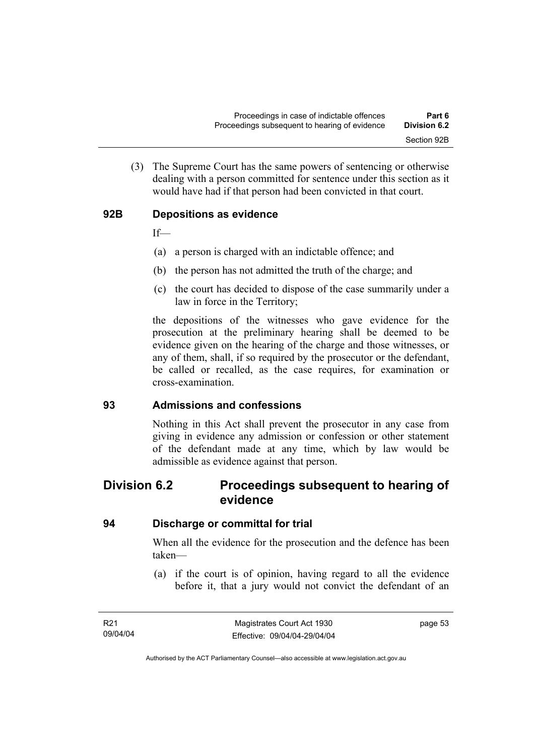(3) The Supreme Court has the same powers of sentencing or otherwise dealing with a person committed for sentence under this section as it would have had if that person had been convicted in that court.

### 92B Depositions as evidence

If—

(a) a person is charged with an indictable offence; and

(b) the person has not admitted the truth of the charge; and

(c) the court has decided to dispose of the case summarily under a law in force in the Territory;

the depositions of the witnesses who gave evidence for the prosecution at the preliminary hearing shall be deemed to be evidence given on the hearing of the charge and those witnesses, or any of them, shall, if so required by the prosecutor or the defendant, be called or recalled, as the case requires, for examination or cross-examination.

### 93 Admissions and confessions

Nothing in this Act shall prevent the prosecutor in any case from giving in evidence any admission or confession or other statement of the defendant made at any time, which by law would be admissible as evidence against that person.

## Division 6.2 Proceedings subsequent to hearing of evidence

### 94 Discharge or committal for trial

When all the evidence for the prosecution and the defence has been taken—

(a) if the court is of opinion, having regard to all the evidence before it, that a jury would not convict the defendant of an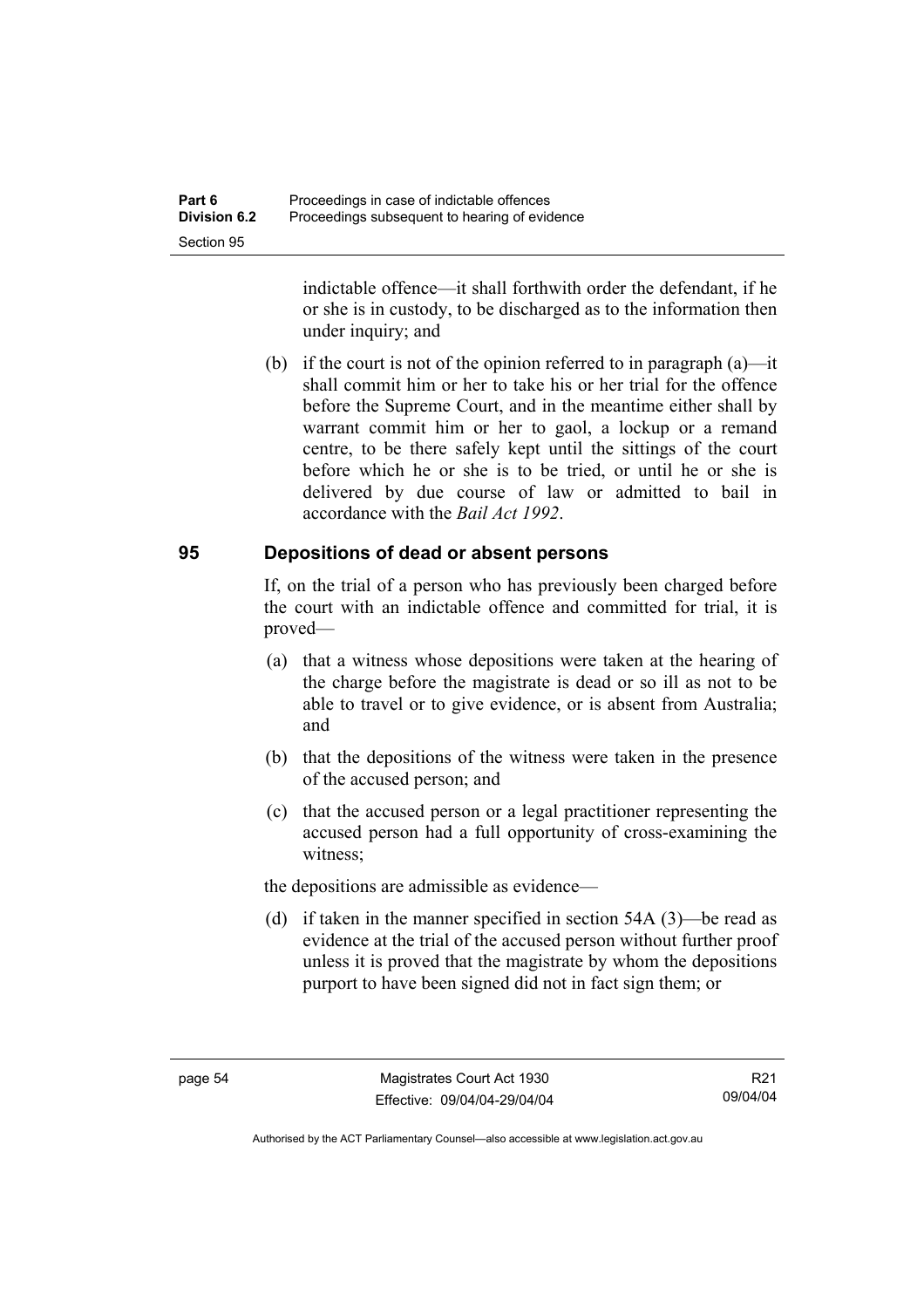indictable offence—it shall forthwith order the defendant, if he or she is in custody, to be discharged as to the information then under inquiry; and

(b) if the court is not of the opinion referred to in paragraph (a)—it shall commit him or her to take his or her trial for the offence before the Supreme Court, and in the meantime either shall by warrant commit him or her to gaol, a lockup or a remand centre, to be there safely kept until the sittings of the court before which he or she is to be tried, or until he or she is delivered by due course of law or admitted to bail in accordance with the *Bail Act 1992*.

## 95 Depositions of dead or absent persons

If, on the trial of a person who has previously been charged before the court with an indictable offence and committed for trial, it is proved—

(a) that a witness whose depositions were taken at the hearing of the charge before the magistrate is dead or so ill as not to be able to travel or to give evidence, or is absent from Australia; and

(b) that the depositions of the witness were taken in the presence of the accused person; and

(c) that the accused person or a legal practitioner representing the accused person had a full opportunity of cross-examining the witness;

the depositions are admissible as evidence—

(d) if taken in the manner specified in section 54A (3)—be read as evidence at the trial of the accused person without further proof unless it is proved that the magistrate by whom the depositions purport to have been signed did not in fact sign them; or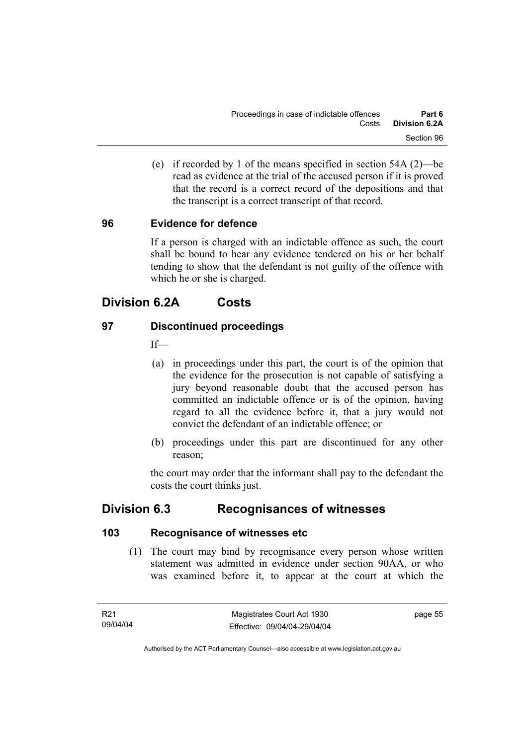(e) if recorded by 1 of the means specified in section 54A (2)—be read as evidence at the trial of the accused person if it is proved that the record is a correct record of the depositions and that the transcript is a correct transcript of that record.

### 96 Evidence for defence

If a person is charged with an indictable offence as such, the court shall be bound to hear any evidence tendered on his or her behalf tending to show that the defendant is not guilty of the offence with which he or she is charged.

## Division 6.2A Costs

### 97 Discontinued proceedings

If—

(a) in proceedings under this part, the court is of the opinion that the evidence for the prosecution is not capable of satisfying a jury beyond reasonable doubt that the accused person has committed an indictable offence or is of the opinion, having regard to all the evidence before it, that a jury would not convict the defendant of an indictable offence; or

(b) proceedings under this part are discontinued for any other reason;

the court may order that the informant shall pay to the defendant the costs the court thinks just.

## Division 6.3 Recognisances of witnesses

### 103 Recognisance of witnesses etc

(1) The court may bind by recognisance every person whose written statement was admitted in evidence under section 90AA, or who was examined before it, to appear at the court at which the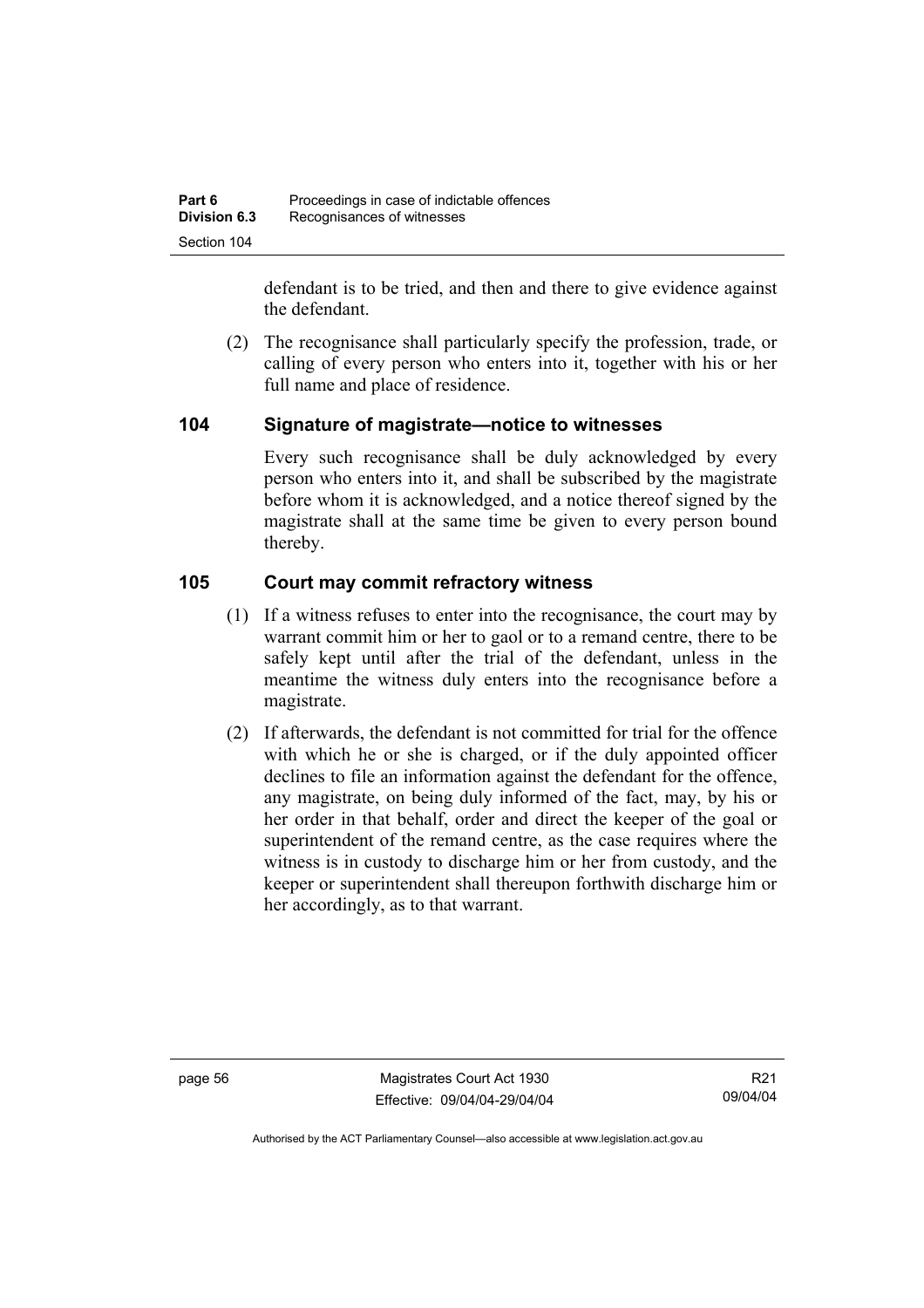defendant is to be tried, and then and there to give evidence against the defendant.

(2) The recognisance shall particularly specify the profession, trade, or calling of every person who enters into it, together with his or her full name and place of residence.

## 104 Signature of magistrate—notice to witnesses

Every such recognisance shall be duly acknowledged by every person who enters into it, and shall be subscribed by the magistrate before whom it is acknowledged, and a notice thereof signed by the magistrate shall at the same time be given to every person bound thereby.

## 105 Court may commit refractory witness

(1) If a witness refuses to enter into the recognisance, the court may by warrant commit him or her to gaol or to a remand centre, there to be safely kept until after the trial of the defendant, unless in the meantime the witness duly enters into the recognisance before a magistrate.

(2) If afterwards, the defendant is not committed for trial for the offence with which he or she is charged, or if the duly appointed officer declines to file an information against the defendant for the offence, any magistrate, on being duly informed of the fact, may, by his or her order in that behalf, order and direct the keeper of the goal or superintendent of the remand centre, as the case requires where the witness is in custody to discharge him or her from custody, and the keeper or superintendent shall thereupon forthwith discharge him or her accordingly, as to that warrant.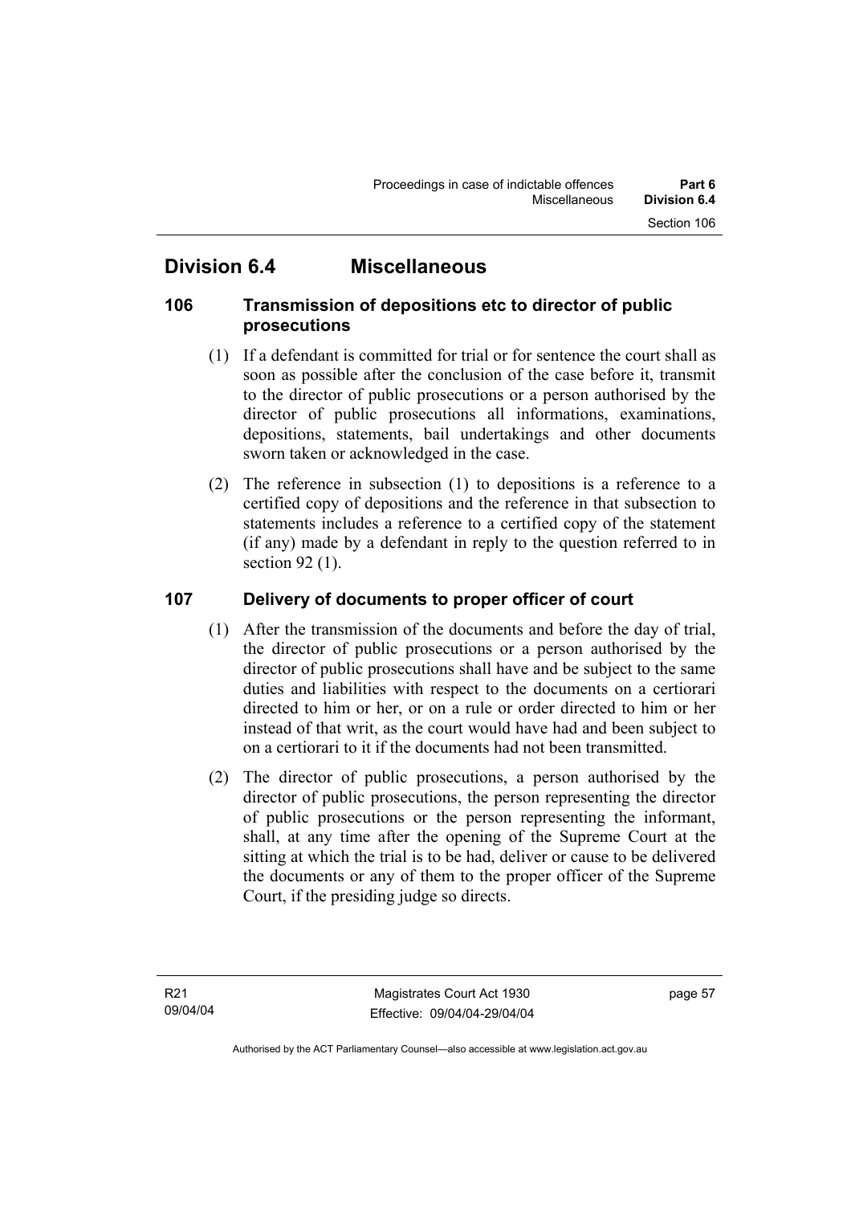## Division 6.4 Miscellaneous

### 106 Transmission of depositions etc to director of public prosecutions

(1) If a defendant is committed for trial or for sentence the court shall as soon as possible after the conclusion of the case before it, transmit to the director of public prosecutions or a person authorised by the director of public prosecutions all informations, examinations, depositions, statements, bail undertakings and other documents sworn taken or acknowledged in the case.

(2) The reference in subsection (1) to depositions is a reference to a certified copy of depositions and the reference in that subsection to statements includes a reference to a certified copy of the statement (if any) made by a defendant in reply to the question referred to in section 92 (1).

### 107 Delivery of documents to proper officer of court

(1) After the transmission of the documents and before the day of trial, the director of public prosecutions or a person authorised by the director of public prosecutions shall have and be subject to the same duties and liabilities with respect to the documents on a certiorari directed to him or her, or on a rule or order directed to him or her instead of that writ, as the court would have had and been subject to on a certiorari to it if the documents had not been transmitted.

(2) The director of public prosecutions, a person authorised by the director of public prosecutions, the person representing the director of public prosecutions or the person representing the informant, shall, at any time after the opening of the Supreme Court at the sitting at which the trial is to be had, deliver or cause to be delivered the documents or any of them to the proper officer of the Supreme Court, if the presiding judge so directs.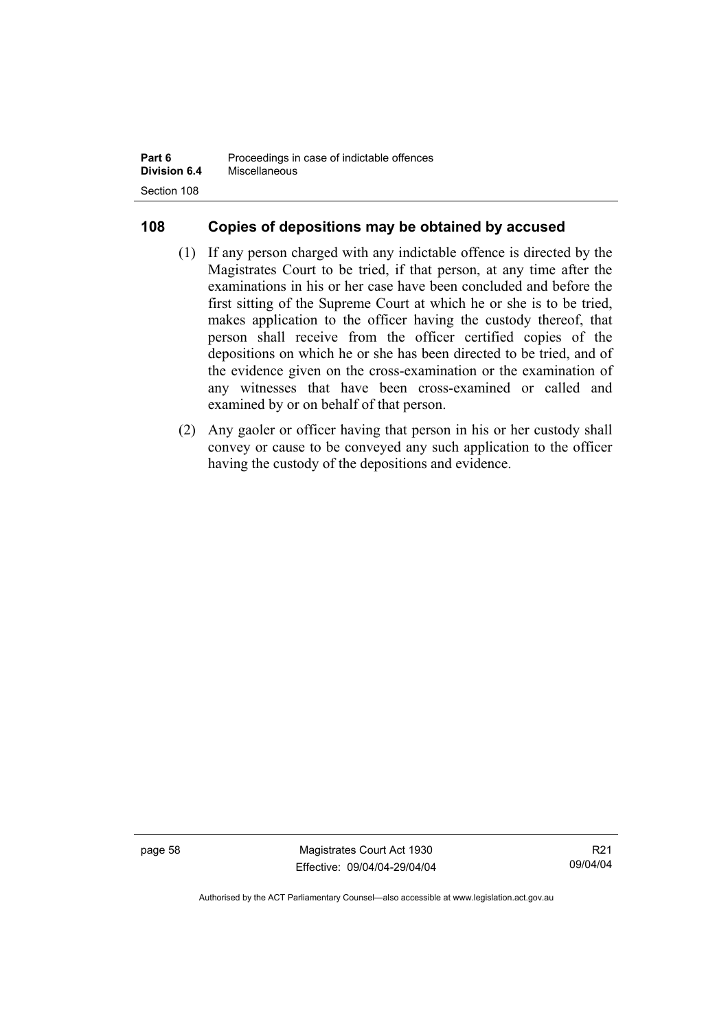## 108 Copies of depositions may be obtained by accused

(1) If any person charged with any indictable offence is directed by the Magistrates Court to be tried, if that person, at any time after the examinations in his or her case have been concluded and before the first sitting of the Supreme Court at which he or she is to be tried, makes application to the officer having the custody thereof, that person shall receive from the officer certified copies of the depositions on which he or she has been directed to be tried, and of the evidence given on the cross-examination or the examination of any witnesses that have been cross-examined or called and examined by or on behalf of that person.

(2) Any gaoler or officer having that person in his or her custody shall convey or cause to be conveyed any such application to the officer having the custody of the depositions and evidence.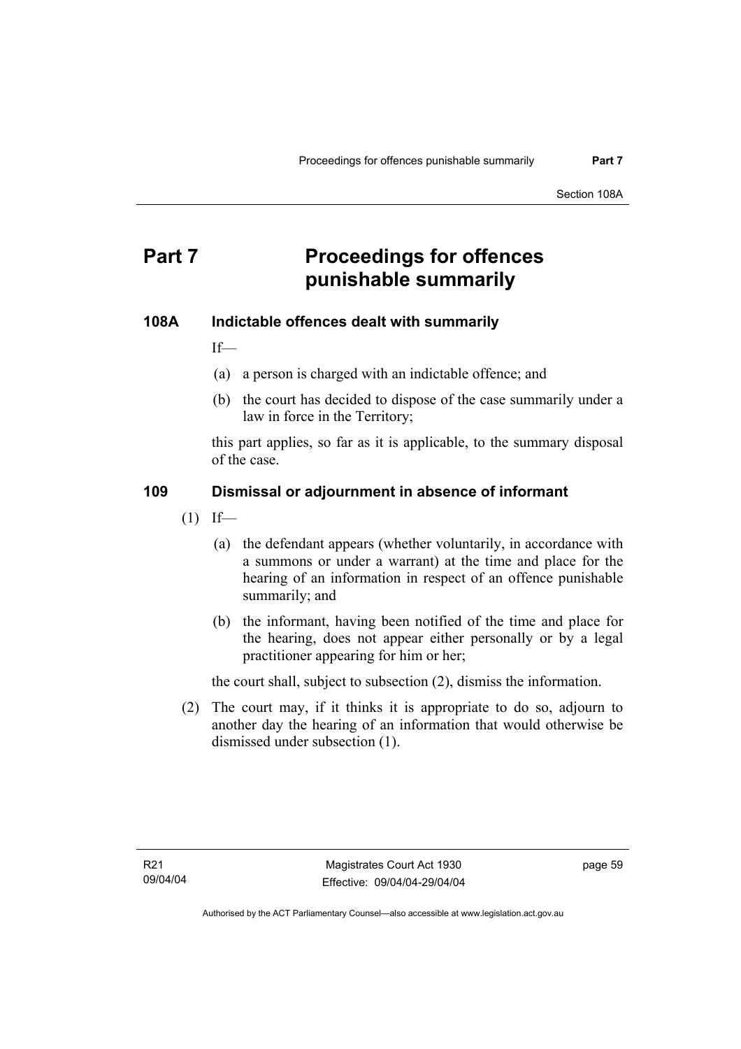# Part 7 Proceedings for offences punishable summarily

## 108A Indictable offences dealt with summarily

If—

(a) a person is charged with an indictable offence; and

(b) the court has decided to dispose of the case summarily under a law in force in the Territory;

this part applies, so far as it is applicable, to the summary disposal of the case.

## 109 Dismissal or adjournment in absence of informant

(1) If—

(a) the defendant appears (whether voluntarily, in accordance with a summons or under a warrant) at the time and place for the hearing of an information in respect of an offence punishable summarily; and

(b) the informant, having been notified of the time and place for the hearing, does not appear either personally or by a legal practitioner appearing for him or her;

the court shall, subject to subsection (2), dismiss the information.

(2) The court may, if it thinks it is appropriate to do so, adjourn to another day the hearing of an information that would otherwise be dismissed under subsection (1).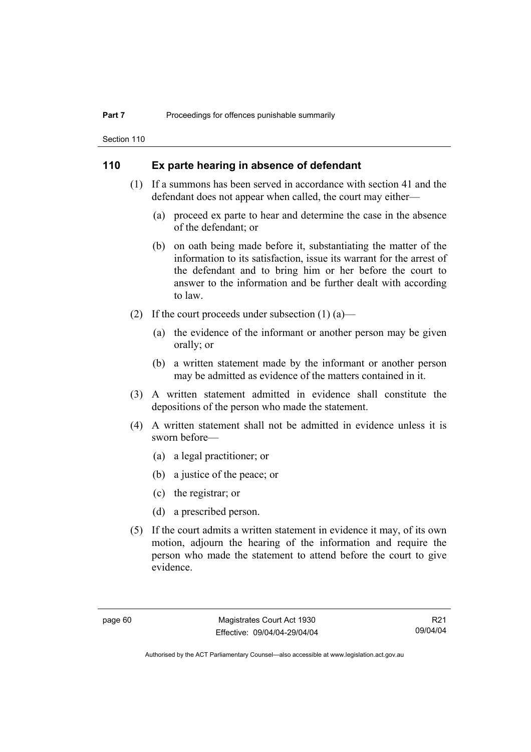## 110 Ex parte hearing in absence of defendant

(1) If a summons has been served in accordance with section 41 and the defendant does not appear when called, the court may either—

  (a) proceed ex parte to hear and determine the case in the absence of the defendant; or

  (b) on oath being made before it, substantiating the matter of the information to its satisfaction, issue its warrant for the arrest of the defendant and to bring him or her before the court to answer to the information and be further dealt with according to law.

(2) If the court proceeds under subsection (1) (a)—

  (a) the evidence of the informant or another person may be given orally; or

  (b) a written statement made by the informant or another person may be admitted as evidence of the matters contained in it.

(3) A written statement admitted in evidence shall constitute the depositions of the person who made the statement.

(4) A written statement shall not be admitted in evidence unless it is sworn before—

  (a) a legal practitioner; or

  (b) a justice of the peace; or

  (c) the registrar; or

  (d) a prescribed person.

(5) If the court admits a written statement in evidence it may, of its own motion, adjourn the hearing of the information and require the person who made the statement to attend before the court to give evidence.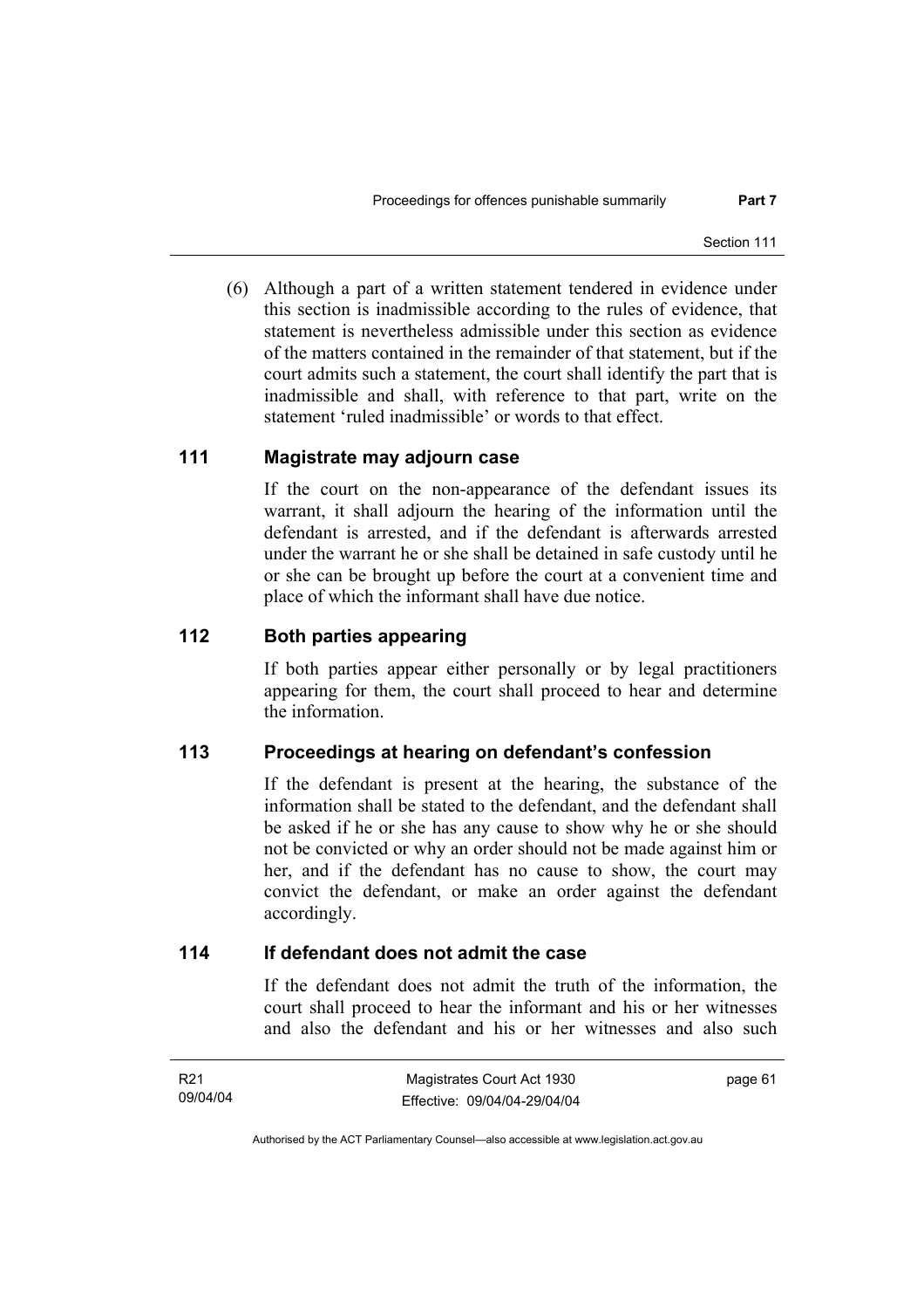(6) Although a part of a written statement tendered in evidence under this section is inadmissible according to the rules of evidence, that statement is nevertheless admissible under this section as evidence of the matters contained in the remainder of that statement, but if the court admits such a statement, the court shall identify the part that is inadmissible and shall, with reference to that part, write on the statement 'ruled inadmissible' or words to that effect.

## 111 Magistrate may adjourn case

If the court on the non-appearance of the defendant issues its warrant, it shall adjourn the hearing of the information until the defendant is arrested, and if the defendant is afterwards arrested under the warrant he or she shall be detained in safe custody until he or she can be brought up before the court at a convenient time and place of which the informant shall have due notice.

## 112 Both parties appearing

If both parties appear either personally or by legal practitioners appearing for them, the court shall proceed to hear and determine the information.

## 113 Proceedings at hearing on defendant's confession

If the defendant is present at the hearing, the substance of the information shall be stated to the defendant, and the defendant shall be asked if he or she has any cause to show why he or she should not be convicted or why an order should not be made against him or her, and if the defendant has no cause to show, the court may convict the defendant, or make an order against the defendant accordingly.

## 114 If defendant does not admit the case

If the defendant does not admit the truth of the information, the court shall proceed to hear the informant and his or her witnesses and also the defendant and his or her witnesses and also such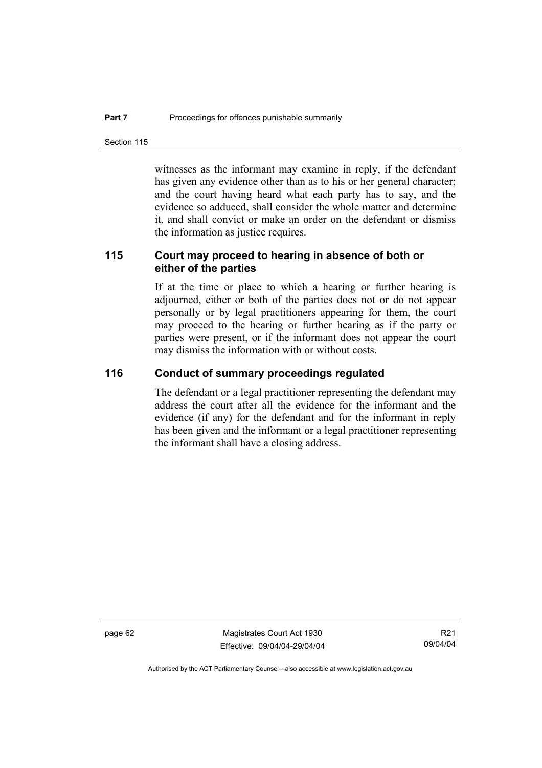witnesses as the informant may examine in reply, if the defendant has given any evidence other than as to his or her general character; and the court having heard what each party has to say, and the evidence so adduced, shall consider the whole matter and determine it, and shall convict or make an order on the defendant or dismiss the information as justice requires.

## 115 Court may proceed to hearing in absence of both or either of the parties

If at the time or place to which a hearing or further hearing is adjourned, either or both of the parties does not or do not appear personally or by legal practitioners appearing for them, the court may proceed to the hearing or further hearing as if the party or parties were present, or if the informant does not appear the court may dismiss the information with or without costs.

## 116 Conduct of summary proceedings regulated

The defendant or a legal practitioner representing the defendant may address the court after all the evidence for the informant and the evidence (if any) for the defendant and for the informant in reply has been given and the informant or a legal practitioner representing the informant shall have a closing address.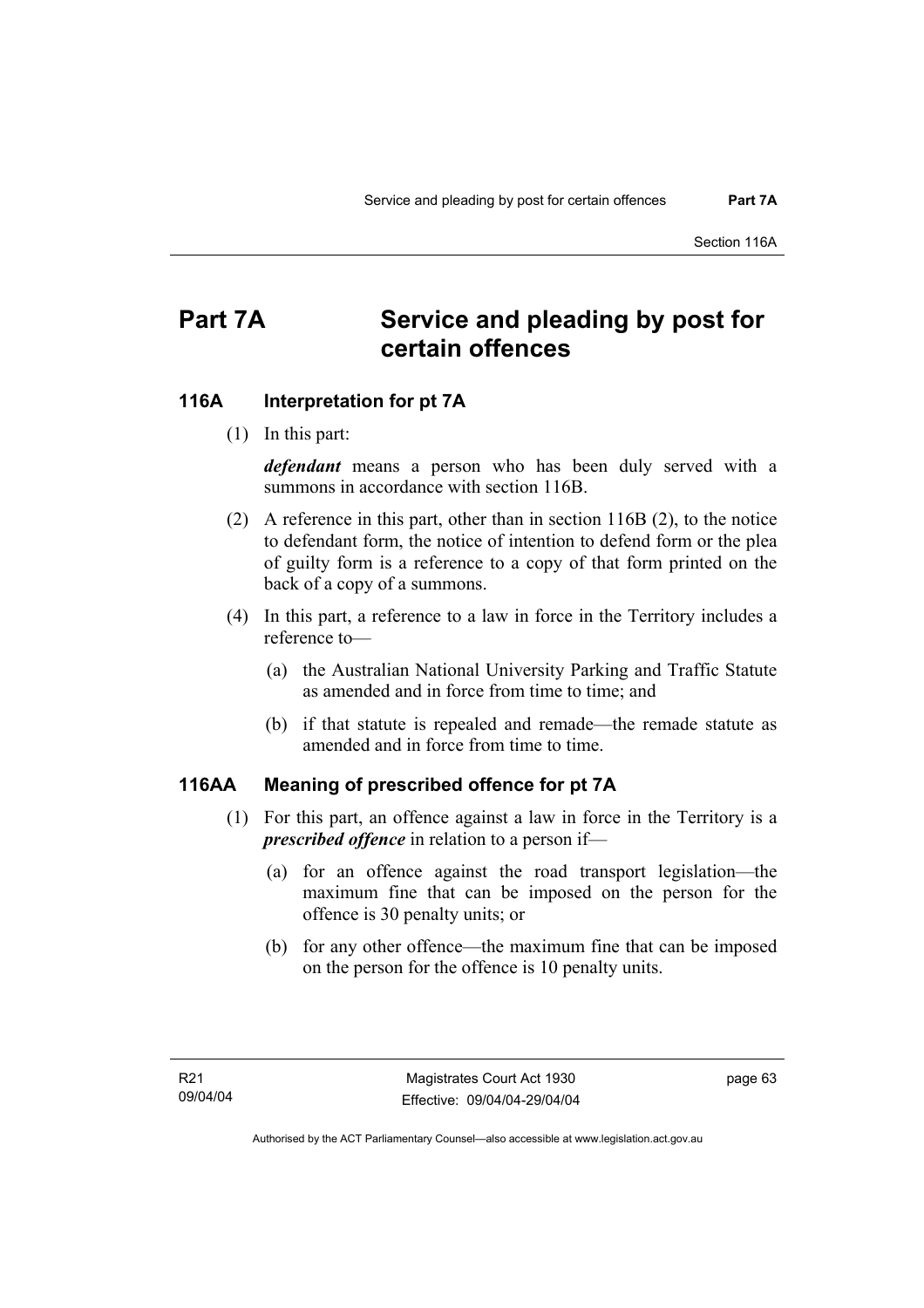# Part 7A Service and pleading by post for certain offences

## 116A Interpretation for pt 7A

(1) In this part:

***defendant*** means a person who has been duly served with a summons in accordance with section 116B.

(2) A reference in this part, other than in section 116B (2), to the notice to defendant form, the notice of intention to defend form or the plea of guilty form is a reference to a copy of that form printed on the back of a copy of a summons.

(4) In this part, a reference to a law in force in the Territory includes a reference to—

(a) the Australian National University Parking and Traffic Statute as amended and in force from time to time; and

(b) if that statute is repealed and remade—the remade statute as amended and in force from time to time.

## 116AA Meaning of prescribed offence for pt 7A

(1) For this part, an offence against a law in force in the Territory is a ***prescribed offence*** in relation to a person if—

(a) for an offence against the road transport legislation—the maximum fine that can be imposed on the person for the offence is 30 penalty units; or

(b) for any other offence—the maximum fine that can be imposed on the person for the offence is 10 penalty units.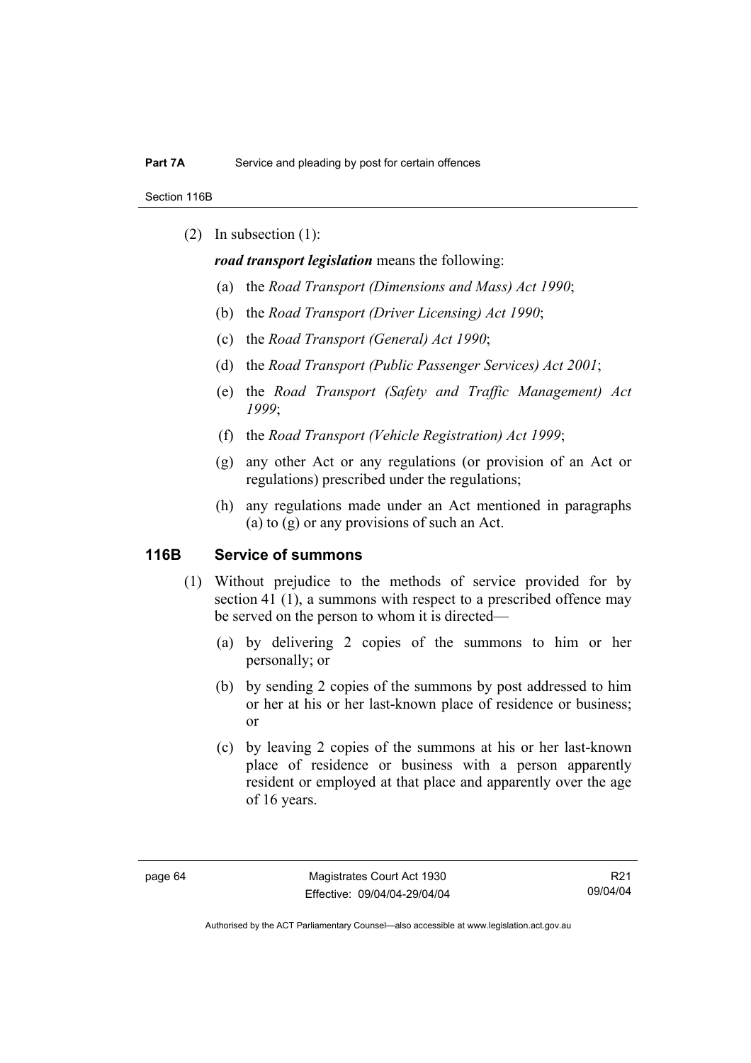(2) In subsection (1):

***road transport legislation*** means the following:

(a) the *Road Transport (Dimensions and Mass) Act 1990*;

(b) the *Road Transport (Driver Licensing) Act 1990*;

(c) the *Road Transport (General) Act 1990*;

(d) the *Road Transport (Public Passenger Services) Act 2001*;

(e) the *Road Transport (Safety and Traffic Management) Act 1999*;

(f) the *Road Transport (Vehicle Registration) Act 1999*;

(g) any other Act or any regulations (or provision of an Act or regulations) prescribed under the regulations;

(h) any regulations made under an Act mentioned in paragraphs (a) to (g) or any provisions of such an Act.

## 116B Service of summons

(1) Without prejudice to the methods of service provided for by section 41 (1), a summons with respect to a prescribed offence may be served on the person to whom it is directed—

(a) by delivering 2 copies of the summons to him or her personally; or

(b) by sending 2 copies of the summons by post addressed to him or her at his or her last-known place of residence or business; or

(c) by leaving 2 copies of the summons at his or her last-known place of residence or business with a person apparently resident or employed at that place and apparently over the age of 16 years.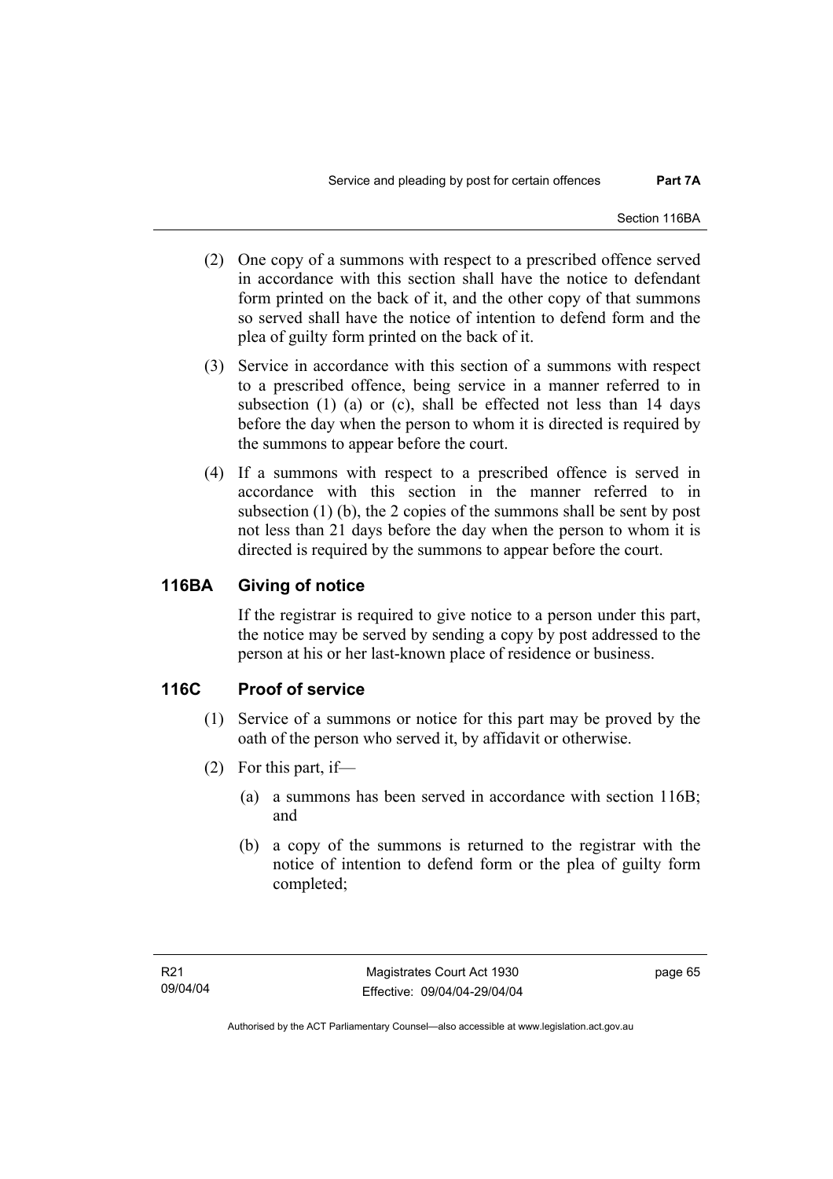(2) One copy of a summons with respect to a prescribed offence served in accordance with this section shall have the notice to defendant form printed on the back of it, and the other copy of that summons so served shall have the notice of intention to defend form and the plea of guilty form printed on the back of it.

(3) Service in accordance with this section of a summons with respect to a prescribed offence, being service in a manner referred to in subsection (1) (a) or (c), shall be effected not less than 14 days before the day when the person to whom it is directed is required by the summons to appear before the court.

(4) If a summons with respect to a prescribed offence is served in accordance with this section in the manner referred to in subsection (1) (b), the 2 copies of the summons shall be sent by post not less than 21 days before the day when the person to whom it is directed is required by the summons to appear before the court.

## 116BA Giving of notice

If the registrar is required to give notice to a person under this part, the notice may be served by sending a copy by post addressed to the person at his or her last-known place of residence or business.

## 116C Proof of service

(1) Service of a summons or notice for this part may be proved by the oath of the person who served it, by affidavit or otherwise.

(2) For this part, if—

(a) a summons has been served in accordance with section 116B; and

(b) a copy of the summons is returned to the registrar with the notice of intention to defend form or the plea of guilty form completed;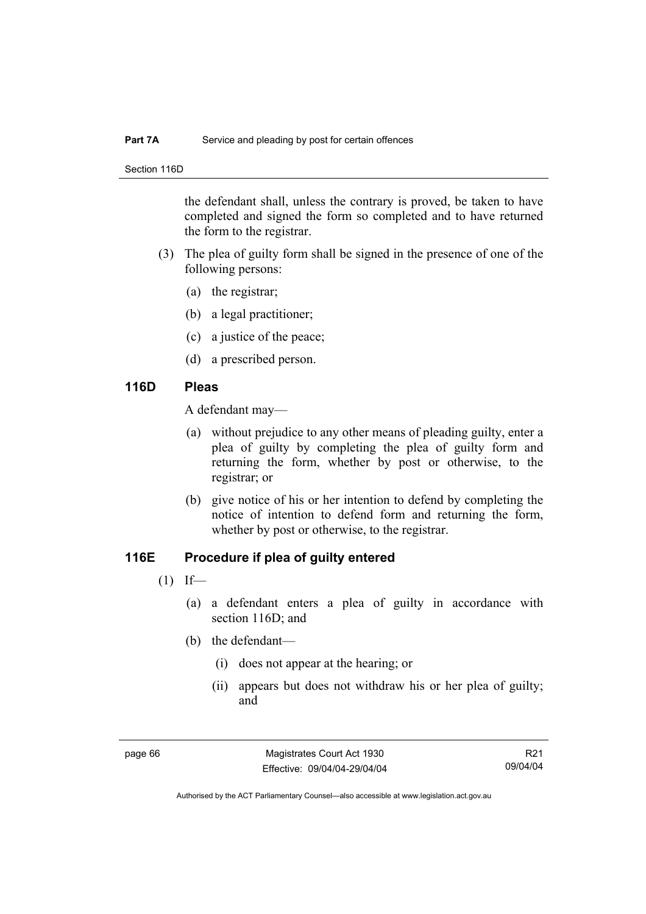the defendant shall, unless the contrary is proved, be taken to have completed and signed the form so completed and to have returned the form to the registrar.

(3) The plea of guilty form shall be signed in the presence of one of the following persons:

(a) the registrar;

(b) a legal practitioner;

(c) a justice of the peace;

(d) a prescribed person.

## 116D Pleas

A defendant may—

(a) without prejudice to any other means of pleading guilty, enter a plea of guilty by completing the plea of guilty form and returning the form, whether by post or otherwise, to the registrar; or

(b) give notice of his or her intention to defend by completing the notice of intention to defend form and returning the form, whether by post or otherwise, to the registrar.

## 116E Procedure if plea of guilty entered

(1) If—

(a) a defendant enters a plea of guilty in accordance with section 116D; and

(b) the defendant—

(i) does not appear at the hearing; or

(ii) appears but does not withdraw his or her plea of guilty; and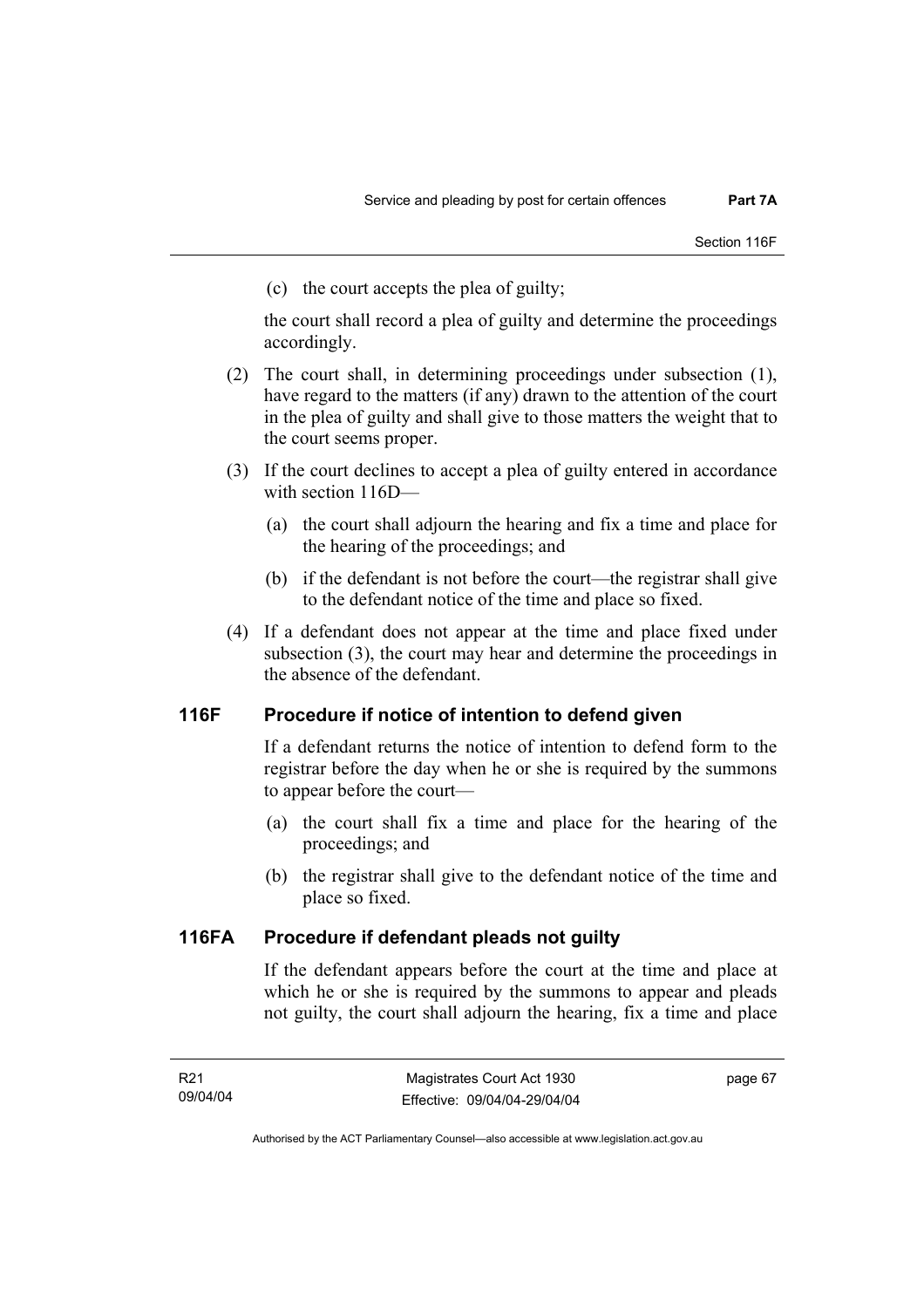(c) the court accepts the plea of guilty;

the court shall record a plea of guilty and determine the proceedings accordingly.

(2) The court shall, in determining proceedings under subsection (1), have regard to the matters (if any) drawn to the attention of the court in the plea of guilty and shall give to those matters the weight that to the court seems proper.

(3) If the court declines to accept a plea of guilty entered in accordance with section 116D—

(a) the court shall adjourn the hearing and fix a time and place for the hearing of the proceedings; and

(b) if the defendant is not before the court—the registrar shall give to the defendant notice of the time and place so fixed.

(4) If a defendant does not appear at the time and place fixed under subsection (3), the court may hear and determine the proceedings in the absence of the defendant.

## 116F Procedure if notice of intention to defend given

If a defendant returns the notice of intention to defend form to the registrar before the day when he or she is required by the summons to appear before the court—

(a) the court shall fix a time and place for the hearing of the proceedings; and

(b) the registrar shall give to the defendant notice of the time and place so fixed.

## 116FA Procedure if defendant pleads not guilty

If the defendant appears before the court at the time and place at which he or she is required by the summons to appear and pleads not guilty, the court shall adjourn the hearing, fix a time and place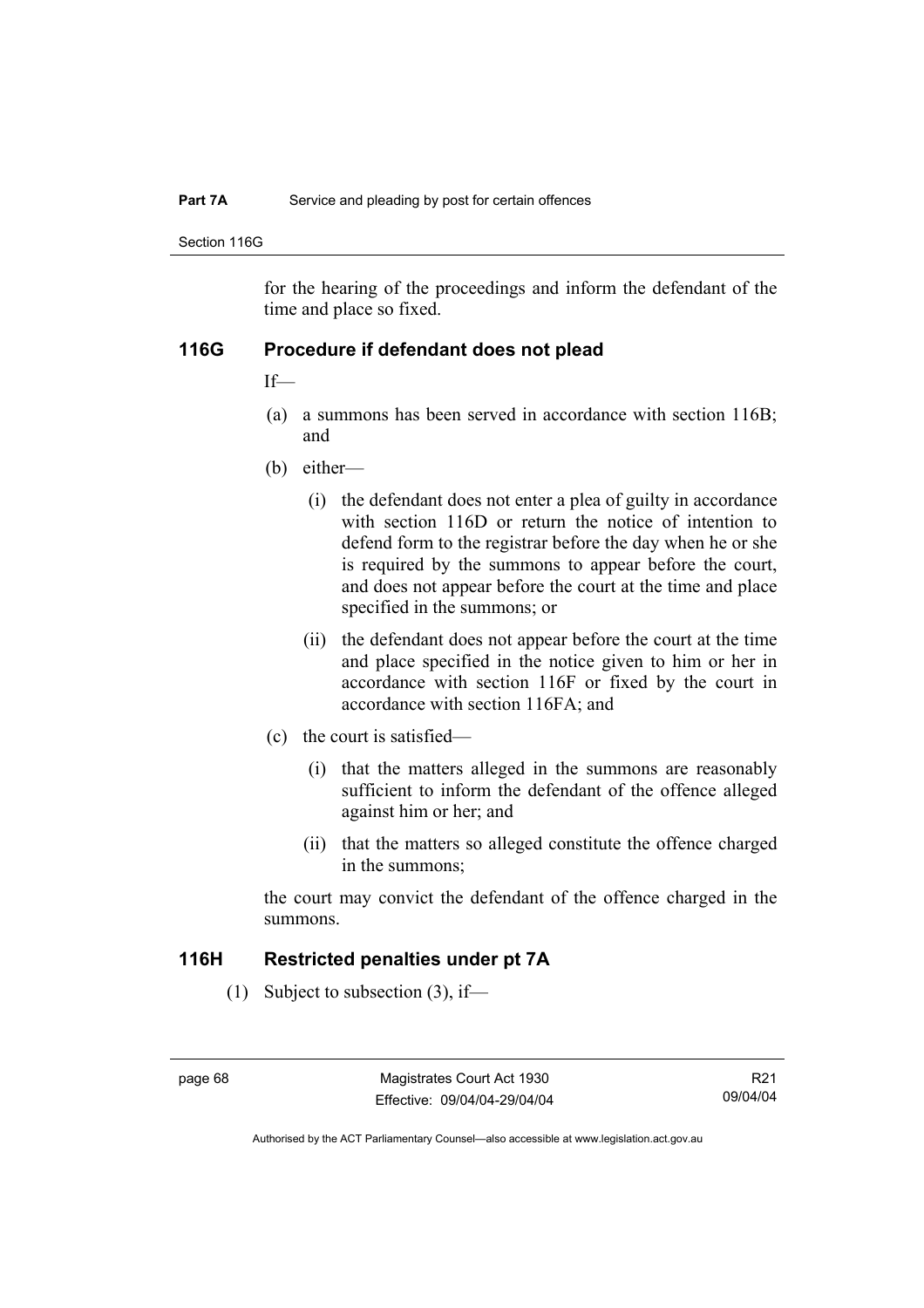for the hearing of the proceedings and inform the defendant of the time and place so fixed.

## 116G Procedure if defendant does not plead

If—

(a) a summons has been served in accordance with section 116B; and

(b) either—

 (i) the defendant does not enter a plea of guilty in accordance with section 116D or return the notice of intention to defend form to the registrar before the day when he or she is required by the summons to appear before the court, and does not appear before the court at the time and place specified in the summons; or

 (ii) the defendant does not appear before the court at the time and place specified in the notice given to him or her in accordance with section 116F or fixed by the court in accordance with section 116FA; and

(c) the court is satisfied—

 (i) that the matters alleged in the summons are reasonably sufficient to inform the defendant of the offence alleged against him or her; and

 (ii) that the matters so alleged constitute the offence charged in the summons;

the court may convict the defendant of the offence charged in the summons.

## 116H Restricted penalties under pt 7A

(1) Subject to subsection (3), if—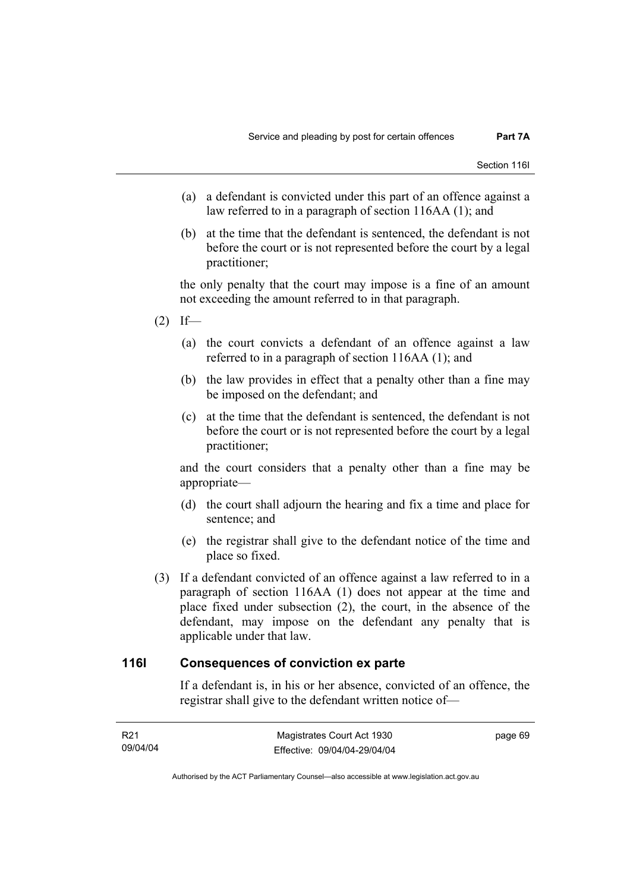(a) a defendant is convicted under this part of an offence against a law referred to in a paragraph of section 116AA (1); and

(b) at the time that the defendant is sentenced, the defendant is not before the court or is not represented before the court by a legal practitioner;

the only penalty that the court may impose is a fine of an amount not exceeding the amount referred to in that paragraph.

(2) If—

(a) the court convicts a defendant of an offence against a law referred to in a paragraph of section 116AA (1); and

(b) the law provides in effect that a penalty other than a fine may be imposed on the defendant; and

(c) at the time that the defendant is sentenced, the defendant is not before the court or is not represented before the court by a legal practitioner;

and the court considers that a penalty other than a fine may be appropriate—

(d) the court shall adjourn the hearing and fix a time and place for sentence; and

(e) the registrar shall give to the defendant notice of the time and place so fixed.

(3) If a defendant convicted of an offence against a law referred to in a paragraph of section 116AA (1) does not appear at the time and place fixed under subsection (2), the court, in the absence of the defendant, may impose on the defendant any penalty that is applicable under that law.

## 116I Consequences of conviction ex parte

If a defendant is, in his or her absence, convicted of an offence, the registrar shall give to the defendant written notice of—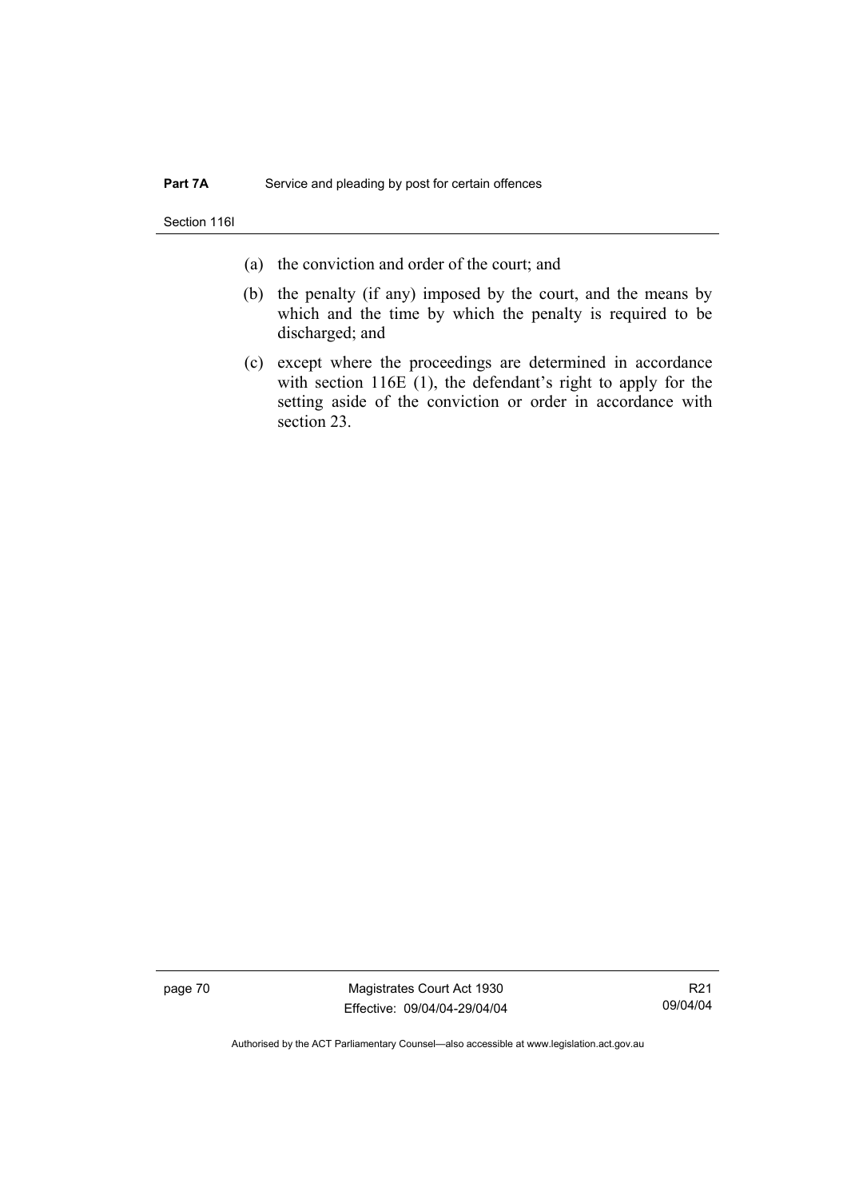(a) the conviction and order of the court; and

(b) the penalty (if any) imposed by the court, and the means by which and the time by which the penalty is required to be discharged; and

(c) except where the proceedings are determined in accordance with section 116E (1), the defendant's right to apply for the setting aside of the conviction or order in accordance with section 23.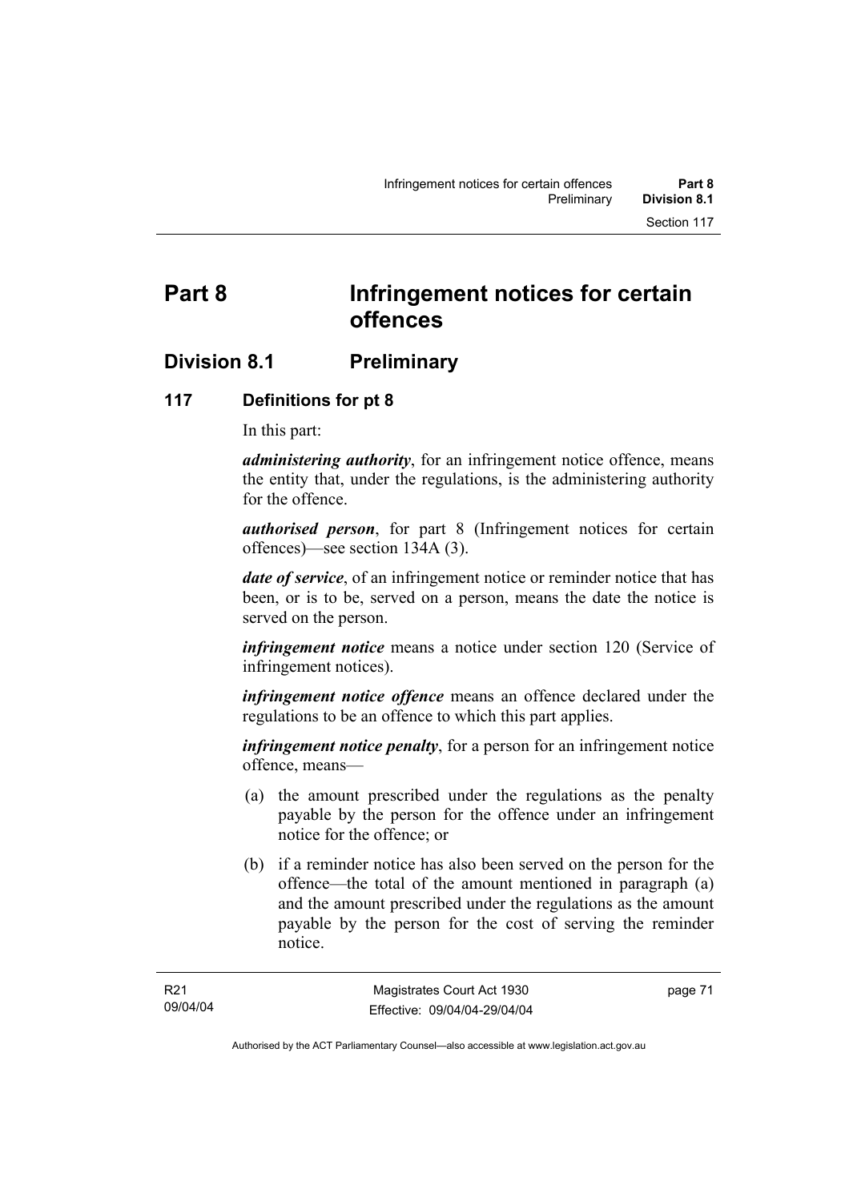# Part 8 Infringement notices for certain offences

## Division 8.1 Preliminary

### 117 Definitions for pt 8

In this part:

***administering authority***, for an infringement notice offence, means the entity that, under the regulations, is the administering authority for the offence.

***authorised person***, for part 8 (Infringement notices for certain offences)—see section 134A (3).

***date of service***, of an infringement notice or reminder notice that has been, or is to be, served on a person, means the date the notice is served on the person.

***infringement notice*** means a notice under section 120 (Service of infringement notices).

***infringement notice offence*** means an offence declared under the regulations to be an offence to which this part applies.

***infringement notice penalty***, for a person for an infringement notice offence, means—

(a) the amount prescribed under the regulations as the penalty payable by the person for the offence under an infringement notice for the offence; or

(b) if a reminder notice has also been served on the person for the offence—the total of the amount mentioned in paragraph (a) and the amount prescribed under the regulations as the amount payable by the person for the cost of serving the reminder notice.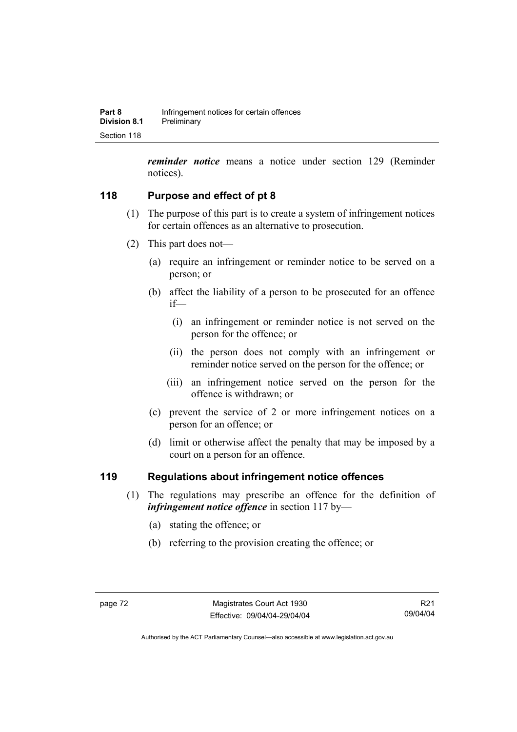***reminder notice*** means a notice under section 129 (Reminder notices).

## 118 Purpose and effect of pt 8

(1) The purpose of this part is to create a system of infringement notices for certain offences as an alternative to prosecution.

(2) This part does not—

(a) require an infringement or reminder notice to be served on a person; or

(b) affect the liability of a person to be prosecuted for an offence if—

(i) an infringement or reminder notice is not served on the person for the offence; or

(ii) the person does not comply with an infringement or reminder notice served on the person for the offence; or

(iii) an infringement notice served on the person for the offence is withdrawn; or

(c) prevent the service of 2 or more infringement notices on a person for an offence; or

(d) limit or otherwise affect the penalty that may be imposed by a court on a person for an offence.

## 119 Regulations about infringement notice offences

(1) The regulations may prescribe an offence for the definition of ***infringement notice offence*** in section 117 by—

(a) stating the offence; or

(b) referring to the provision creating the offence; or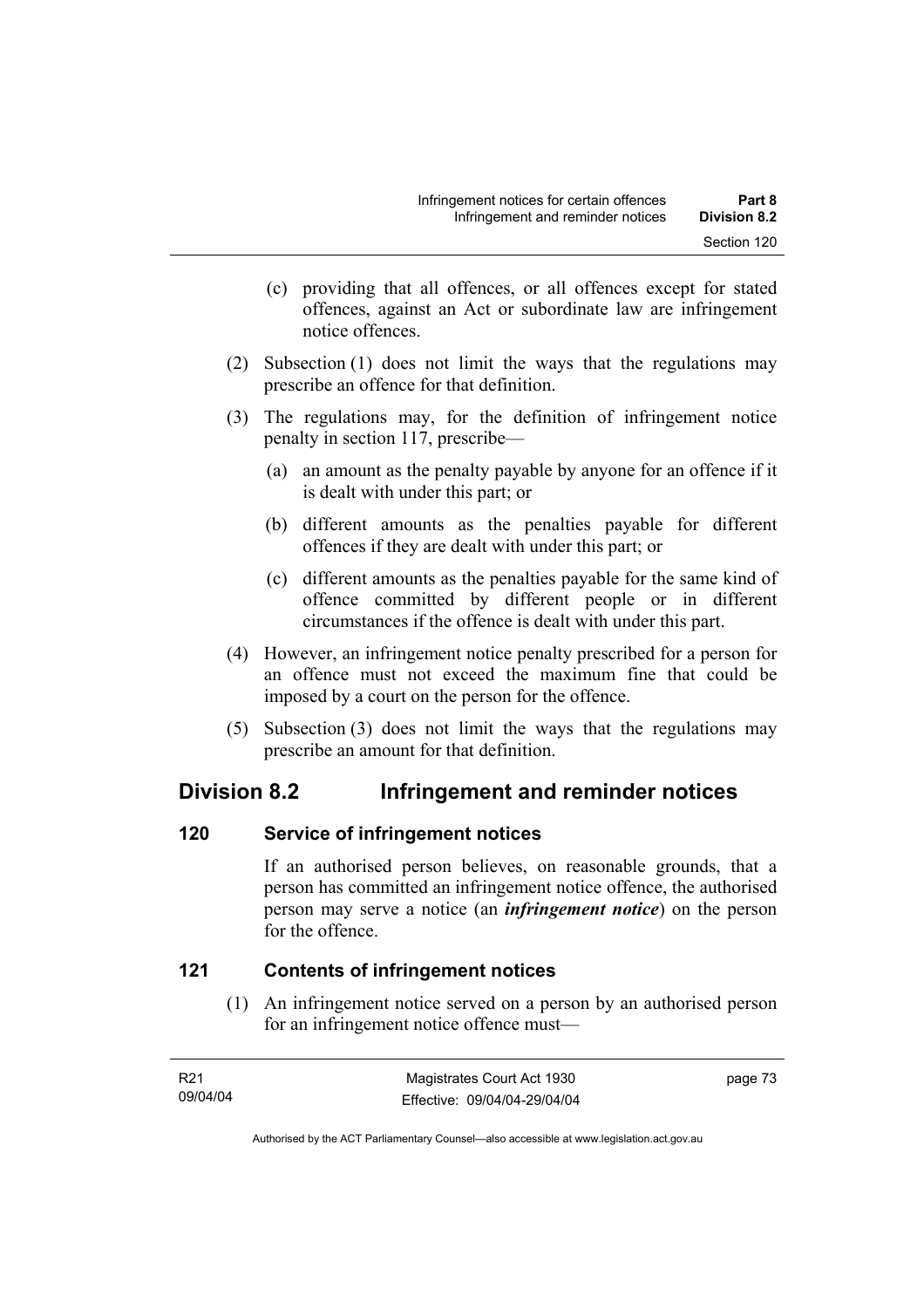(c) providing that all offences, or all offences except for stated offences, against an Act or subordinate law are infringement notice offences.

(2) Subsection (1) does not limit the ways that the regulations may prescribe an offence for that definition.

(3) The regulations may, for the definition of infringement notice penalty in section 117, prescribe—

(a) an amount as the penalty payable by anyone for an offence if it is dealt with under this part; or

(b) different amounts as the penalties payable for different offences if they are dealt with under this part; or

(c) different amounts as the penalties payable for the same kind of offence committed by different people or in different circumstances if the offence is dealt with under this part.

(4) However, an infringement notice penalty prescribed for a person for an offence must not exceed the maximum fine that could be imposed by a court on the person for the offence.

(5) Subsection (3) does not limit the ways that the regulations may prescribe an amount for that definition.

## Division 8.2 Infringement and reminder notices

### 120 Service of infringement notices

If an authorised person believes, on reasonable grounds, that a person has committed an infringement notice offence, the authorised person may serve a notice (an ***infringement notice***) on the person for the offence.

### 121 Contents of infringement notices

(1) An infringement notice served on a person by an authorised person for an infringement notice offence must—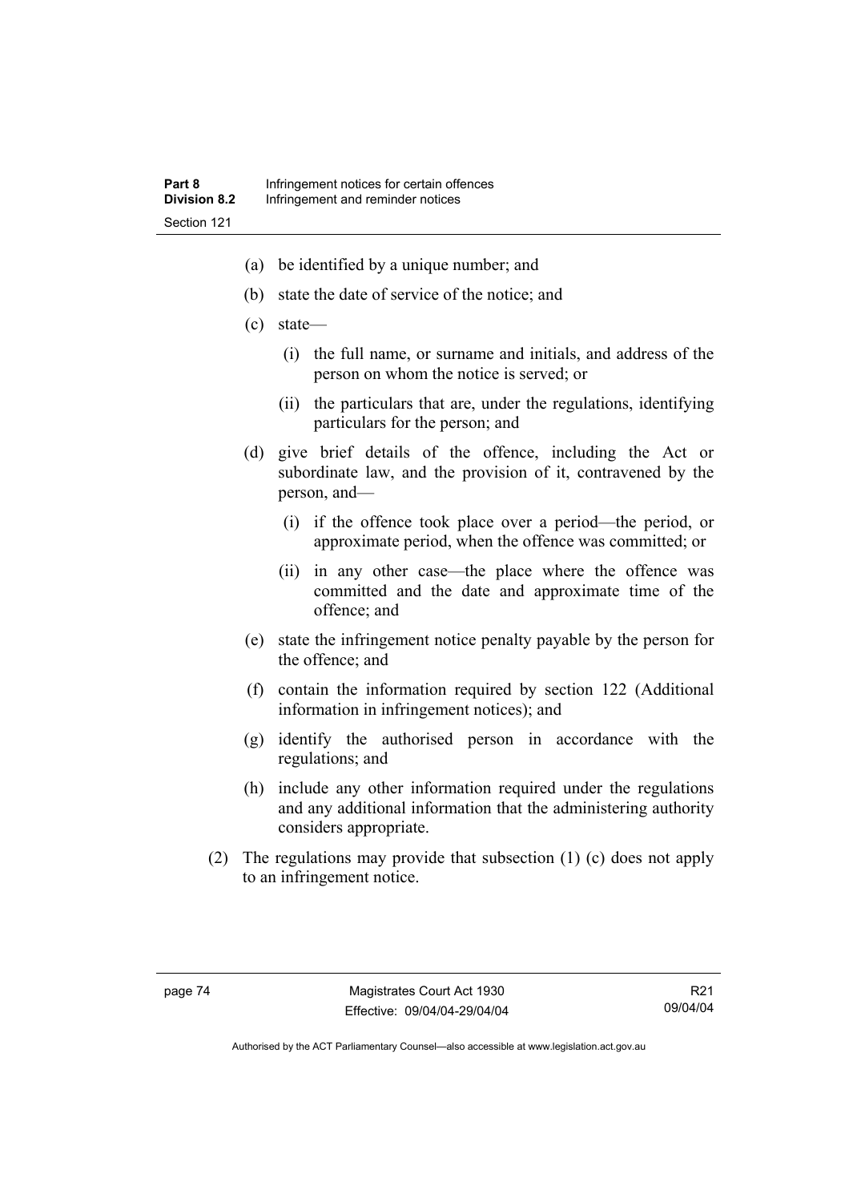(a) be identified by a unique number; and

(b) state the date of service of the notice; and

(c) state—

   (i) the full name, or surname and initials, and address of the person on whom the notice is served; or

   (ii) the particulars that are, under the regulations, identifying particulars for the person; and

(d) give brief details of the offence, including the Act or subordinate law, and the provision of it, contravened by the person, and—

   (i) if the offence took place over a period—the period, or approximate period, when the offence was committed; or

   (ii) in any other case—the place where the offence was committed and the date and approximate time of the offence; and

(e) state the infringement notice penalty payable by the person for the offence; and

(f) contain the information required by section 122 (Additional information in infringement notices); and

(g) identify the authorised person in accordance with the regulations; and

(h) include any other information required under the regulations and any additional information that the administering authority considers appropriate.

(2) The regulations may provide that subsection (1) (c) does not apply to an infringement notice.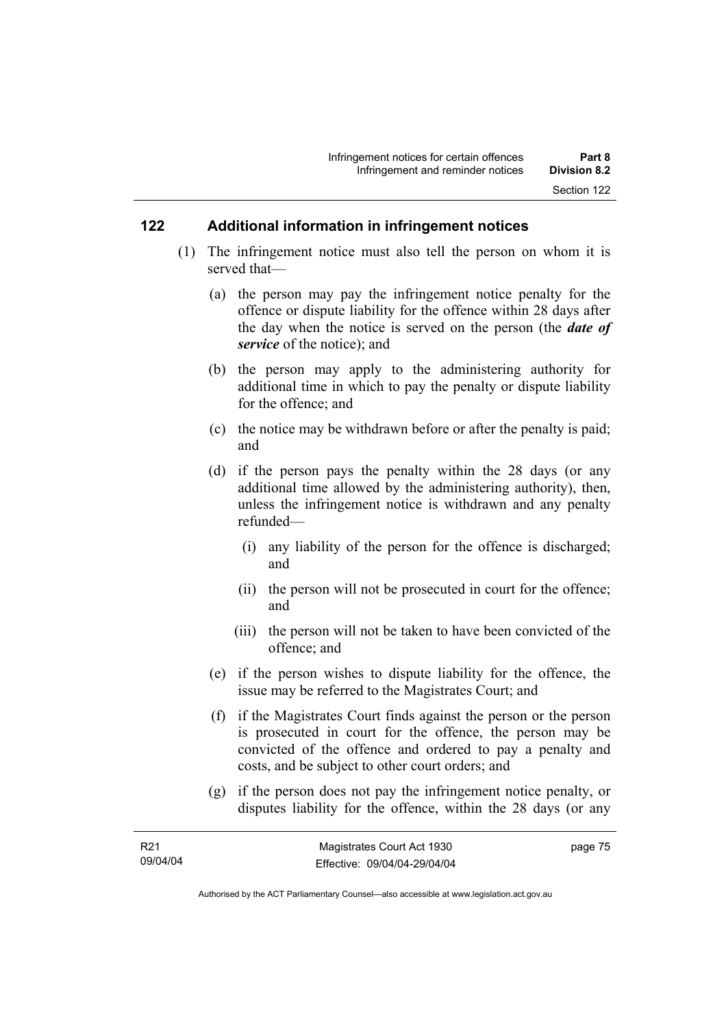## 122 Additional information in infringement notices

(1) The infringement notice must also tell the person on whom it is served that—

(a) the person may pay the infringement notice penalty for the offence or dispute liability for the offence within 28 days after the day when the notice is served on the person (the ***date of service*** of the notice); and

(b) the person may apply to the administering authority for additional time in which to pay the penalty or dispute liability for the offence; and

(c) the notice may be withdrawn before or after the penalty is paid; and

(d) if the person pays the penalty within the 28 days (or any additional time allowed by the administering authority), then, unless the infringement notice is withdrawn and any penalty refunded—

(i) any liability of the person for the offence is discharged; and

(ii) the person will not be prosecuted in court for the offence; and

(iii) the person will not be taken to have been convicted of the offence; and

(e) if the person wishes to dispute liability for the offence, the issue may be referred to the Magistrates Court; and

(f) if the Magistrates Court finds against the person or the person is prosecuted in court for the offence, the person may be convicted of the offence and ordered to pay a penalty and costs, and be subject to other court orders; and

(g) if the person does not pay the infringement notice penalty, or disputes liability for the offence, within the 28 days (or any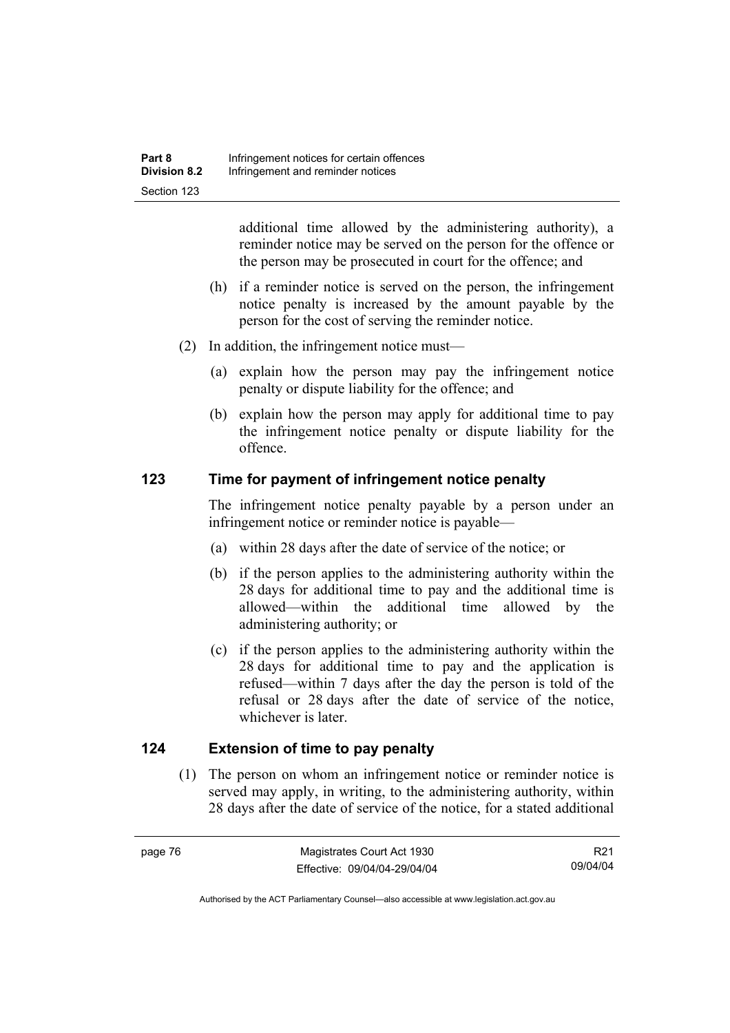additional time allowed by the administering authority), a reminder notice may be served on the person for the offence or the person may be prosecuted in court for the offence; and

(h) if a reminder notice is served on the person, the infringement notice penalty is increased by the amount payable by the person for the cost of serving the reminder notice.

(2) In addition, the infringement notice must—

(a) explain how the person may pay the infringement notice penalty or dispute liability for the offence; and

(b) explain how the person may apply for additional time to pay the infringement notice penalty or dispute liability for the offence.

## 123 Time for payment of infringement notice penalty

The infringement notice penalty payable by a person under an infringement notice or reminder notice is payable—

(a) within 28 days after the date of service of the notice; or

(b) if the person applies to the administering authority within the 28 days for additional time to pay and the additional time is allowed—within the additional time allowed by the administering authority; or

(c) if the person applies to the administering authority within the 28 days for additional time to pay and the application is refused—within 7 days after the day the person is told of the refusal or 28 days after the date of service of the notice, whichever is later.

## 124 Extension of time to pay penalty

(1) The person on whom an infringement notice or reminder notice is served may apply, in writing, to the administering authority, within 28 days after the date of service of the notice, for a stated additional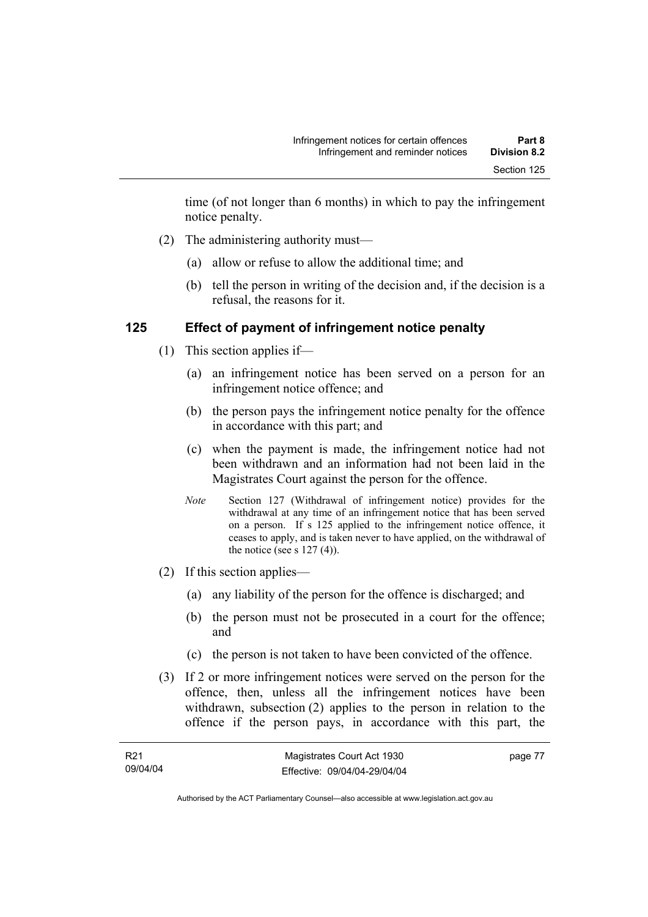time (of not longer than 6 months) in which to pay the infringement notice penalty.

(2) The administering authority must—

(a) allow or refuse to allow the additional time; and

(b) tell the person in writing of the decision and, if the decision is a refusal, the reasons for it.

## 125 Effect of payment of infringement notice penalty

(1) This section applies if—

(a) an infringement notice has been served on a person for an infringement notice offence; and

(b) the person pays the infringement notice penalty for the offence in accordance with this part; and

(c) when the payment is made, the infringement notice had not been withdrawn and an information had not been laid in the Magistrates Court against the person for the offence.

*Note* Section 127 (Withdrawal of infringement notice) provides for the withdrawal at any time of an infringement notice that has been served on a person. If s 125 applied to the infringement notice offence, it ceases to apply, and is taken never to have applied, on the withdrawal of the notice (see s 127 (4)).

(2) If this section applies—

(a) any liability of the person for the offence is discharged; and

(b) the person must not be prosecuted in a court for the offence; and

(c) the person is not taken to have been convicted of the offence.

(3) If 2 or more infringement notices were served on the person for the offence, then, unless all the infringement notices have been withdrawn, subsection (2) applies to the person in relation to the offence if the person pays, in accordance with this part, the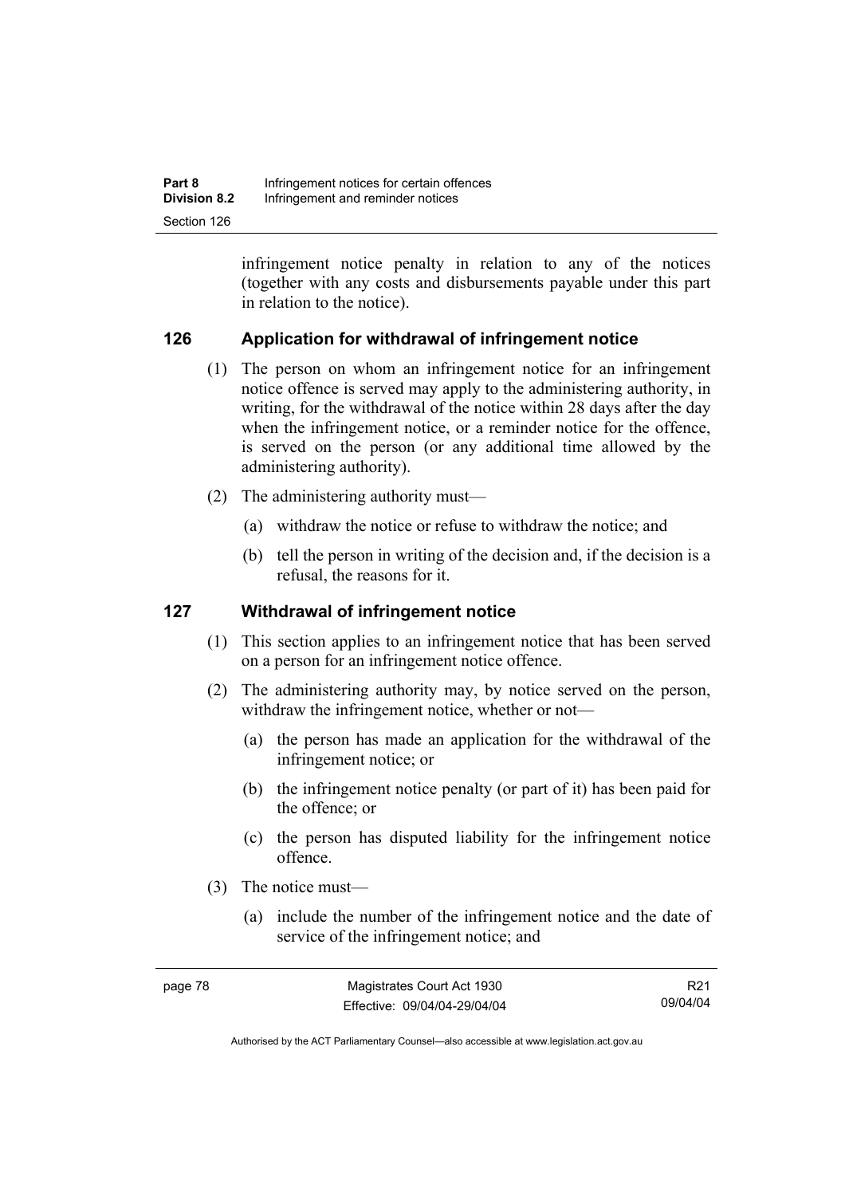infringement notice penalty in relation to any of the notices (together with any costs and disbursements payable under this part in relation to the notice).

### 126 Application for withdrawal of infringement notice

(1) The person on whom an infringement notice for an infringement notice offence is served may apply to the administering authority, in writing, for the withdrawal of the notice within 28 days after the day when the infringement notice, or a reminder notice for the offence, is served on the person (or any additional time allowed by the administering authority).

(2) The administering authority must—

(a) withdraw the notice or refuse to withdraw the notice; and

(b) tell the person in writing of the decision and, if the decision is a refusal, the reasons for it.

### 127 Withdrawal of infringement notice

(1) This section applies to an infringement notice that has been served on a person for an infringement notice offence.

(2) The administering authority may, by notice served on the person, withdraw the infringement notice, whether or not—

(a) the person has made an application for the withdrawal of the infringement notice; or

(b) the infringement notice penalty (or part of it) has been paid for the offence; or

(c) the person has disputed liability for the infringement notice offence.

(3) The notice must—

(a) include the number of the infringement notice and the date of service of the infringement notice; and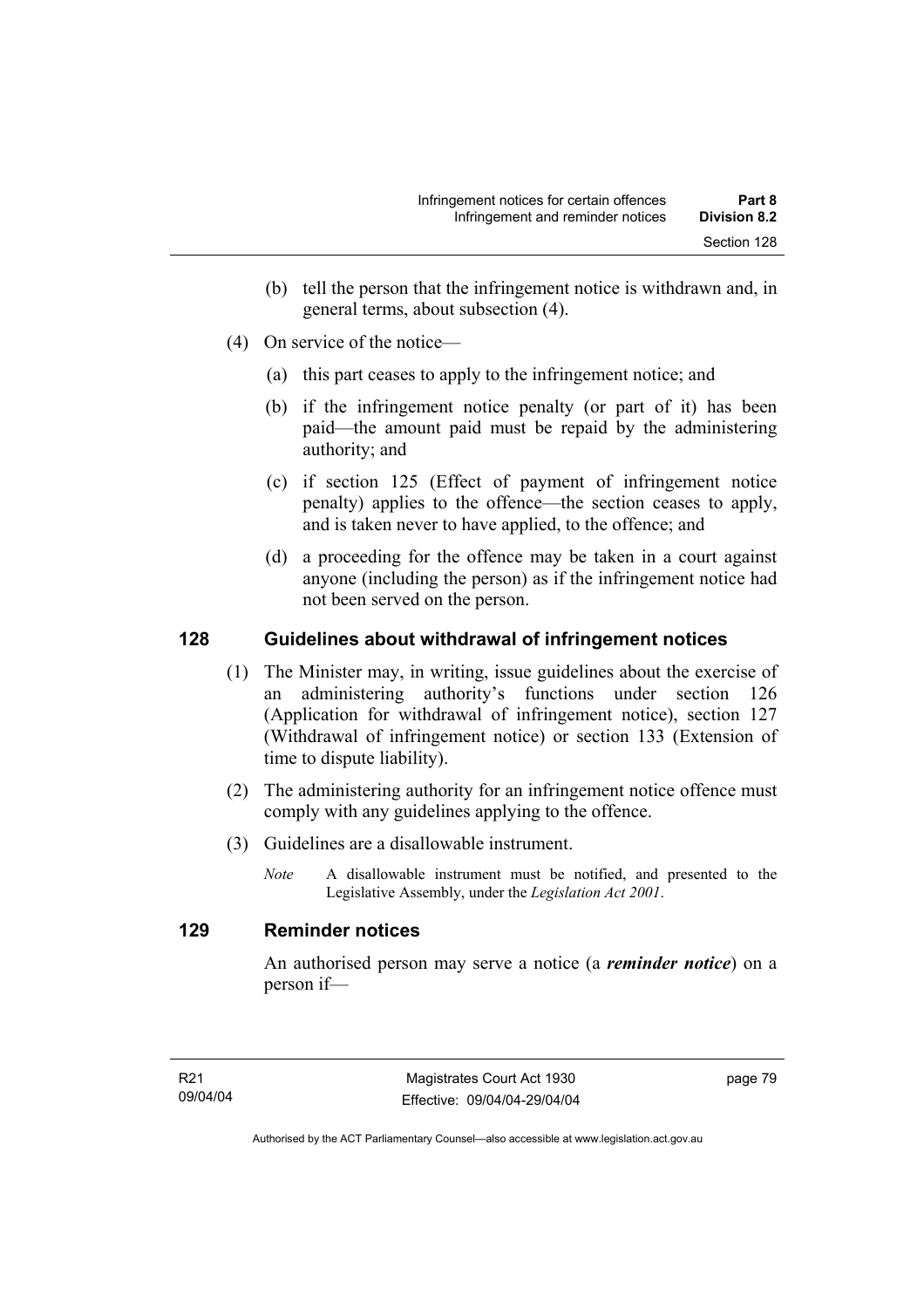(b) tell the person that the infringement notice is withdrawn and, in general terms, about subsection (4).

(4) On service of the notice—

(a) this part ceases to apply to the infringement notice; and

(b) if the infringement notice penalty (or part of it) has been paid—the amount paid must be repaid by the administering authority; and

(c) if section 125 (Effect of payment of infringement notice penalty) applies to the offence—the section ceases to apply, and is taken never to have applied, to the offence; and

(d) a proceeding for the offence may be taken in a court against anyone (including the person) as if the infringement notice had not been served on the person.

## 128 Guidelines about withdrawal of infringement notices

(1) The Minister may, in writing, issue guidelines about the exercise of an administering authority's functions under section 126 (Application for withdrawal of infringement notice), section 127 (Withdrawal of infringement notice) or section 133 (Extension of time to dispute liability).

(2) The administering authority for an infringement notice offence must comply with any guidelines applying to the offence.

(3) Guidelines are a disallowable instrument.

*Note* A disallowable instrument must be notified, and presented to the Legislative Assembly, under the *Legislation Act 2001*.

## 129 Reminder notices

An authorised person may serve a notice (a ***reminder notice***) on a person if—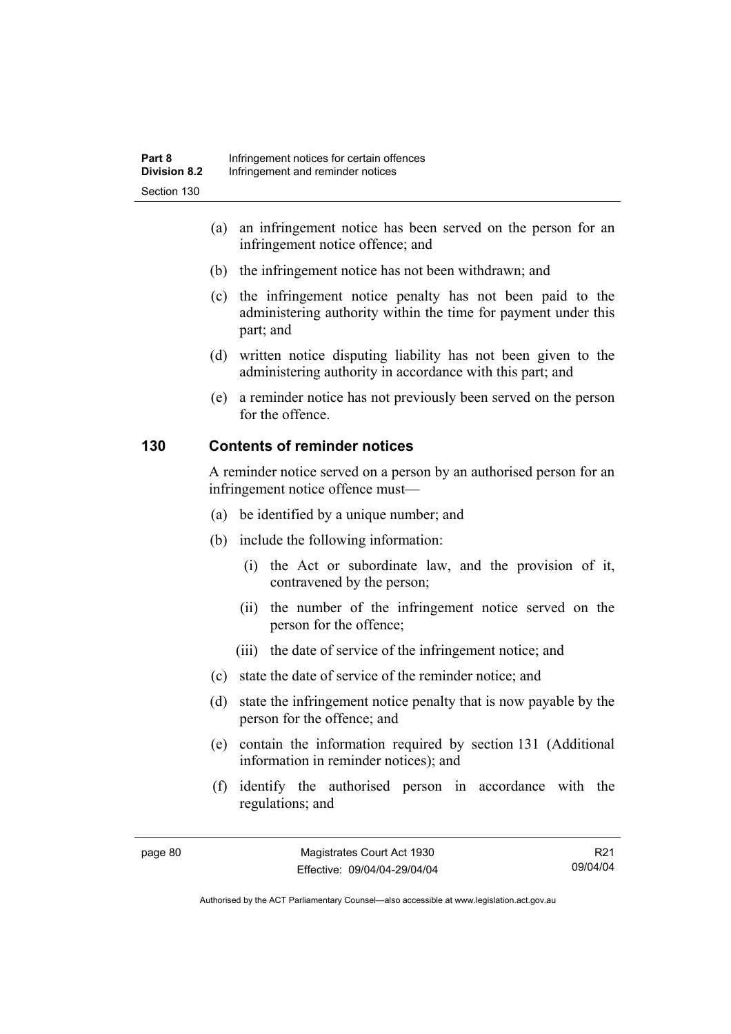(a) an infringement notice has been served on the person for an infringement notice offence; and

(b) the infringement notice has not been withdrawn; and

(c) the infringement notice penalty has not been paid to the administering authority within the time for payment under this part; and

(d) written notice disputing liability has not been given to the administering authority in accordance with this part; and

(e) a reminder notice has not previously been served on the person for the offence.

## 130 Contents of reminder notices

A reminder notice served on a person by an authorised person for an infringement notice offence must—

(a) be identified by a unique number; and

(b) include the following information:

(i) the Act or subordinate law, and the provision of it, contravened by the person;

(ii) the number of the infringement notice served on the person for the offence;

(iii) the date of service of the infringement notice; and

(c) state the date of service of the reminder notice; and

(d) state the infringement notice penalty that is now payable by the person for the offence; and

(e) contain the information required by section 131 (Additional information in reminder notices); and

(f) identify the authorised person in accordance with the regulations; and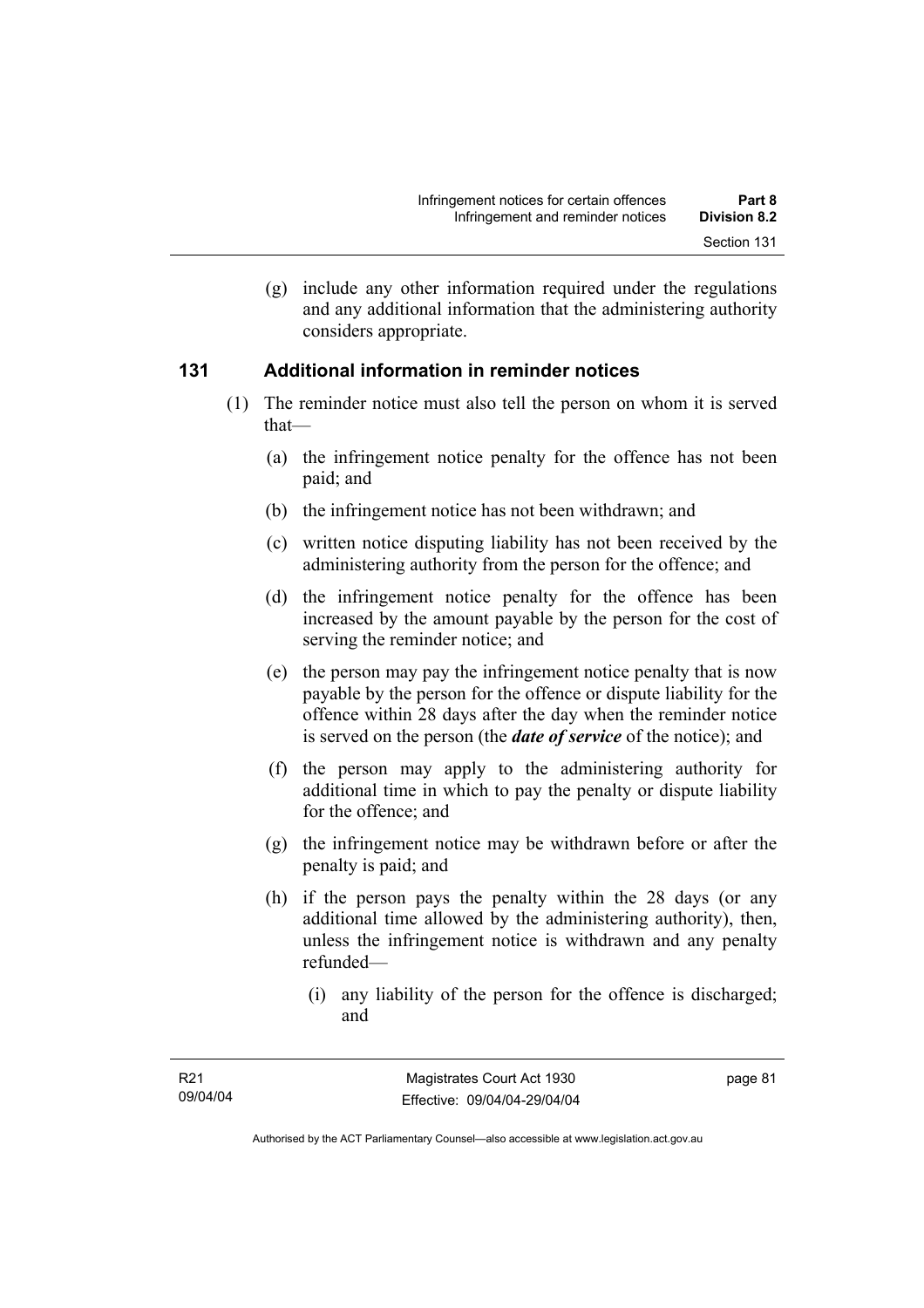(g) include any other information required under the regulations and any additional information that the administering authority considers appropriate.

## 131 Additional information in reminder notices

(1) The reminder notice must also tell the person on whom it is served that—

(a) the infringement notice penalty for the offence has not been paid; and

(b) the infringement notice has not been withdrawn; and

(c) written notice disputing liability has not been received by the administering authority from the person for the offence; and

(d) the infringement notice penalty for the offence has been increased by the amount payable by the person for the cost of serving the reminder notice; and

(e) the person may pay the infringement notice penalty that is now payable by the person for the offence or dispute liability for the offence within 28 days after the day when the reminder notice is served on the person (the ***date of service*** of the notice); and

(f) the person may apply to the administering authority for additional time in which to pay the penalty or dispute liability for the offence; and

(g) the infringement notice may be withdrawn before or after the penalty is paid; and

(h) if the person pays the penalty within the 28 days (or any additional time allowed by the administering authority), then, unless the infringement notice is withdrawn and any penalty refunded—

(i) any liability of the person for the offence is discharged; and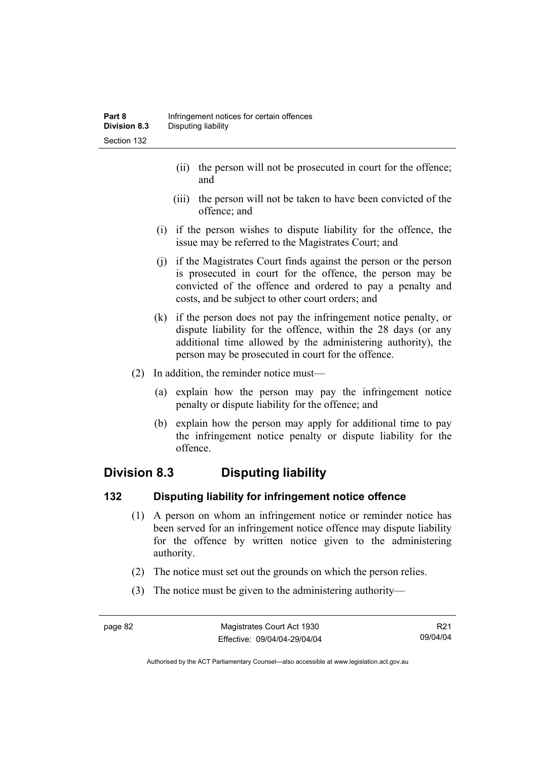(ii) the person will not be prosecuted in court for the offence; and

(iii) the person will not be taken to have been convicted of the offence; and

(i) if the person wishes to dispute liability for the offence, the issue may be referred to the Magistrates Court; and

(j) if the Magistrates Court finds against the person or the person is prosecuted in court for the offence, the person may be convicted of the offence and ordered to pay a penalty and costs, and be subject to other court orders; and

(k) if the person does not pay the infringement notice penalty, or dispute liability for the offence, within the 28 days (or any additional time allowed by the administering authority), the person may be prosecuted in court for the offence.

(2) In addition, the reminder notice must—

(a) explain how the person may pay the infringement notice penalty or dispute liability for the offence; and

(b) explain how the person may apply for additional time to pay the infringement notice penalty or dispute liability for the offence.

## Division 8.3 Disputing liability

### 132 Disputing liability for infringement notice offence

(1) A person on whom an infringement notice or reminder notice has been served for an infringement notice offence may dispute liability for the offence by written notice given to the administering authority.

(2) The notice must set out the grounds on which the person relies.

(3) The notice must be given to the administering authority—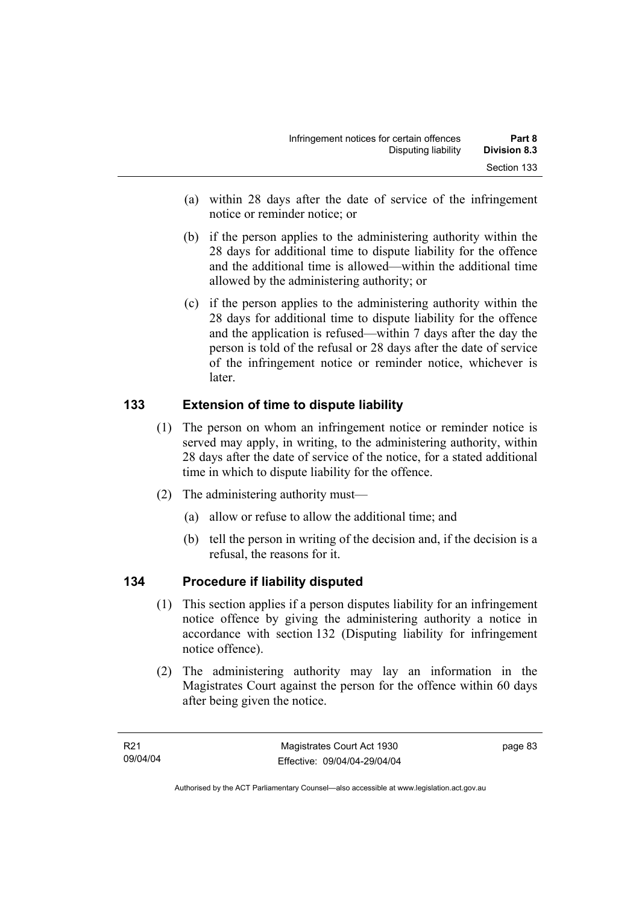(a) within 28 days after the date of service of the infringement notice or reminder notice; or

(b) if the person applies to the administering authority within the 28 days for additional time to dispute liability for the offence and the additional time is allowed—within the additional time allowed by the administering authority; or

(c) if the person applies to the administering authority within the 28 days for additional time to dispute liability for the offence and the application is refused—within 7 days after the day the person is told of the refusal or 28 days after the date of service of the infringement notice or reminder notice, whichever is later.

### 133 Extension of time to dispute liability

(1) The person on whom an infringement notice or reminder notice is served may apply, in writing, to the administering authority, within 28 days after the date of service of the notice, for a stated additional time in which to dispute liability for the offence.

(2) The administering authority must—

(a) allow or refuse to allow the additional time; and

(b) tell the person in writing of the decision and, if the decision is a refusal, the reasons for it.

### 134 Procedure if liability disputed

(1) This section applies if a person disputes liability for an infringement notice offence by giving the administering authority a notice in accordance with section 132 (Disputing liability for infringement notice offence).

(2) The administering authority may lay an information in the Magistrates Court against the person for the offence within 60 days after being given the notice.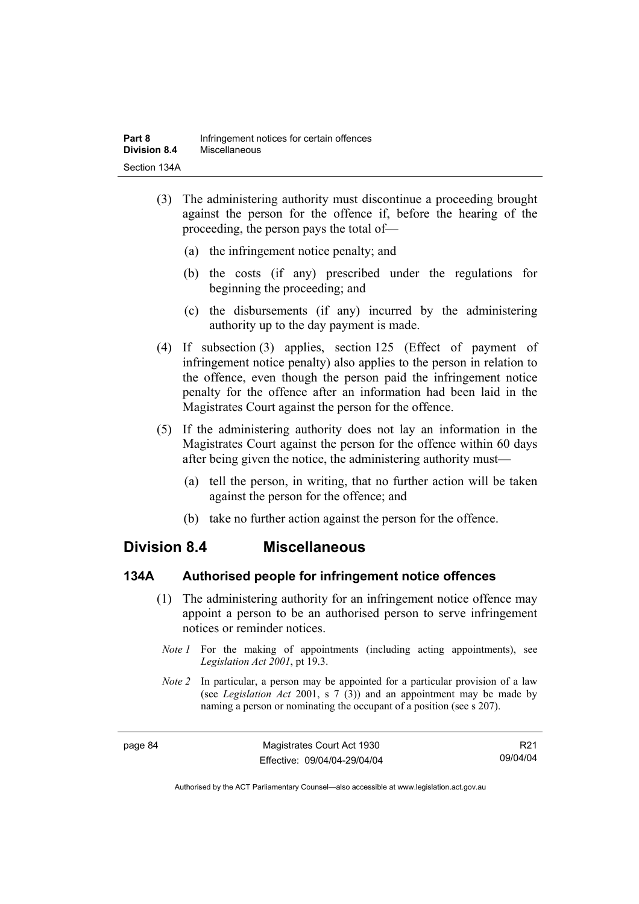(3) The administering authority must discontinue a proceeding brought against the person for the offence if, before the hearing of the proceeding, the person pays the total of—

(a) the infringement notice penalty; and

(b) the costs (if any) prescribed under the regulations for beginning the proceeding; and

(c) the disbursements (if any) incurred by the administering authority up to the day payment is made.

(4) If subsection (3) applies, section 125 (Effect of payment of infringement notice penalty) also applies to the person in relation to the offence, even though the person paid the infringement notice penalty for the offence after an information had been laid in the Magistrates Court against the person for the offence.

(5) If the administering authority does not lay an information in the Magistrates Court against the person for the offence within 60 days after being given the notice, the administering authority must—

(a) tell the person, in writing, that no further action will be taken against the person for the offence; and

(b) take no further action against the person for the offence.

## Division 8.4 Miscellaneous

### 134A Authorised people for infringement notice offences

(1) The administering authority for an infringement notice offence may appoint a person to be an authorised person to serve infringement notices or reminder notices.

*Note 1* For the making of appointments (including acting appointments), see *Legislation Act 2001*, pt 19.3.

*Note 2* In particular, a person may be appointed for a particular provision of a law (see *Legislation Act* 2001, s 7 (3)) and an appointment may be made by naming a person or nominating the occupant of a position (see s 207).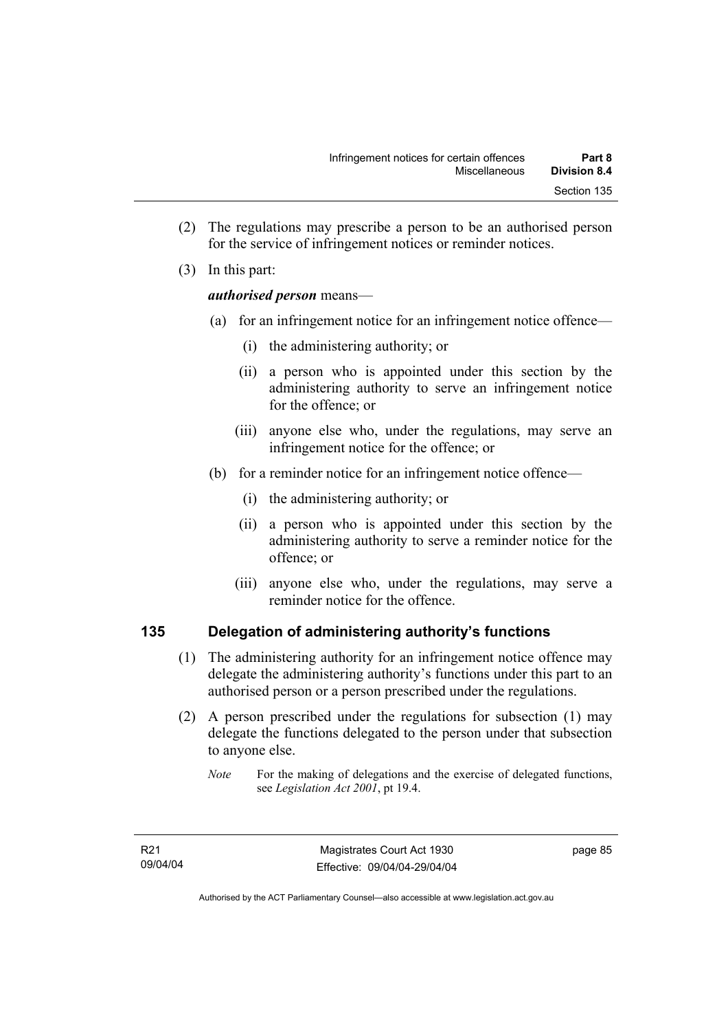(2) The regulations may prescribe a person to be an authorised person for the service of infringement notices or reminder notices.

(3) In this part:

***authorised person*** means—

(a) for an infringement notice for an infringement notice offence—

(i) the administering authority; or

(ii) a person who is appointed under this section by the administering authority to serve an infringement notice for the offence; or

(iii) anyone else who, under the regulations, may serve an infringement notice for the offence; or

(b) for a reminder notice for an infringement notice offence—

(i) the administering authority; or

(ii) a person who is appointed under this section by the administering authority to serve a reminder notice for the offence; or

(iii) anyone else who, under the regulations, may serve a reminder notice for the offence.

### 135 Delegation of administering authority's functions

(1) The administering authority for an infringement notice offence may delegate the administering authority's functions under this part to an authorised person or a person prescribed under the regulations.

(2) A person prescribed under the regulations for subsection (1) may delegate the functions delegated to the person under that subsection to anyone else.

*Note* For the making of delegations and the exercise of delegated functions, see *Legislation Act 2001*, pt 19.4.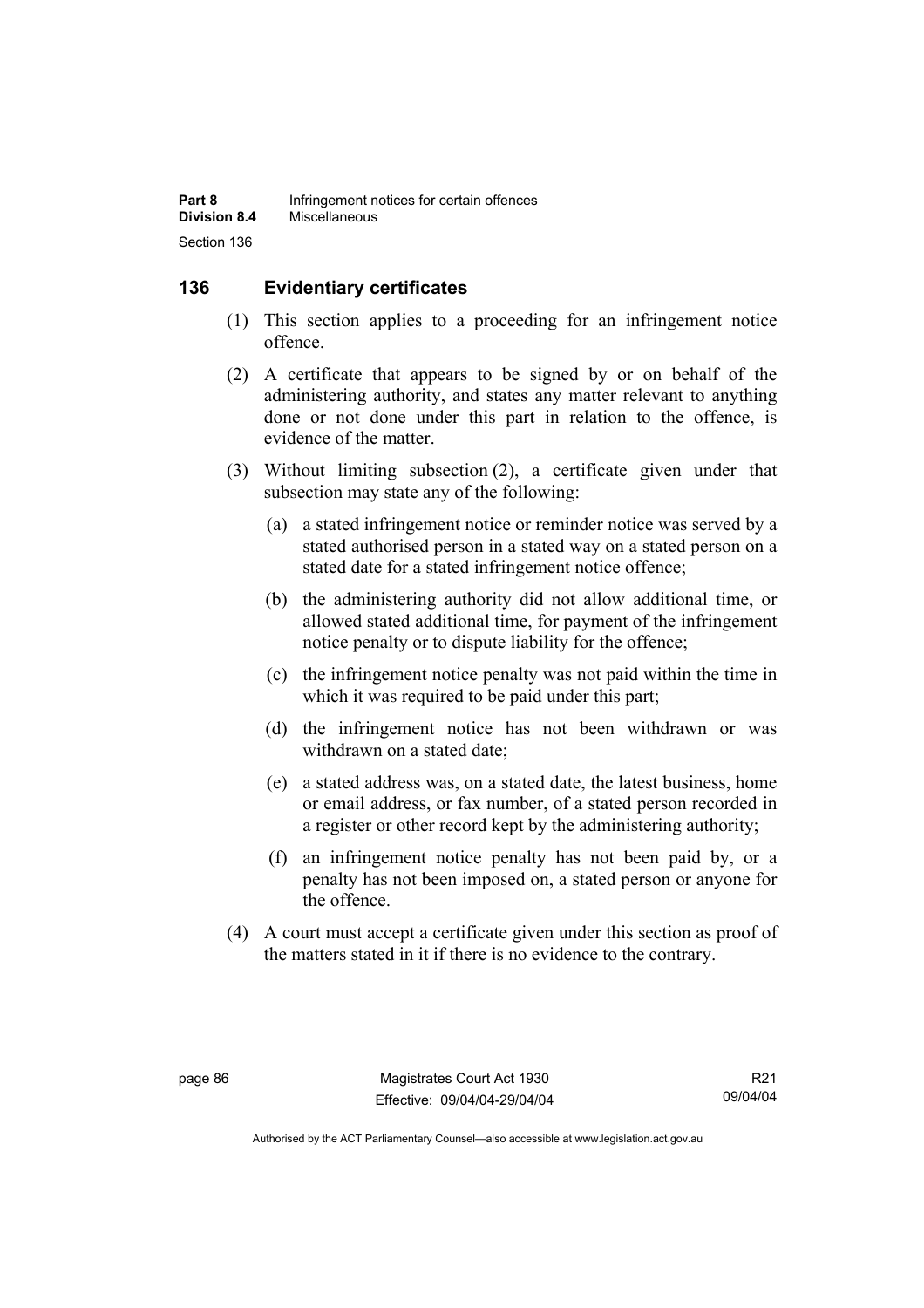## 136 Evidentiary certificates

(1) This section applies to a proceeding for an infringement notice offence.

(2) A certificate that appears to be signed by or on behalf of the administering authority, and states any matter relevant to anything done or not done under this part in relation to the offence, is evidence of the matter.

(3) Without limiting subsection (2), a certificate given under that subsection may state any of the following:

- (a) a stated infringement notice or reminder notice was served by a stated authorised person in a stated way on a stated person on a stated date for a stated infringement notice offence;
- (b) the administering authority did not allow additional time, or allowed stated additional time, for payment of the infringement notice penalty or to dispute liability for the offence;
- (c) the infringement notice penalty was not paid within the time in which it was required to be paid under this part;
- (d) the infringement notice has not been withdrawn or was withdrawn on a stated date;
- (e) a stated address was, on a stated date, the latest business, home or email address, or fax number, of a stated person recorded in a register or other record kept by the administering authority;
- (f) an infringement notice penalty has not been paid by, or a penalty has not been imposed on, a stated person or anyone for the offence.

(4) A court must accept a certificate given under this section as proof of the matters stated in it if there is no evidence to the contrary.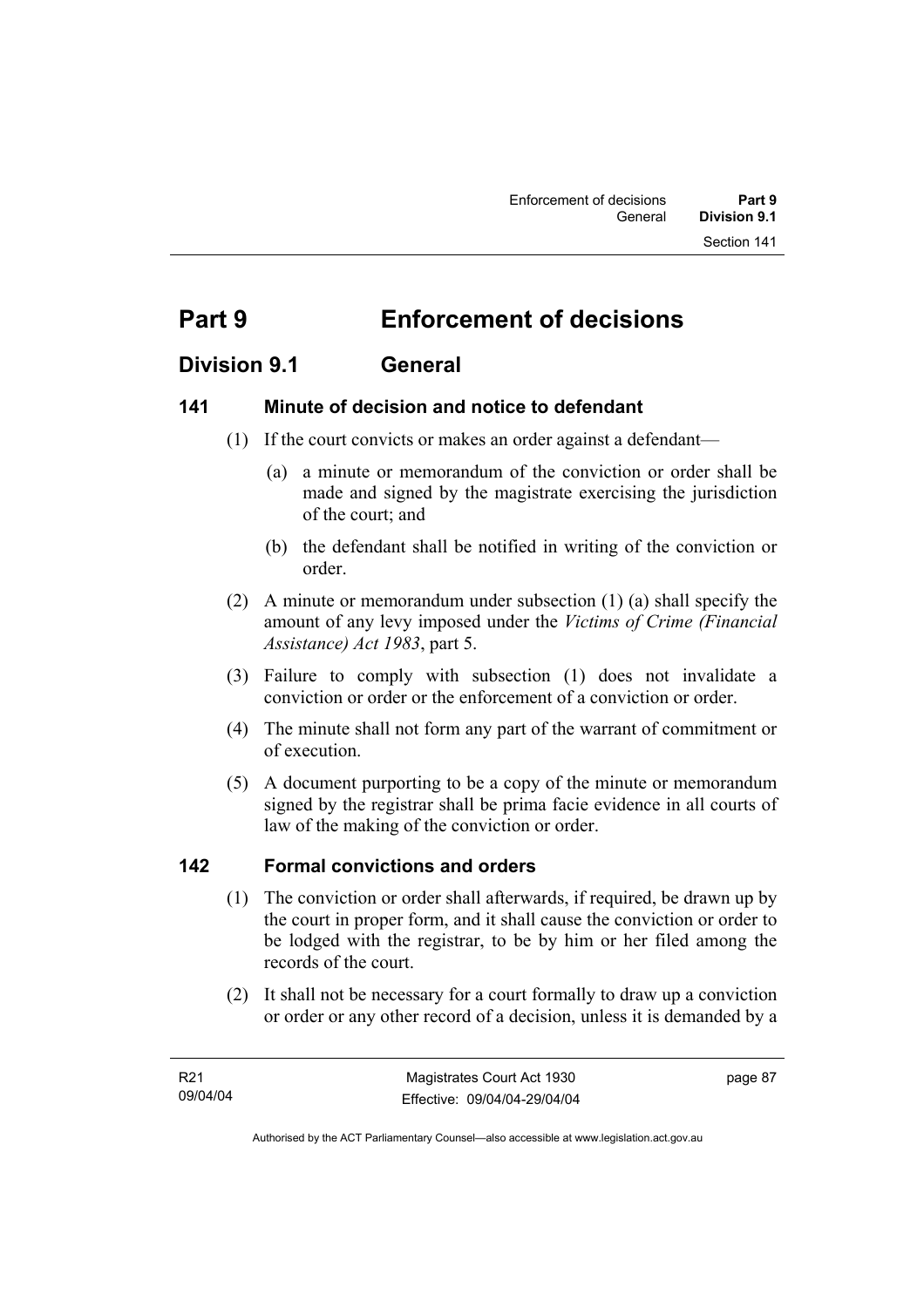# Part 9 Enforcement of decisions

## Division 9.1 General

### 141 Minute of decision and notice to defendant

(1) If the court convicts or makes an order against a defendant—

(a) a minute or memorandum of the conviction or order shall be made and signed by the magistrate exercising the jurisdiction of the court; and

(b) the defendant shall be notified in writing of the conviction or order.

(2) A minute or memorandum under subsection (1) (a) shall specify the amount of any levy imposed under the *Victims of Crime (Financial Assistance) Act 1983*, part 5.

(3) Failure to comply with subsection (1) does not invalidate a conviction or order or the enforcement of a conviction or order.

(4) The minute shall not form any part of the warrant of commitment or of execution.

(5) A document purporting to be a copy of the minute or memorandum signed by the registrar shall be prima facie evidence in all courts of law of the making of the conviction or order.

### 142 Formal convictions and orders

(1) The conviction or order shall afterwards, if required, be drawn up by the court in proper form, and it shall cause the conviction or order to be lodged with the registrar, to be by him or her filed among the records of the court.

(2) It shall not be necessary for a court formally to draw up a conviction or order or any other record of a decision, unless it is demanded by a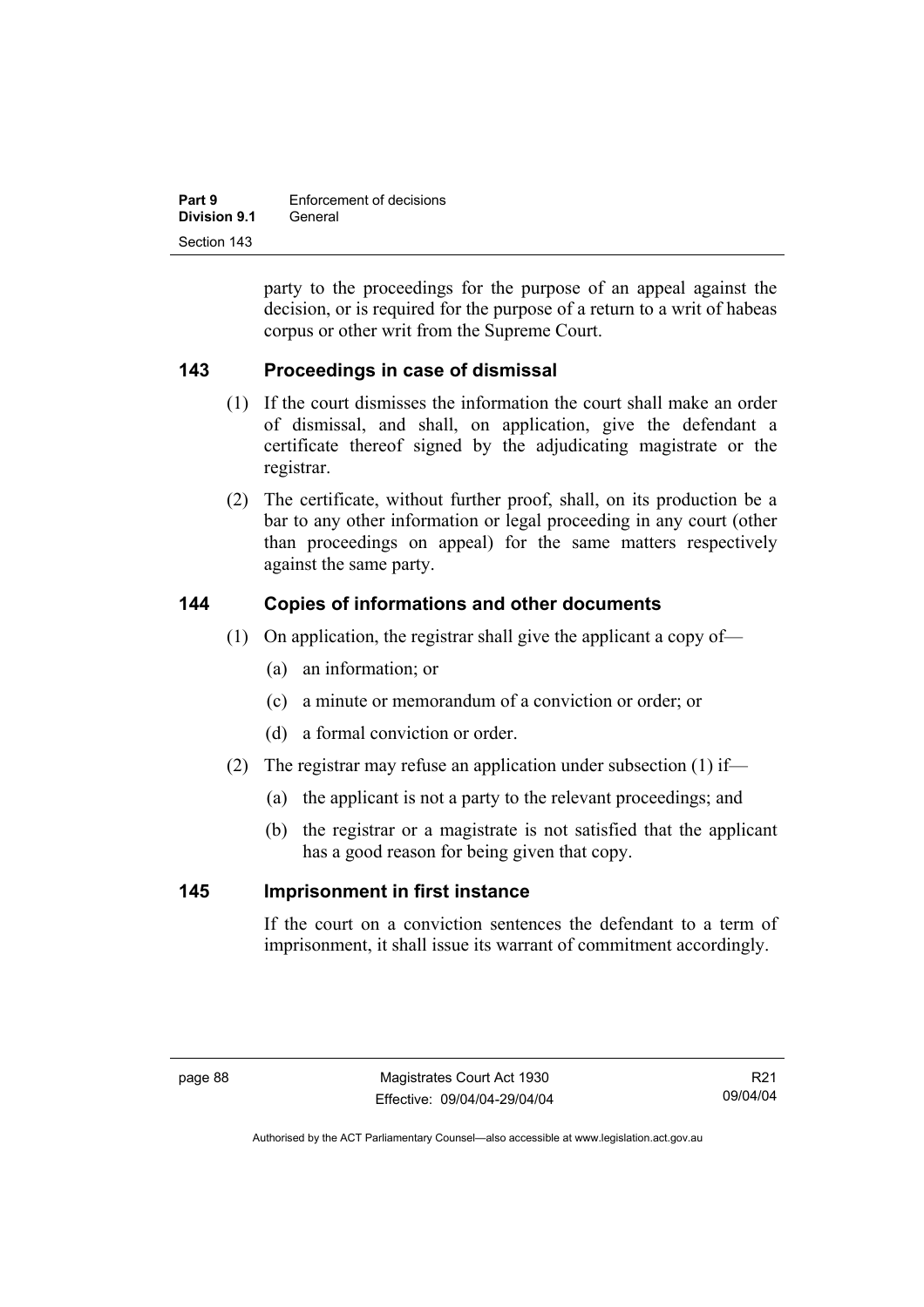party to the proceedings for the purpose of an appeal against the decision, or is required for the purpose of a return to a writ of habeas corpus or other writ from the Supreme Court.

## 143 Proceedings in case of dismissal

(1) If the court dismisses the information the court shall make an order of dismissal, and shall, on application, give the defendant a certificate thereof signed by the adjudicating magistrate or the registrar.

(2) The certificate, without further proof, shall, on its production be a bar to any other information or legal proceeding in any court (other than proceedings on appeal) for the same matters respectively against the same party.

## 144 Copies of informations and other documents

(1) On application, the registrar shall give the applicant a copy of—

(a) an information; or

(c) a minute or memorandum of a conviction or order; or

(d) a formal conviction or order.

(2) The registrar may refuse an application under subsection (1) if—

(a) the applicant is not a party to the relevant proceedings; and

(b) the registrar or a magistrate is not satisfied that the applicant has a good reason for being given that copy.

## 145 Imprisonment in first instance

If the court on a conviction sentences the defendant to a term of imprisonment, it shall issue its warrant of commitment accordingly.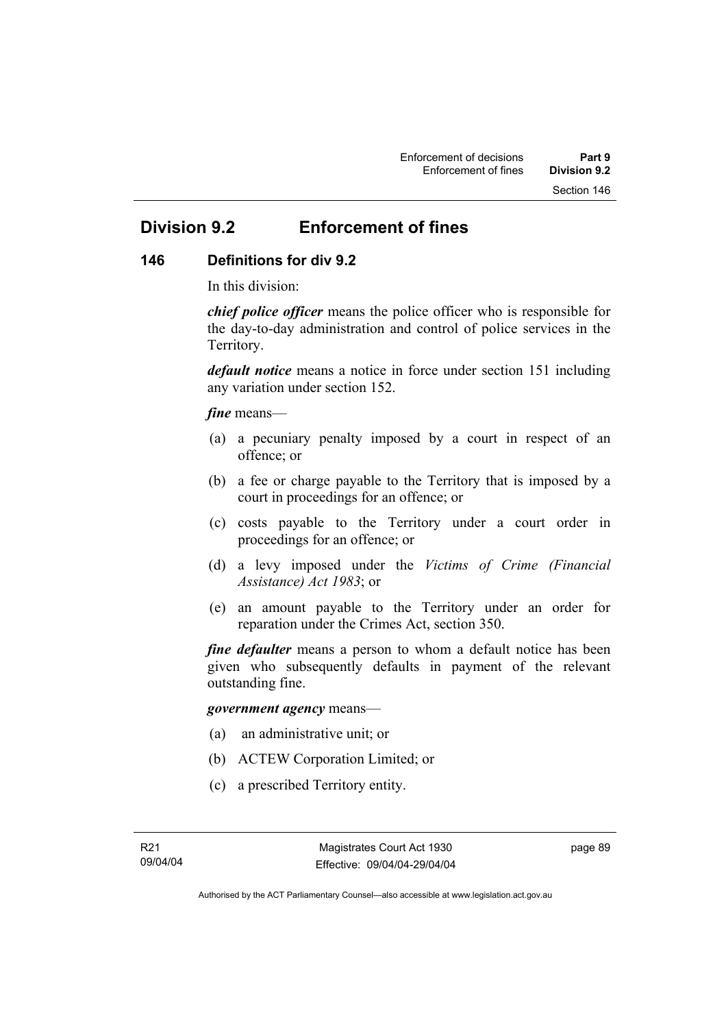## Division 9.2 Enforcement of fines

### 146 Definitions for div 9.2

In this division:

***chief police officer*** means the police officer who is responsible for the day-to-day administration and control of police services in the Territory.

***default notice*** means a notice in force under section 151 including any variation under section 152.

***fine*** means—

(a) a pecuniary penalty imposed by a court in respect of an offence; or

(b) a fee or charge payable to the Territory that is imposed by a court in proceedings for an offence; or

(c) costs payable to the Territory under a court order in proceedings for an offence; or

(d) a levy imposed under the *Victims of Crime (Financial Assistance) Act 1983*; or

(e) an amount payable to the Territory under an order for reparation under the Crimes Act, section 350.

***fine defaulter*** means a person to whom a default notice has been given who subsequently defaults in payment of the relevant outstanding fine.

***government agency*** means—

(a) an administrative unit; or

(b) ACTEW Corporation Limited; or

(c) a prescribed Territory entity.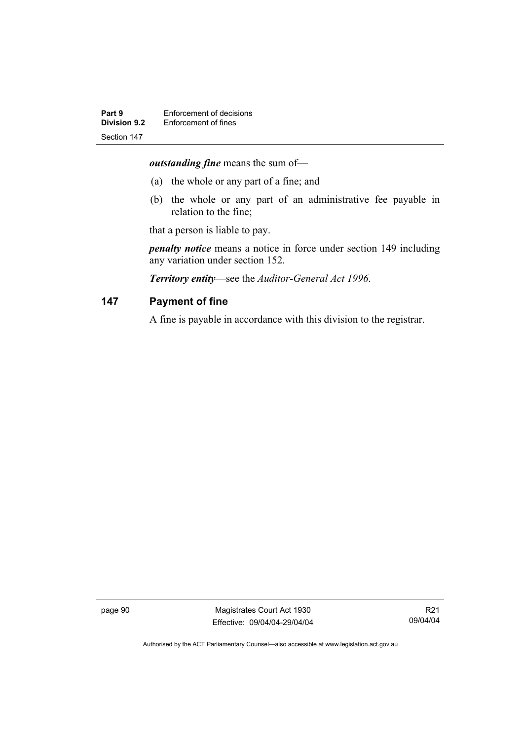***outstanding fine*** means the sum of—

(a) the whole or any part of a fine; and

(b) the whole or any part of an administrative fee payable in relation to the fine;

that a person is liable to pay.

***penalty notice*** means a notice in force under section 149 including any variation under section 152.

***Territory entity***—see the *Auditor-General Act 1996*.

## 147 Payment of fine

A fine is payable in accordance with this division to the registrar.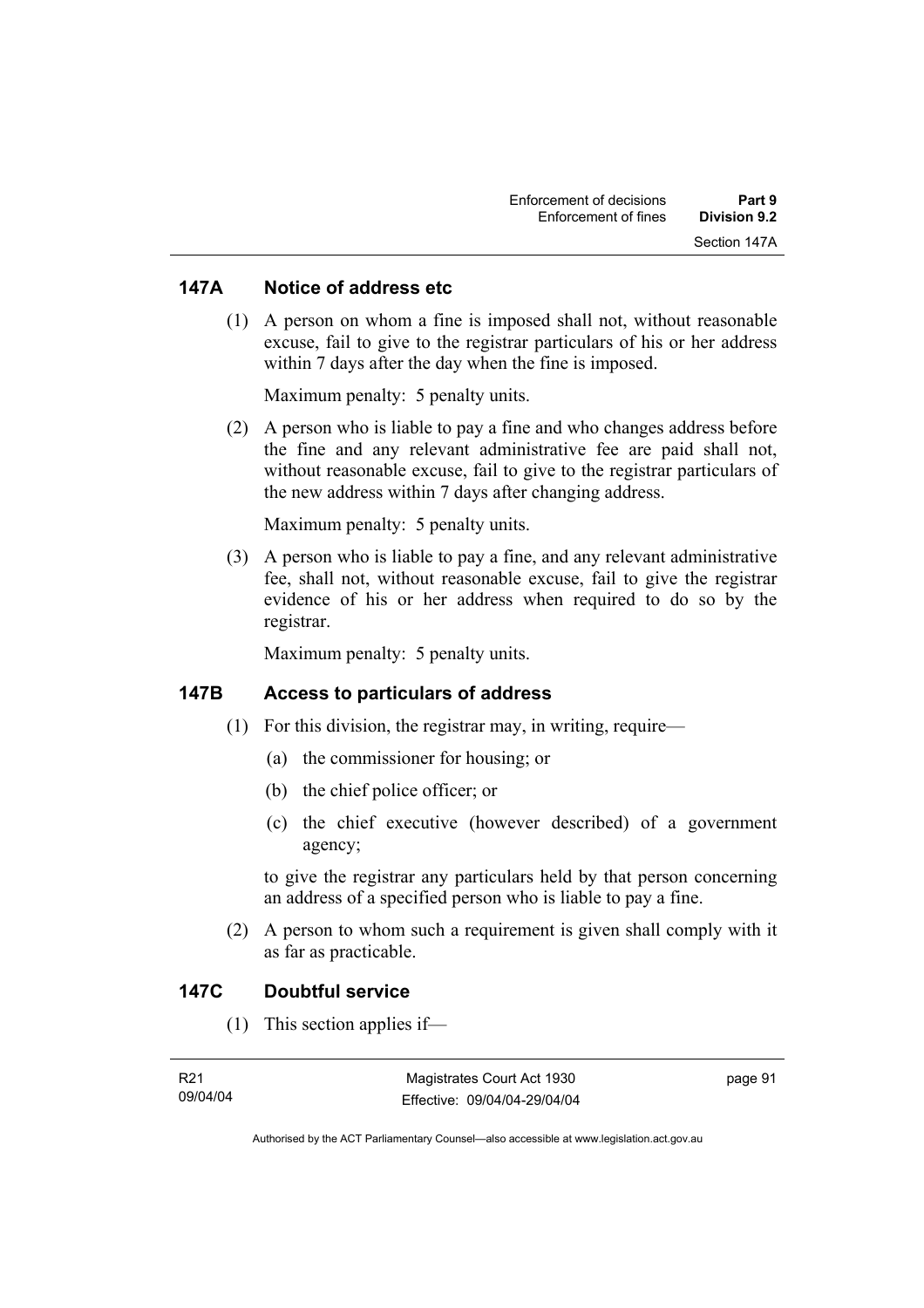## 147A Notice of address etc

(1) A person on whom a fine is imposed shall not, without reasonable excuse, fail to give to the registrar particulars of his or her address within 7 days after the day when the fine is imposed.

Maximum penalty: 5 penalty units.

(2) A person who is liable to pay a fine and who changes address before the fine and any relevant administrative fee are paid shall not, without reasonable excuse, fail to give to the registrar particulars of the new address within 7 days after changing address.

Maximum penalty: 5 penalty units.

(3) A person who is liable to pay a fine, and any relevant administrative fee, shall not, without reasonable excuse, fail to give the registrar evidence of his or her address when required to do so by the registrar.

Maximum penalty: 5 penalty units.

## 147B Access to particulars of address

(1) For this division, the registrar may, in writing, require—

(a) the commissioner for housing; or

(b) the chief police officer; or

(c) the chief executive (however described) of a government agency;

to give the registrar any particulars held by that person concerning an address of a specified person who is liable to pay a fine.

(2) A person to whom such a requirement is given shall comply with it as far as practicable.

## 147C Doubtful service

(1) This section applies if—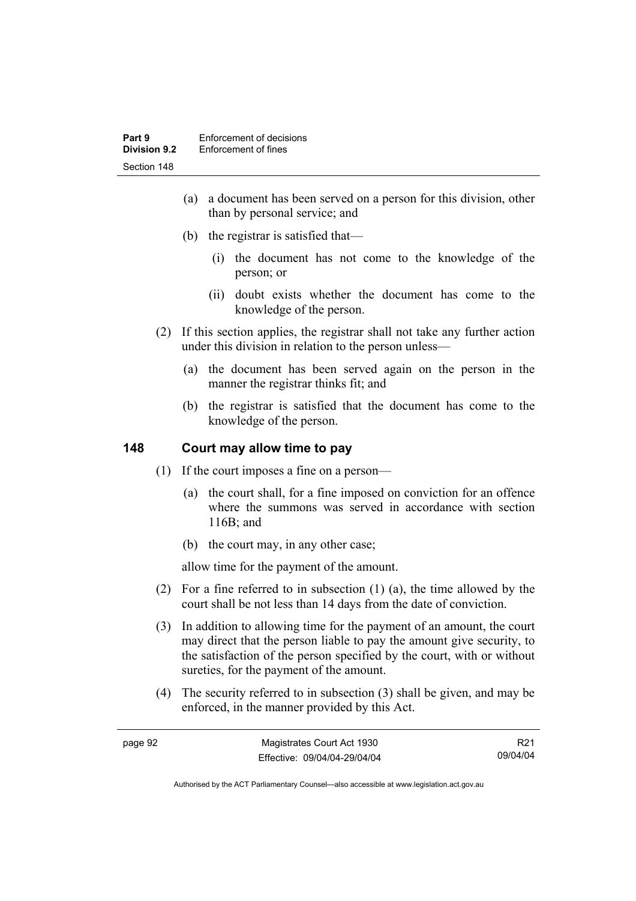(a) a document has been served on a person for this division, other than by personal service; and

(b) the registrar is satisfied that—

(i) the document has not come to the knowledge of the person; or

(ii) doubt exists whether the document has come to the knowledge of the person.

(2) If this section applies, the registrar shall not take any further action under this division in relation to the person unless—

(a) the document has been served again on the person in the manner the registrar thinks fit; and

(b) the registrar is satisfied that the document has come to the knowledge of the person.

## 148 Court may allow time to pay

(1) If the court imposes a fine on a person—

(a) the court shall, for a fine imposed on conviction for an offence where the summons was served in accordance with section 116B; and

(b) the court may, in any other case;

allow time for the payment of the amount.

(2) For a fine referred to in subsection (1) (a), the time allowed by the court shall be not less than 14 days from the date of conviction.

(3) In addition to allowing time for the payment of an amount, the court may direct that the person liable to pay the amount give security, to the satisfaction of the person specified by the court, with or without sureties, for the payment of the amount.

(4) The security referred to in subsection (3) shall be given, and may be enforced, in the manner provided by this Act.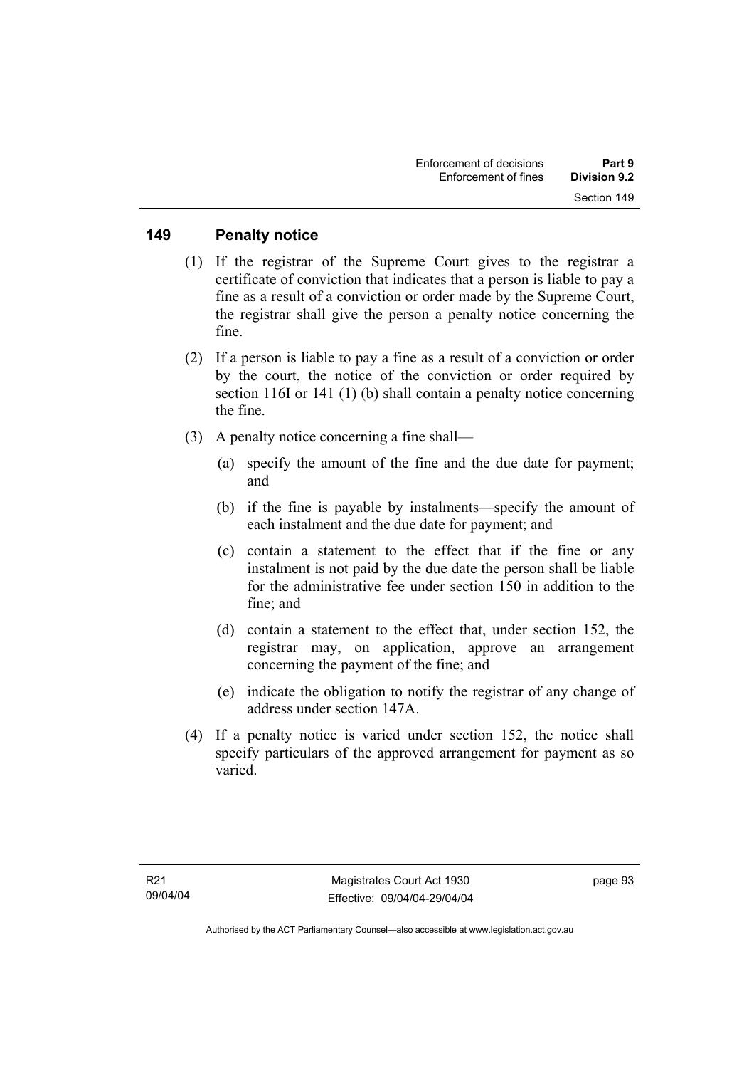## 149 Penalty notice

(1) If the registrar of the Supreme Court gives to the registrar a certificate of conviction that indicates that a person is liable to pay a fine as a result of a conviction or order made by the Supreme Court, the registrar shall give the person a penalty notice concerning the fine.

(2) If a person is liable to pay a fine as a result of a conviction or order by the court, the notice of the conviction or order required by section 116I or 141 (1) (b) shall contain a penalty notice concerning the fine.

(3) A penalty notice concerning a fine shall—

(a) specify the amount of the fine and the due date for payment; and

(b) if the fine is payable by instalments—specify the amount of each instalment and the due date for payment; and

(c) contain a statement to the effect that if the fine or any instalment is not paid by the due date the person shall be liable for the administrative fee under section 150 in addition to the fine; and

(d) contain a statement to the effect that, under section 152, the registrar may, on application, approve an arrangement concerning the payment of the fine; and

(e) indicate the obligation to notify the registrar of any change of address under section 147A.

(4) If a penalty notice is varied under section 152, the notice shall specify particulars of the approved arrangement for payment as so varied.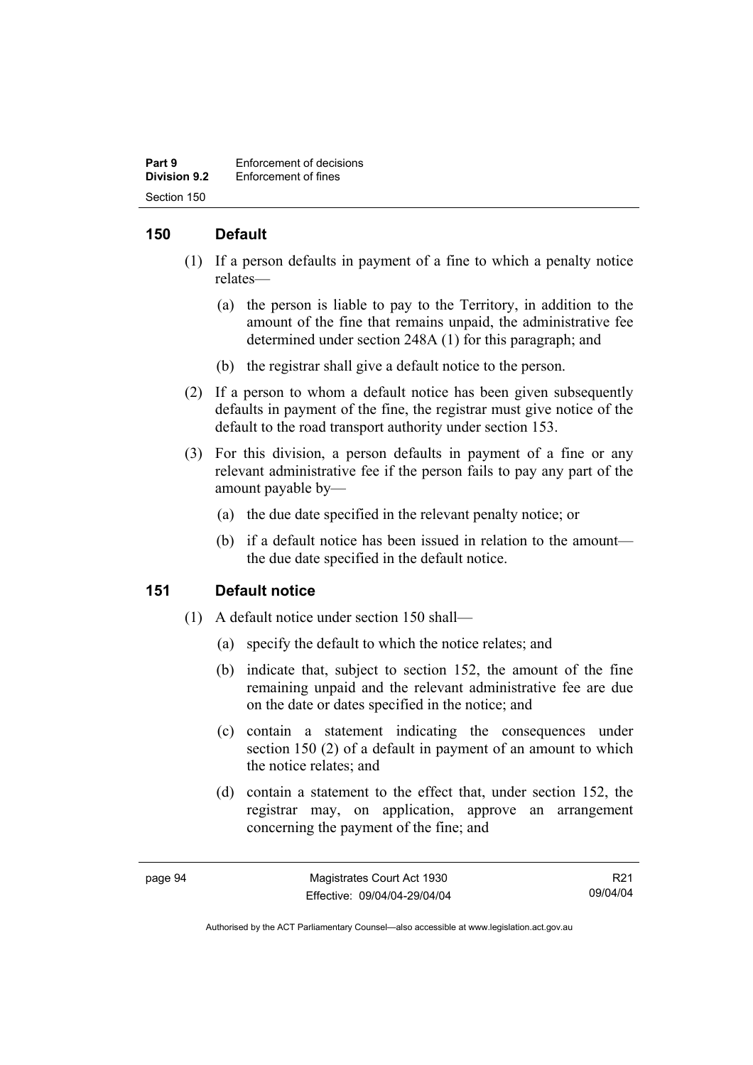## 150 Default

(1) If a person defaults in payment of a fine to which a penalty notice relates—

(a) the person is liable to pay to the Territory, in addition to the amount of the fine that remains unpaid, the administrative fee determined under section 248A (1) for this paragraph; and

(b) the registrar shall give a default notice to the person.

(2) If a person to whom a default notice has been given subsequently defaults in payment of the fine, the registrar must give notice of the default to the road transport authority under section 153.

(3) For this division, a person defaults in payment of a fine or any relevant administrative fee if the person fails to pay any part of the amount payable by—

(a) the due date specified in the relevant penalty notice; or

(b) if a default notice has been issued in relation to the amount—the due date specified in the default notice.

## 151 Default notice

(1) A default notice under section 150 shall—

(a) specify the default to which the notice relates; and

(b) indicate that, subject to section 152, the amount of the fine remaining unpaid and the relevant administrative fee are due on the date or dates specified in the notice; and

(c) contain a statement indicating the consequences under section 150 (2) of a default in payment of an amount to which the notice relates; and

(d) contain a statement to the effect that, under section 152, the registrar may, on application, approve an arrangement concerning the payment of the fine; and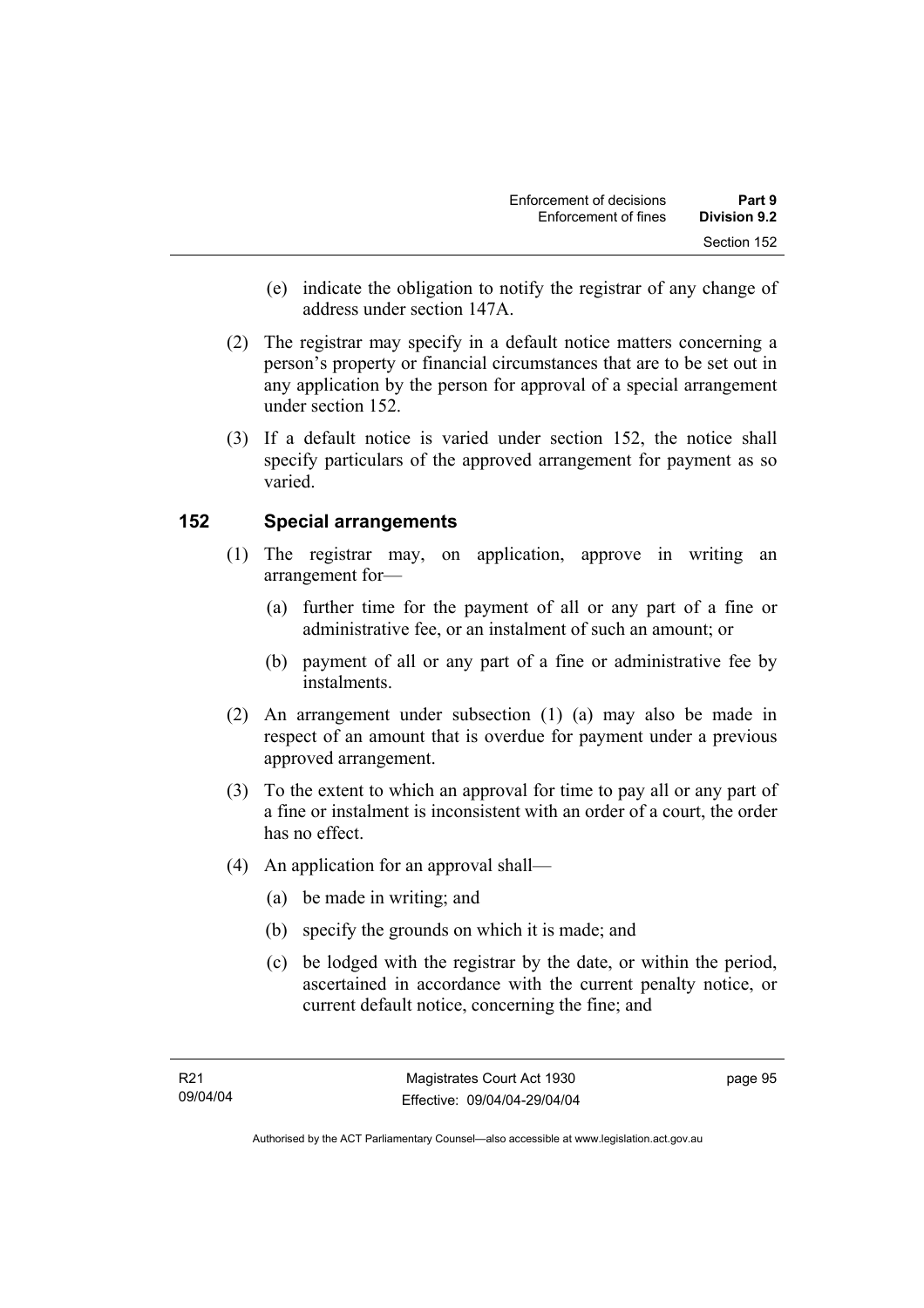(e) indicate the obligation to notify the registrar of any change of address under section 147A.

(2) The registrar may specify in a default notice matters concerning a person's property or financial circumstances that are to be set out in any application by the person for approval of a special arrangement under section 152.

(3) If a default notice is varied under section 152, the notice shall specify particulars of the approved arrangement for payment as so varied.

## 152 Special arrangements

(1) The registrar may, on application, approve in writing an arrangement for—

(a) further time for the payment of all or any part of a fine or administrative fee, or an instalment of such an amount; or

(b) payment of all or any part of a fine or administrative fee by instalments.

(2) An arrangement under subsection (1) (a) may also be made in respect of an amount that is overdue for payment under a previous approved arrangement.

(3) To the extent to which an approval for time to pay all or any part of a fine or instalment is inconsistent with an order of a court, the order has no effect.

(4) An application for an approval shall—

(a) be made in writing; and

(b) specify the grounds on which it is made; and

(c) be lodged with the registrar by the date, or within the period, ascertained in accordance with the current penalty notice, or current default notice, concerning the fine; and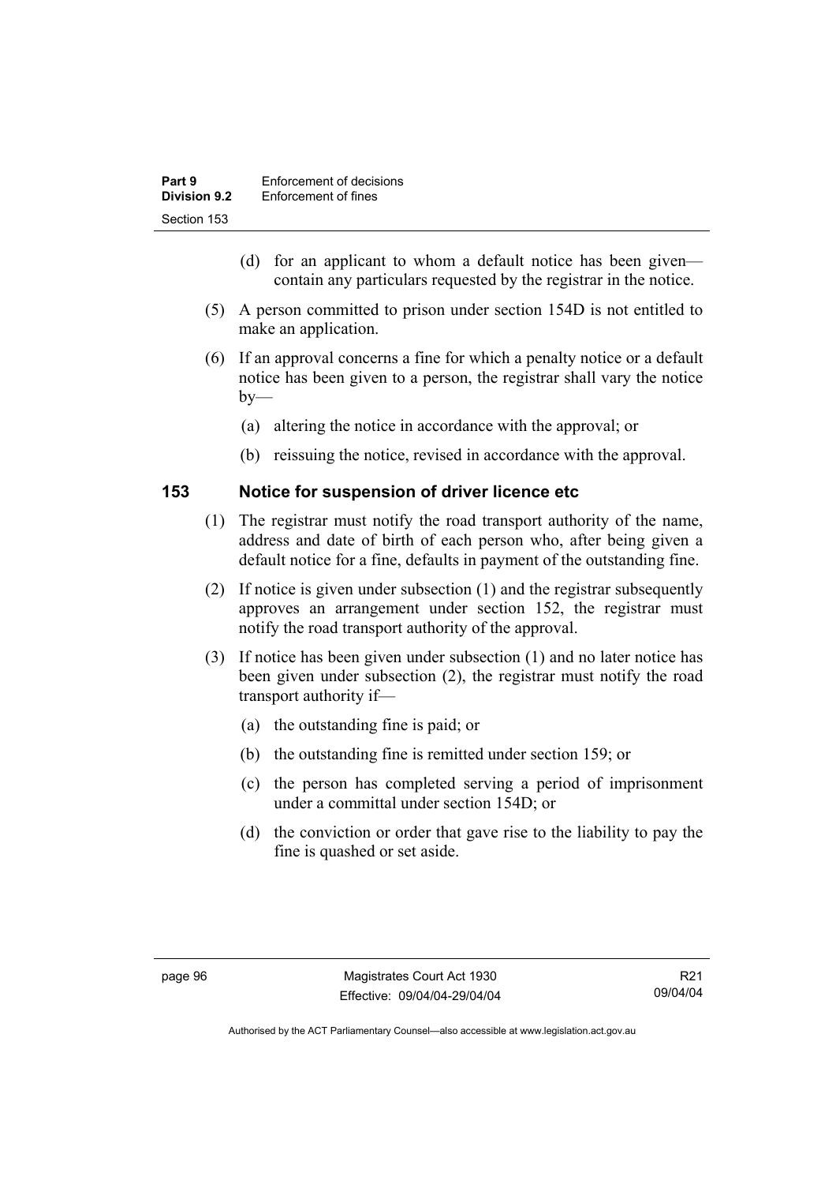(d) for an applicant to whom a default notice has been given—contain any particulars requested by the registrar in the notice.

(5) A person committed to prison under section 154D is not entitled to make an application.

(6) If an approval concerns a fine for which a penalty notice or a default notice has been given to a person, the registrar shall vary the notice by—

(a) altering the notice in accordance with the approval; or

(b) reissuing the notice, revised in accordance with the approval.

### 153 Notice for suspension of driver licence etc

(1) The registrar must notify the road transport authority of the name, address and date of birth of each person who, after being given a default notice for a fine, defaults in payment of the outstanding fine.

(2) If notice is given under subsection (1) and the registrar subsequently approves an arrangement under section 152, the registrar must notify the road transport authority of the approval.

(3) If notice has been given under subsection (1) and no later notice has been given under subsection (2), the registrar must notify the road transport authority if—

(a) the outstanding fine is paid; or

(b) the outstanding fine is remitted under section 159; or

(c) the person has completed serving a period of imprisonment under a committal under section 154D; or

(d) the conviction or order that gave rise to the liability to pay the fine is quashed or set aside.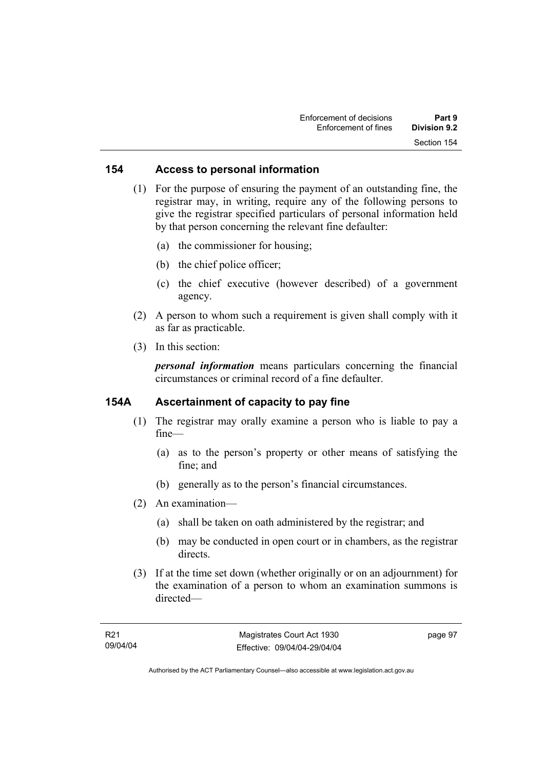## 154 Access to personal information

(1) For the purpose of ensuring the payment of an outstanding fine, the registrar may, in writing, require any of the following persons to give the registrar specified particulars of personal information held by that person concerning the relevant fine defaulter:

(a) the commissioner for housing;

(b) the chief police officer;

(c) the chief executive (however described) of a government agency.

(2) A person to whom such a requirement is given shall comply with it as far as practicable.

(3) In this section:

***personal information*** means particulars concerning the financial circumstances or criminal record of a fine defaulter.

## 154A Ascertainment of capacity to pay fine

(1) The registrar may orally examine a person who is liable to pay a fine—

(a) as to the person's property or other means of satisfying the fine; and

(b) generally as to the person's financial circumstances.

(2) An examination—

(a) shall be taken on oath administered by the registrar; and

(b) may be conducted in open court or in chambers, as the registrar directs.

(3) If at the time set down (whether originally or on an adjournment) for the examination of a person to whom an examination summons is directed—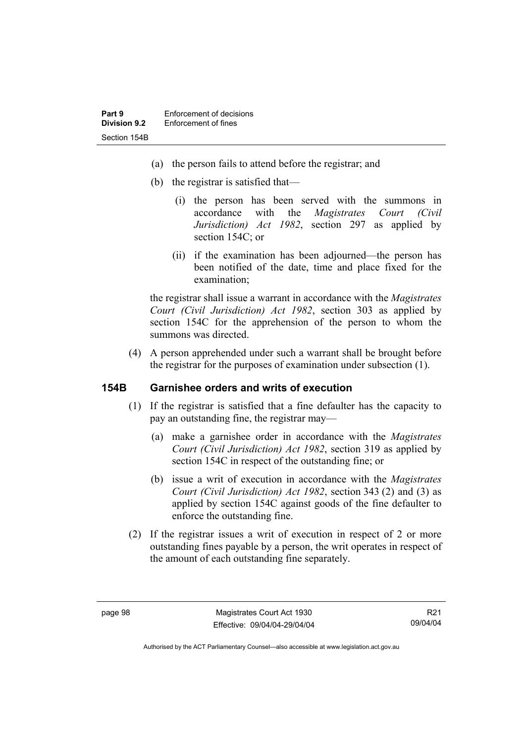(a) the person fails to attend before the registrar; and

(b) the registrar is satisfied that—

(i) the person has been served with the summons in accordance with the *Magistrates Court (Civil Jurisdiction) Act 1982*, section 297 as applied by section 154C; or

(ii) if the examination has been adjourned—the person has been notified of the date, time and place fixed for the examination;

the registrar shall issue a warrant in accordance with the *Magistrates Court (Civil Jurisdiction) Act 1982*, section 303 as applied by section 154C for the apprehension of the person to whom the summons was directed.

(4) A person apprehended under such a warrant shall be brought before the registrar for the purposes of examination under subsection (1).

### 154B Garnishee orders and writs of execution

(1) If the registrar is satisfied that a fine defaulter has the capacity to pay an outstanding fine, the registrar may—

(a) make a garnishee order in accordance with the *Magistrates Court (Civil Jurisdiction) Act 1982*, section 319 as applied by section 154C in respect of the outstanding fine; or

(b) issue a writ of execution in accordance with the *Magistrates Court (Civil Jurisdiction) Act 1982*, section 343 (2) and (3) as applied by section 154C against goods of the fine defaulter to enforce the outstanding fine.

(2) If the registrar issues a writ of execution in respect of 2 or more outstanding fines payable by a person, the writ operates in respect of the amount of each outstanding fine separately.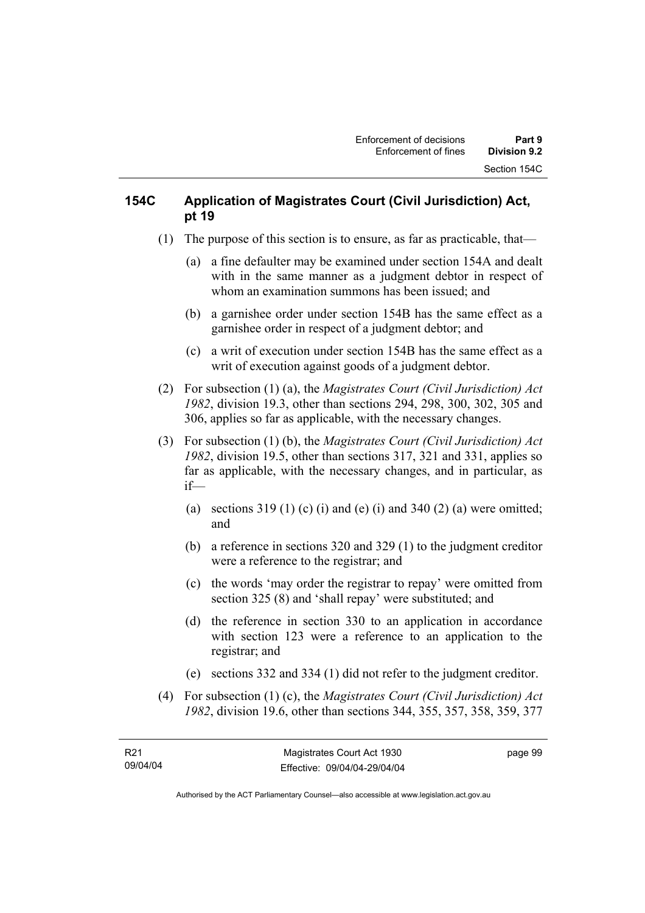## 154C Application of Magistrates Court (Civil Jurisdiction) Act, pt 19

(1) The purpose of this section is to ensure, as far as practicable, that—

(a) a fine defaulter may be examined under section 154A and dealt with in the same manner as a judgment debtor in respect of whom an examination summons has been issued; and

(b) a garnishee order under section 154B has the same effect as a garnishee order in respect of a judgment debtor; and

(c) a writ of execution under section 154B has the same effect as a writ of execution against goods of a judgment debtor.

(2) For subsection (1) (a), the *Magistrates Court (Civil Jurisdiction) Act 1982*, division 19.3, other than sections 294, 298, 300, 302, 305 and 306, applies so far as applicable, with the necessary changes.

(3) For subsection (1) (b), the *Magistrates Court (Civil Jurisdiction) Act 1982*, division 19.5, other than sections 317, 321 and 331, applies so far as applicable, with the necessary changes, and in particular, as if—

(a) sections 319 (1) (c) (i) and (e) (i) and 340 (2) (a) were omitted; and

(b) a reference in sections 320 and 329 (1) to the judgment creditor were a reference to the registrar; and

(c) the words 'may order the registrar to repay' were omitted from section 325 (8) and 'shall repay' were substituted; and

(d) the reference in section 330 to an application in accordance with section 123 were a reference to an application to the registrar; and

(e) sections 332 and 334 (1) did not refer to the judgment creditor.

(4) For subsection (1) (c), the *Magistrates Court (Civil Jurisdiction) Act 1982*, division 19.6, other than sections 344, 355, 357, 358, 359, 377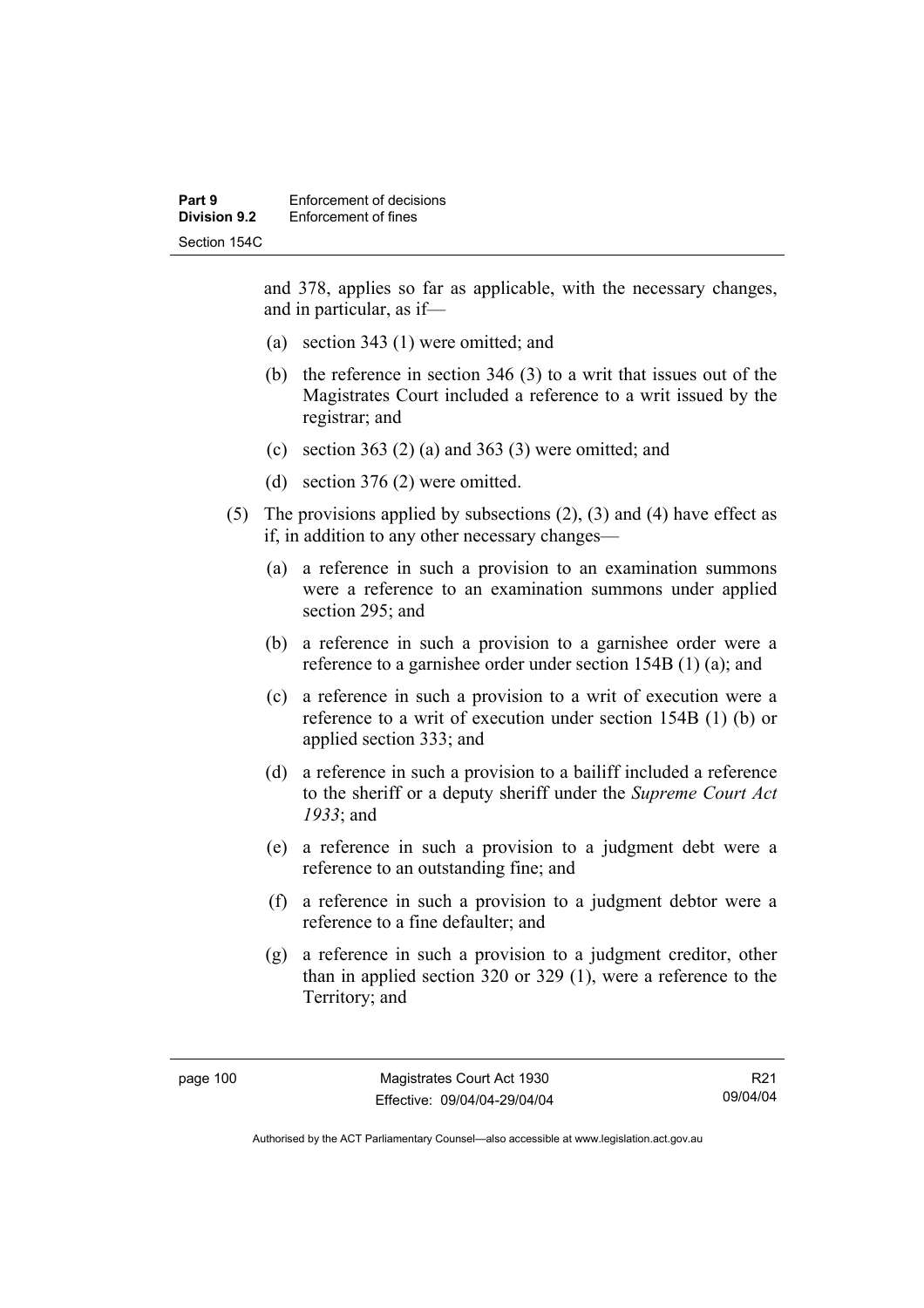and 378, applies so far as applicable, with the necessary changes, and in particular, as if—

(a) section 343 (1) were omitted; and

(b) the reference in section 346 (3) to a writ that issues out of the Magistrates Court included a reference to a writ issued by the registrar; and

(c) section 363 (2) (a) and 363 (3) were omitted; and

(d) section 376 (2) were omitted.

(5) The provisions applied by subsections (2), (3) and (4) have effect as if, in addition to any other necessary changes—

(a) a reference in such a provision to an examination summons were a reference to an examination summons under applied section 295; and

(b) a reference in such a provision to a garnishee order were a reference to a garnishee order under section 154B (1) (a); and

(c) a reference in such a provision to a writ of execution were a reference to a writ of execution under section 154B (1) (b) or applied section 333; and

(d) a reference in such a provision to a bailiff included a reference to the sheriff or a deputy sheriff under the *Supreme Court Act 1933*; and

(e) a reference in such a provision to a judgment debt were a reference to an outstanding fine; and

(f) a reference in such a provision to a judgment debtor were a reference to a fine defaulter; and

(g) a reference in such a provision to a judgment creditor, other than in applied section 320 or 329 (1), were a reference to the Territory; and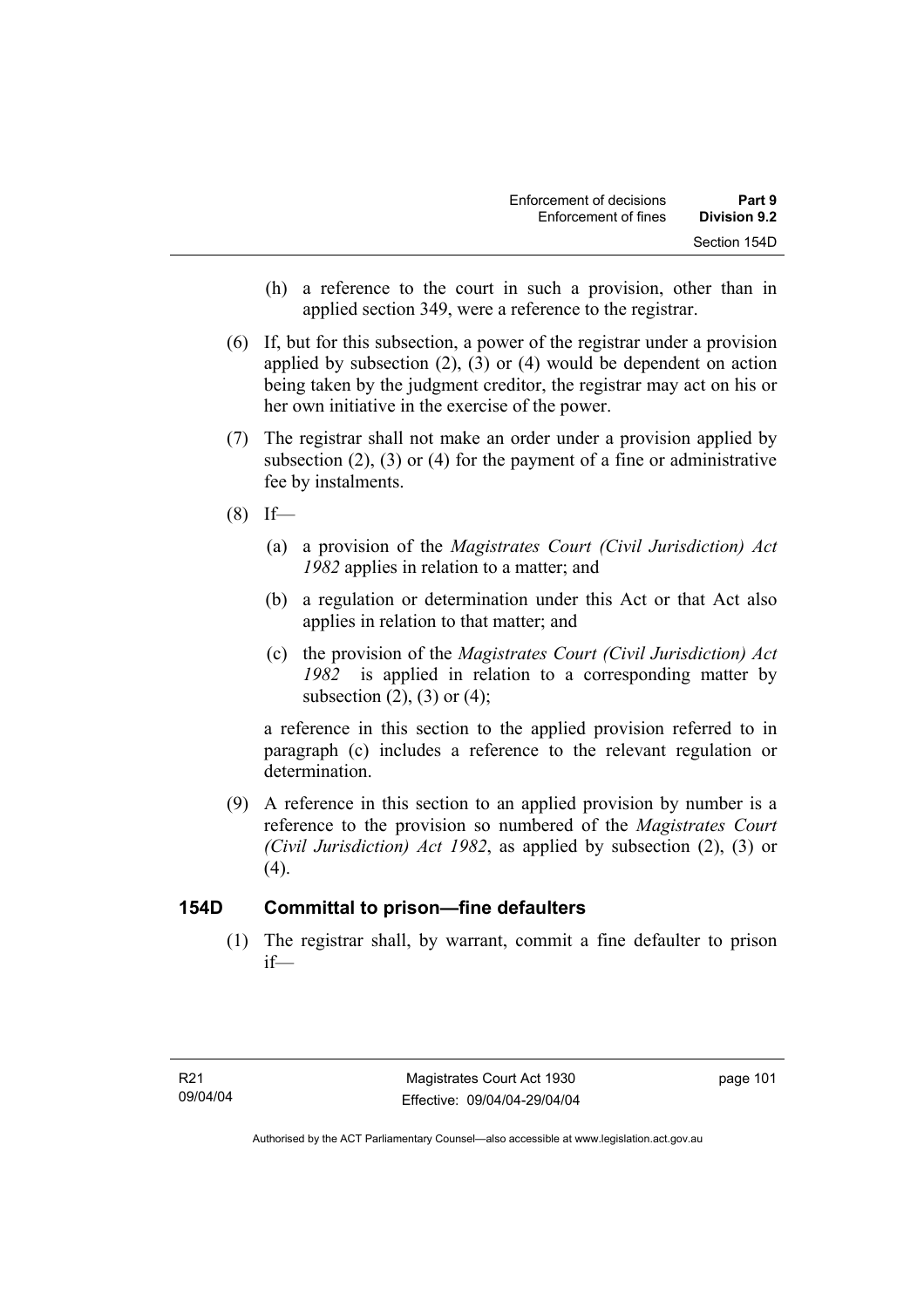(h) a reference to the court in such a provision, other than in applied section 349, were a reference to the registrar.

(6) If, but for this subsection, a power of the registrar under a provision applied by subsection (2), (3) or (4) would be dependent on action being taken by the judgment creditor, the registrar may act on his or her own initiative in the exercise of the power.

(7) The registrar shall not make an order under a provision applied by subsection (2), (3) or (4) for the payment of a fine or administrative fee by instalments.

(8) If—

(a) a provision of the *Magistrates Court (Civil Jurisdiction) Act 1982* applies in relation to a matter; and

(b) a regulation or determination under this Act or that Act also applies in relation to that matter; and

(c) the provision of the *Magistrates Court (Civil Jurisdiction) Act 1982* is applied in relation to a corresponding matter by subsection (2), (3) or (4);

a reference in this section to the applied provision referred to in paragraph (c) includes a reference to the relevant regulation or determination.

(9) A reference in this section to an applied provision by number is a reference to the provision so numbered of the *Magistrates Court (Civil Jurisdiction) Act 1982*, as applied by subsection (2), (3) or (4).

## 154D Committal to prison—fine defaulters

(1) The registrar shall, by warrant, commit a fine defaulter to prison if—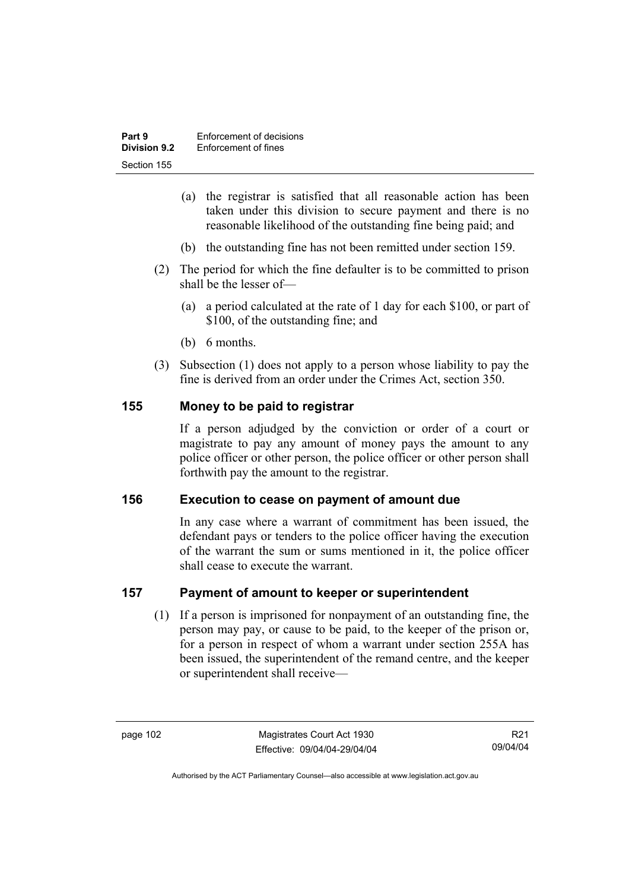(a) the registrar is satisfied that all reasonable action has been taken under this division to secure payment and there is no reasonable likelihood of the outstanding fine being paid; and

(b) the outstanding fine has not been remitted under section 159.

(2) The period for which the fine defaulter is to be committed to prison shall be the lesser of—

(a) a period calculated at the rate of 1 day for each $100, or part of $100, of the outstanding fine; and

(b) 6 months.

(3) Subsection (1) does not apply to a person whose liability to pay the fine is derived from an order under the Crimes Act, section 350.

## 155 Money to be paid to registrar

If a person adjudged by the conviction or order of a court or magistrate to pay any amount of money pays the amount to any police officer or other person, the police officer or other person shall forthwith pay the amount to the registrar.

## 156 Execution to cease on payment of amount due

In any case where a warrant of commitment has been issued, the defendant pays or tenders to the police officer having the execution of the warrant the sum or sums mentioned in it, the police officer shall cease to execute the warrant.

## 157 Payment of amount to keeper or superintendent

(1) If a person is imprisoned for nonpayment of an outstanding fine, the person may pay, or cause to be paid, to the keeper of the prison or, for a person in respect of whom a warrant under section 255A has been issued, the superintendent of the remand centre, and the keeper or superintendent shall receive—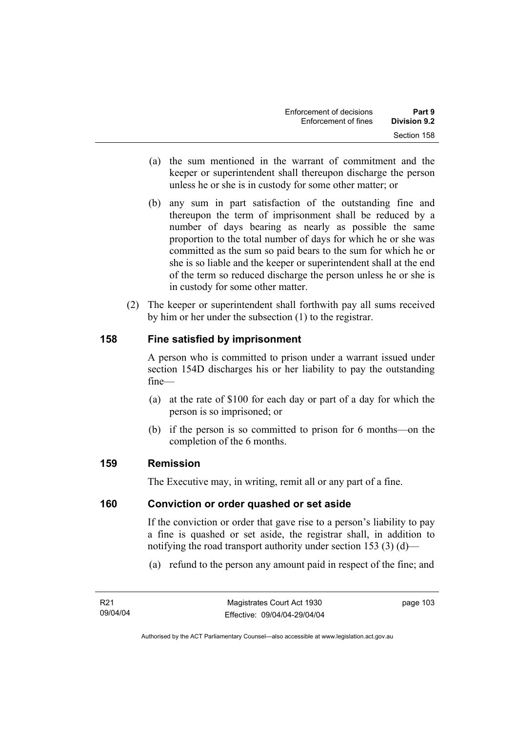(a) the sum mentioned in the warrant of commitment and the keeper or superintendent shall thereupon discharge the person unless he or she is in custody for some other matter; or

(b) any sum in part satisfaction of the outstanding fine and thereupon the term of imprisonment shall be reduced by a number of days bearing as nearly as possible the same proportion to the total number of days for which he or she was committed as the sum so paid bears to the sum for which he or she is so liable and the keeper or superintendent shall at the end of the term so reduced discharge the person unless he or she is in custody for some other matter.

(2) The keeper or superintendent shall forthwith pay all sums received by him or her under the subsection (1) to the registrar.

## 158 Fine satisfied by imprisonment

A person who is committed to prison under a warrant issued under section 154D discharges his or her liability to pay the outstanding fine—

(a) at the rate of $100 for each day or part of a day for which the person is so imprisoned; or

(b) if the person is so committed to prison for 6 months—on the completion of the 6 months.

## 159 Remission

The Executive may, in writing, remit all or any part of a fine.

## 160 Conviction or order quashed or set aside

If the conviction or order that gave rise to a person's liability to pay a fine is quashed or set aside, the registrar shall, in addition to notifying the road transport authority under section 153 (3) (d)—

(a) refund to the person any amount paid in respect of the fine; and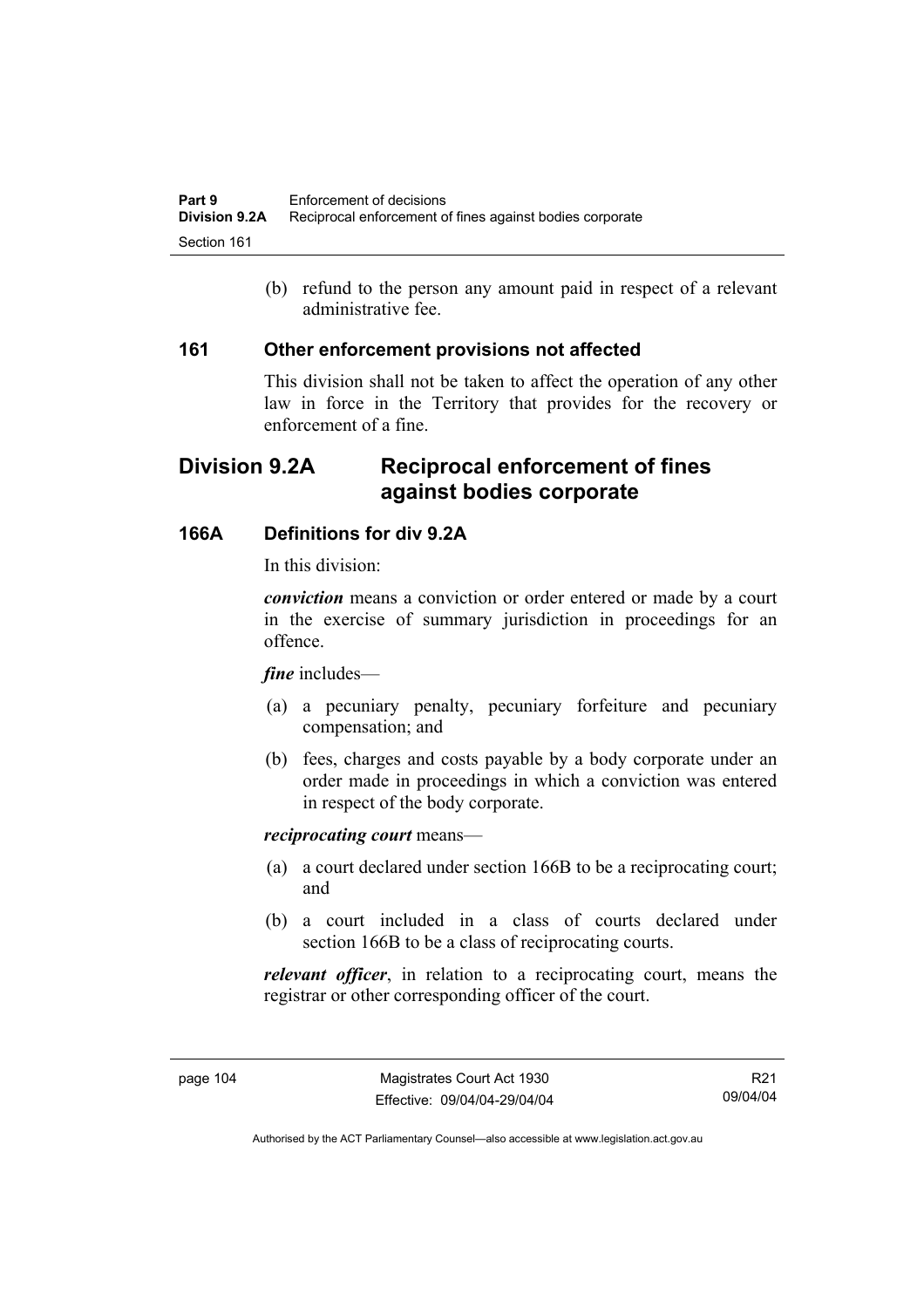(b) refund to the person any amount paid in respect of a relevant administrative fee.

### 161 Other enforcement provisions not affected

This division shall not be taken to affect the operation of any other law in force in the Territory that provides for the recovery or enforcement of a fine.

## Division 9.2A Reciprocal enforcement of fines against bodies corporate

### 166A Definitions for div 9.2A

In this division:

***conviction*** means a conviction or order entered or made by a court in the exercise of summary jurisdiction in proceedings for an offence.

***fine*** includes—

(a) a pecuniary penalty, pecuniary forfeiture and pecuniary compensation; and

(b) fees, charges and costs payable by a body corporate under an order made in proceedings in which a conviction was entered in respect of the body corporate.

***reciprocating court*** means—

(a) a court declared under section 166B to be a reciprocating court; and

(b) a court included in a class of courts declared under section 166B to be a class of reciprocating courts.

***relevant officer***, in relation to a reciprocating court, means the registrar or other corresponding officer of the court.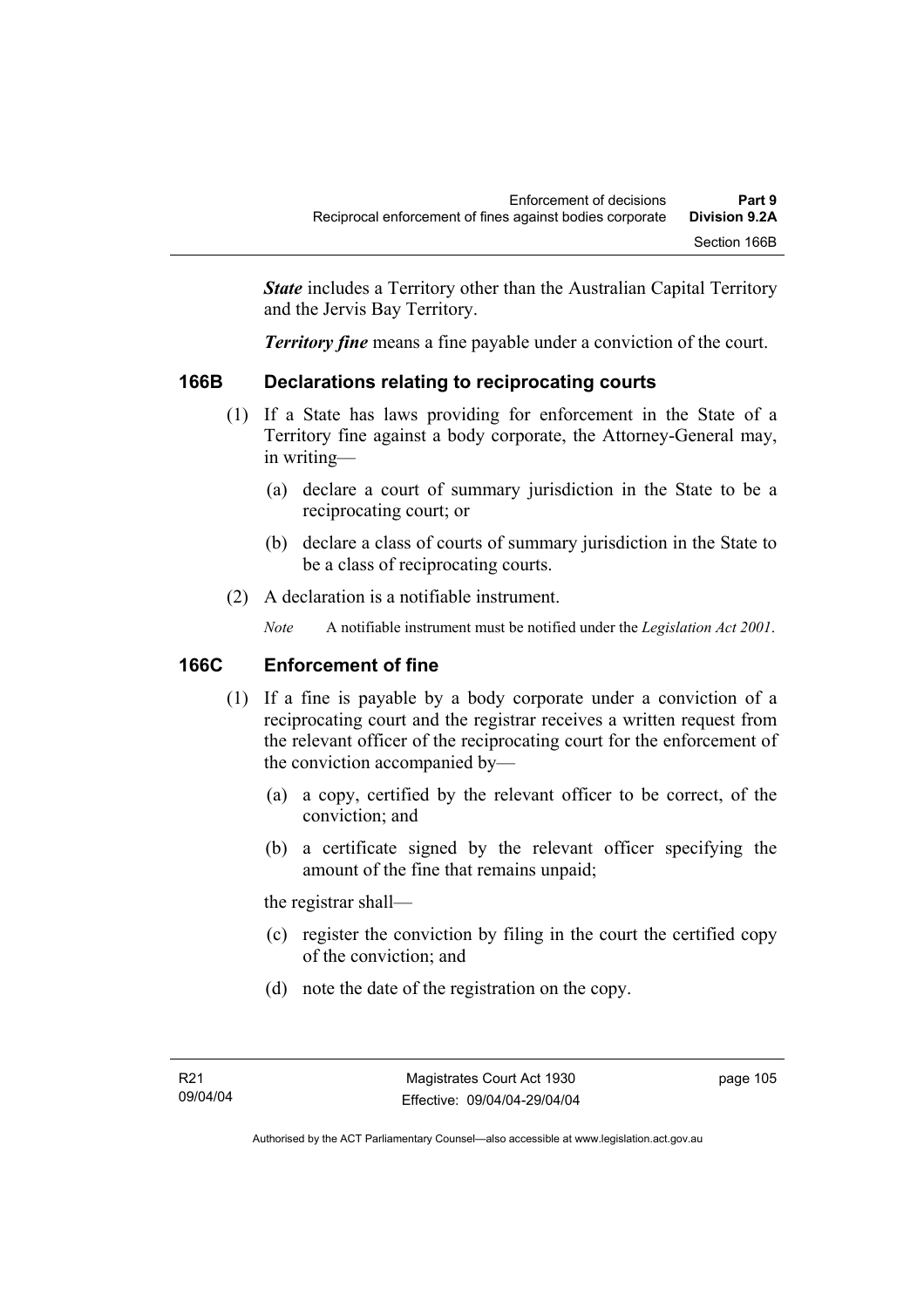***State*** includes a Territory other than the Australian Capital Territory and the Jervis Bay Territory.

***Territory fine*** means a fine payable under a conviction of the court.

## 166B Declarations relating to reciprocating courts

(1) If a State has laws providing for enforcement in the State of a Territory fine against a body corporate, the Attorney-General may, in writing—

(a) declare a court of summary jurisdiction in the State to be a reciprocating court; or

(b) declare a class of courts of summary jurisdiction in the State to be a class of reciprocating courts.

(2) A declaration is a notifiable instrument.

*Note* A notifiable instrument must be notified under the *Legislation Act 2001*.

## 166C Enforcement of fine

(1) If a fine is payable by a body corporate under a conviction of a reciprocating court and the registrar receives a written request from the relevant officer of the reciprocating court for the enforcement of the conviction accompanied by—

(a) a copy, certified by the relevant officer to be correct, of the conviction; and

(b) a certificate signed by the relevant officer specifying the amount of the fine that remains unpaid;

the registrar shall—

(c) register the conviction by filing in the court the certified copy of the conviction; and

(d) note the date of the registration on the copy.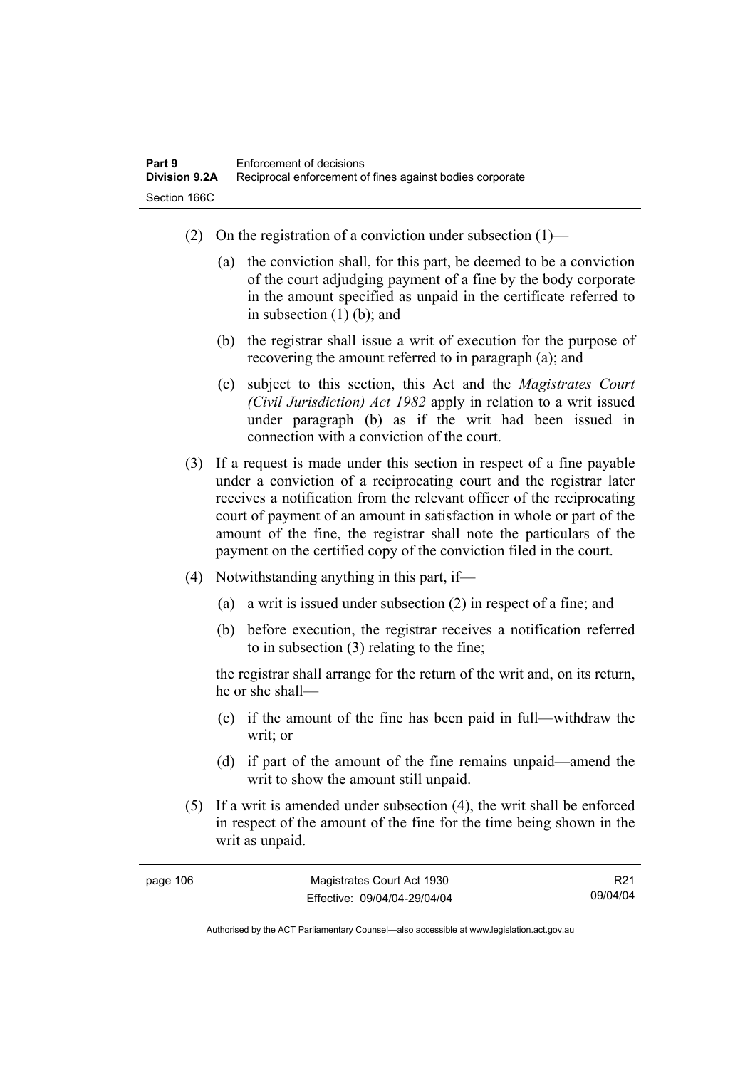(2) On the registration of a conviction under subsection (1)—

(a) the conviction shall, for this part, be deemed to be a conviction of the court adjudging payment of a fine by the body corporate in the amount specified as unpaid in the certificate referred to in subsection (1) (b); and

(b) the registrar shall issue a writ of execution for the purpose of recovering the amount referred to in paragraph (a); and

(c) subject to this section, this Act and the *Magistrates Court (Civil Jurisdiction) Act 1982* apply in relation to a writ issued under paragraph (b) as if the writ had been issued in connection with a conviction of the court.

(3) If a request is made under this section in respect of a fine payable under a conviction of a reciprocating court and the registrar later receives a notification from the relevant officer of the reciprocating court of payment of an amount in satisfaction in whole or part of the amount of the fine, the registrar shall note the particulars of the payment on the certified copy of the conviction filed in the court.

(4) Notwithstanding anything in this part, if—

(a) a writ is issued under subsection (2) in respect of a fine; and

(b) before execution, the registrar receives a notification referred to in subsection (3) relating to the fine;

the registrar shall arrange for the return of the writ and, on its return, he or she shall—

(c) if the amount of the fine has been paid in full—withdraw the writ; or

(d) if part of the amount of the fine remains unpaid—amend the writ to show the amount still unpaid.

(5) If a writ is amended under subsection (4), the writ shall be enforced in respect of the amount of the fine for the time being shown in the writ as unpaid.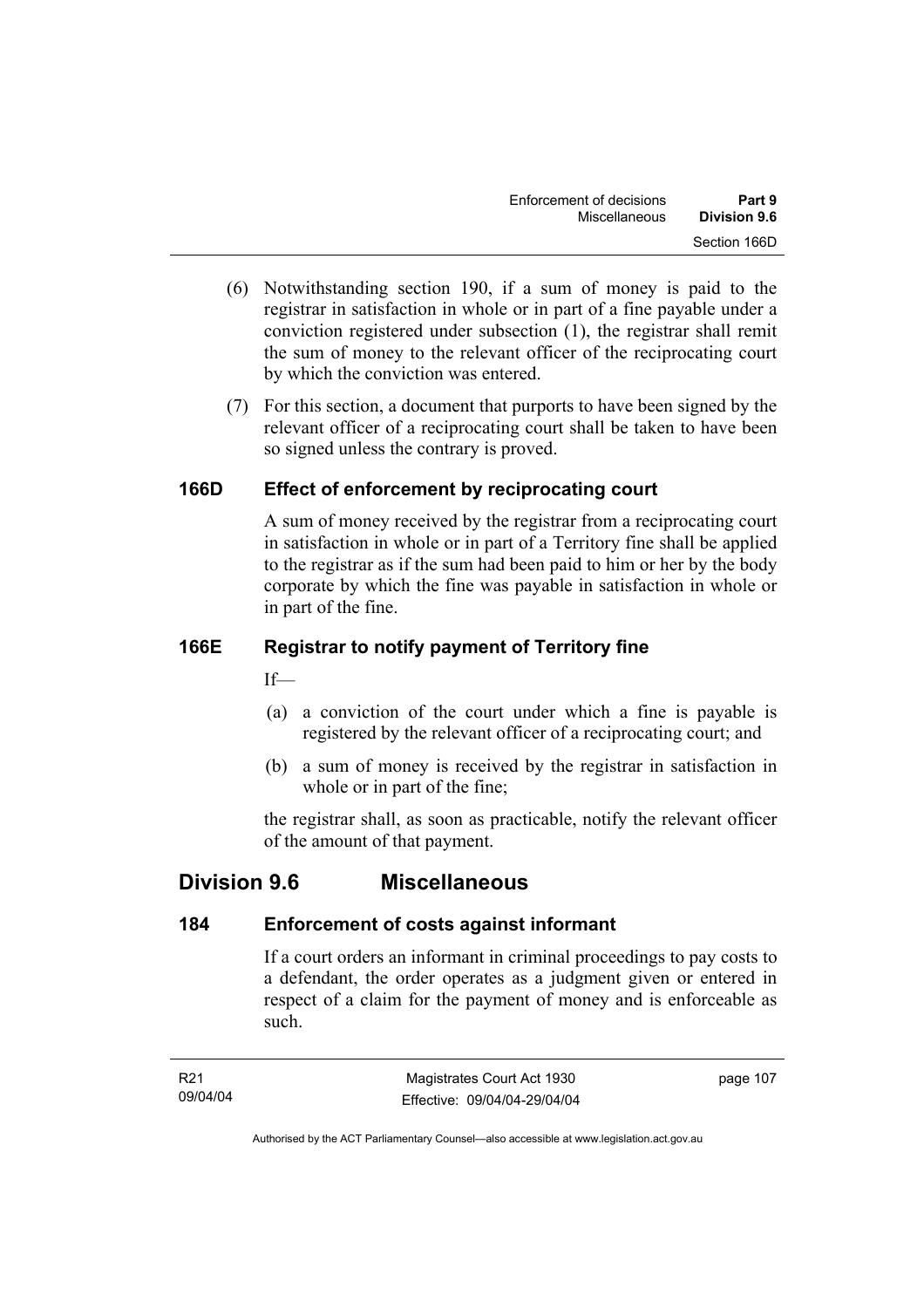(6) Notwithstanding section 190, if a sum of money is paid to the registrar in satisfaction in whole or in part of a fine payable under a conviction registered under subsection (1), the registrar shall remit the sum of money to the relevant officer of the reciprocating court by which the conviction was entered.

(7) For this section, a document that purports to have been signed by the relevant officer of a reciprocating court shall be taken to have been so signed unless the contrary is proved.

### 166D Effect of enforcement by reciprocating court

A sum of money received by the registrar from a reciprocating court in satisfaction in whole or in part of a Territory fine shall be applied to the registrar as if the sum had been paid to him or her by the body corporate by which the fine was payable in satisfaction in whole or in part of the fine.

### 166E Registrar to notify payment of Territory fine

If—

(a) a conviction of the court under which a fine is payable is registered by the relevant officer of a reciprocating court; and

(b) a sum of money is received by the registrar in satisfaction in whole or in part of the fine;

the registrar shall, as soon as practicable, notify the relevant officer of the amount of that payment.

## Division 9.6 Miscellaneous

### 184 Enforcement of costs against informant

If a court orders an informant in criminal proceedings to pay costs to a defendant, the order operates as a judgment given or entered in respect of a claim for the payment of money and is enforceable as such.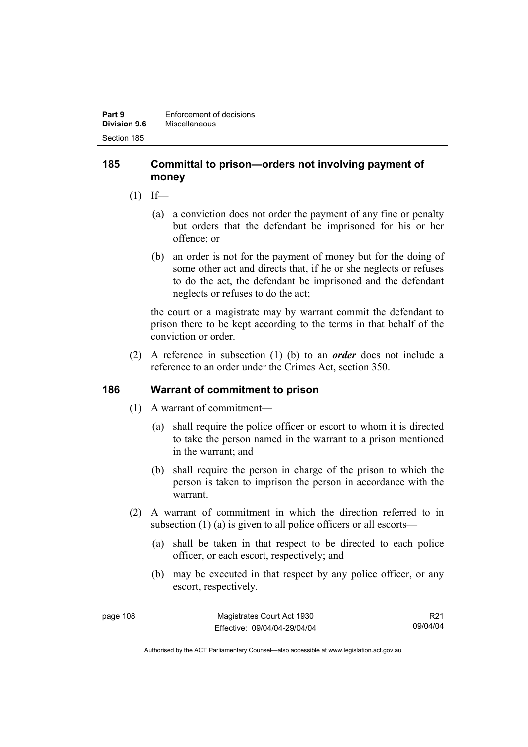### 185 Committal to prison—orders not involving payment of money

(1) If—

(a) a conviction does not order the payment of any fine or penalty but orders that the defendant be imprisoned for his or her offence; or

(b) an order is not for the payment of money but for the doing of some other act and directs that, if he or she neglects or refuses to do the act, the defendant be imprisoned and the defendant neglects or refuses to do the act;

the court or a magistrate may by warrant commit the defendant to prison there to be kept according to the terms in that behalf of the conviction or order.

(2) A reference in subsection (1) (b) to an ***order*** does not include a reference to an order under the Crimes Act, section 350.

### 186 Warrant of commitment to prison

(1) A warrant of commitment—

(a) shall require the police officer or escort to whom it is directed to take the person named in the warrant to a prison mentioned in the warrant; and

(b) shall require the person in charge of the prison to which the person is taken to imprison the person in accordance with the warrant.

(2) A warrant of commitment in which the direction referred to in subsection (1) (a) is given to all police officers or all escorts—

(a) shall be taken in that respect to be directed to each police officer, or each escort, respectively; and

(b) may be executed in that respect by any police officer, or any escort, respectively.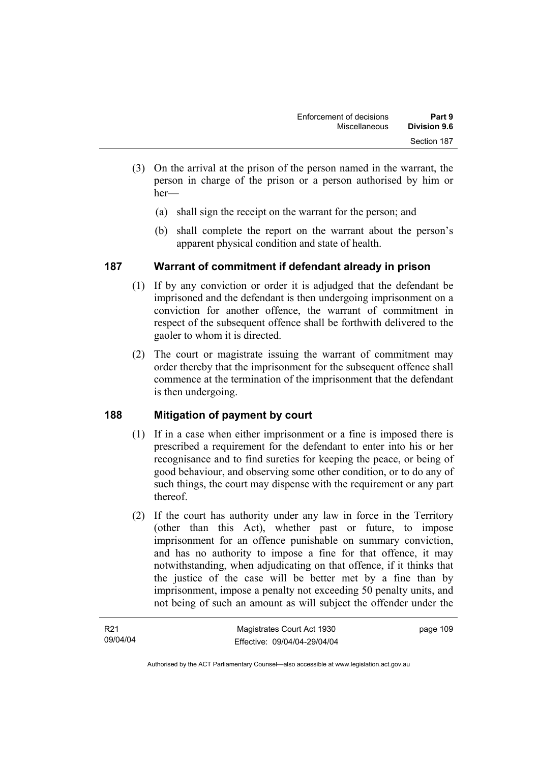(3) On the arrival at the prison of the person named in the warrant, the person in charge of the prison or a person authorised by him or her—

(a) shall sign the receipt on the warrant for the person; and

(b) shall complete the report on the warrant about the person's apparent physical condition and state of health.

## 187 Warrant of commitment if defendant already in prison

(1) If by any conviction or order it is adjudged that the defendant be imprisoned and the defendant is then undergoing imprisonment on a conviction for another offence, the warrant of commitment in respect of the subsequent offence shall be forthwith delivered to the gaoler to whom it is directed.

(2) The court or magistrate issuing the warrant of commitment may order thereby that the imprisonment for the subsequent offence shall commence at the termination of the imprisonment that the defendant is then undergoing.

## 188 Mitigation of payment by court

(1) If in a case when either imprisonment or a fine is imposed there is prescribed a requirement for the defendant to enter into his or her recognisance and to find sureties for keeping the peace, or being of good behaviour, and observing some other condition, or to do any of such things, the court may dispense with the requirement or any part thereof.

(2) If the court has authority under any law in force in the Territory (other than this Act), whether past or future, to impose imprisonment for an offence punishable on summary conviction, and has no authority to impose a fine for that offence, it may notwithstanding, when adjudicating on that offence, if it thinks that the justice of the case will be better met by a fine than by imprisonment, impose a penalty not exceeding 50 penalty units, and not being of such an amount as will subject the offender under the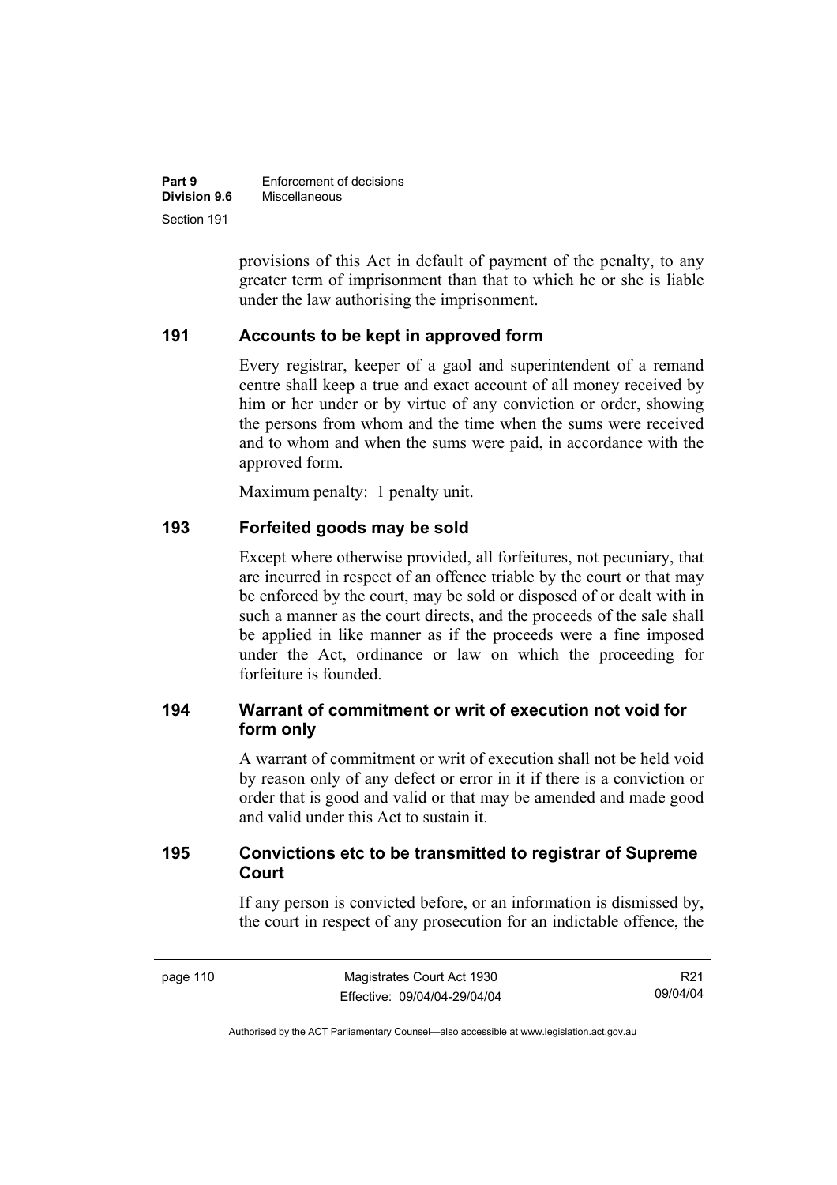provisions of this Act in default of payment of the penalty, to any greater term of imprisonment than that to which he or she is liable under the law authorising the imprisonment.

## 191 Accounts to be kept in approved form

Every registrar, keeper of a gaol and superintendent of a remand centre shall keep a true and exact account of all money received by him or her under or by virtue of any conviction or order, showing the persons from whom and the time when the sums were received and to whom and when the sums were paid, in accordance with the approved form.

Maximum penalty: 1 penalty unit.

## 193 Forfeited goods may be sold

Except where otherwise provided, all forfeitures, not pecuniary, that are incurred in respect of an offence triable by the court or that may be enforced by the court, may be sold or disposed of or dealt with in such a manner as the court directs, and the proceeds of the sale shall be applied in like manner as if the proceeds were a fine imposed under the Act, ordinance or law on which the proceeding for forfeiture is founded.

## 194 Warrant of commitment or writ of execution not void for form only

A warrant of commitment or writ of execution shall not be held void by reason only of any defect or error in it if there is a conviction or order that is good and valid or that may be amended and made good and valid under this Act to sustain it.

## 195 Convictions etc to be transmitted to registrar of Supreme Court

If any person is convicted before, or an information is dismissed by, the court in respect of any prosecution for an indictable offence, the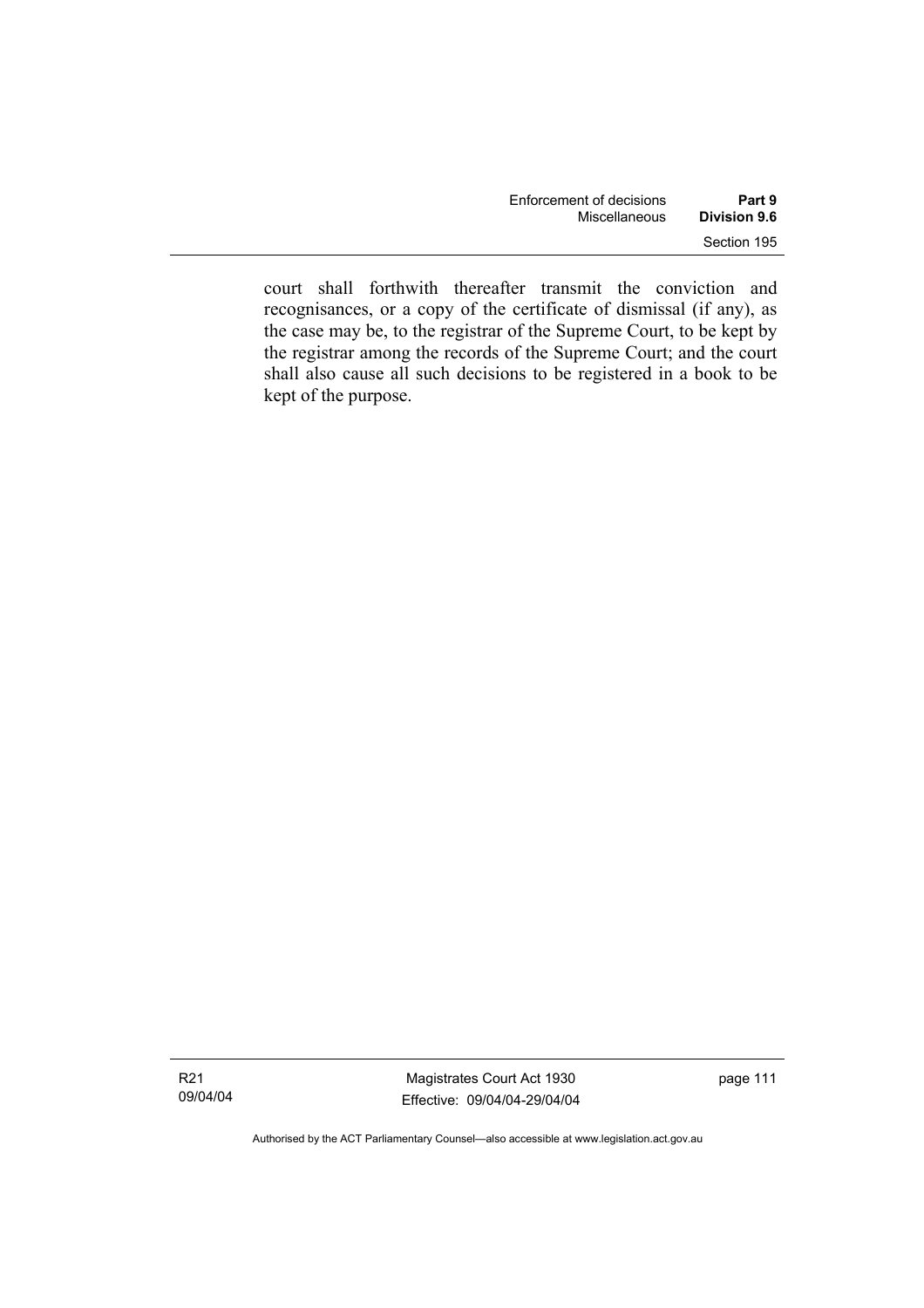court shall forthwith thereafter transmit the conviction and recognisances, or a copy of the certificate of dismissal (if any), as the case may be, to the registrar of the Supreme Court, to be kept by the registrar among the records of the Supreme Court; and the court shall also cause all such decisions to be registered in a book to be kept of the purpose.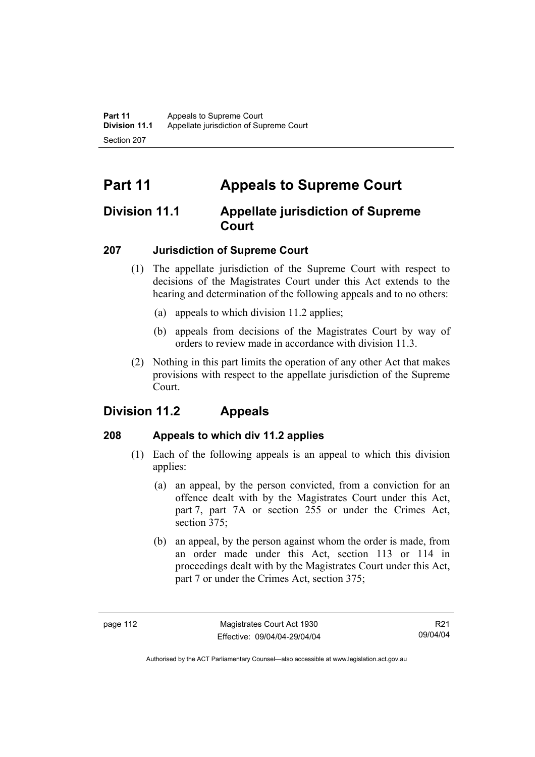# Part 11 Appeals to Supreme Court

## Division 11.1 Appellate jurisdiction of Supreme Court

### 207 Jurisdiction of Supreme Court

(1) The appellate jurisdiction of the Supreme Court with respect to decisions of the Magistrates Court under this Act extends to the hearing and determination of the following appeals and to no others:

(a) appeals to which division 11.2 applies;

(b) appeals from decisions of the Magistrates Court by way of orders to review made in accordance with division 11.3.

(2) Nothing in this part limits the operation of any other Act that makes provisions with respect to the appellate jurisdiction of the Supreme Court.

## Division 11.2 Appeals

### 208 Appeals to which div 11.2 applies

(1) Each of the following appeals is an appeal to which this division applies:

(a) an appeal, by the person convicted, from a conviction for an offence dealt with by the Magistrates Court under this Act, part 7, part 7A or section 255 or under the Crimes Act, section 375;

(b) an appeal, by the person against whom the order is made, from an order made under this Act, section 113 or 114 in proceedings dealt with by the Magistrates Court under this Act, part 7 or under the Crimes Act, section 375;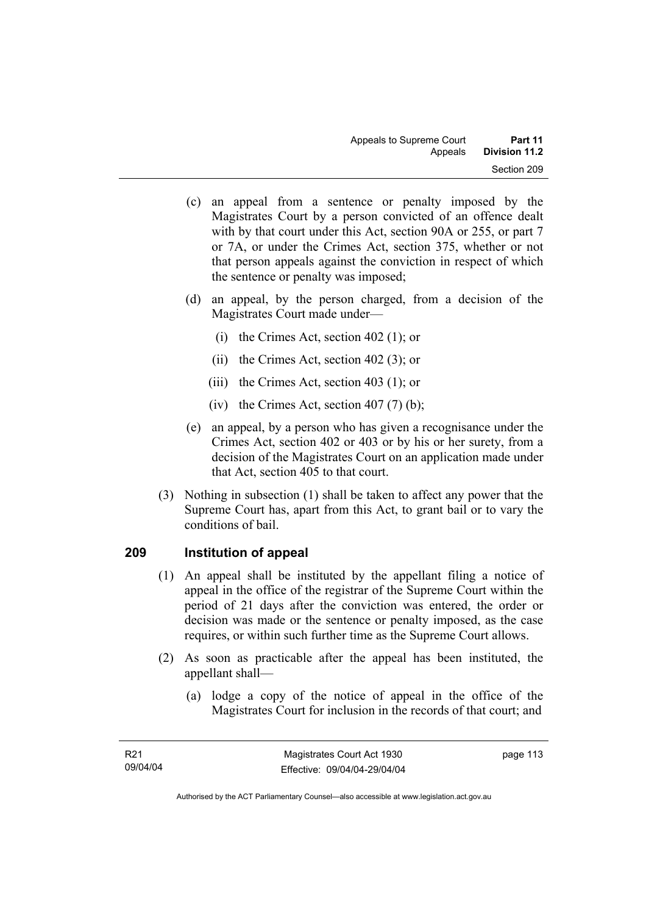(c) an appeal from a sentence or penalty imposed by the Magistrates Court by a person convicted of an offence dealt with by that court under this Act, section 90A or 255, or part 7 or 7A, or under the Crimes Act, section 375, whether or not that person appeals against the conviction in respect of which the sentence or penalty was imposed;

(d) an appeal, by the person charged, from a decision of the Magistrates Court made under—

(i) the Crimes Act, section 402 (1); or

(ii) the Crimes Act, section 402 (3); or

(iii) the Crimes Act, section 403 (1); or

(iv) the Crimes Act, section 407 (7) (b);

(e) an appeal, by a person who has given a recognisance under the Crimes Act, section 402 or 403 or by his or her surety, from a decision of the Magistrates Court on an application made under that Act, section 405 to that court.

(3) Nothing in subsection (1) shall be taken to affect any power that the Supreme Court has, apart from this Act, to grant bail or to vary the conditions of bail.

## 209 Institution of appeal

(1) An appeal shall be instituted by the appellant filing a notice of appeal in the office of the registrar of the Supreme Court within the period of 21 days after the conviction was entered, the order or decision was made or the sentence or penalty imposed, as the case requires, or within such further time as the Supreme Court allows.

(2) As soon as practicable after the appeal has been instituted, the appellant shall—

(a) lodge a copy of the notice of appeal in the office of the Magistrates Court for inclusion in the records of that court; and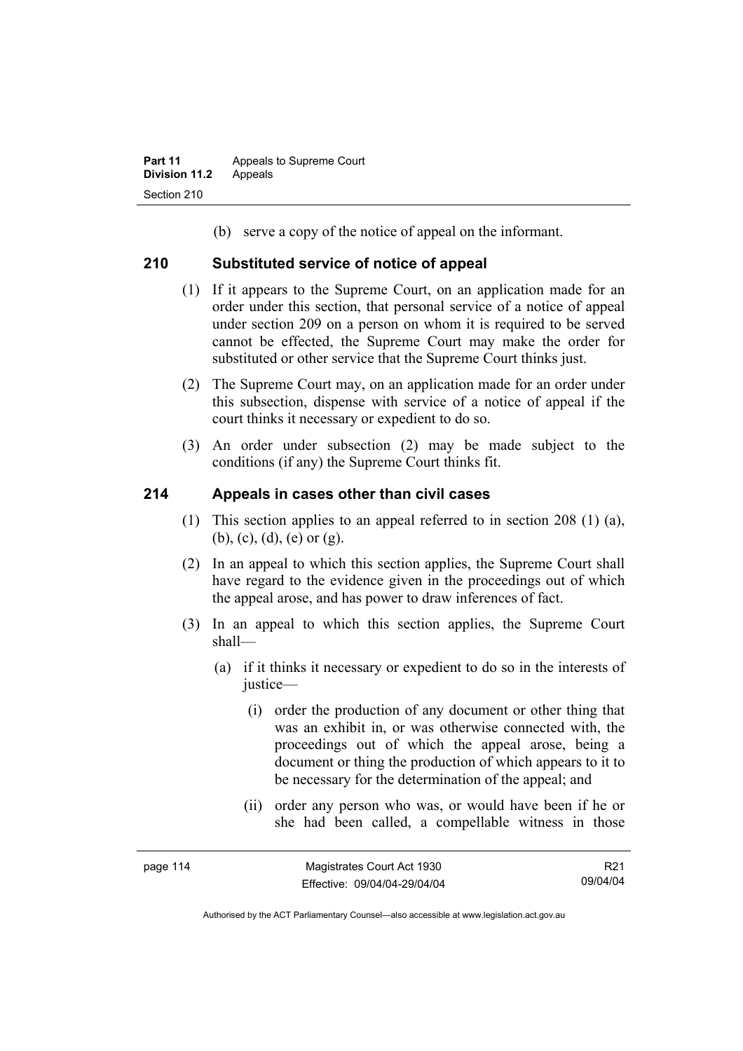(b) serve a copy of the notice of appeal on the informant.

## 210 Substituted service of notice of appeal

(1) If it appears to the Supreme Court, on an application made for an order under this section, that personal service of a notice of appeal under section 209 on a person on whom it is required to be served cannot be effected, the Supreme Court may make the order for substituted or other service that the Supreme Court thinks just.

(2) The Supreme Court may, on an application made for an order under this subsection, dispense with service of a notice of appeal if the court thinks it necessary or expedient to do so.

(3) An order under subsection (2) may be made subject to the conditions (if any) the Supreme Court thinks fit.

## 214 Appeals in cases other than civil cases

(1) This section applies to an appeal referred to in section 208 (1) (a), (b), (c), (d), (e) or (g).

(2) In an appeal to which this section applies, the Supreme Court shall have regard to the evidence given in the proceedings out of which the appeal arose, and has power to draw inferences of fact.

(3) In an appeal to which this section applies, the Supreme Court shall—

(a) if it thinks it necessary or expedient to do so in the interests of justice—

(i) order the production of any document or other thing that was an exhibit in, or was otherwise connected with, the proceedings out of which the appeal arose, being a document or thing the production of which appears to it to be necessary for the determination of the appeal; and

(ii) order any person who was, or would have been if he or she had been called, a compellable witness in those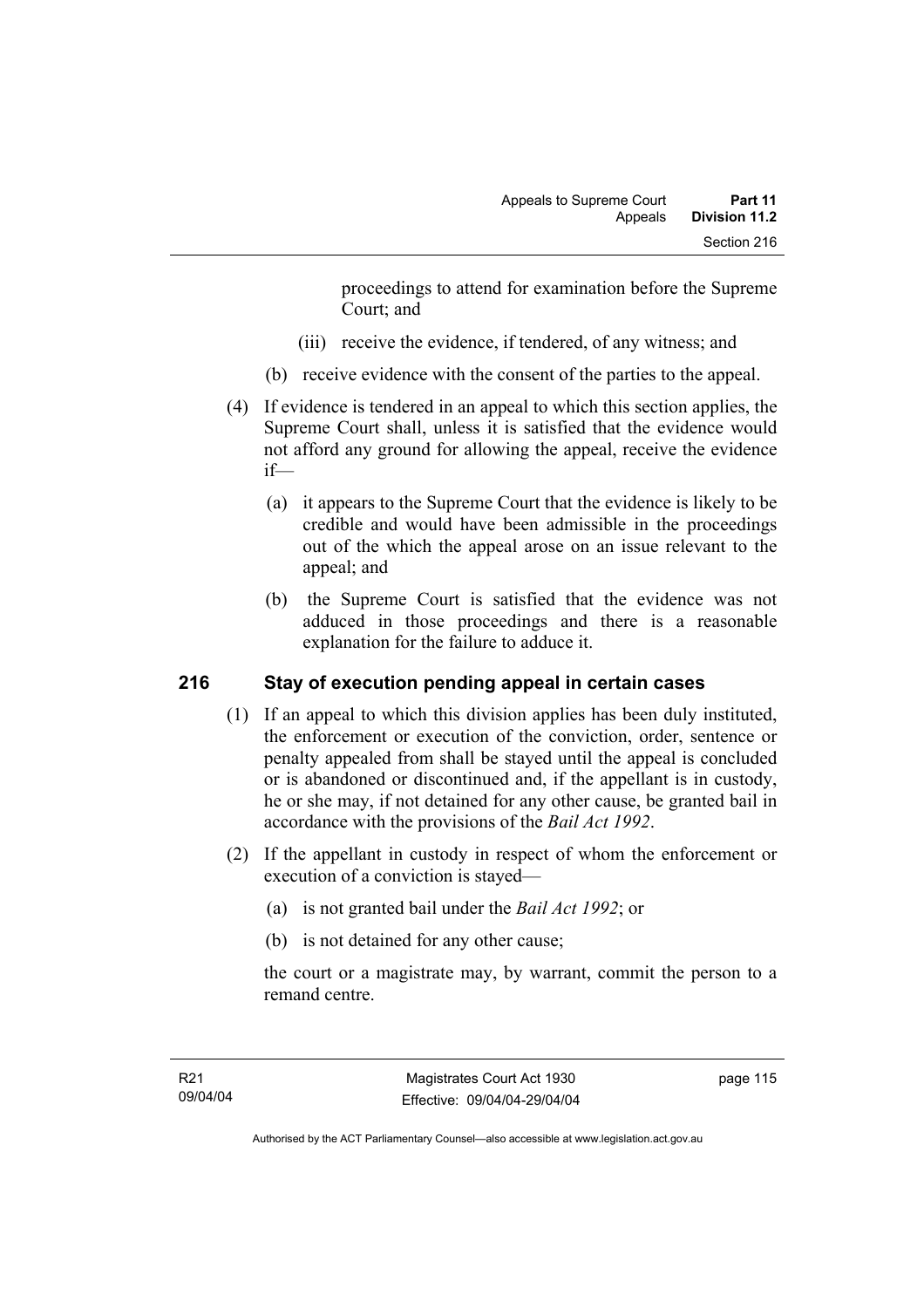proceedings to attend for examination before the Supreme Court; and

(iii) receive the evidence, if tendered, of any witness; and

(b) receive evidence with the consent of the parties to the appeal.

(4) If evidence is tendered in an appeal to which this section applies, the Supreme Court shall, unless it is satisfied that the evidence would not afford any ground for allowing the appeal, receive the evidence if—

(a) it appears to the Supreme Court that the evidence is likely to be credible and would have been admissible in the proceedings out of the which the appeal arose on an issue relevant to the appeal; and

(b) the Supreme Court is satisfied that the evidence was not adduced in those proceedings and there is a reasonable explanation for the failure to adduce it.

## 216 Stay of execution pending appeal in certain cases

(1) If an appeal to which this division applies has been duly instituted, the enforcement or execution of the conviction, order, sentence or penalty appealed from shall be stayed until the appeal is concluded or is abandoned or discontinued and, if the appellant is in custody, he or she may, if not detained for any other cause, be granted bail in accordance with the provisions of the *Bail Act 1992*.

(2) If the appellant in custody in respect of whom the enforcement or execution of a conviction is stayed—

(a) is not granted bail under the *Bail Act 1992*; or

(b) is not detained for any other cause;

the court or a magistrate may, by warrant, commit the person to a remand centre.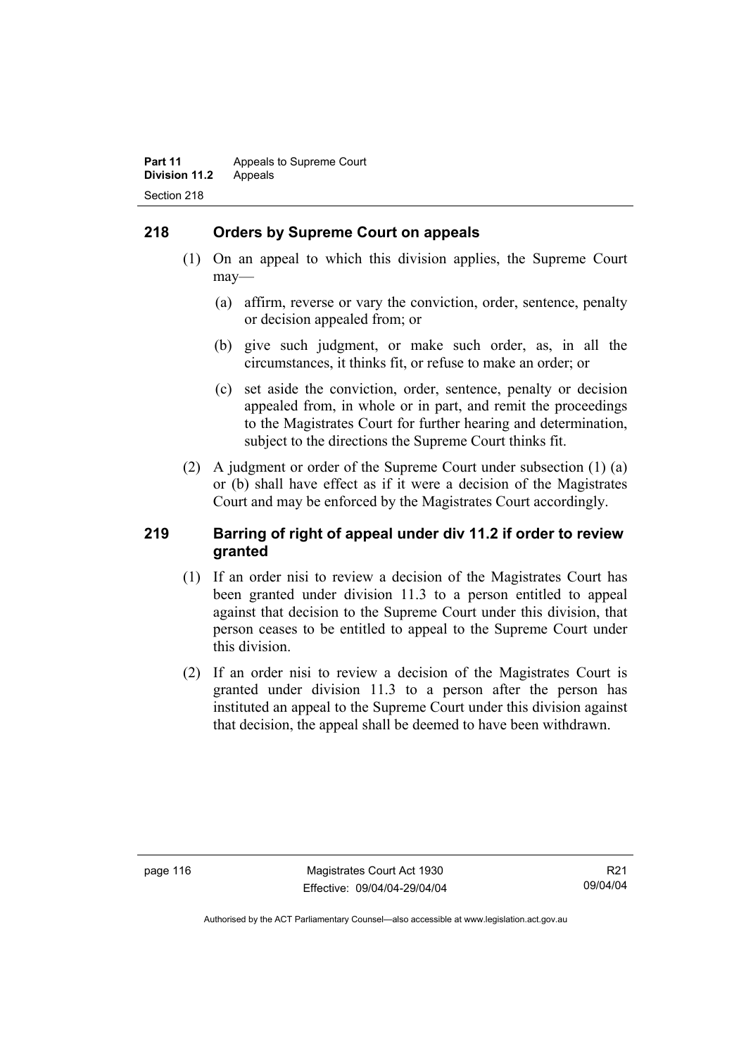## 218 Orders by Supreme Court on appeals

(1) On an appeal to which this division applies, the Supreme Court may—

(a) affirm, reverse or vary the conviction, order, sentence, penalty or decision appealed from; or

(b) give such judgment, or make such order, as, in all the circumstances, it thinks fit, or refuse to make an order; or

(c) set aside the conviction, order, sentence, penalty or decision appealed from, in whole or in part, and remit the proceedings to the Magistrates Court for further hearing and determination, subject to the directions the Supreme Court thinks fit.

(2) A judgment or order of the Supreme Court under subsection (1) (a) or (b) shall have effect as if it were a decision of the Magistrates Court and may be enforced by the Magistrates Court accordingly.

## 219 Barring of right of appeal under div 11.2 if order to review granted

(1) If an order nisi to review a decision of the Magistrates Court has been granted under division 11.3 to a person entitled to appeal against that decision to the Supreme Court under this division, that person ceases to be entitled to appeal to the Supreme Court under this division.

(2) If an order nisi to review a decision of the Magistrates Court is granted under division 11.3 to a person after the person has instituted an appeal to the Supreme Court under this division against that decision, the appeal shall be deemed to have been withdrawn.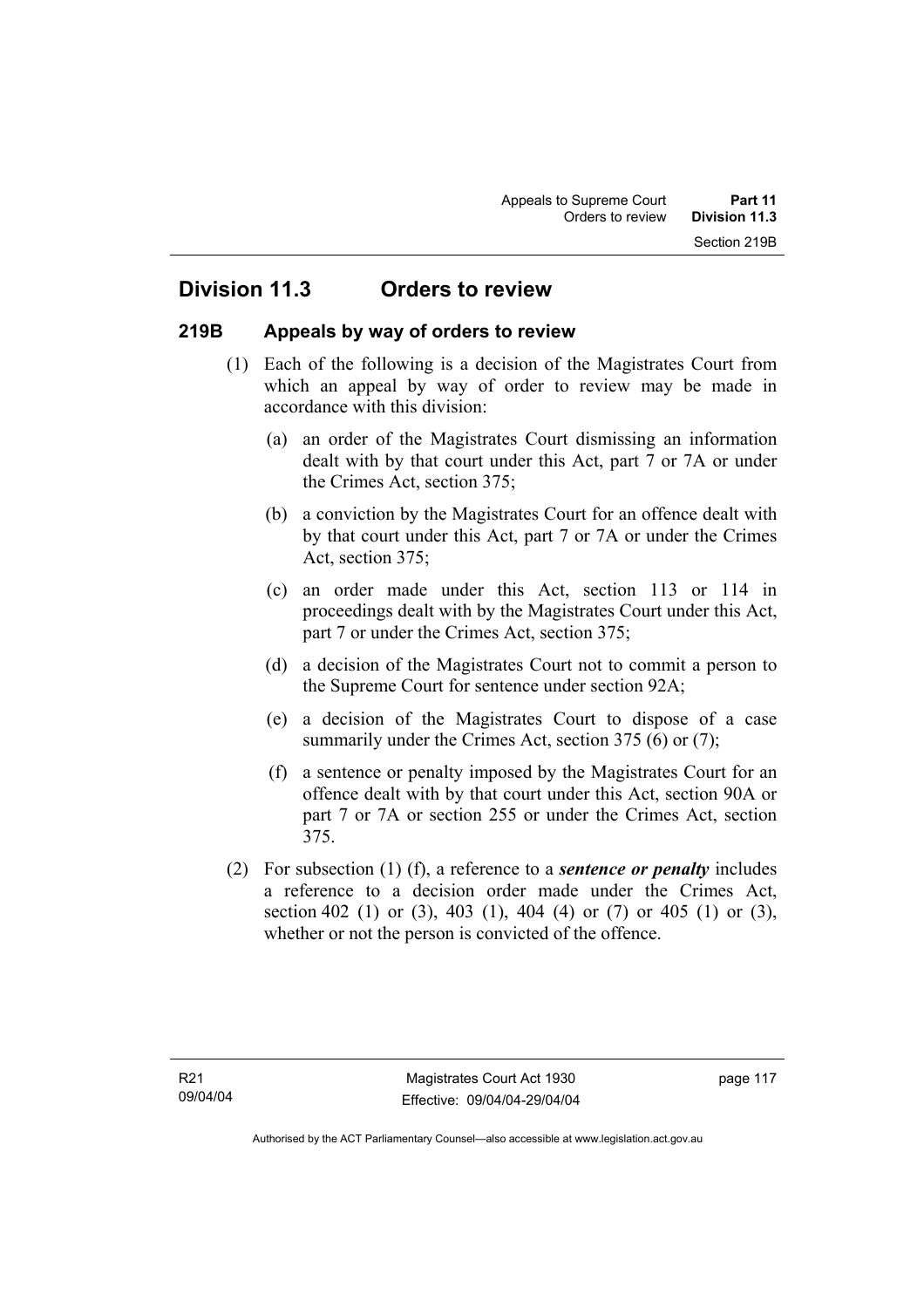## Division 11.3 Orders to review

### 219B Appeals by way of orders to review

(1) Each of the following is a decision of the Magistrates Court from which an appeal by way of order to review may be made in accordance with this division:

(a) an order of the Magistrates Court dismissing an information dealt with by that court under this Act, part 7 or 7A or under the Crimes Act, section 375;

(b) a conviction by the Magistrates Court for an offence dealt with by that court under this Act, part 7 or 7A or under the Crimes Act, section 375;

(c) an order made under this Act, section 113 or 114 in proceedings dealt with by the Magistrates Court under this Act, part 7 or under the Crimes Act, section 375;

(d) a decision of the Magistrates Court not to commit a person to the Supreme Court for sentence under section 92A;

(e) a decision of the Magistrates Court to dispose of a case summarily under the Crimes Act, section 375 (6) or (7);

(f) a sentence or penalty imposed by the Magistrates Court for an offence dealt with by that court under this Act, section 90A or part 7 or 7A or section 255 or under the Crimes Act, section 375.

(2) For subsection (1) (f), a reference to a ***sentence or penalty*** includes a reference to a decision order made under the Crimes Act, section 402 (1) or (3), 403 (1), 404 (4) or (7) or 405 (1) or (3), whether or not the person is convicted of the offence.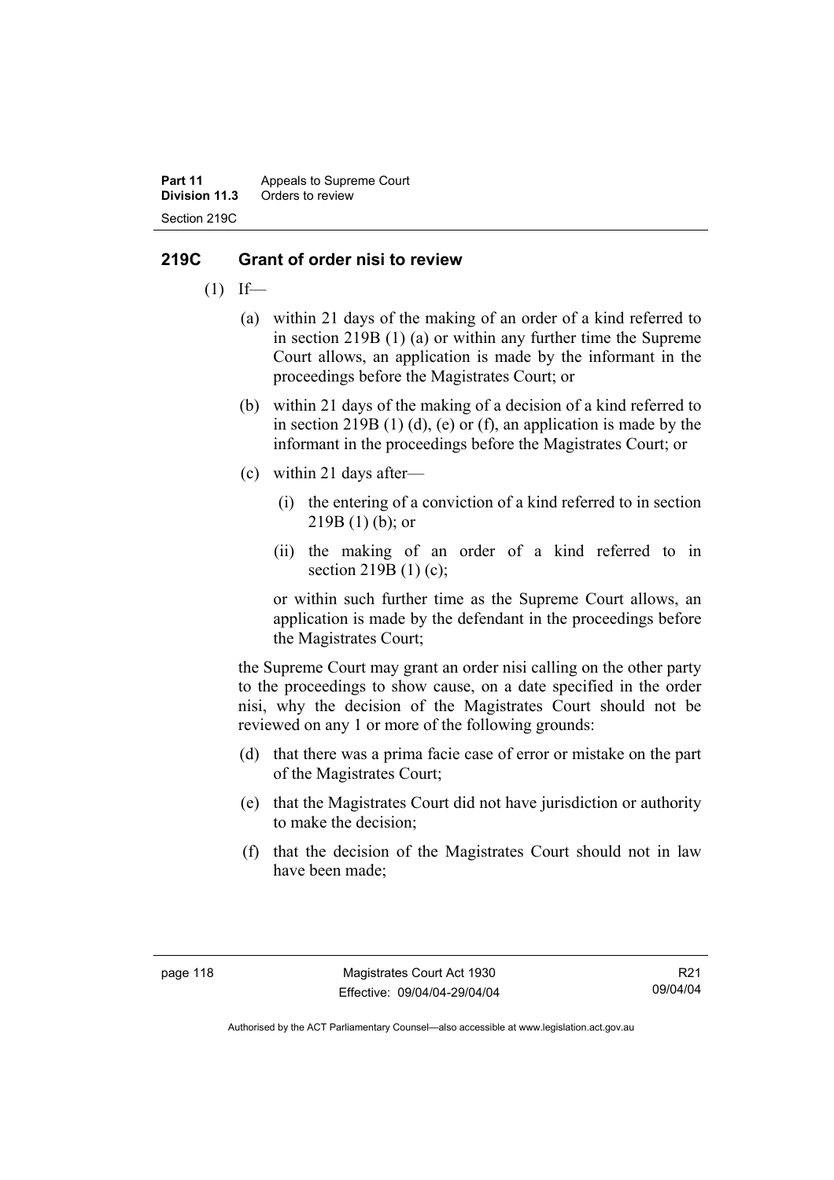## 219C Grant of order nisi to review

(1) If—

(a) within 21 days of the making of an order of a kind referred to in section 219B (1) (a) or within any further time the Supreme Court allows, an application is made by the informant in the proceedings before the Magistrates Court; or

(b) within 21 days of the making of a decision of a kind referred to in section 219B (1) (d), (e) or (f), an application is made by the informant in the proceedings before the Magistrates Court; or

(c) within 21 days after—

(i) the entering of a conviction of a kind referred to in section 219B (1) (b); or

(ii) the making of an order of a kind referred to in section 219B (1) (c);

or within such further time as the Supreme Court allows, an application is made by the defendant in the proceedings before the Magistrates Court;

the Supreme Court may grant an order nisi calling on the other party to the proceedings to show cause, on a date specified in the order nisi, why the decision of the Magistrates Court should not be reviewed on any 1 or more of the following grounds:

(d) that there was a prima facie case of error or mistake on the part of the Magistrates Court;

(e) that the Magistrates Court did not have jurisdiction or authority to make the decision;

(f) that the decision of the Magistrates Court should not in law have been made;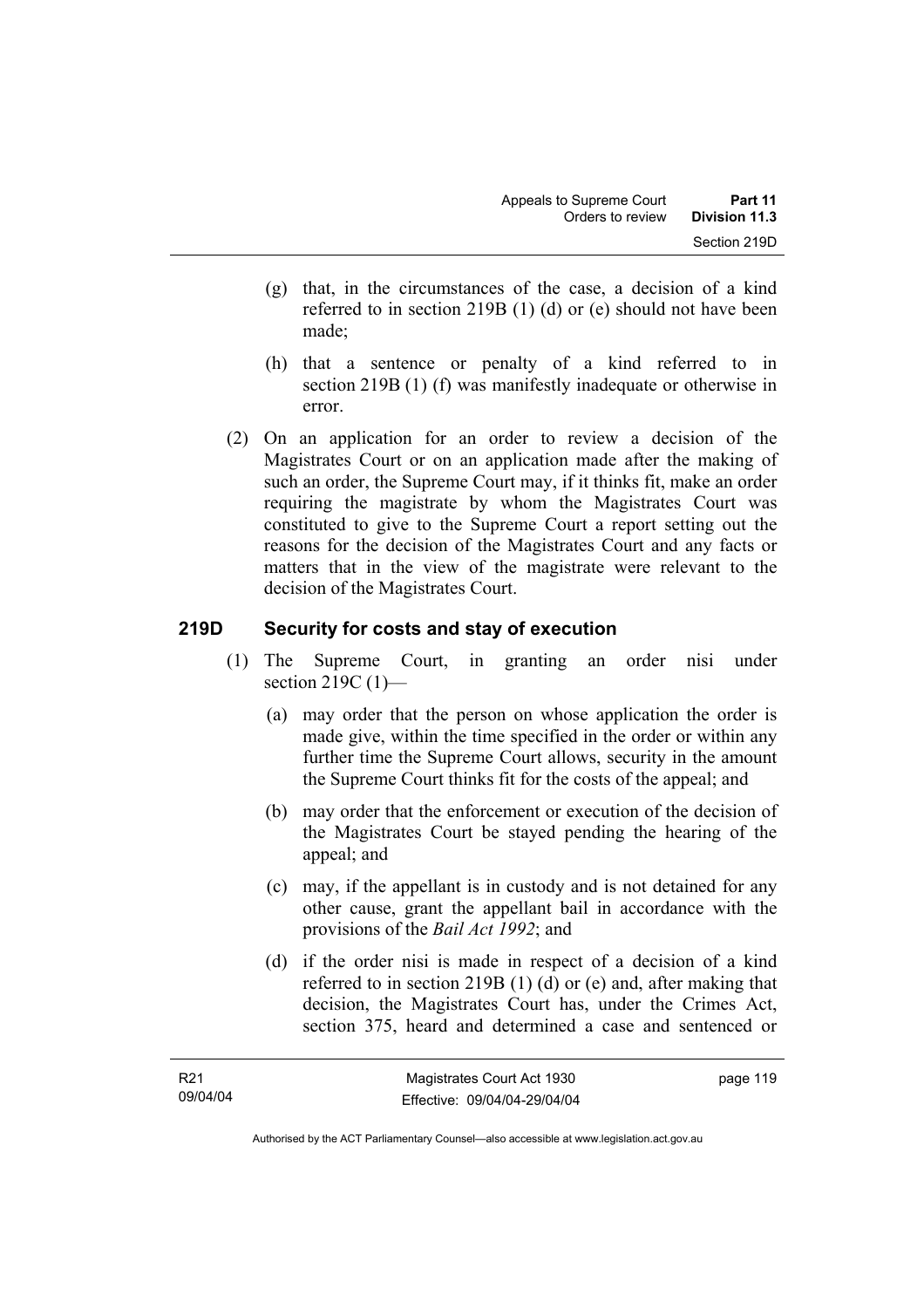(g) that, in the circumstances of the case, a decision of a kind referred to in section 219B (1) (d) or (e) should not have been made;

(h) that a sentence or penalty of a kind referred to in section 219B (1) (f) was manifestly inadequate or otherwise in error.

(2) On an application for an order to review a decision of the Magistrates Court or on an application made after the making of such an order, the Supreme Court may, if it thinks fit, make an order requiring the magistrate by whom the Magistrates Court was constituted to give to the Supreme Court a report setting out the reasons for the decision of the Magistrates Court and any facts or matters that in the view of the magistrate were relevant to the decision of the Magistrates Court.

## 219D Security for costs and stay of execution

(1) The Supreme Court, in granting an order nisi under section 219C (1)—

(a) may order that the person on whose application the order is made give, within the time specified in the order or within any further time the Supreme Court allows, security in the amount the Supreme Court thinks fit for the costs of the appeal; and

(b) may order that the enforcement or execution of the decision of the Magistrates Court be stayed pending the hearing of the appeal; and

(c) may, if the appellant is in custody and is not detained for any other cause, grant the appellant bail in accordance with the provisions of the *Bail Act 1992*; and

(d) if the order nisi is made in respect of a decision of a kind referred to in section 219B (1) (d) or (e) and, after making that decision, the Magistrates Court has, under the Crimes Act, section 375, heard and determined a case and sentenced or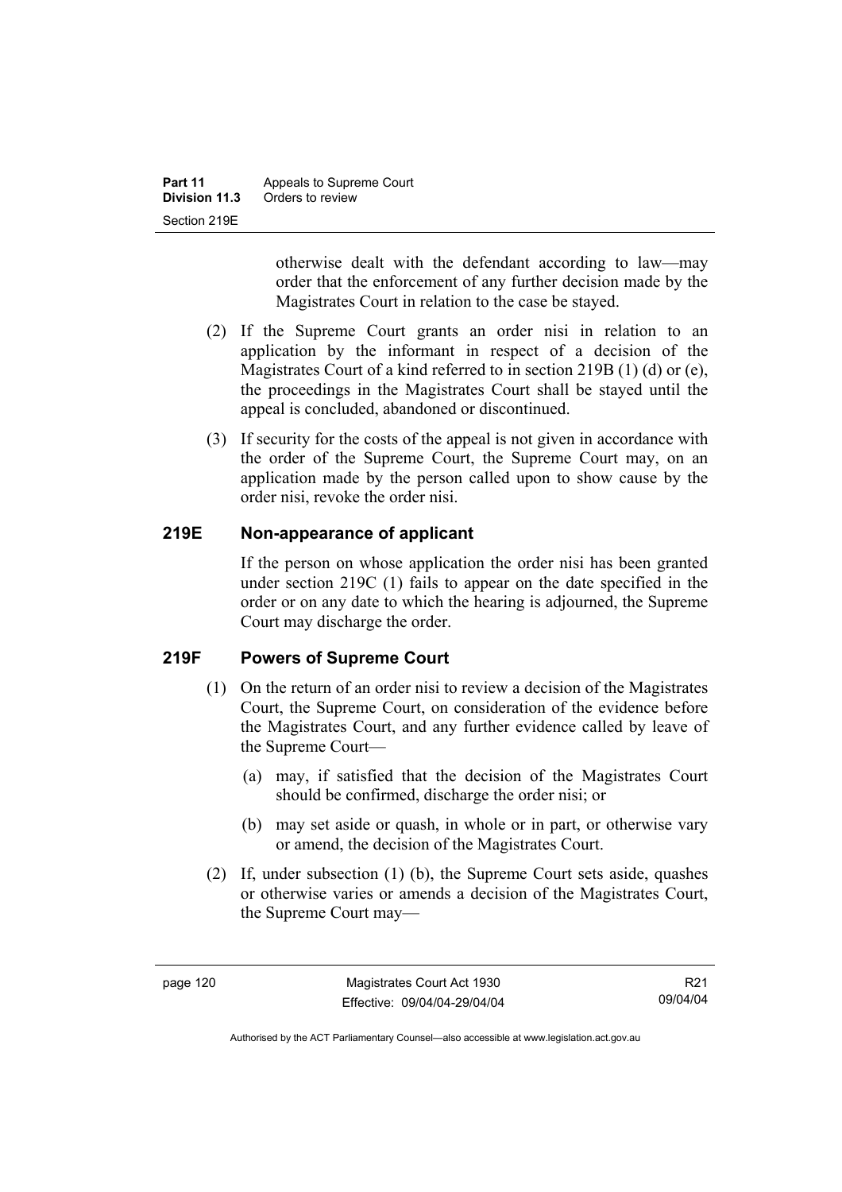otherwise dealt with the defendant according to law—may order that the enforcement of any further decision made by the Magistrates Court in relation to the case be stayed.

(2) If the Supreme Court grants an order nisi in relation to an application by the informant in respect of a decision of the Magistrates Court of a kind referred to in section 219B (1) (d) or (e), the proceedings in the Magistrates Court shall be stayed until the appeal is concluded, abandoned or discontinued.

(3) If security for the costs of the appeal is not given in accordance with the order of the Supreme Court, the Supreme Court may, on an application made by the person called upon to show cause by the order nisi, revoke the order nisi.

## 219E Non-appearance of applicant

If the person on whose application the order nisi has been granted under section 219C (1) fails to appear on the date specified in the order or on any date to which the hearing is adjourned, the Supreme Court may discharge the order.

## 219F Powers of Supreme Court

(1) On the return of an order nisi to review a decision of the Magistrates Court, the Supreme Court, on consideration of the evidence before the Magistrates Court, and any further evidence called by leave of the Supreme Court—

(a) may, if satisfied that the decision of the Magistrates Court should be confirmed, discharge the order nisi; or

(b) may set aside or quash, in whole or in part, or otherwise vary or amend, the decision of the Magistrates Court.

(2) If, under subsection (1) (b), the Supreme Court sets aside, quashes or otherwise varies or amends a decision of the Magistrates Court, the Supreme Court may—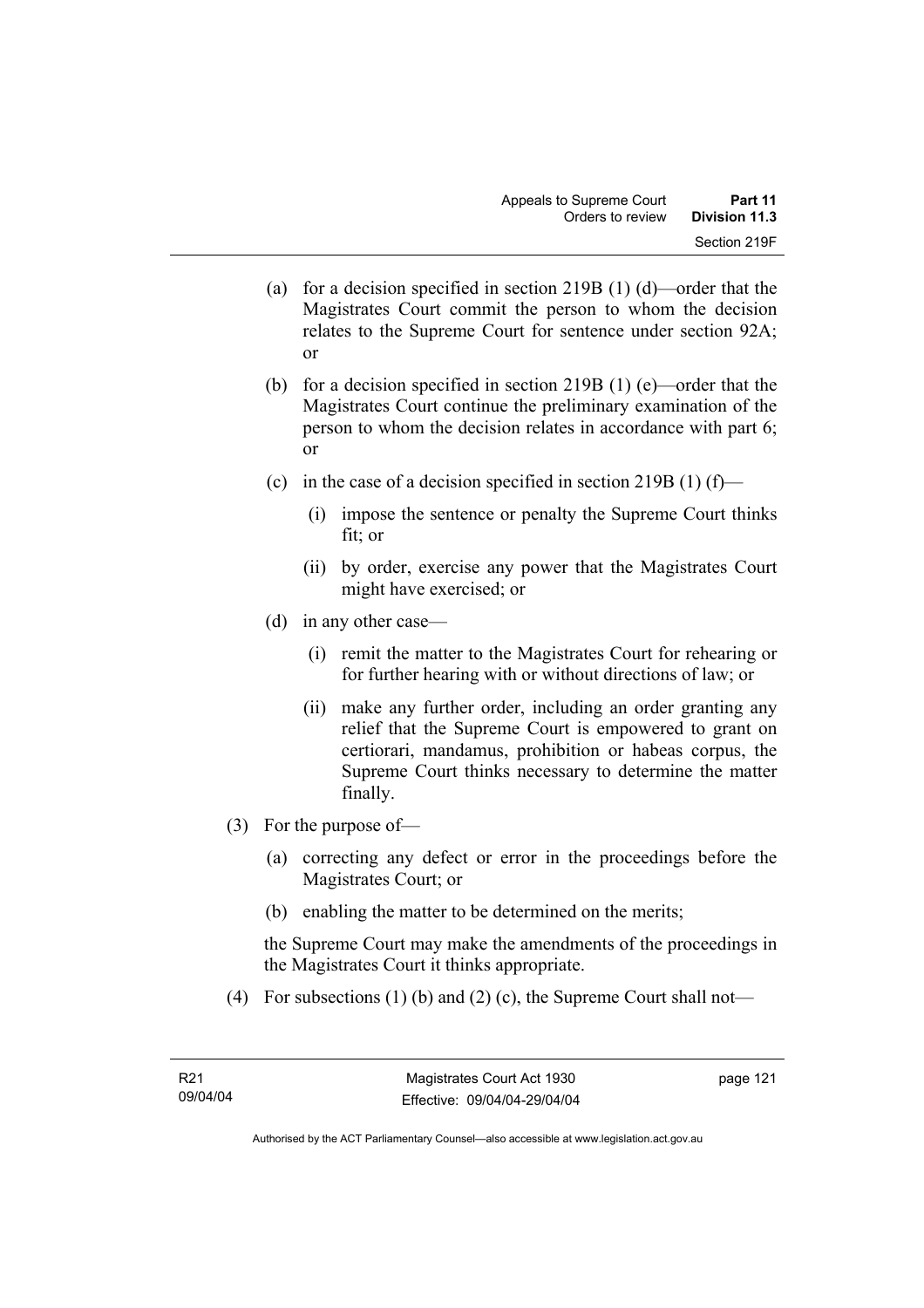(a) for a decision specified in section 219B (1) (d)—order that the Magistrates Court commit the person to whom the decision relates to the Supreme Court for sentence under section 92A; or

(b) for a decision specified in section 219B (1) (e)—order that the Magistrates Court continue the preliminary examination of the person to whom the decision relates in accordance with part 6; or

(c) in the case of a decision specified in section 219B (1) (f)—

(i) impose the sentence or penalty the Supreme Court thinks fit; or

(ii) by order, exercise any power that the Magistrates Court might have exercised; or

(d) in any other case—

(i) remit the matter to the Magistrates Court for rehearing or for further hearing with or without directions of law; or

(ii) make any further order, including an order granting any relief that the Supreme Court is empowered to grant on certiorari, mandamus, prohibition or habeas corpus, the Supreme Court thinks necessary to determine the matter finally.

(3) For the purpose of—

(a) correcting any defect or error in the proceedings before the Magistrates Court; or

(b) enabling the matter to be determined on the merits;

the Supreme Court may make the amendments of the proceedings in the Magistrates Court it thinks appropriate.

(4) For subsections (1) (b) and (2) (c), the Supreme Court shall not—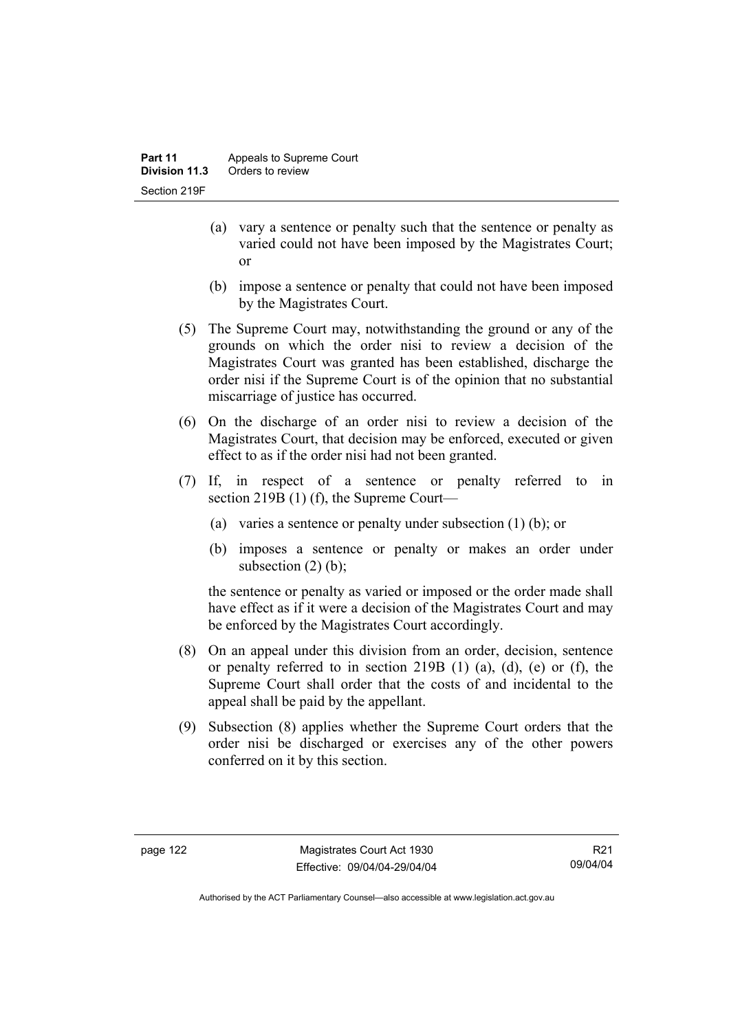(a) vary a sentence or penalty such that the sentence or penalty as varied could not have been imposed by the Magistrates Court; or

(b) impose a sentence or penalty that could not have been imposed by the Magistrates Court.

(5) The Supreme Court may, notwithstanding the ground or any of the grounds on which the order nisi to review a decision of the Magistrates Court was granted has been established, discharge the order nisi if the Supreme Court is of the opinion that no substantial miscarriage of justice has occurred.

(6) On the discharge of an order nisi to review a decision of the Magistrates Court, that decision may be enforced, executed or given effect to as if the order nisi had not been granted.

(7) If, in respect of a sentence or penalty referred to in section 219B (1) (f), the Supreme Court—

(a) varies a sentence or penalty under subsection (1) (b); or

(b) imposes a sentence or penalty or makes an order under subsection (2) (b);

the sentence or penalty as varied or imposed or the order made shall have effect as if it were a decision of the Magistrates Court and may be enforced by the Magistrates Court accordingly.

(8) On an appeal under this division from an order, decision, sentence or penalty referred to in section 219B (1) (a), (d), (e) or (f), the Supreme Court shall order that the costs of and incidental to the appeal shall be paid by the appellant.

(9) Subsection (8) applies whether the Supreme Court orders that the order nisi be discharged or exercises any of the other powers conferred on it by this section.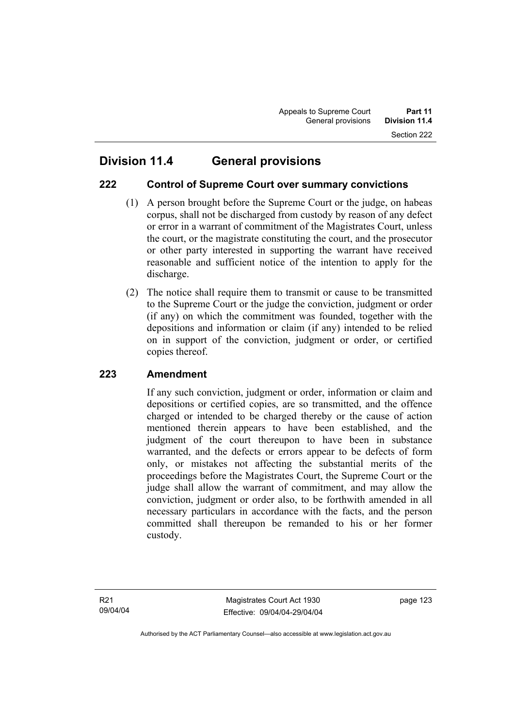# Division 11.4 General provisions

## 222 Control of Supreme Court over summary convictions

(1) A person brought before the Supreme Court or the judge, on habeas corpus, shall not be discharged from custody by reason of any defect or error in a warrant of commitment of the Magistrates Court, unless the court, or the magistrate constituting the court, and the prosecutor or other party interested in supporting the warrant have received reasonable and sufficient notice of the intention to apply for the discharge.

(2) The notice shall require them to transmit or cause to be transmitted to the Supreme Court or the judge the conviction, judgment or order (if any) on which the commitment was founded, together with the depositions and information or claim (if any) intended to be relied on in support of the conviction, judgment or order, or certified copies thereof.

## 223 Amendment

If any such conviction, judgment or order, information or claim and depositions or certified copies, are so transmitted, and the offence charged or intended to be charged thereby or the cause of action mentioned therein appears to have been established, and the judgment of the court thereupon to have been in substance warranted, and the defects or errors appear to be defects of form only, or mistakes not affecting the substantial merits of the proceedings before the Magistrates Court, the Supreme Court or the judge shall allow the warrant of commitment, and may allow the conviction, judgment or order also, to be forthwith amended in all necessary particulars in accordance with the facts, and the person committed shall thereupon be remanded to his or her former custody.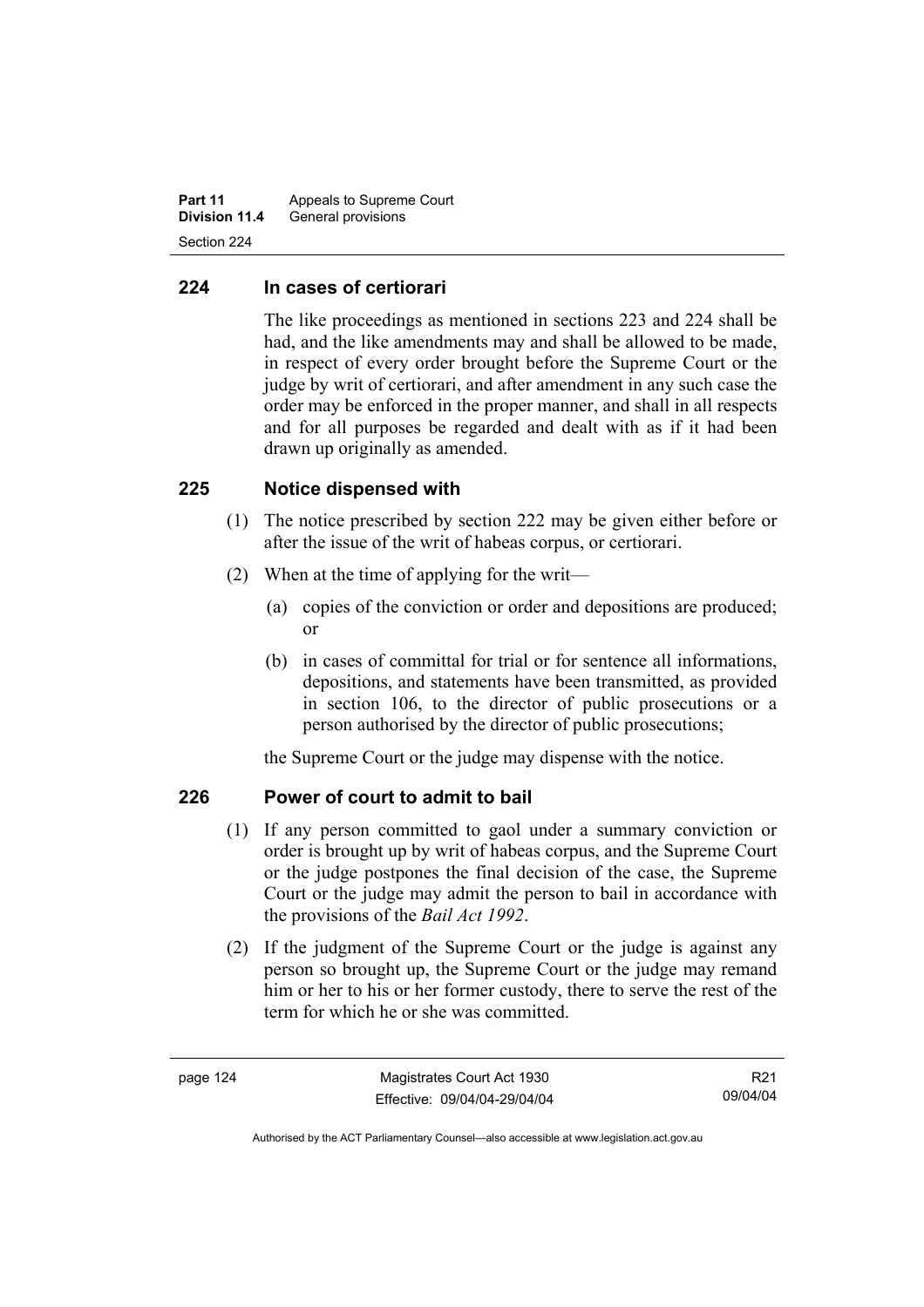## 224 In cases of certiorari

The like proceedings as mentioned in sections 223 and 224 shall be had, and the like amendments may and shall be allowed to be made, in respect of every order brought before the Supreme Court or the judge by writ of certiorari, and after amendment in any such case the order may be enforced in the proper manner, and shall in all respects and for all purposes be regarded and dealt with as if it had been drawn up originally as amended.

## 225 Notice dispensed with

(1) The notice prescribed by section 222 may be given either before or after the issue of the writ of habeas corpus, or certiorari.

(2) When at the time of applying for the writ—

(a) copies of the conviction or order and depositions are produced; or

(b) in cases of committal for trial or for sentence all informations, depositions, and statements have been transmitted, as provided in section 106, to the director of public prosecutions or a person authorised by the director of public prosecutions;

the Supreme Court or the judge may dispense with the notice.

## 226 Power of court to admit to bail

(1) If any person committed to gaol under a summary conviction or order is brought up by writ of habeas corpus, and the Supreme Court or the judge postpones the final decision of the case, the Supreme Court or the judge may admit the person to bail in accordance with the provisions of the *Bail Act 1992*.

(2) If the judgment of the Supreme Court or the judge is against any person so brought up, the Supreme Court or the judge may remand him or her to his or her former custody, there to serve the rest of the term for which he or she was committed.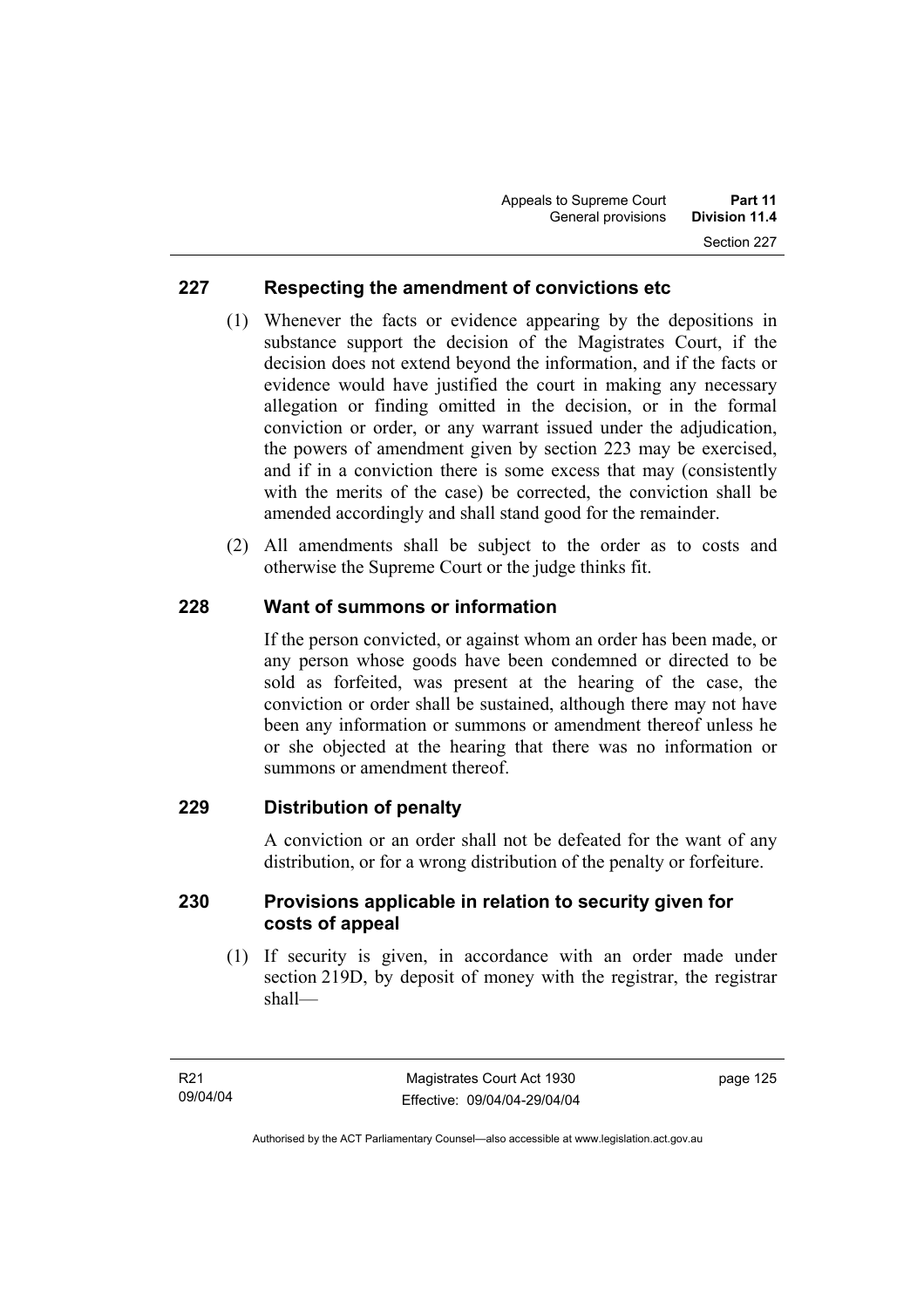## 227 Respecting the amendment of convictions etc

(1) Whenever the facts or evidence appearing by the depositions in substance support the decision of the Magistrates Court, if the decision does not extend beyond the information, and if the facts or evidence would have justified the court in making any necessary allegation or finding omitted in the decision, or in the formal conviction or order, or any warrant issued under the adjudication, the powers of amendment given by section 223 may be exercised, and if in a conviction there is some excess that may (consistently with the merits of the case) be corrected, the conviction shall be amended accordingly and shall stand good for the remainder.

(2) All amendments shall be subject to the order as to costs and otherwise the Supreme Court or the judge thinks fit.

## 228 Want of summons or information

If the person convicted, or against whom an order has been made, or any person whose goods have been condemned or directed to be sold as forfeited, was present at the hearing of the case, the conviction or order shall be sustained, although there may not have been any information or summons or amendment thereof unless he or she objected at the hearing that there was no information or summons or amendment thereof.

## 229 Distribution of penalty

A conviction or an order shall not be defeated for the want of any distribution, or for a wrong distribution of the penalty or forfeiture.

## 230 Provisions applicable in relation to security given for costs of appeal

(1) If security is given, in accordance with an order made under section 219D, by deposit of money with the registrar, the registrar shall—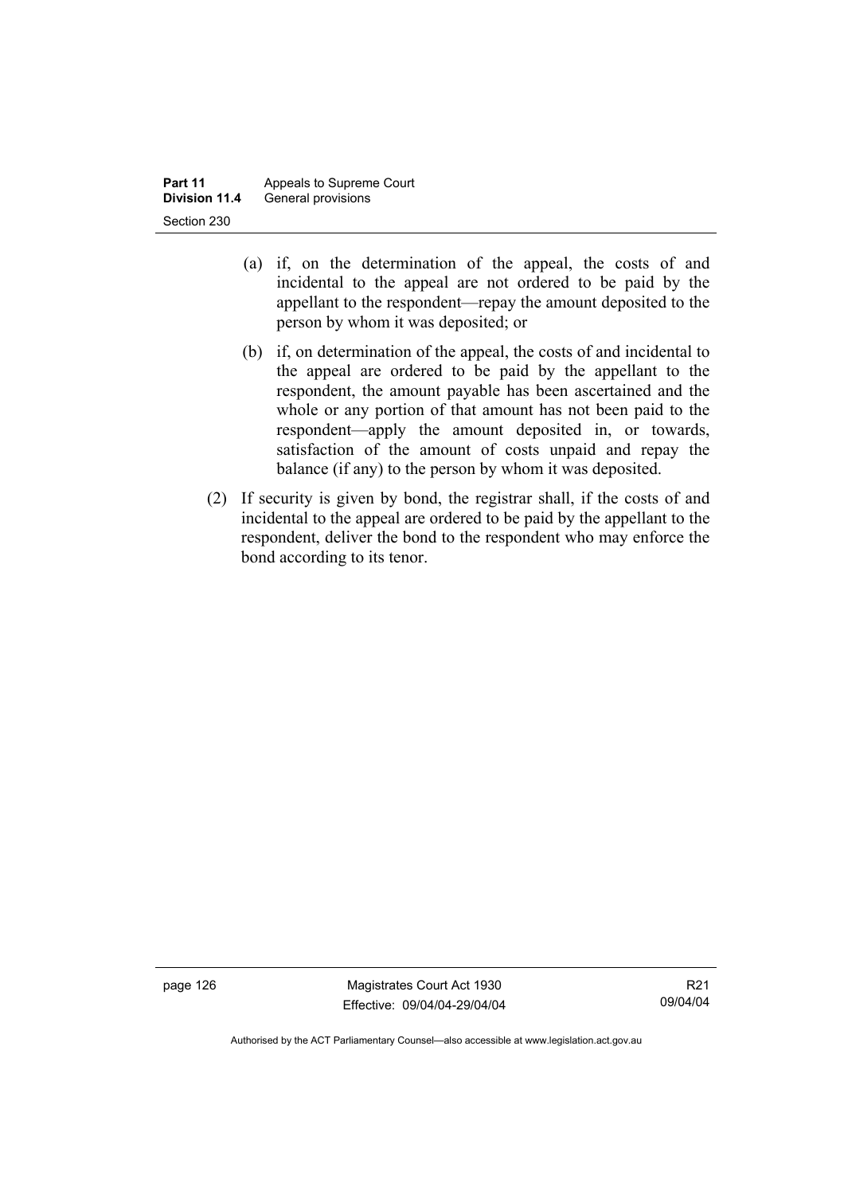(a) if, on the determination of the appeal, the costs of and incidental to the appeal are not ordered to be paid by the appellant to the respondent—repay the amount deposited to the person by whom it was deposited; or

(b) if, on determination of the appeal, the costs of and incidental to the appeal are ordered to be paid by the appellant to the respondent, the amount payable has been ascertained and the whole or any portion of that amount has not been paid to the respondent—apply the amount deposited in, or towards, satisfaction of the amount of costs unpaid and repay the balance (if any) to the person by whom it was deposited.

(2) If security is given by bond, the registrar shall, if the costs of and incidental to the appeal are ordered to be paid by the appellant to the respondent, deliver the bond to the respondent who may enforce the bond according to its tenor.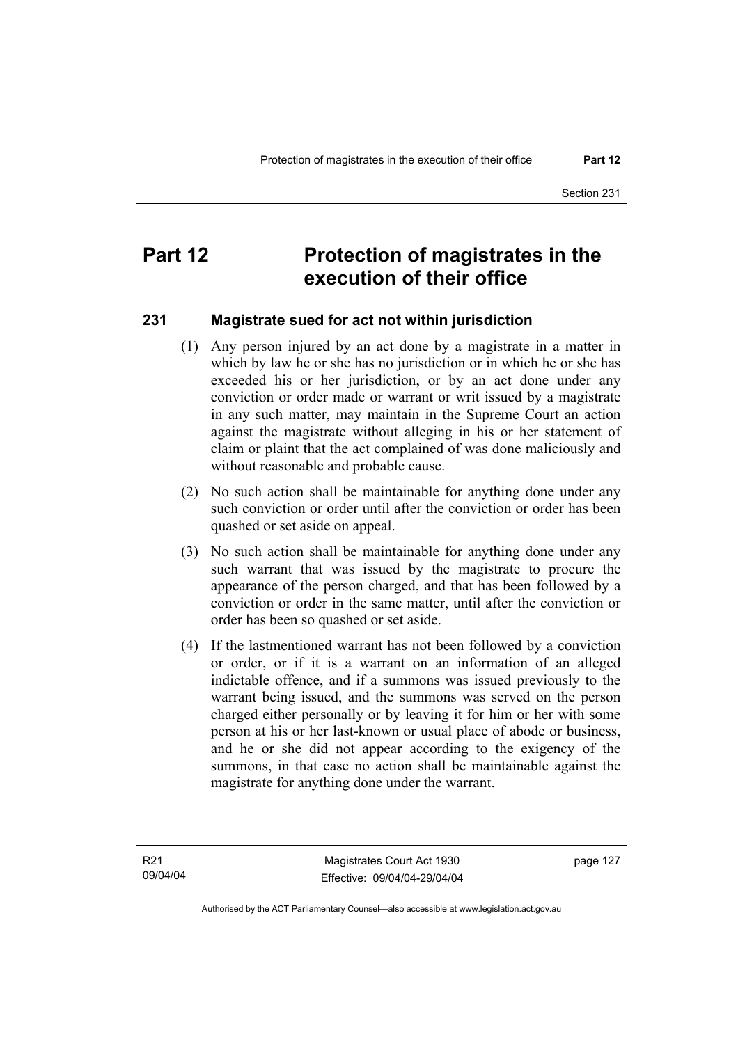# Part 12 Protection of magistrates in the execution of their office

## 231 Magistrate sued for act not within jurisdiction

(1) Any person injured by an act done by a magistrate in a matter in which by law he or she has no jurisdiction or in which he or she has exceeded his or her jurisdiction, or by an act done under any conviction or order made or warrant or writ issued by a magistrate in any such matter, may maintain in the Supreme Court an action against the magistrate without alleging in his or her statement of claim or plaint that the act complained of was done maliciously and without reasonable and probable cause.

(2) No such action shall be maintainable for anything done under any such conviction or order until after the conviction or order has been quashed or set aside on appeal.

(3) No such action shall be maintainable for anything done under any such warrant that was issued by the magistrate to procure the appearance of the person charged, and that has been followed by a conviction or order in the same matter, until after the conviction or order has been so quashed or set aside.

(4) If the lastmentioned warrant has not been followed by a conviction or order, or if it is a warrant on an information of an alleged indictable offence, and if a summons was issued previously to the warrant being issued, and the summons was served on the person charged either personally or by leaving it for him or her with some person at his or her last-known or usual place of abode or business, and he or she did not appear according to the exigency of the summons, in that case no action shall be maintainable against the magistrate for anything done under the warrant.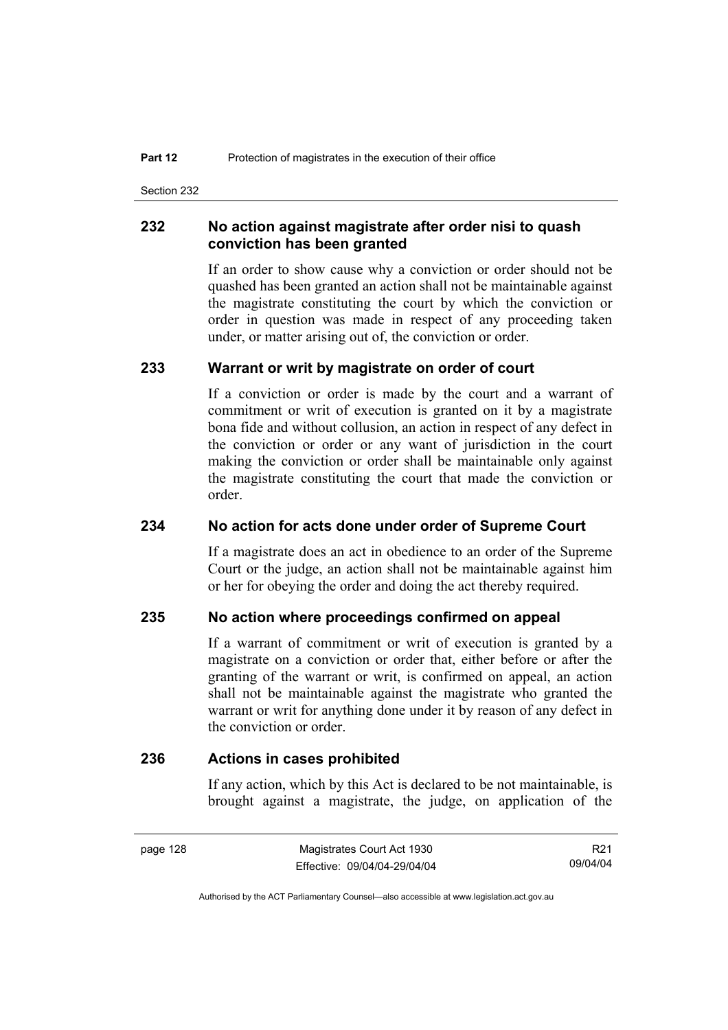## 232 No action against magistrate after order nisi to quash conviction has been granted

If an order to show cause why a conviction or order should not be quashed has been granted an action shall not be maintainable against the magistrate constituting the court by which the conviction or order in question was made in respect of any proceeding taken under, or matter arising out of, the conviction or order.

## 233 Warrant or writ by magistrate on order of court

If a conviction or order is made by the court and a warrant of commitment or writ of execution is granted on it by a magistrate bona fide and without collusion, an action in respect of any defect in the conviction or order or any want of jurisdiction in the court making the conviction or order shall be maintainable only against the magistrate constituting the court that made the conviction or order.

## 234 No action for acts done under order of Supreme Court

If a magistrate does an act in obedience to an order of the Supreme Court or the judge, an action shall not be maintainable against him or her for obeying the order and doing the act thereby required.

## 235 No action where proceedings confirmed on appeal

If a warrant of commitment or writ of execution is granted by a magistrate on a conviction or order that, either before or after the granting of the warrant or writ, is confirmed on appeal, an action shall not be maintainable against the magistrate who granted the warrant or writ for anything done under it by reason of any defect in the conviction or order.

## 236 Actions in cases prohibited

If any action, which by this Act is declared to be not maintainable, is brought against a magistrate, the judge, on application of the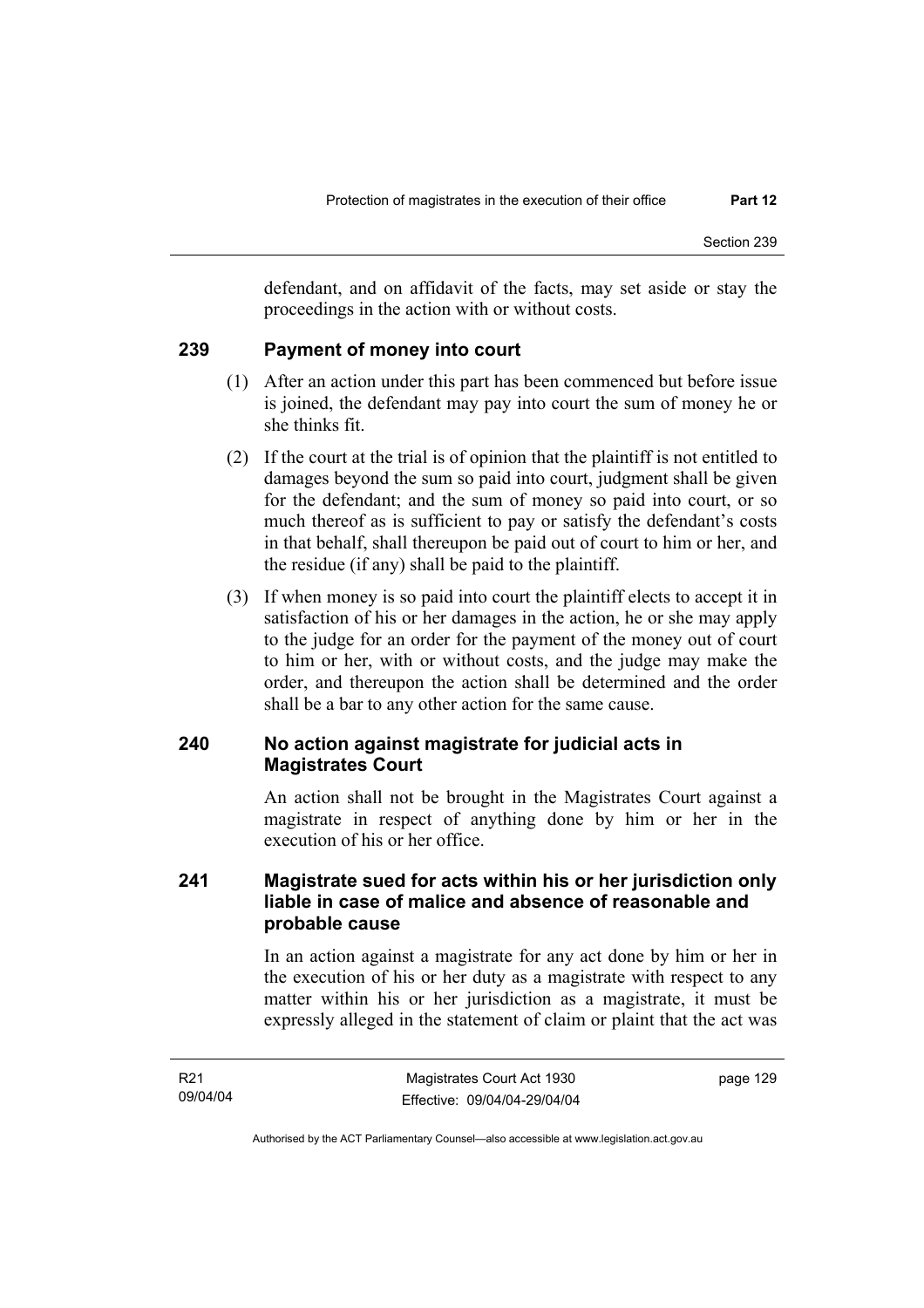defendant, and on affidavit of the facts, may set aside or stay the proceedings in the action with or without costs.

## 239 Payment of money into court

(1) After an action under this part has been commenced but before issue is joined, the defendant may pay into court the sum of money he or she thinks fit.

(2) If the court at the trial is of opinion that the plaintiff is not entitled to damages beyond the sum so paid into court, judgment shall be given for the defendant; and the sum of money so paid into court, or so much thereof as is sufficient to pay or satisfy the defendant's costs in that behalf, shall thereupon be paid out of court to him or her, and the residue (if any) shall be paid to the plaintiff.

(3) If when money is so paid into court the plaintiff elects to accept it in satisfaction of his or her damages in the action, he or she may apply to the judge for an order for the payment of the money out of court to him or her, with or without costs, and the judge may make the order, and thereupon the action shall be determined and the order shall be a bar to any other action for the same cause.

## 240 No action against magistrate for judicial acts in Magistrates Court

An action shall not be brought in the Magistrates Court against a magistrate in respect of anything done by him or her in the execution of his or her office.

## 241 Magistrate sued for acts within his or her jurisdiction only liable in case of malice and absence of reasonable and probable cause

In an action against a magistrate for any act done by him or her in the execution of his or her duty as a magistrate with respect to any matter within his or her jurisdiction as a magistrate, it must be expressly alleged in the statement of claim or plaint that the act was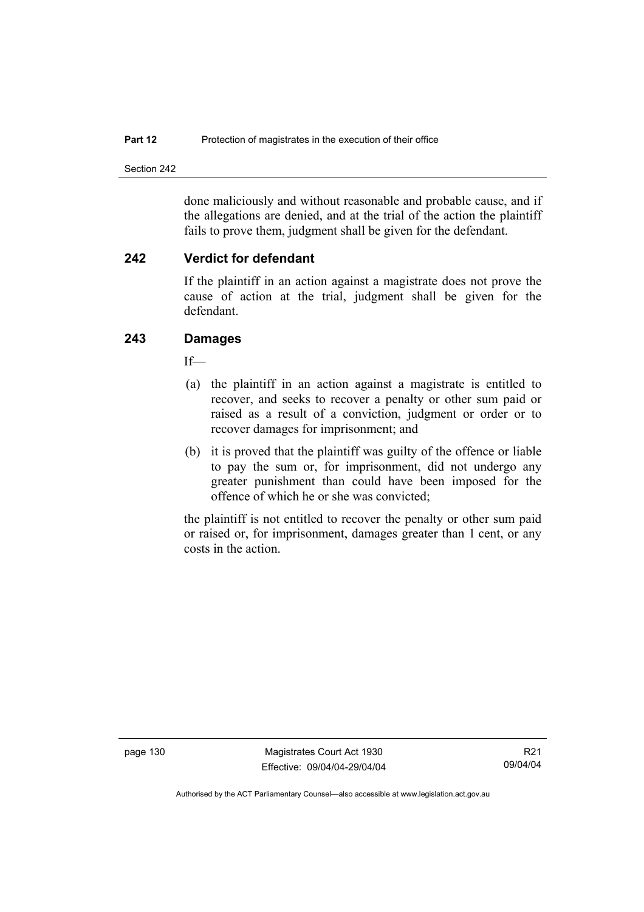done maliciously and without reasonable and probable cause, and if the allegations are denied, and at the trial of the action the plaintiff fails to prove them, judgment shall be given for the defendant.

## 242 Verdict for defendant

If the plaintiff in an action against a magistrate does not prove the cause of action at the trial, judgment shall be given for the defendant.

## 243 Damages

If—

(a) the plaintiff in an action against a magistrate is entitled to recover, and seeks to recover a penalty or other sum paid or raised as a result of a conviction, judgment or order or to recover damages for imprisonment; and

(b) it is proved that the plaintiff was guilty of the offence or liable to pay the sum or, for imprisonment, did not undergo any greater punishment than could have been imposed for the offence of which he or she was convicted;

the plaintiff is not entitled to recover the penalty or other sum paid or raised or, for imprisonment, damages greater than 1 cent, or any costs in the action.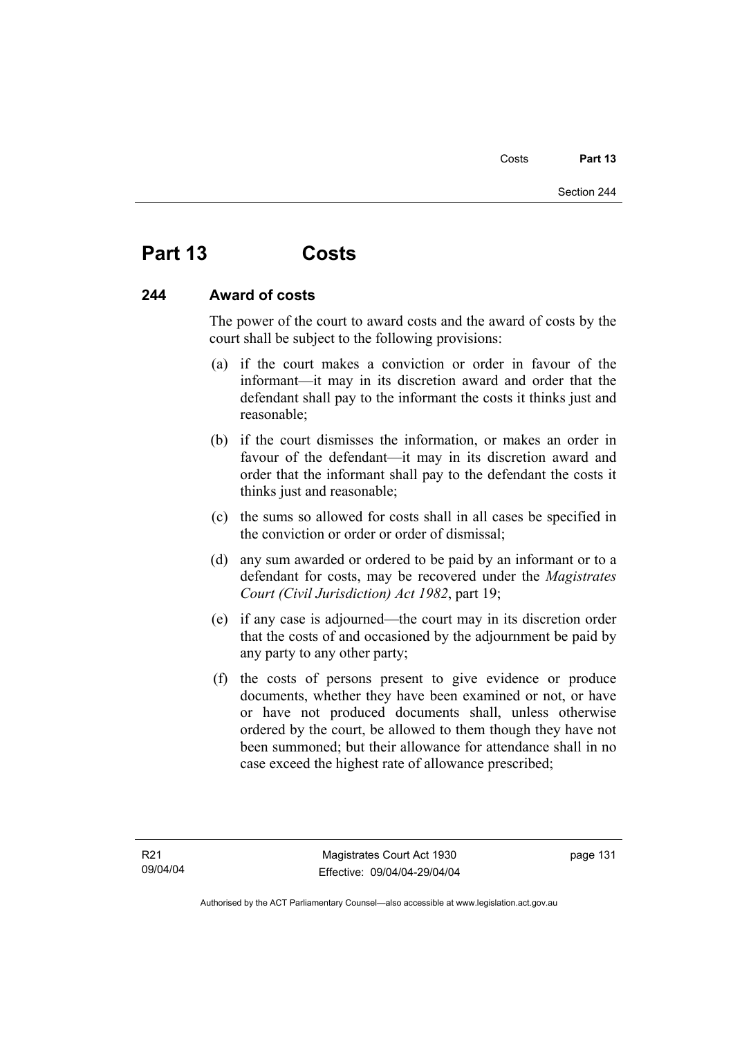# Part 13 Costs

## 244 Award of costs

The power of the court to award costs and the award of costs by the court shall be subject to the following provisions:

(a) if the court makes a conviction or order in favour of the informant—it may in its discretion award and order that the defendant shall pay to the informant the costs it thinks just and reasonable;

(b) if the court dismisses the information, or makes an order in favour of the defendant—it may in its discretion award and order that the informant shall pay to the defendant the costs it thinks just and reasonable;

(c) the sums so allowed for costs shall in all cases be specified in the conviction or order or order of dismissal;

(d) any sum awarded or ordered to be paid by an informant or to a defendant for costs, may be recovered under the *Magistrates Court (Civil Jurisdiction) Act 1982*, part 19;

(e) if any case is adjourned—the court may in its discretion order that the costs of and occasioned by the adjournment be paid by any party to any other party;

(f) the costs of persons present to give evidence or produce documents, whether they have been examined or not, or have or have not produced documents shall, unless otherwise ordered by the court, be allowed to them though they have not been summoned; but their allowance for attendance shall in no case exceed the highest rate of allowance prescribed;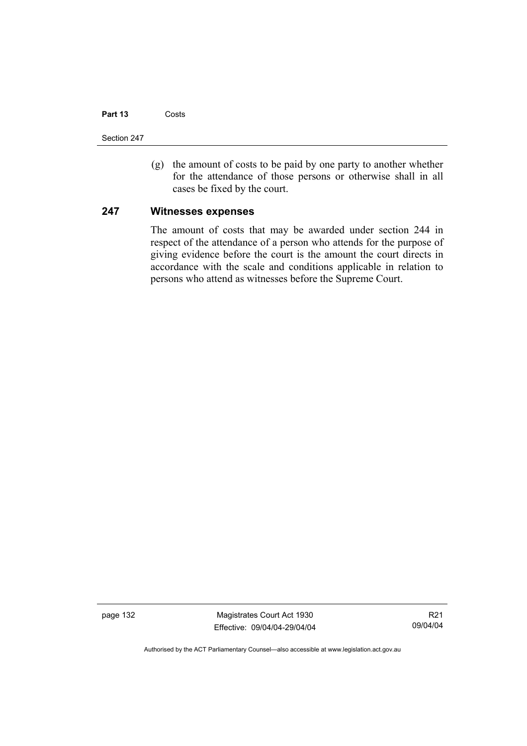(g) the amount of costs to be paid by one party to another whether for the attendance of those persons or otherwise shall in all cases be fixed by the court.

## 247 Witnesses expenses

The amount of costs that may be awarded under section 244 in respect of the attendance of a person who attends for the purpose of giving evidence before the court is the amount the court directs in accordance with the scale and conditions applicable in relation to persons who attend as witnesses before the Supreme Court.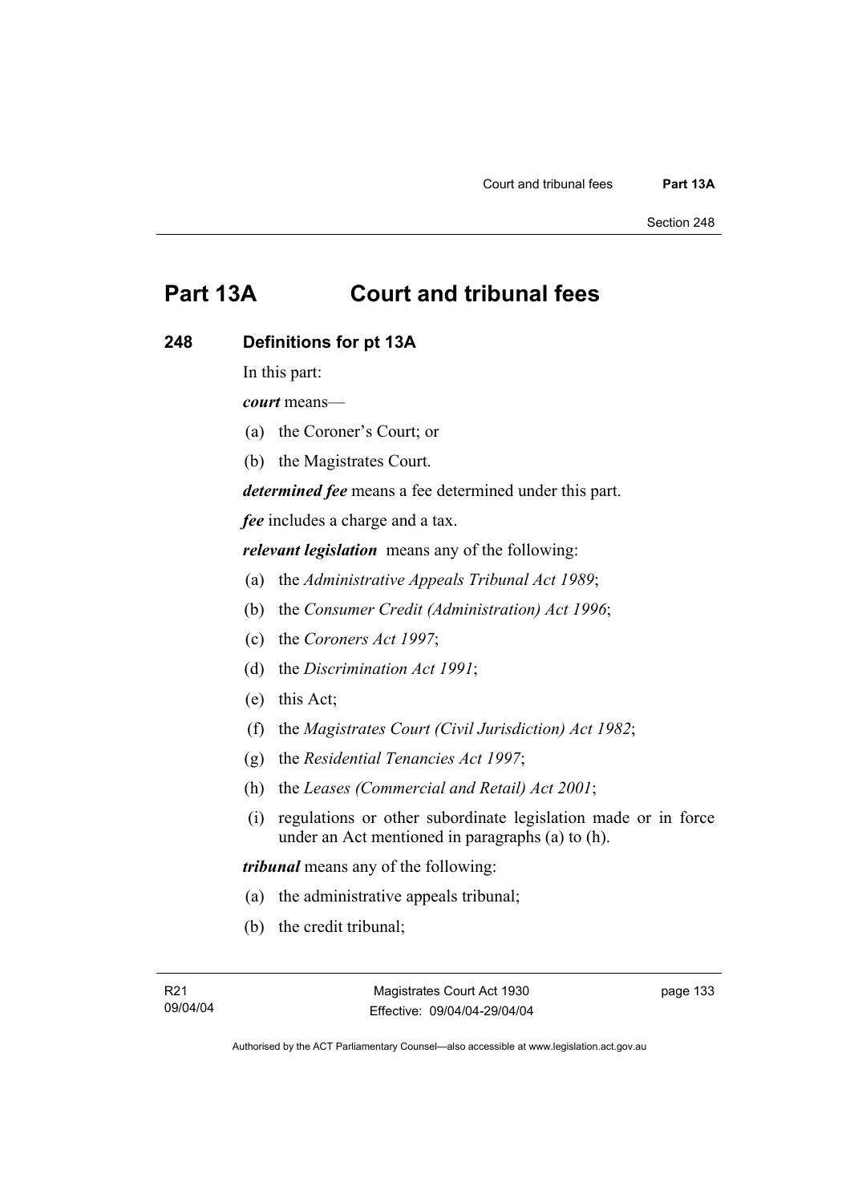# Part 13A Court and tribunal fees

## 248 Definitions for pt 13A

In this part:

***court*** means—

(a) the Coroner's Court; or

(b) the Magistrates Court.

***determined fee*** means a fee determined under this part.

***fee*** includes a charge and a tax.

***relevant legislation*** means any of the following:

(a) the *Administrative Appeals Tribunal Act 1989*;

(b) the *Consumer Credit (Administration) Act 1996*;

(c) the *Coroners Act 1997*;

(d) the *Discrimination Act 1991*;

(e) this Act;

(f) the *Magistrates Court (Civil Jurisdiction) Act 1982*;

(g) the *Residential Tenancies Act 1997*;

(h) the *Leases (Commercial and Retail) Act 2001*;

(i) regulations or other subordinate legislation made or in force under an Act mentioned in paragraphs (a) to (h).

***tribunal*** means any of the following:

(a) the administrative appeals tribunal;

(b) the credit tribunal;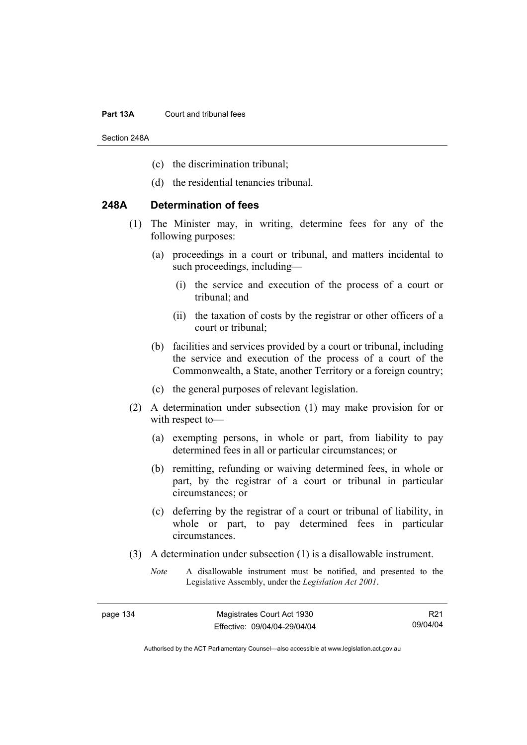(c) the discrimination tribunal;

(d) the residential tenancies tribunal.

## 248A Determination of fees

(1) The Minister may, in writing, determine fees for any of the following purposes:

(a) proceedings in a court or tribunal, and matters incidental to such proceedings, including—

(i) the service and execution of the process of a court or tribunal; and

(ii) the taxation of costs by the registrar or other officers of a court or tribunal;

(b) facilities and services provided by a court or tribunal, including the service and execution of the process of a court of the Commonwealth, a State, another Territory or a foreign country;

(c) the general purposes of relevant legislation.

(2) A determination under subsection (1) may make provision for or with respect to—

(a) exempting persons, in whole or part, from liability to pay determined fees in all or particular circumstances; or

(b) remitting, refunding or waiving determined fees, in whole or part, by the registrar of a court or tribunal in particular circumstances; or

(c) deferring by the registrar of a court or tribunal of liability, in whole or part, to pay determined fees in particular circumstances.

(3) A determination under subsection (1) is a disallowable instrument.

*Note* A disallowable instrument must be notified, and presented to the Legislative Assembly, under the *Legislation Act 2001*.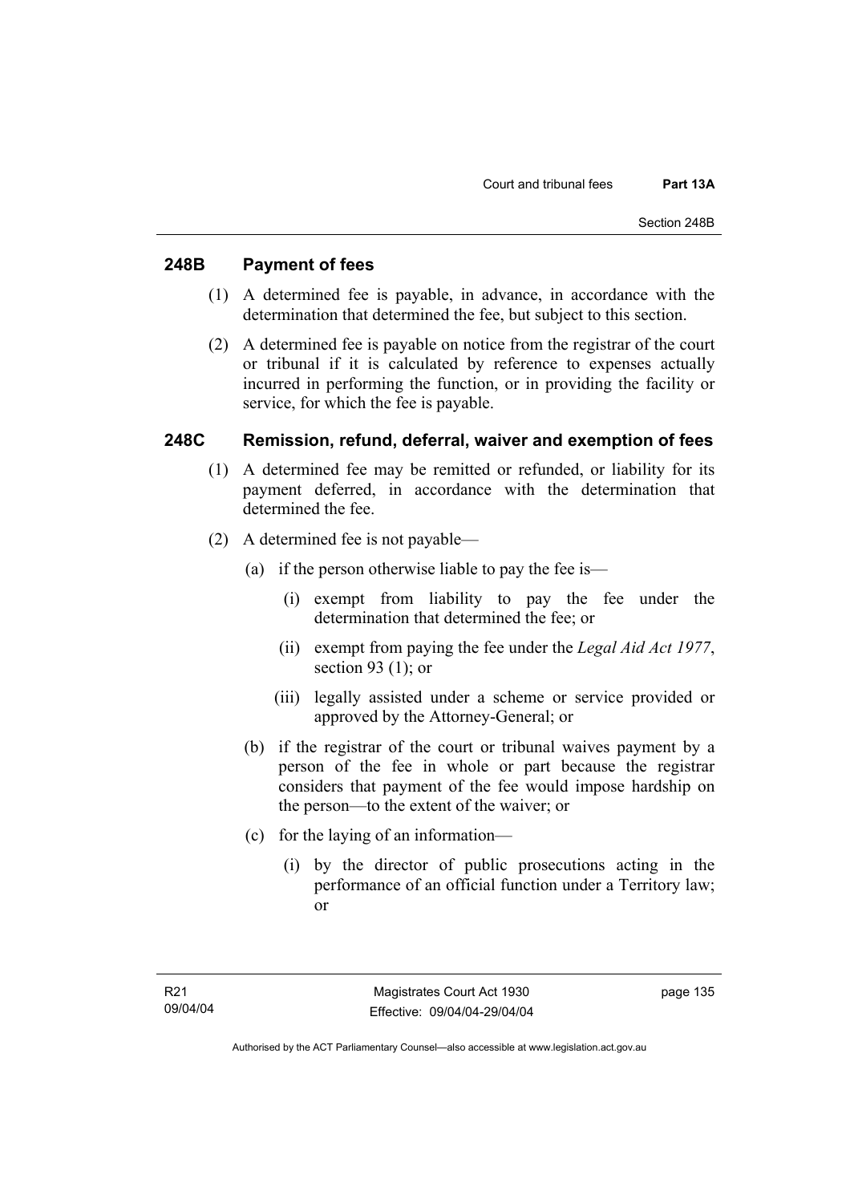## 248B Payment of fees

(1) A determined fee is payable, in advance, in accordance with the determination that determined the fee, but subject to this section.

(2) A determined fee is payable on notice from the registrar of the court or tribunal if it is calculated by reference to expenses actually incurred in performing the function, or in providing the facility or service, for which the fee is payable.

## 248C Remission, refund, deferral, waiver and exemption of fees

(1) A determined fee may be remitted or refunded, or liability for its payment deferred, in accordance with the determination that determined the fee.

(2) A determined fee is not payable—

(a) if the person otherwise liable to pay the fee is—

(i) exempt from liability to pay the fee under the determination that determined the fee; or

(ii) exempt from paying the fee under the *Legal Aid Act 1977*, section 93 (1); or

(iii) legally assisted under a scheme or service provided or approved by the Attorney-General; or

(b) if the registrar of the court or tribunal waives payment by a person of the fee in whole or part because the registrar considers that payment of the fee would impose hardship on the person—to the extent of the waiver; or

(c) for the laying of an information—

(i) by the director of public prosecutions acting in the performance of an official function under a Territory law; or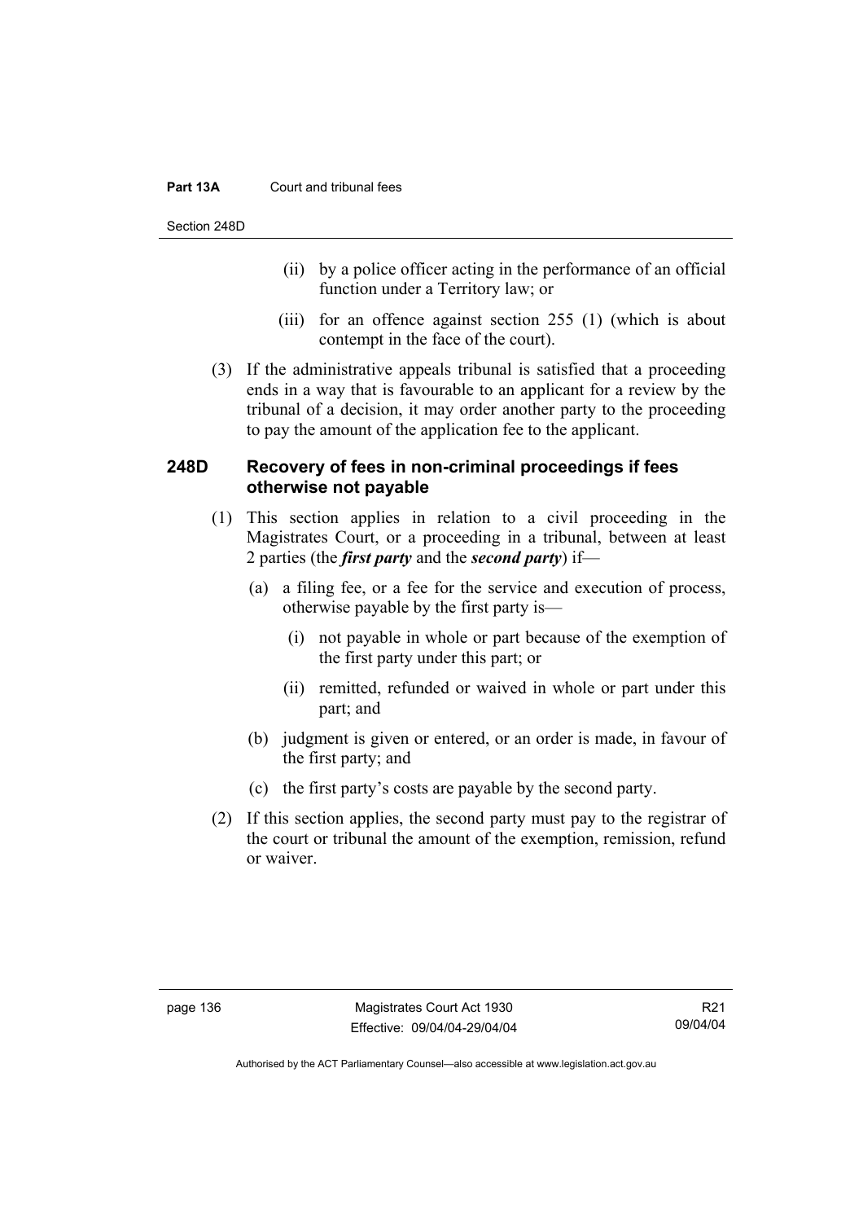(ii) by a police officer acting in the performance of an official function under a Territory law; or

(iii) for an offence against section 255 (1) (which is about contempt in the face of the court).

(3) If the administrative appeals tribunal is satisfied that a proceeding ends in a way that is favourable to an applicant for a review by the tribunal of a decision, it may order another party to the proceeding to pay the amount of the application fee to the applicant.

## 248D Recovery of fees in non-criminal proceedings if fees otherwise not payable

(1) This section applies in relation to a civil proceeding in the Magistrates Court, or a proceeding in a tribunal, between at least 2 parties (the ***first party*** and the ***second party***) if—

(a) a filing fee, or a fee for the service and execution of process, otherwise payable by the first party is—

(i) not payable in whole or part because of the exemption of the first party under this part; or

(ii) remitted, refunded or waived in whole or part under this part; and

(b) judgment is given or entered, or an order is made, in favour of the first party; and

(c) the first party's costs are payable by the second party.

(2) If this section applies, the second party must pay to the registrar of the court or tribunal the amount of the exemption, remission, refund or waiver.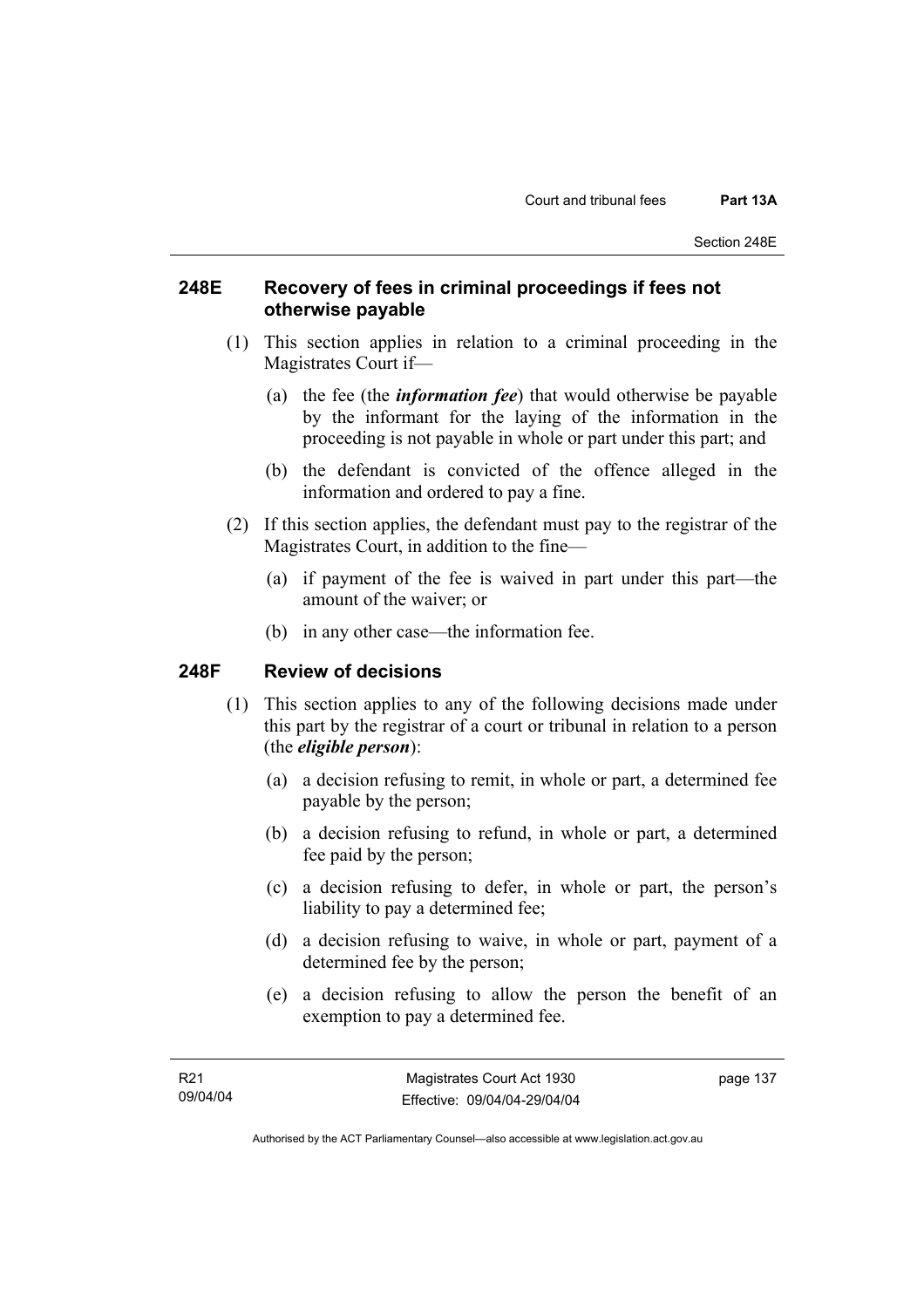## 248E Recovery of fees in criminal proceedings if fees not otherwise payable

(1) This section applies in relation to a criminal proceeding in the Magistrates Court if—

(a) the fee (the ***information fee***) that would otherwise be payable by the informant for the laying of the information in the proceeding is not payable in whole or part under this part; and

(b) the defendant is convicted of the offence alleged in the information and ordered to pay a fine.

(2) If this section applies, the defendant must pay to the registrar of the Magistrates Court, in addition to the fine—

(a) if payment of the fee is waived in part under this part—the amount of the waiver; or

(b) in any other case—the information fee.

## 248F Review of decisions

(1) This section applies to any of the following decisions made under this part by the registrar of a court or tribunal in relation to a person (the ***eligible person***):

(a) a decision refusing to remit, in whole or part, a determined fee payable by the person;

(b) a decision refusing to refund, in whole or part, a determined fee paid by the person;

(c) a decision refusing to defer, in whole or part, the person's liability to pay a determined fee;

(d) a decision refusing to waive, in whole or part, payment of a determined fee by the person;

(e) a decision refusing to allow the person the benefit of an exemption to pay a determined fee.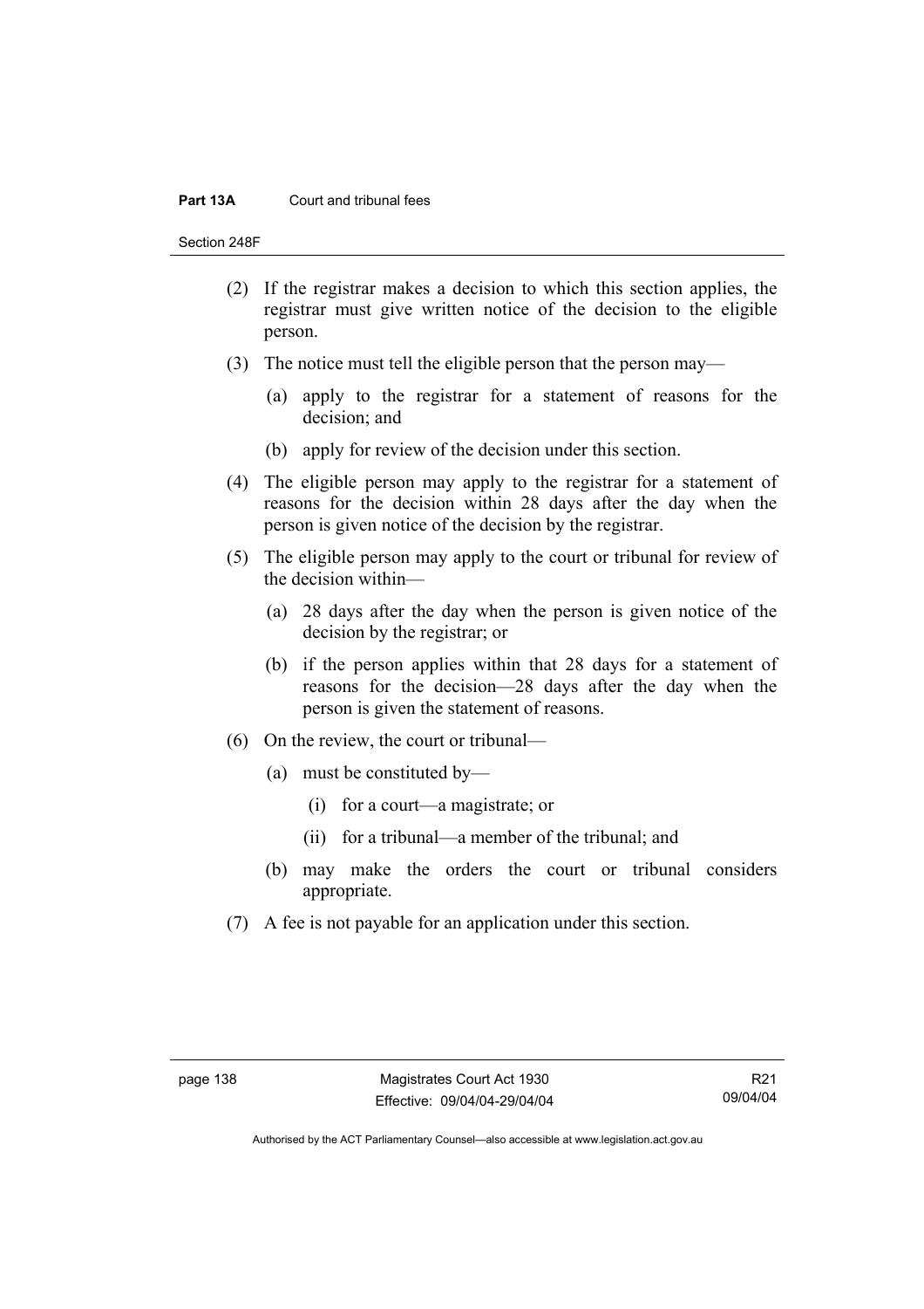(2) If the registrar makes a decision to which this section applies, the registrar must give written notice of the decision to the eligible person.

(3) The notice must tell the eligible person that the person may—

(a) apply to the registrar for a statement of reasons for the decision; and

(b) apply for review of the decision under this section.

(4) The eligible person may apply to the registrar for a statement of reasons for the decision within 28 days after the day when the person is given notice of the decision by the registrar.

(5) The eligible person may apply to the court or tribunal for review of the decision within—

(a) 28 days after the day when the person is given notice of the decision by the registrar; or

(b) if the person applies within that 28 days for a statement of reasons for the decision—28 days after the day when the person is given the statement of reasons.

(6) On the review, the court or tribunal—

(a) must be constituted by—

(i) for a court—a magistrate; or

(ii) for a tribunal—a member of the tribunal; and

(b) may make the orders the court or tribunal considers appropriate.

(7) A fee is not payable for an application under this section.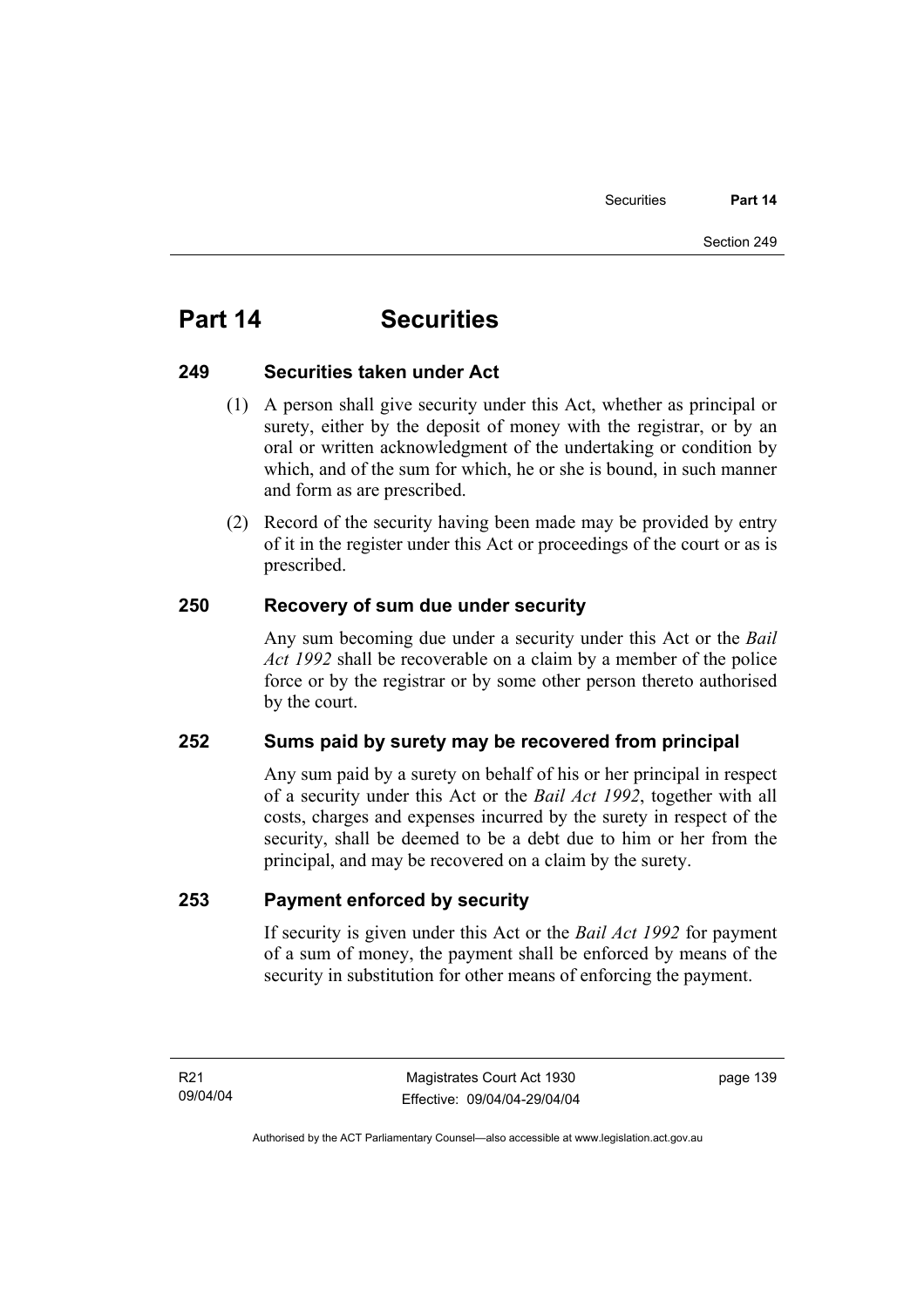# Part 14 Securities

## 249 Securities taken under Act

(1) A person shall give security under this Act, whether as principal or surety, either by the deposit of money with the registrar, or by an oral or written acknowledgment of the undertaking or condition by which, and of the sum for which, he or she is bound, in such manner and form as are prescribed.

(2) Record of the security having been made may be provided by entry of it in the register under this Act or proceedings of the court or as is prescribed.

## 250 Recovery of sum due under security

Any sum becoming due under a security under this Act or the *Bail Act 1992* shall be recoverable on a claim by a member of the police force or by the registrar or by some other person thereto authorised by the court.

## 252 Sums paid by surety may be recovered from principal

Any sum paid by a surety on behalf of his or her principal in respect of a security under this Act or the *Bail Act 1992*, together with all costs, charges and expenses incurred by the surety in respect of the security, shall be deemed to be a debt due to him or her from the principal, and may be recovered on a claim by the surety.

## 253 Payment enforced by security

If security is given under this Act or the *Bail Act 1992* for payment of a sum of money, the payment shall be enforced by means of the security in substitution for other means of enforcing the payment.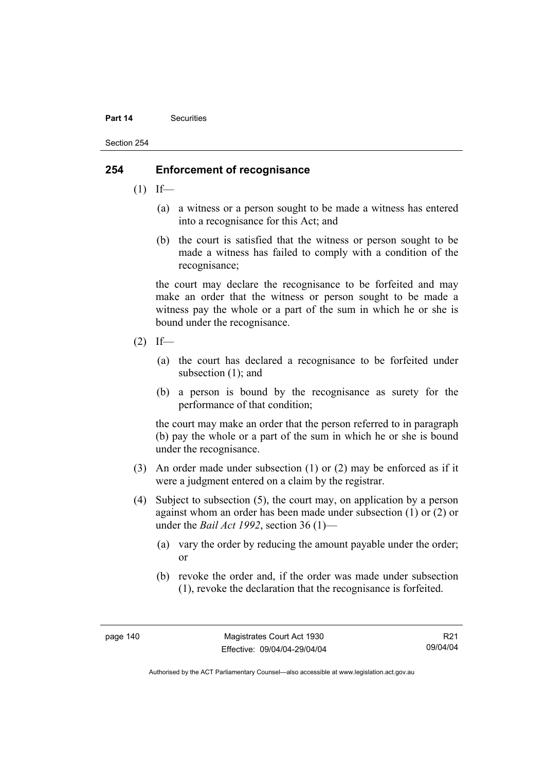## 254 Enforcement of recognisance

(1) If—

  (a) a witness or a person sought to be made a witness has entered into a recognisance for this Act; and

  (b) the court is satisfied that the witness or person sought to be made a witness has failed to comply with a condition of the recognisance;

the court may declare the recognisance to be forfeited and may make an order that the witness or person sought to be made a witness pay the whole or a part of the sum in which he or she is bound under the recognisance.

(2) If—

  (a) the court has declared a recognisance to be forfeited under subsection (1); and

  (b) a person is bound by the recognisance as surety for the performance of that condition;

the court may make an order that the person referred to in paragraph (b) pay the whole or a part of the sum in which he or she is bound under the recognisance.

(3) An order made under subsection (1) or (2) may be enforced as if it were a judgment entered on a claim by the registrar.

(4) Subject to subsection (5), the court may, on application by a person against whom an order has been made under subsection (1) or (2) or under the *Bail Act 1992*, section 36 (1)—

  (a) vary the order by reducing the amount payable under the order; or

  (b) revoke the order and, if the order was made under subsection (1), revoke the declaration that the recognisance is forfeited.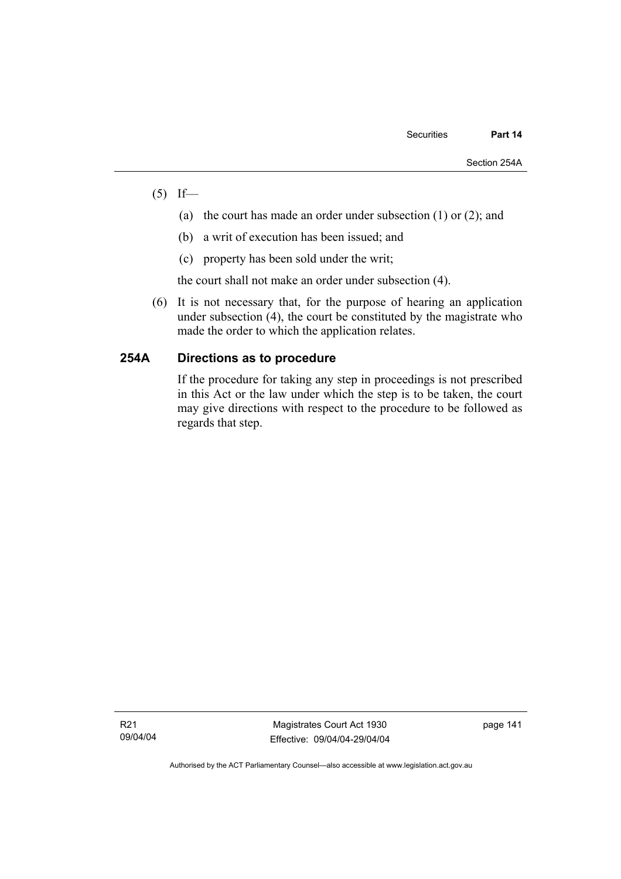(5) If—

(a) the court has made an order under subsection (1) or (2); and

(b) a writ of execution has been issued; and

(c) property has been sold under the writ;

the court shall not make an order under subsection (4).

(6) It is not necessary that, for the purpose of hearing an application under subsection (4), the court be constituted by the magistrate who made the order to which the application relates.

### 254A Directions as to procedure

If the procedure for taking any step in proceedings is not prescribed in this Act or the law under which the step is to be taken, the court may give directions with respect to the procedure to be followed as regards that step.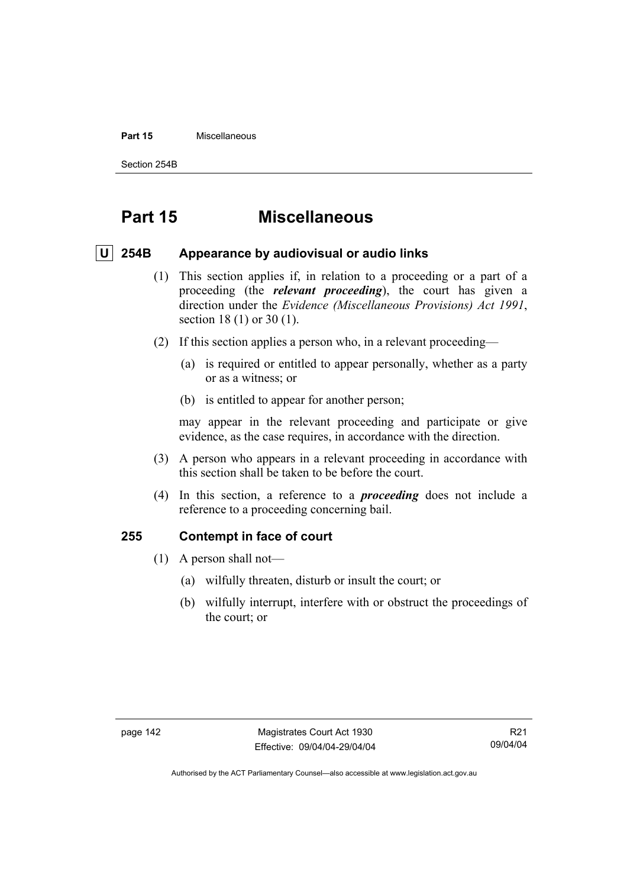# Part 15 Miscellaneous

## U 254B Appearance by audiovisual or audio links

(1) This section applies if, in relation to a proceeding or a part of a proceeding (the ***relevant proceeding***), the court has given a direction under the *Evidence (Miscellaneous Provisions) Act 1991*, section 18 (1) or 30 (1).

(2) If this section applies a person who, in a relevant proceeding—

(a) is required or entitled to appear personally, whether as a party or as a witness; or

(b) is entitled to appear for another person;

may appear in the relevant proceeding and participate or give evidence, as the case requires, in accordance with the direction.

(3) A person who appears in a relevant proceeding in accordance with this section shall be taken to be before the court.

(4) In this section, a reference to a ***proceeding*** does not include a reference to a proceeding concerning bail.

## 255 Contempt in face of court

(1) A person shall not—

(a) wilfully threaten, disturb or insult the court; or

(b) wilfully interrupt, interfere with or obstruct the proceedings of the court; or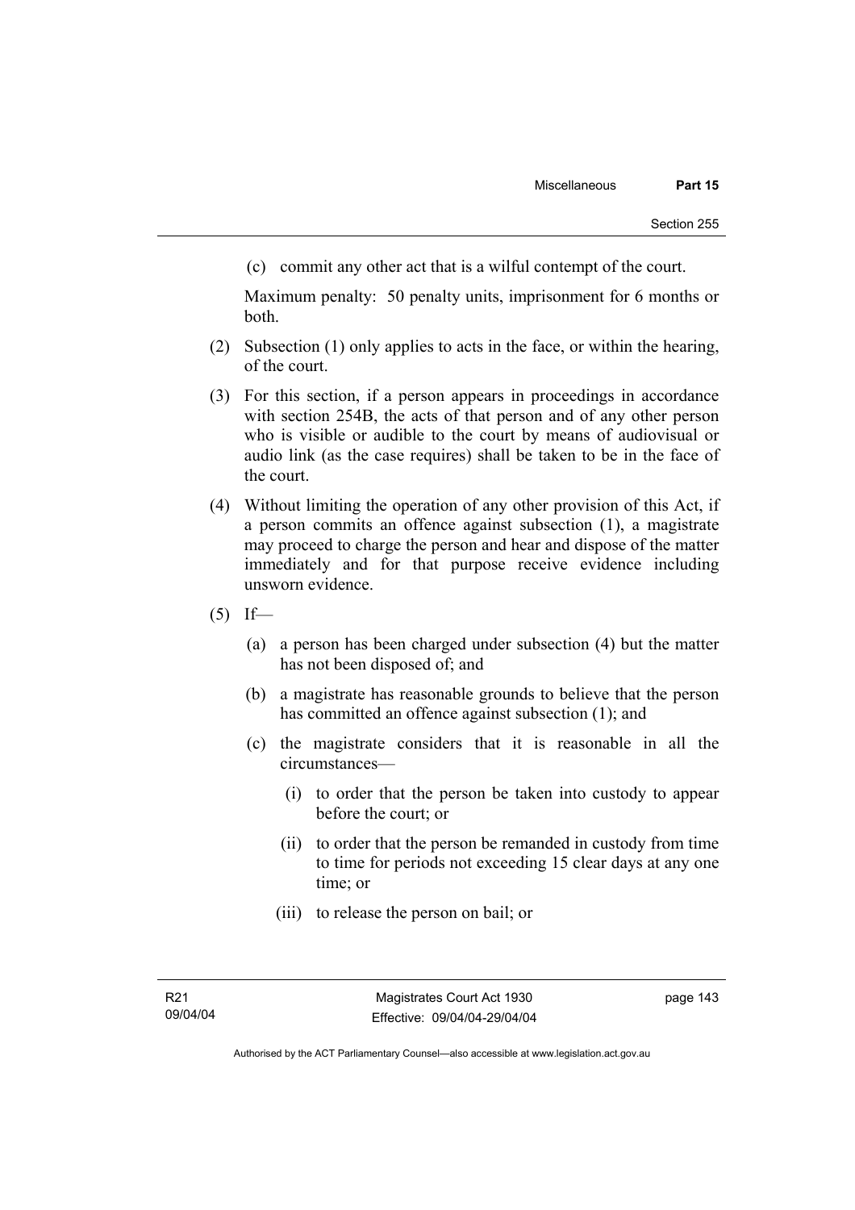(c) commit any other act that is a wilful contempt of the court.

Maximum penalty: 50 penalty units, imprisonment for 6 months or both.

(2) Subsection (1) only applies to acts in the face, or within the hearing, of the court.

(3) For this section, if a person appears in proceedings in accordance with section 254B, the acts of that person and of any other person who is visible or audible to the court by means of audiovisual or audio link (as the case requires) shall be taken to be in the face of the court.

(4) Without limiting the operation of any other provision of this Act, if a person commits an offence against subsection (1), a magistrate may proceed to charge the person and hear and dispose of the matter immediately and for that purpose receive evidence including unsworn evidence.

(5) If—

(a) a person has been charged under subsection (4) but the matter has not been disposed of; and

(b) a magistrate has reasonable grounds to believe that the person has committed an offence against subsection (1); and

(c) the magistrate considers that it is reasonable in all the circumstances—

(i) to order that the person be taken into custody to appear before the court; or

(ii) to order that the person be remanded in custody from time to time for periods not exceeding 15 clear days at any one time; or

(iii) to release the person on bail; or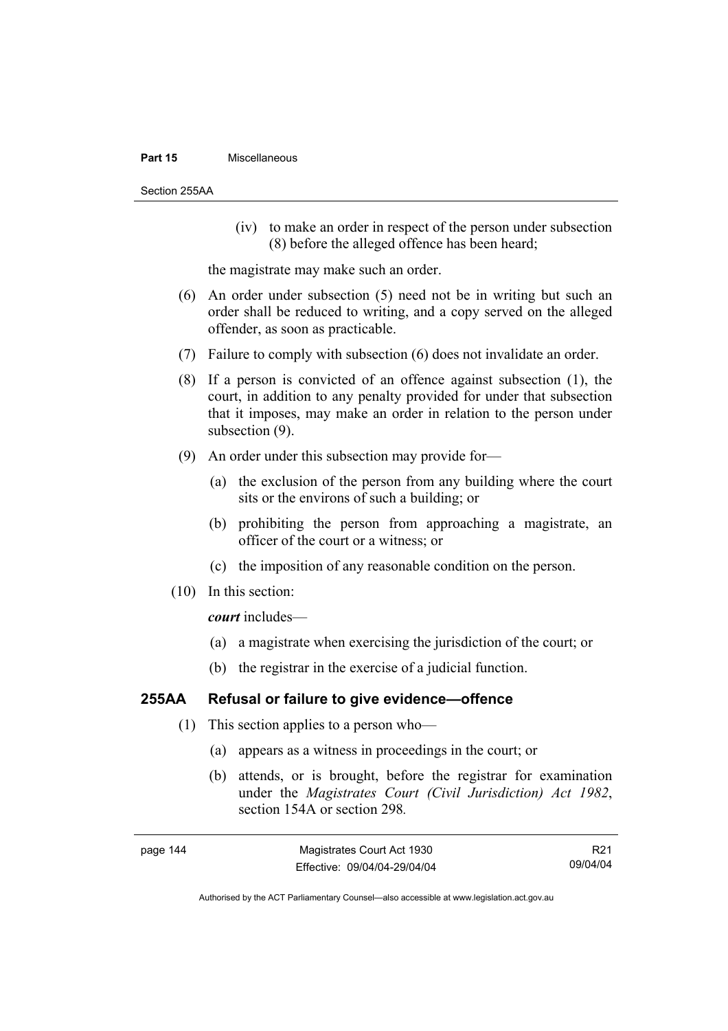(iv) to make an order in respect of the person under subsection (8) before the alleged offence has been heard;

the magistrate may make such an order.

(6) An order under subsection (5) need not be in writing but such an order shall be reduced to writing, and a copy served on the alleged offender, as soon as practicable.

(7) Failure to comply with subsection (6) does not invalidate an order.

(8) If a person is convicted of an offence against subsection (1), the court, in addition to any penalty provided for under that subsection that it imposes, may make an order in relation to the person under subsection (9).

(9) An order under this subsection may provide for—

(a) the exclusion of the person from any building where the court sits or the environs of such a building; or

(b) prohibiting the person from approaching a magistrate, an officer of the court or a witness; or

(c) the imposition of any reasonable condition on the person.

(10) In this section:

***court*** includes—

(a) a magistrate when exercising the jurisdiction of the court; or

(b) the registrar in the exercise of a judicial function.

### 255AA Refusal or failure to give evidence—offence

(1) This section applies to a person who—

(a) appears as a witness in proceedings in the court; or

(b) attends, or is brought, before the registrar for examination under the *Magistrates Court (Civil Jurisdiction) Act 1982*, section 154A or section 298.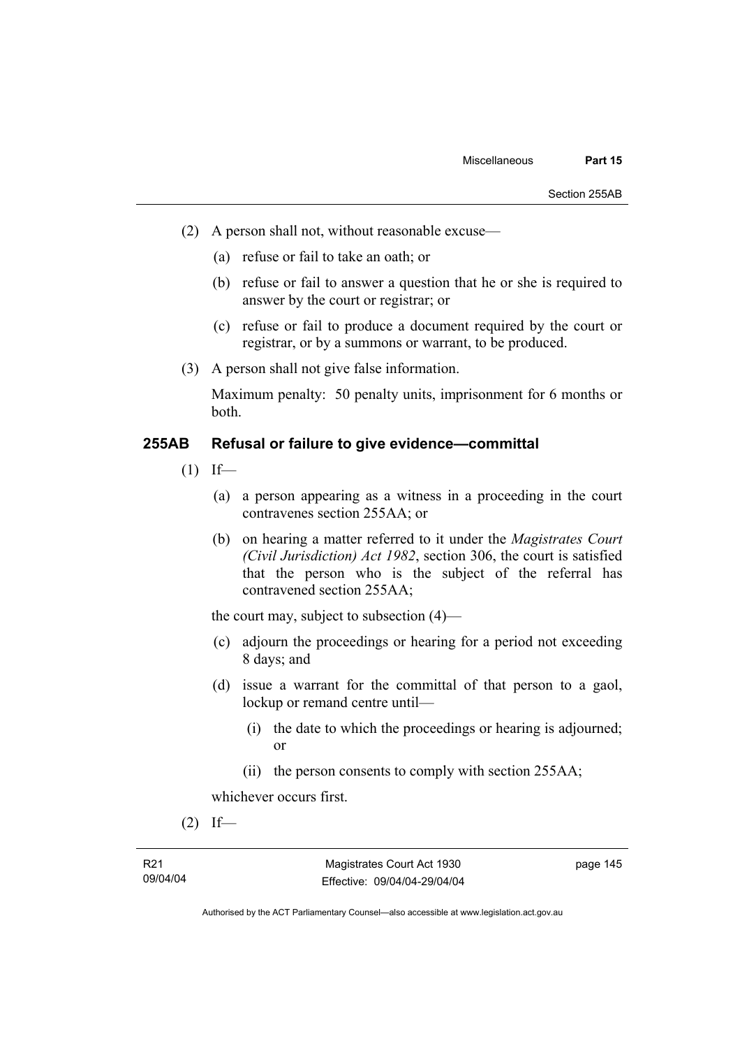(2) A person shall not, without reasonable excuse—

(a) refuse or fail to take an oath; or

(b) refuse or fail to answer a question that he or she is required to answer by the court or registrar; or

(c) refuse or fail to produce a document required by the court or registrar, or by a summons or warrant, to be produced.

(3) A person shall not give false information.

Maximum penalty: 50 penalty units, imprisonment for 6 months or both.

### 255AB Refusal or failure to give evidence—committal

(1) If—

(a) a person appearing as a witness in a proceeding in the court contravenes section 255AA; or

(b) on hearing a matter referred to it under the *Magistrates Court (Civil Jurisdiction) Act 1982*, section 306, the court is satisfied that the person who is the subject of the referral has contravened section 255AA;

the court may, subject to subsection (4)—

(c) adjourn the proceedings or hearing for a period not exceeding 8 days; and

(d) issue a warrant for the committal of that person to a gaol, lockup or remand centre until—

(i) the date to which the proceedings or hearing is adjourned; or

(ii) the person consents to comply with section 255AA;

whichever occurs first.

(2) If—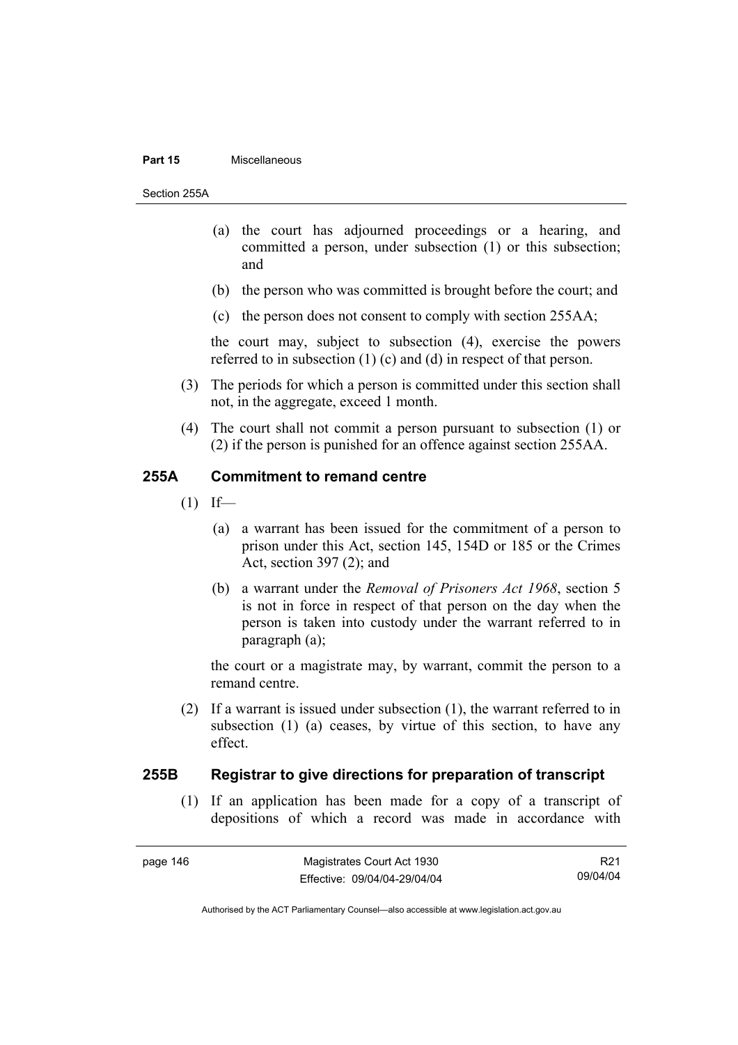(a) the court has adjourned proceedings or a hearing, and committed a person, under subsection (1) or this subsection; and

(b) the person who was committed is brought before the court; and

(c) the person does not consent to comply with section 255AA;

the court may, subject to subsection (4), exercise the powers referred to in subsection (1) (c) and (d) in respect of that person.

(3) The periods for which a person is committed under this section shall not, in the aggregate, exceed 1 month.

(4) The court shall not commit a person pursuant to subsection (1) or (2) if the person is punished for an offence against section 255AA.

### 255A Commitment to remand centre

(1) If—

(a) a warrant has been issued for the commitment of a person to prison under this Act, section 145, 154D or 185 or the Crimes Act, section 397 (2); and

(b) a warrant under the *Removal of Prisoners Act 1968*, section 5 is not in force in respect of that person on the day when the person is taken into custody under the warrant referred to in paragraph (a);

the court or a magistrate may, by warrant, commit the person to a remand centre.

(2) If a warrant is issued under subsection (1), the warrant referred to in subsection (1) (a) ceases, by virtue of this section, to have any effect.

### 255B Registrar to give directions for preparation of transcript

(1) If an application has been made for a copy of a transcript of depositions of which a record was made in accordance with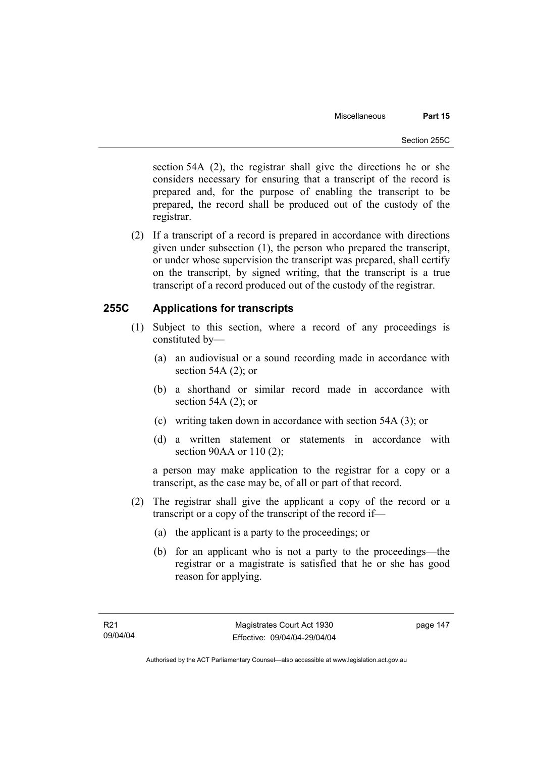section 54A (2), the registrar shall give the directions he or she considers necessary for ensuring that a transcript of the record is prepared and, for the purpose of enabling the transcript to be prepared, the record shall be produced out of the custody of the registrar.

(2) If a transcript of a record is prepared in accordance with directions given under subsection (1), the person who prepared the transcript, or under whose supervision the transcript was prepared, shall certify on the transcript, by signed writing, that the transcript is a true transcript of a record produced out of the custody of the registrar.

## 255C Applications for transcripts

(1) Subject to this section, where a record of any proceedings is constituted by—

(a) an audiovisual or a sound recording made in accordance with section 54A (2); or

(b) a shorthand or similar record made in accordance with section 54A (2); or

(c) writing taken down in accordance with section 54A (3); or

(d) a written statement or statements in accordance with section 90AA or 110 (2);

a person may make application to the registrar for a copy or a transcript, as the case may be, of all or part of that record.

(2) The registrar shall give the applicant a copy of the record or a transcript or a copy of the transcript of the record if—

(a) the applicant is a party to the proceedings; or

(b) for an applicant who is not a party to the proceedings—the registrar or a magistrate is satisfied that he or she has good reason for applying.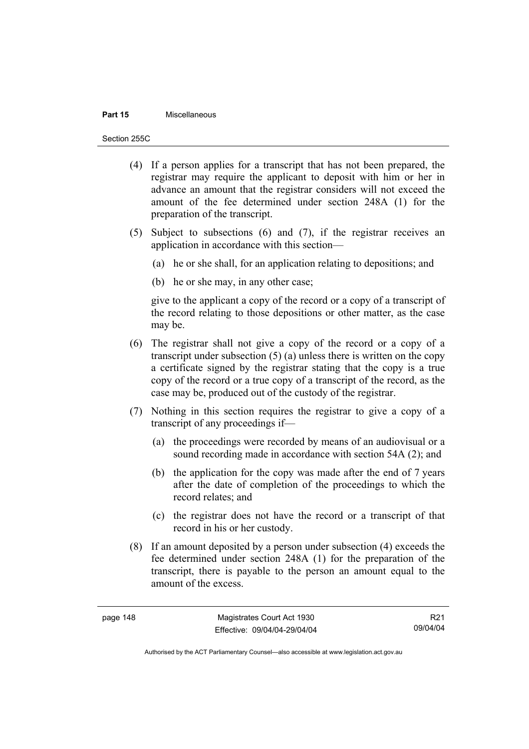(4) If a person applies for a transcript that has not been prepared, the registrar may require the applicant to deposit with him or her in advance an amount that the registrar considers will not exceed the amount of the fee determined under section 248A (1) for the preparation of the transcript.

(5) Subject to subsections (6) and (7), if the registrar receives an application in accordance with this section—

(a) he or she shall, for an application relating to depositions; and

(b) he or she may, in any other case;

give to the applicant a copy of the record or a copy of a transcript of the record relating to those depositions or other matter, as the case may be.

(6) The registrar shall not give a copy of the record or a copy of a transcript under subsection (5) (a) unless there is written on the copy a certificate signed by the registrar stating that the copy is a true copy of the record or a true copy of a transcript of the record, as the case may be, produced out of the custody of the registrar.

(7) Nothing in this section requires the registrar to give a copy of a transcript of any proceedings if—

(a) the proceedings were recorded by means of an audiovisual or a sound recording made in accordance with section 54A (2); and

(b) the application for the copy was made after the end of 7 years after the date of completion of the proceedings to which the record relates; and

(c) the registrar does not have the record or a transcript of that record in his or her custody.

(8) If an amount deposited by a person under subsection (4) exceeds the fee determined under section 248A (1) for the preparation of the transcript, there is payable to the person an amount equal to the amount of the excess.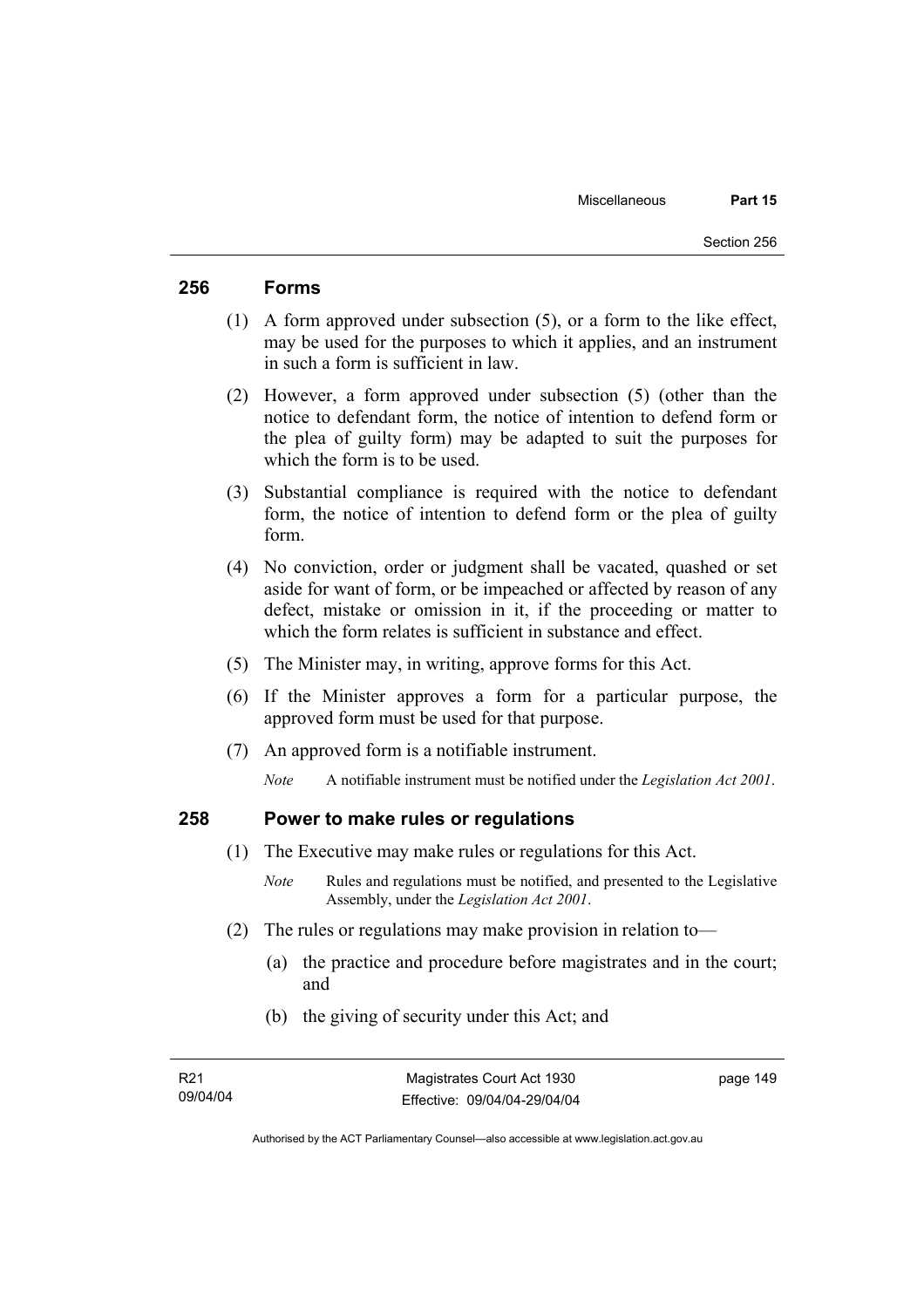## 256 Forms

(1) A form approved under subsection (5), or a form to the like effect, may be used for the purposes to which it applies, and an instrument in such a form is sufficient in law.

(2) However, a form approved under subsection (5) (other than the notice to defendant form, the notice of intention to defend form or the plea of guilty form) may be adapted to suit the purposes for which the form is to be used.

(3) Substantial compliance is required with the notice to defendant form, the notice of intention to defend form or the plea of guilty form.

(4) No conviction, order or judgment shall be vacated, quashed or set aside for want of form, or be impeached or affected by reason of any defect, mistake or omission in it, if the proceeding or matter to which the form relates is sufficient in substance and effect.

(5) The Minister may, in writing, approve forms for this Act.

(6) If the Minister approves a form for a particular purpose, the approved form must be used for that purpose.

(7) An approved form is a notifiable instrument.

*Note* A notifiable instrument must be notified under the *Legislation Act 2001*.

## 258 Power to make rules or regulations

(1) The Executive may make rules or regulations for this Act.

*Note* Rules and regulations must be notified, and presented to the Legislative Assembly, under the *Legislation Act 2001*.

(2) The rules or regulations may make provision in relation to—

(a) the practice and procedure before magistrates and in the court; and

(b) the giving of security under this Act; and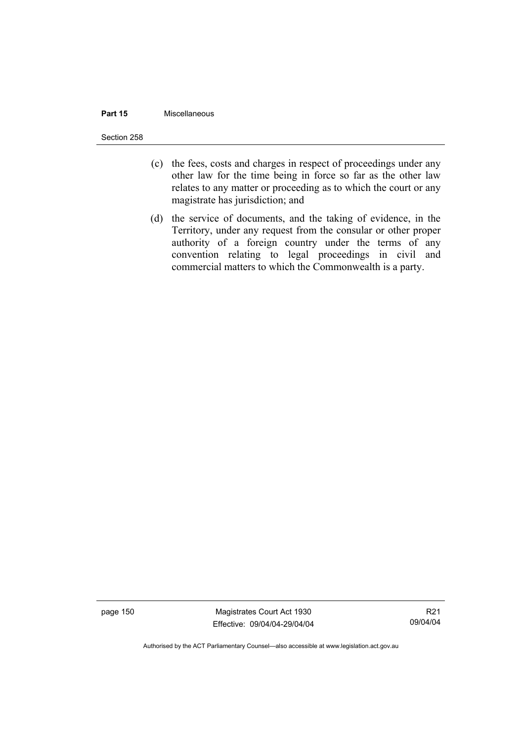(c) the fees, costs and charges in respect of proceedings under any other law for the time being in force so far as the other law relates to any matter or proceeding as to which the court or any magistrate has jurisdiction; and

(d) the service of documents, and the taking of evidence, in the Territory, under any request from the consular or other proper authority of a foreign country under the terms of any convention relating to legal proceedings in civil and commercial matters to which the Commonwealth is a party.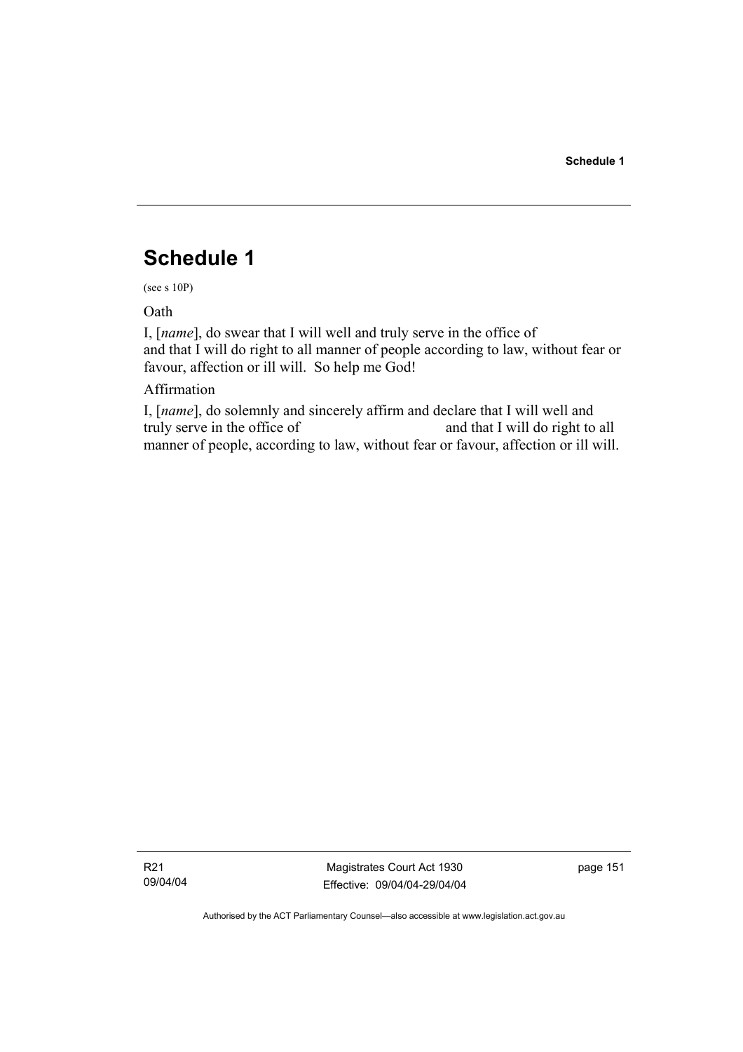# Schedule 1

(see s 10P)

Oath

I, [*name*], do swear that I will well and truly serve in the office of and that I will do right to all manner of people according to law, without fear or favour, affection or ill will. So help me God!

Affirmation

I, [*name*], do solemnly and sincerely affirm and declare that I will well and truly serve in the office of and that I will do right to all manner of people, according to law, without fear or favour, affection or ill will.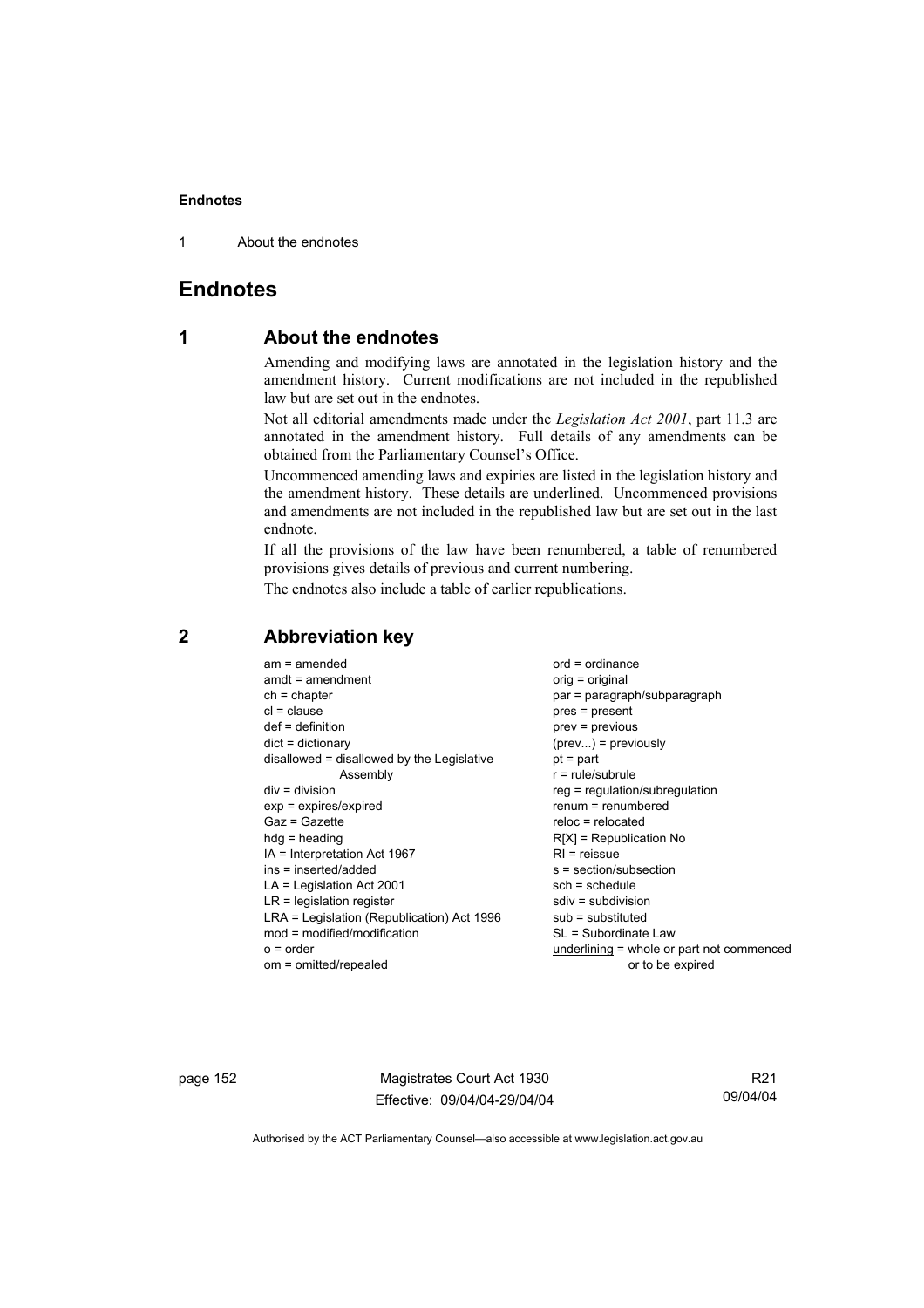# Endnotes

## 1 About the endnotes

Amending and modifying laws are annotated in the legislation history and the amendment history. Current modifications are not included in the republished law but are set out in the endnotes.

Not all editorial amendments made under the *Legislation Act 2001*, part 11.3 are annotated in the amendment history. Full details of any amendments can be obtained from the Parliamentary Counsel's Office.

Uncommenced amending laws and expiries are listed in the legislation history and the amendment history. These details are underlined. Uncommenced provisions and amendments are not included in the republished law but are set out in the last endnote.

If all the provisions of the law have been renumbered, a table of renumbered provisions gives details of previous and current numbering.

The endnotes also include a table of earlier republications.

## 2 Abbreviation key

am = amended
amdt = amendment
ch = chapter
cl = clause
def = definition
dict = dictionary
disallowed = disallowed by the Legislative Assembly
div = division
exp = expires/expired
Gaz = Gazette
hdg = heading
IA = Interpretation Act 1967
ins = inserted/added
LA = Legislation Act 2001
LR = legislation register
LRA = Legislation (Republication) Act 1996
mod = modified/modification
o = order
om = omitted/repealed
ord = ordinance
orig = original
par = paragraph/subparagraph
pres = present
prev = previous
(prev...) = previously
pt = part
r = rule/subrule
reg = regulation/subregulation
renum = renumbered
reloc = relocated
R[X] = Republication No
RI = reissue
s = section/subsection
sch = schedule
sdiv = subdivision
sub = substituted
SL = Subordinate Law
<u>underlining</u> = whole or part not commenced or to be expired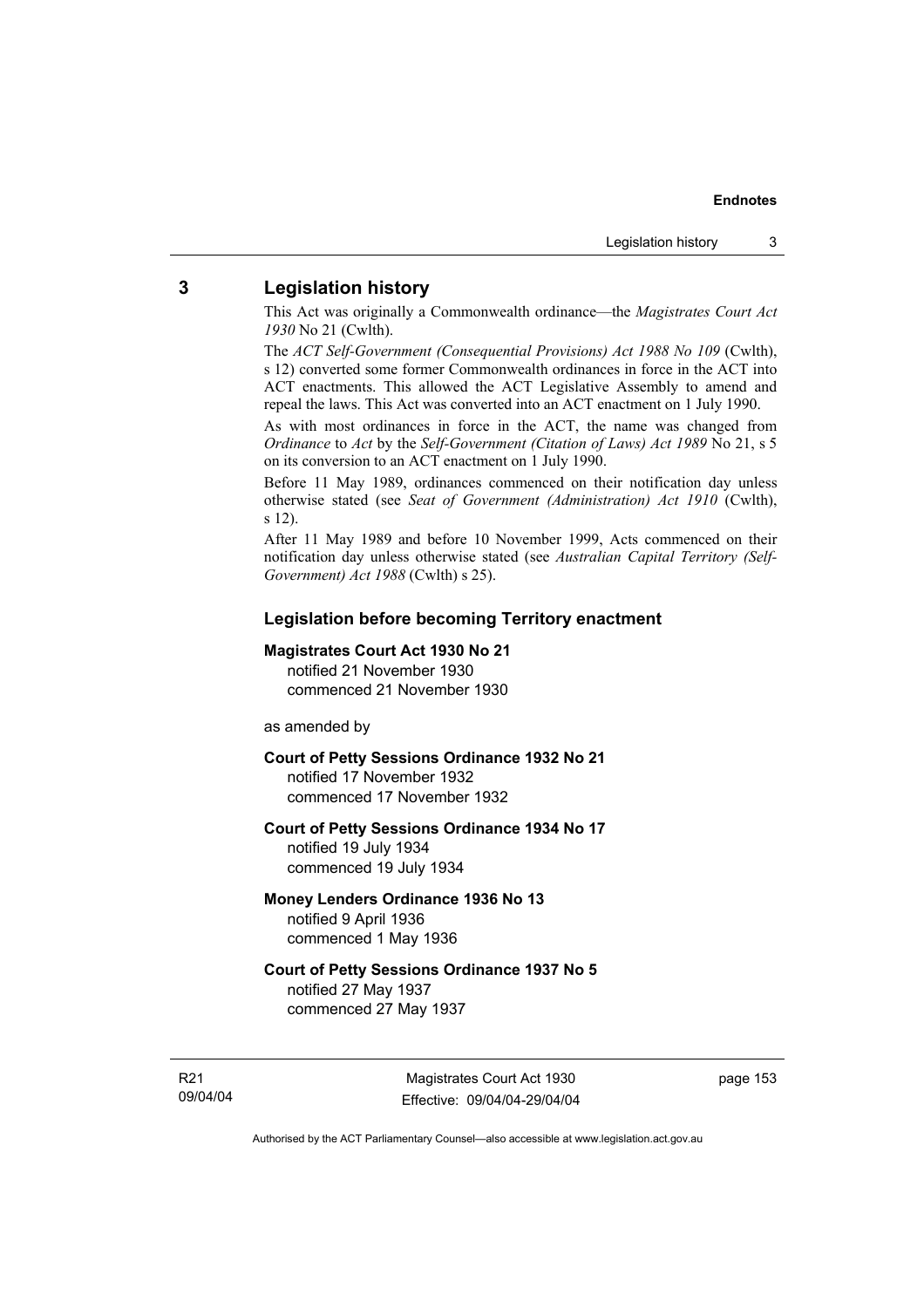## 3 Legislation history

This Act was originally a Commonwealth ordinance—the *Magistrates Court Act 1930* No 21 (Cwlth).

The *ACT Self-Government (Consequential Provisions) Act 1988 No 109* (Cwlth), s 12) converted some former Commonwealth ordinances in force in the ACT into ACT enactments. This allowed the ACT Legislative Assembly to amend and repeal the laws. This Act was converted into an ACT enactment on 1 July 1990.

As with most ordinances in force in the ACT, the name was changed from *Ordinance* to *Act* by the *Self-Government (Citation of Laws) Act 1989* No 21, s 5 on its conversion to an ACT enactment on 1 July 1990.

Before 11 May 1989, ordinances commenced on their notification day unless otherwise stated (see *Seat of Government (Administration) Act 1910* (Cwlth), s 12).

After 11 May 1989 and before 10 November 1999, Acts commenced on their notification day unless otherwise stated (see *Australian Capital Territory (Self-Government) Act 1988* (Cwlth) s 25).

### Legislation before becoming Territory enactment

**Magistrates Court Act 1930 No 21**
notified 21 November 1930
commenced 21 November 1930

as amended by

**Court of Petty Sessions Ordinance 1932 No 21**
notified 17 November 1932
commenced 17 November 1932

**Court of Petty Sessions Ordinance 1934 No 17**
notified 19 July 1934
commenced 19 July 1934

**Money Lenders Ordinance 1936 No 13**
notified 9 April 1936
commenced 1 May 1936

**Court of Petty Sessions Ordinance 1937 No 5**
notified 27 May 1937
commenced 27 May 1937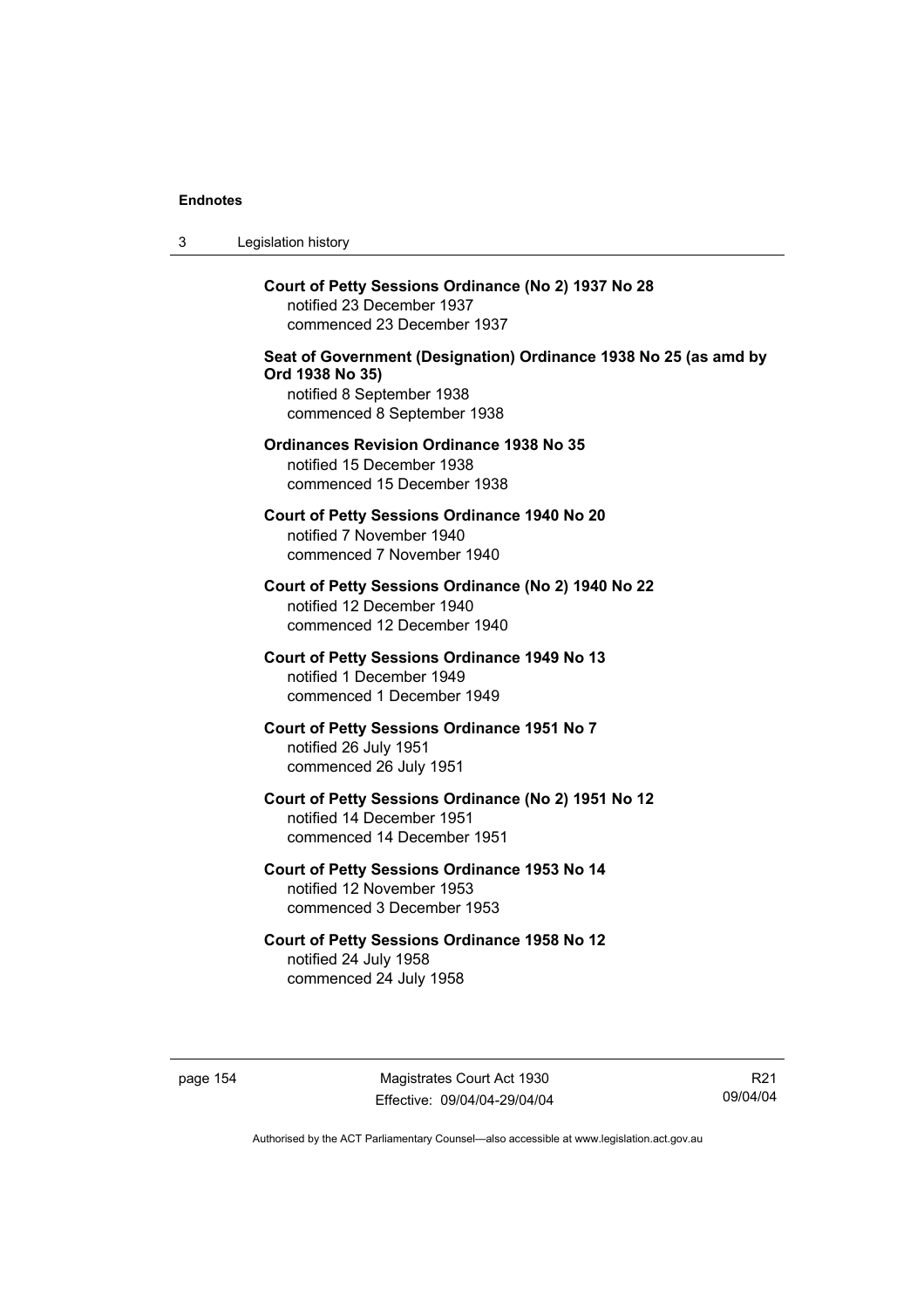**Court of Petty Sessions Ordinance (No 2) 1937 No 28**
notified 23 December 1937
commenced 23 December 1937

**Seat of Government (Designation) Ordinance 1938 No 25 (as amd by Ord 1938 No 35)**
notified 8 September 1938
commenced 8 September 1938

**Ordinances Revision Ordinance 1938 No 35**
notified 15 December 1938
commenced 15 December 1938

**Court of Petty Sessions Ordinance 1940 No 20**
notified 7 November 1940
commenced 7 November 1940

**Court of Petty Sessions Ordinance (No 2) 1940 No 22**
notified 12 December 1940
commenced 12 December 1940

**Court of Petty Sessions Ordinance 1949 No 13**
notified 1 December 1949
commenced 1 December 1949

**Court of Petty Sessions Ordinance 1951 No 7**
notified 26 July 1951
commenced 26 July 1951

**Court of Petty Sessions Ordinance (No 2) 1951 No 12**
notified 14 December 1951
commenced 14 December 1951

**Court of Petty Sessions Ordinance 1953 No 14**
notified 12 November 1953
commenced 3 December 1953

**Court of Petty Sessions Ordinance 1958 No 12**
notified 24 July 1958
commenced 24 July 1958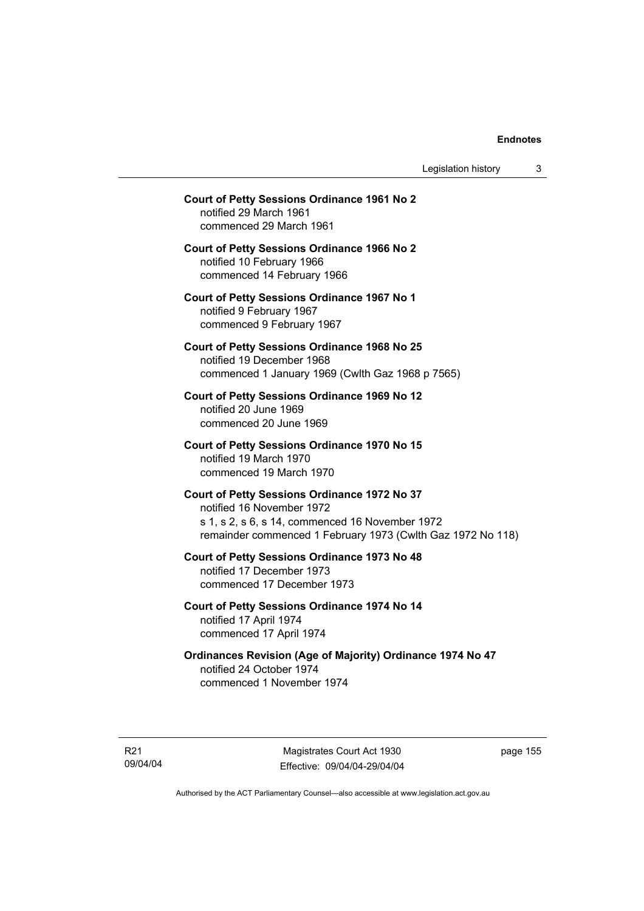**Court of Petty Sessions Ordinance 1961 No 2**
notified 29 March 1961
commenced 29 March 1961

**Court of Petty Sessions Ordinance 1966 No 2**
notified 10 February 1966
commenced 14 February 1966

**Court of Petty Sessions Ordinance 1967 No 1**
notified 9 February 1967
commenced 9 February 1967

**Court of Petty Sessions Ordinance 1968 No 25**
notified 19 December 1968
commenced 1 January 1969 (Cwlth Gaz 1968 p 7565)

**Court of Petty Sessions Ordinance 1969 No 12**
notified 20 June 1969
commenced 20 June 1969

**Court of Petty Sessions Ordinance 1970 No 15**
notified 19 March 1970
commenced 19 March 1970

**Court of Petty Sessions Ordinance 1972 No 37**
notified 16 November 1972
s 1, s 2, s 6, s 14, commenced 16 November 1972
remainder commenced 1 February 1973 (Cwlth Gaz 1972 No 118)

**Court of Petty Sessions Ordinance 1973 No 48**
notified 17 December 1973
commenced 17 December 1973

**Court of Petty Sessions Ordinance 1974 No 14**
notified 17 April 1974
commenced 17 April 1974

**Ordinances Revision (Age of Majority) Ordinance 1974 No 47**
notified 24 October 1974
commenced 1 November 1974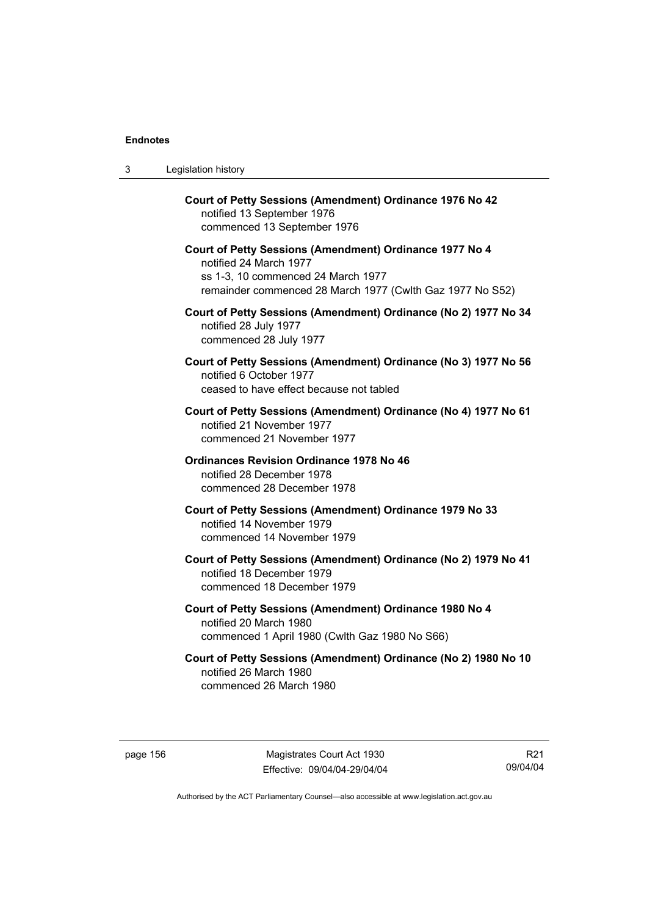**Court of Petty Sessions (Amendment) Ordinance 1976 No 42**
notified 13 September 1976
commenced 13 September 1976

**Court of Petty Sessions (Amendment) Ordinance 1977 No 4**
notified 24 March 1977
ss 1-3, 10 commenced 24 March 1977
remainder commenced 28 March 1977 (Cwlth Gaz 1977 No S52)

**Court of Petty Sessions (Amendment) Ordinance (No 2) 1977 No 34**
notified 28 July 1977
commenced 28 July 1977

**Court of Petty Sessions (Amendment) Ordinance (No 3) 1977 No 56**
notified 6 October 1977
ceased to have effect because not tabled

**Court of Petty Sessions (Amendment) Ordinance (No 4) 1977 No 61**
notified 21 November 1977
commenced 21 November 1977

**Ordinances Revision Ordinance 1978 No 46**
notified 28 December 1978
commenced 28 December 1978

**Court of Petty Sessions (Amendment) Ordinance 1979 No 33**
notified 14 November 1979
commenced 14 November 1979

**Court of Petty Sessions (Amendment) Ordinance (No 2) 1979 No 41**
notified 18 December 1979
commenced 18 December 1979

**Court of Petty Sessions (Amendment) Ordinance 1980 No 4**
notified 20 March 1980
commenced 1 April 1980 (Cwlth Gaz 1980 No S66)

**Court of Petty Sessions (Amendment) Ordinance (No 2) 1980 No 10**
notified 26 March 1980
commenced 26 March 1980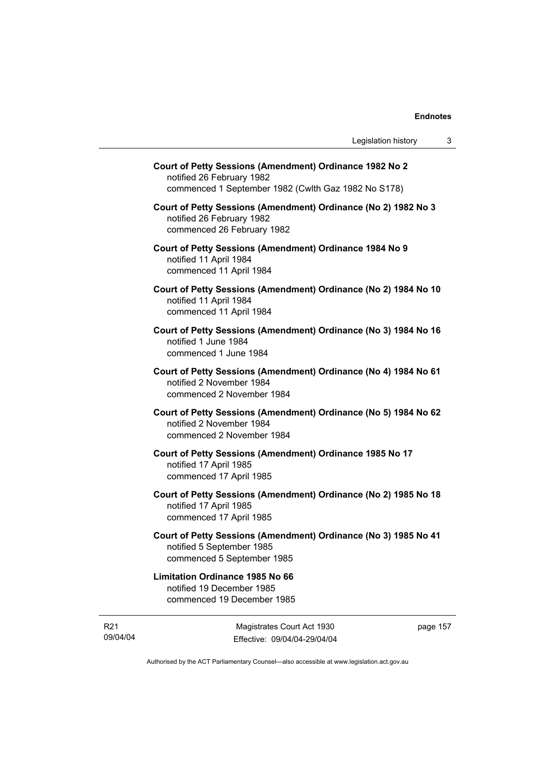**Court of Petty Sessions (Amendment) Ordinance 1982 No 2**
notified 26 February 1982
commenced 1 September 1982 (Cwlth Gaz 1982 No S178)

**Court of Petty Sessions (Amendment) Ordinance (No 2) 1982 No 3**
notified 26 February 1982
commenced 26 February 1982

**Court of Petty Sessions (Amendment) Ordinance 1984 No 9**
notified 11 April 1984
commenced 11 April 1984

**Court of Petty Sessions (Amendment) Ordinance (No 2) 1984 No 10**
notified 11 April 1984
commenced 11 April 1984

**Court of Petty Sessions (Amendment) Ordinance (No 3) 1984 No 16**
notified 1 June 1984
commenced 1 June 1984

**Court of Petty Sessions (Amendment) Ordinance (No 4) 1984 No 61**
notified 2 November 1984
commenced 2 November 1984

**Court of Petty Sessions (Amendment) Ordinance (No 5) 1984 No 62**
notified 2 November 1984
commenced 2 November 1984

**Court of Petty Sessions (Amendment) Ordinance 1985 No 17**
notified 17 April 1985
commenced 17 April 1985

**Court of Petty Sessions (Amendment) Ordinance (No 2) 1985 No 18**
notified 17 April 1985
commenced 17 April 1985

**Court of Petty Sessions (Amendment) Ordinance (No 3) 1985 No 41**
notified 5 September 1985
commenced 5 September 1985

**Limitation Ordinance 1985 No 66**
notified 19 December 1985
commenced 19 December 1985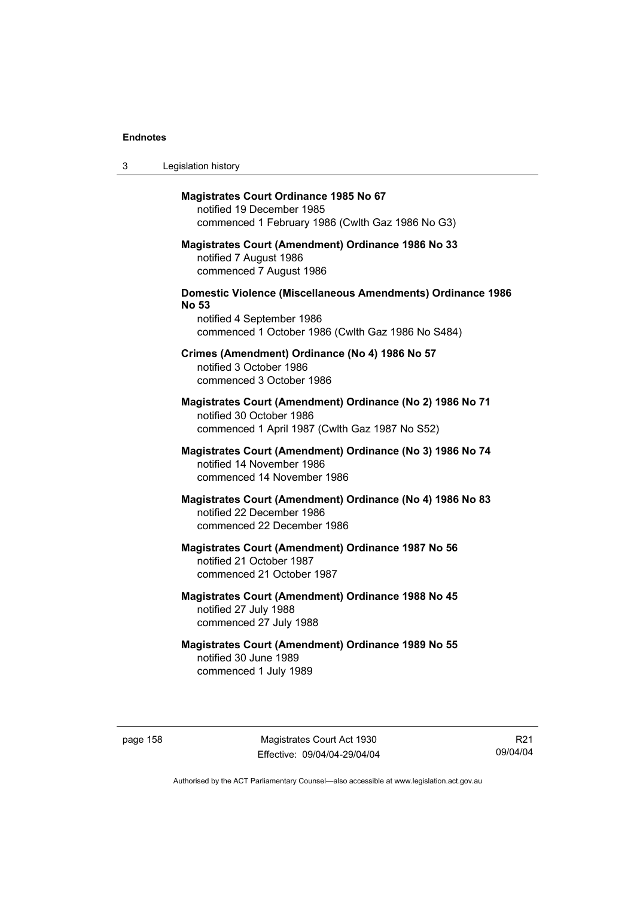**Magistrates Court Ordinance 1985 No 67**
notified 19 December 1985
commenced 1 February 1986 (Cwlth Gaz 1986 No G3)

**Magistrates Court (Amendment) Ordinance 1986 No 33**
notified 7 August 1986
commenced 7 August 1986

**Domestic Violence (Miscellaneous Amendments) Ordinance 1986 No 53**
notified 4 September 1986
commenced 1 October 1986 (Cwlth Gaz 1986 No S484)

**Crimes (Amendment) Ordinance (No 4) 1986 No 57**
notified 3 October 1986
commenced 3 October 1986

**Magistrates Court (Amendment) Ordinance (No 2) 1986 No 71**
notified 30 October 1986
commenced 1 April 1987 (Cwlth Gaz 1987 No S52)

**Magistrates Court (Amendment) Ordinance (No 3) 1986 No 74**
notified 14 November 1986
commenced 14 November 1986

**Magistrates Court (Amendment) Ordinance (No 4) 1986 No 83**
notified 22 December 1986
commenced 22 December 1986

**Magistrates Court (Amendment) Ordinance 1987 No 56**
notified 21 October 1987
commenced 21 October 1987

**Magistrates Court (Amendment) Ordinance 1988 No 45**
notified 27 July 1988
commenced 27 July 1988

**Magistrates Court (Amendment) Ordinance 1989 No 55**
notified 30 June 1989
commenced 1 July 1989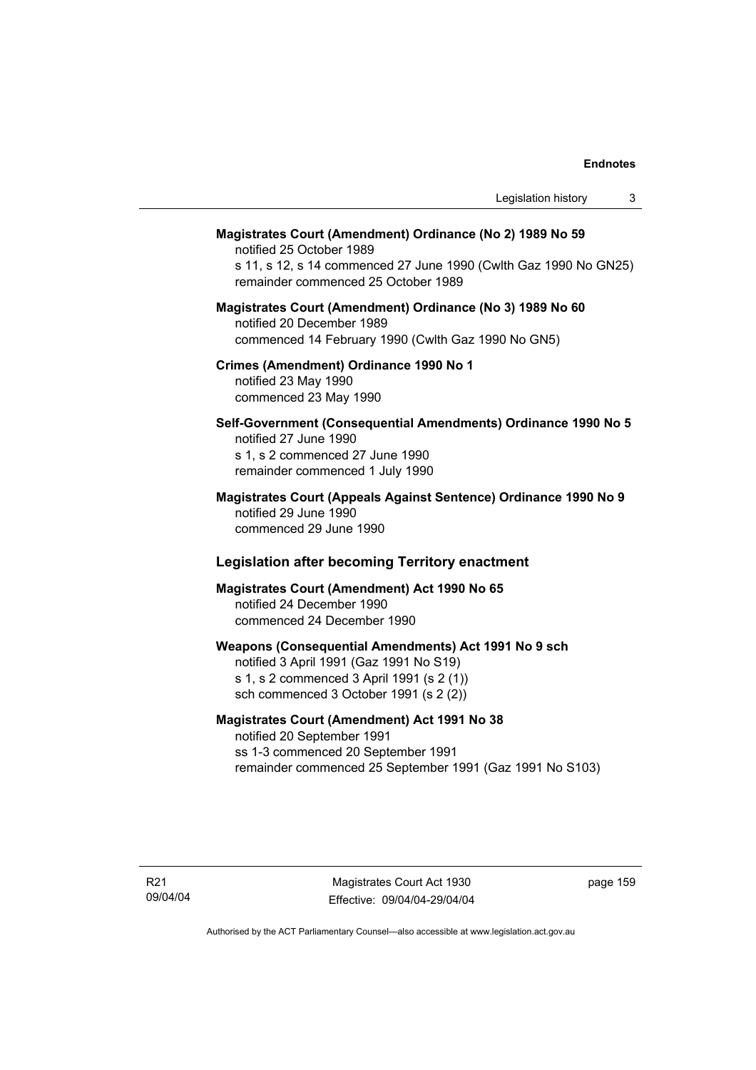**Magistrates Court (Amendment) Ordinance (No 2) 1989 No 59**

notified 25 October 1989
s 11, s 12, s 14 commenced 27 June 1990 (Cwlth Gaz 1990 No GN25)
remainder commenced 25 October 1989

**Magistrates Court (Amendment) Ordinance (No 3) 1989 No 60**

notified 20 December 1989
commenced 14 February 1990 (Cwlth Gaz 1990 No GN5)

**Crimes (Amendment) Ordinance 1990 No 1**

notified 23 May 1990
commenced 23 May 1990

**Self-Government (Consequential Amendments) Ordinance 1990 No 5**

notified 27 June 1990
s 1, s 2 commenced 27 June 1990
remainder commenced 1 July 1990

**Magistrates Court (Appeals Against Sentence) Ordinance 1990 No 9**

notified 29 June 1990
commenced 29 June 1990

## Legislation after becoming Territory enactment

**Magistrates Court (Amendment) Act 1990 No 65**

notified 24 December 1990
commenced 24 December 1990

**Weapons (Consequential Amendments) Act 1991 No 9 sch**

notified 3 April 1991 (Gaz 1991 No S19)
s 1, s 2 commenced 3 April 1991 (s 2 (1))
sch commenced 3 October 1991 (s 2 (2))

**Magistrates Court (Amendment) Act 1991 No 38**

notified 20 September 1991
ss 1-3 commenced 20 September 1991
remainder commenced 25 September 1991 (Gaz 1991 No S103)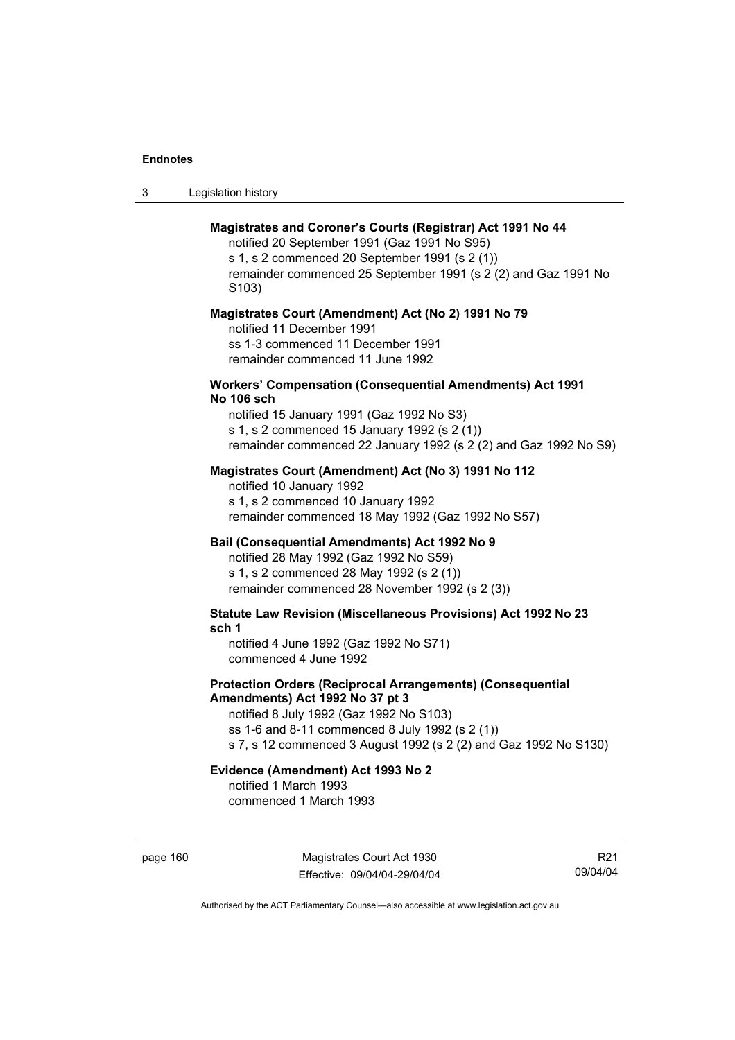**Magistrates and Coroner's Courts (Registrar) Act 1991 No 44**

notified 20 September 1991 (Gaz 1991 No S95)
s 1, s 2 commenced 20 September 1991 (s 2 (1))
remainder commenced 25 September 1991 (s 2 (2) and Gaz 1991 No S103)

**Magistrates Court (Amendment) Act (No 2) 1991 No 79**

notified 11 December 1991
ss 1-3 commenced 11 December 1991
remainder commenced 11 June 1992

**Workers' Compensation (Consequential Amendments) Act 1991 No 106 sch**

notified 15 January 1991 (Gaz 1992 No S3)
s 1, s 2 commenced 15 January 1992 (s 2 (1))
remainder commenced 22 January 1992 (s 2 (2) and Gaz 1992 No S9)

**Magistrates Court (Amendment) Act (No 3) 1991 No 112**

notified 10 January 1992
s 1, s 2 commenced 10 January 1992
remainder commenced 18 May 1992 (Gaz 1992 No S57)

**Bail (Consequential Amendments) Act 1992 No 9**

notified 28 May 1992 (Gaz 1992 No S59)
s 1, s 2 commenced 28 May 1992 (s 2 (1))
remainder commenced 28 November 1992 (s 2 (3))

**Statute Law Revision (Miscellaneous Provisions) Act 1992 No 23 sch 1**

notified 4 June 1992 (Gaz 1992 No S71)
commenced 4 June 1992

**Protection Orders (Reciprocal Arrangements) (Consequential Amendments) Act 1992 No 37 pt 3**

notified 8 July 1992 (Gaz 1992 No S103)
ss 1-6 and 8-11 commenced 8 July 1992 (s 2 (1))
s 7, s 12 commenced 3 August 1992 (s 2 (2) and Gaz 1992 No S130)

**Evidence (Amendment) Act 1993 No 2**

notified 1 March 1993
commenced 1 March 1993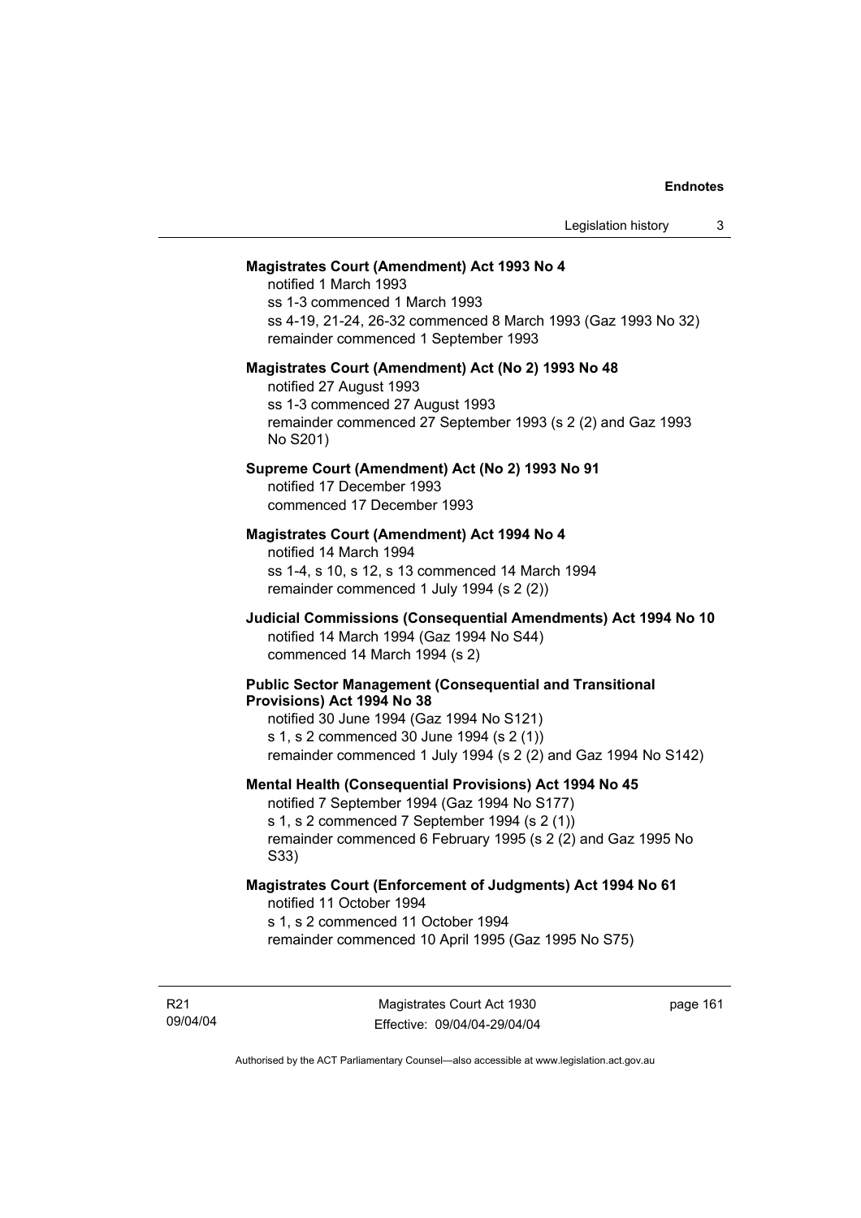**Magistrates Court (Amendment) Act 1993 No 4**

notified 1 March 1993
ss 1-3 commenced 1 March 1993
ss 4-19, 21-24, 26-32 commenced 8 March 1993 (Gaz 1993 No 32)
remainder commenced 1 September 1993

**Magistrates Court (Amendment) Act (No 2) 1993 No 48**

notified 27 August 1993
ss 1-3 commenced 27 August 1993
remainder commenced 27 September 1993 (s 2 (2) and Gaz 1993 No S201)

**Supreme Court (Amendment) Act (No 2) 1993 No 91**

notified 17 December 1993
commenced 17 December 1993

**Magistrates Court (Amendment) Act 1994 No 4**

notified 14 March 1994
ss 1-4, s 10, s 12, s 13 commenced 14 March 1994
remainder commenced 1 July 1994 (s 2 (2))

**Judicial Commissions (Consequential Amendments) Act 1994 No 10**

notified 14 March 1994 (Gaz 1994 No S44)
commenced 14 March 1994 (s 2)

**Public Sector Management (Consequential and Transitional Provisions) Act 1994 No 38**

notified 30 June 1994 (Gaz 1994 No S121)
s 1, s 2 commenced 30 June 1994 (s 2 (1))
remainder commenced 1 July 1994 (s 2 (2) and Gaz 1994 No S142)

**Mental Health (Consequential Provisions) Act 1994 No 45**

notified 7 September 1994 (Gaz 1994 No S177)
s 1, s 2 commenced 7 September 1994 (s 2 (1))
remainder commenced 6 February 1995 (s 2 (2) and Gaz 1995 No S33)

**Magistrates Court (Enforcement of Judgments) Act 1994 No 61**

notified 11 October 1994
s 1, s 2 commenced 11 October 1994
remainder commenced 10 April 1995 (Gaz 1995 No S75)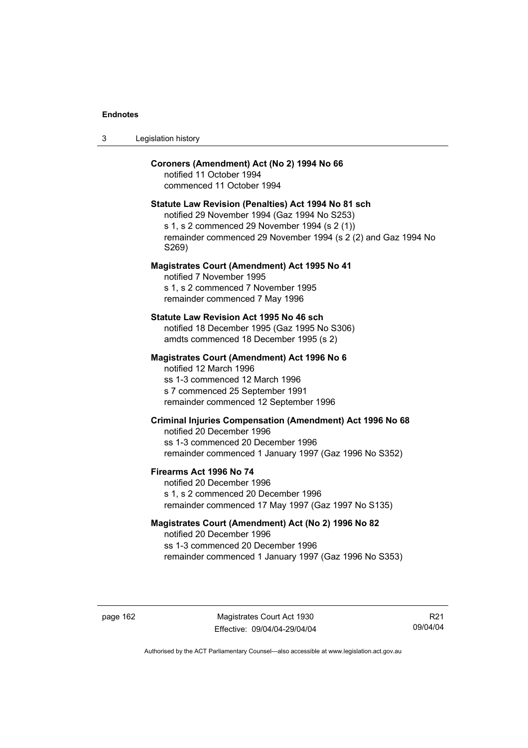**Coroners (Amendment) Act (No 2) 1994 No 66**
notified 11 October 1994
commenced 11 October 1994

**Statute Law Revision (Penalties) Act 1994 No 81 sch**
notified 29 November 1994 (Gaz 1994 No S253)
s 1, s 2 commenced 29 November 1994 (s 2 (1))
remainder commenced 29 November 1994 (s 2 (2) and Gaz 1994 No S269)

**Magistrates Court (Amendment) Act 1995 No 41**
notified 7 November 1995
s 1, s 2 commenced 7 November 1995
remainder commenced 7 May 1996

**Statute Law Revision Act 1995 No 46 sch**
notified 18 December 1995 (Gaz 1995 No S306)
amdts commenced 18 December 1995 (s 2)

**Magistrates Court (Amendment) Act 1996 No 6**
notified 12 March 1996
ss 1-3 commenced 12 March 1996
s 7 commenced 25 September 1991
remainder commenced 12 September 1996

**Criminal Injuries Compensation (Amendment) Act 1996 No 68**
notified 20 December 1996
ss 1-3 commenced 20 December 1996
remainder commenced 1 January 1997 (Gaz 1996 No S352)

**Firearms Act 1996 No 74**
notified 20 December 1996
s 1, s 2 commenced 20 December 1996
remainder commenced 17 May 1997 (Gaz 1997 No S135)

**Magistrates Court (Amendment) Act (No 2) 1996 No 82**
notified 20 December 1996
ss 1-3 commenced 20 December 1996
remainder commenced 1 January 1997 (Gaz 1996 No S353)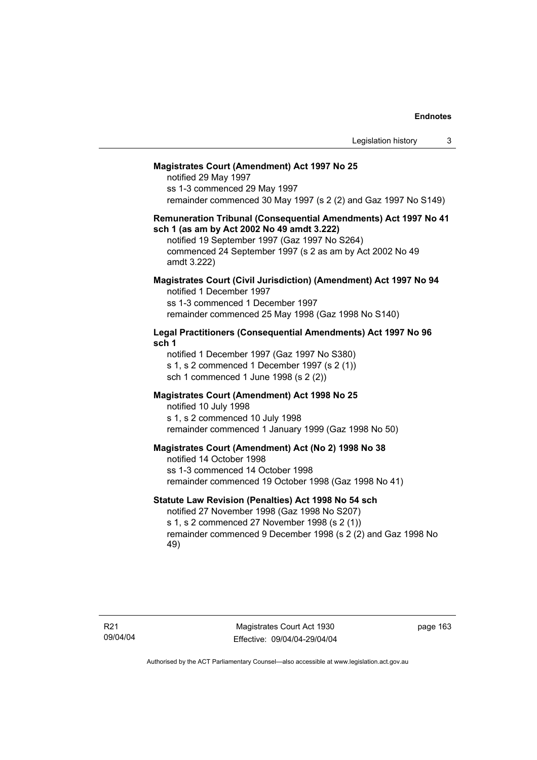**Magistrates Court (Amendment) Act 1997 No 25**

notified 29 May 1997
ss 1-3 commenced 29 May 1997
remainder commenced 30 May 1997 (s 2 (2) and Gaz 1997 No S149)

**Remuneration Tribunal (Consequential Amendments) Act 1997 No 41 sch 1 (as am by Act 2002 No 49 amdt 3.222)**

notified 19 September 1997 (Gaz 1997 No S264)
commenced 24 September 1997 (s 2 as am by Act 2002 No 49 amdt 3.222)

**Magistrates Court (Civil Jurisdiction) (Amendment) Act 1997 No 94**

notified 1 December 1997
ss 1-3 commenced 1 December 1997
remainder commenced 25 May 1998 (Gaz 1998 No S140)

**Legal Practitioners (Consequential Amendments) Act 1997 No 96 sch 1**

notified 1 December 1997 (Gaz 1997 No S380)
s 1, s 2 commenced 1 December 1997 (s 2 (1))
sch 1 commenced 1 June 1998 (s 2 (2))

**Magistrates Court (Amendment) Act 1998 No 25**

notified 10 July 1998
s 1, s 2 commenced 10 July 1998
remainder commenced 1 January 1999 (Gaz 1998 No 50)

**Magistrates Court (Amendment) Act (No 2) 1998 No 38**

notified 14 October 1998
ss 1-3 commenced 14 October 1998
remainder commenced 19 October 1998 (Gaz 1998 No 41)

**Statute Law Revision (Penalties) Act 1998 No 54 sch**

notified 27 November 1998 (Gaz 1998 No S207)
s 1, s 2 commenced 27 November 1998 (s 2 (1))
remainder commenced 9 December 1998 (s 2 (2) and Gaz 1998 No 49)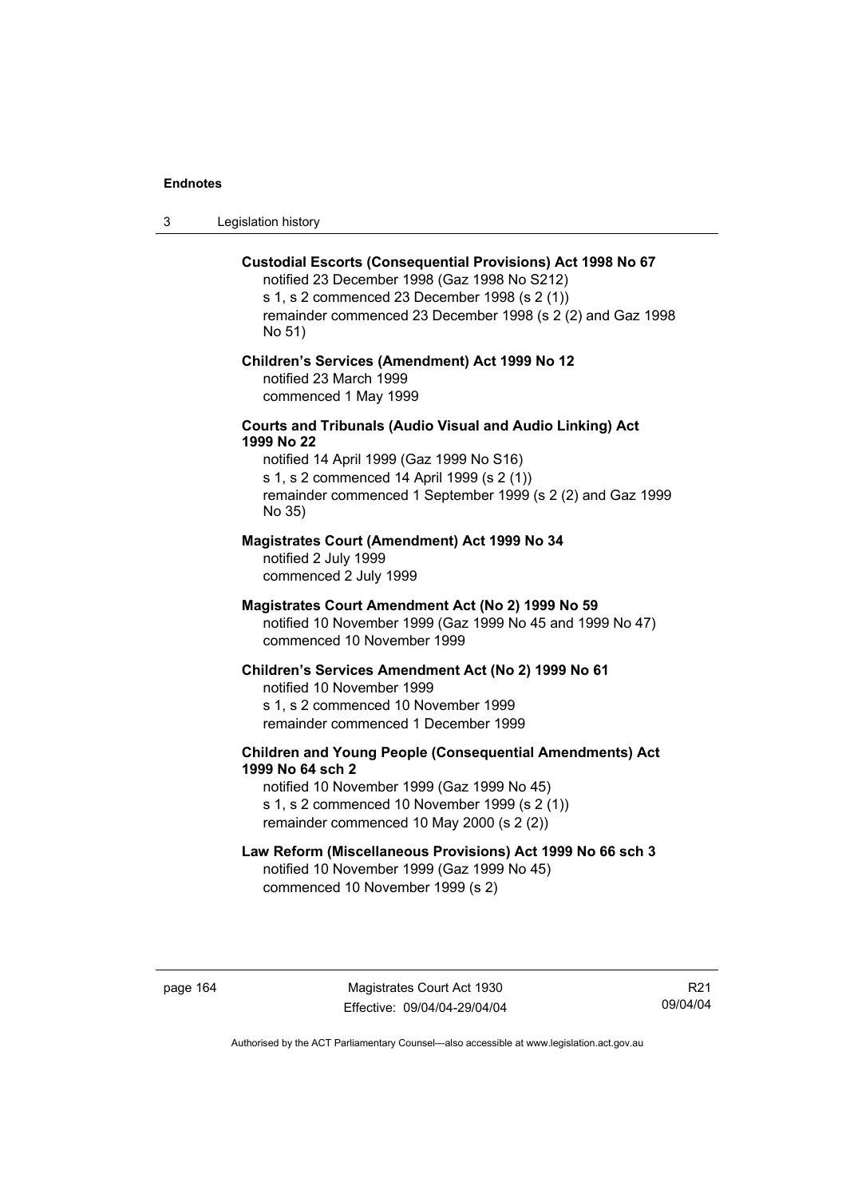**Custodial Escorts (Consequential Provisions) Act 1998 No 67**
notified 23 December 1998 (Gaz 1998 No S212)
s 1, s 2 commenced 23 December 1998 (s 2 (1))
remainder commenced 23 December 1998 (s 2 (2) and Gaz 1998 No 51)

**Children's Services (Amendment) Act 1999 No 12**
notified 23 March 1999
commenced 1 May 1999

**Courts and Tribunals (Audio Visual and Audio Linking) Act 1999 No 22**
notified 14 April 1999 (Gaz 1999 No S16)
s 1, s 2 commenced 14 April 1999 (s 2 (1))
remainder commenced 1 September 1999 (s 2 (2) and Gaz 1999 No 35)

**Magistrates Court (Amendment) Act 1999 No 34**
notified 2 July 1999
commenced 2 July 1999

**Magistrates Court Amendment Act (No 2) 1999 No 59**
notified 10 November 1999 (Gaz 1999 No 45 and 1999 No 47)
commenced 10 November 1999

**Children's Services Amendment Act (No 2) 1999 No 61**
notified 10 November 1999
s 1, s 2 commenced 10 November 1999
remainder commenced 1 December 1999

**Children and Young People (Consequential Amendments) Act 1999 No 64 sch 2**
notified 10 November 1999 (Gaz 1999 No 45)
s 1, s 2 commenced 10 November 1999 (s 2 (1))
remainder commenced 10 May 2000 (s 2 (2))

**Law Reform (Miscellaneous Provisions) Act 1999 No 66 sch 3**
notified 10 November 1999 (Gaz 1999 No 45)
commenced 10 November 1999 (s 2)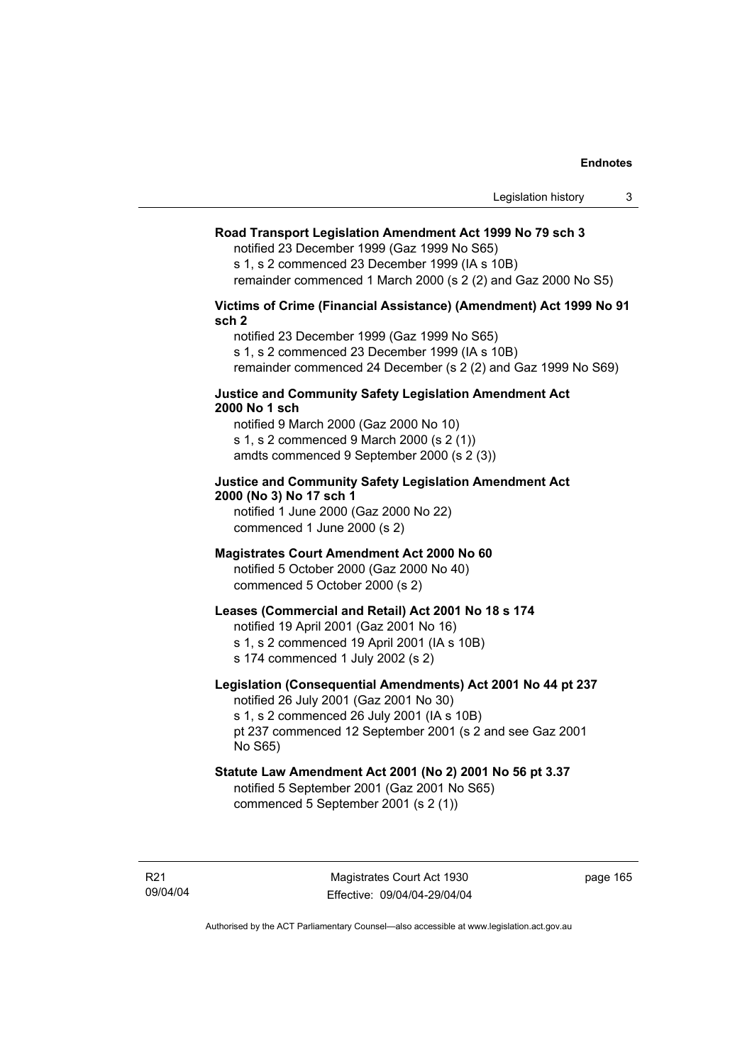**Road Transport Legislation Amendment Act 1999 No 79 sch 3**

notified 23 December 1999 (Gaz 1999 No S65)
s 1, s 2 commenced 23 December 1999 (IA s 10B)
remainder commenced 1 March 2000 (s 2 (2) and Gaz 2000 No S5)

**Victims of Crime (Financial Assistance) (Amendment) Act 1999 No 91 sch 2**

notified 23 December 1999 (Gaz 1999 No S65)
s 1, s 2 commenced 23 December 1999 (IA s 10B)
remainder commenced 24 December (s 2 (2) and Gaz 1999 No S69)

**Justice and Community Safety Legislation Amendment Act 2000 No 1 sch**

notified 9 March 2000 (Gaz 2000 No 10)
s 1, s 2 commenced 9 March 2000 (s 2 (1))
amdts commenced 9 September 2000 (s 2 (3))

**Justice and Community Safety Legislation Amendment Act 2000 (No 3) No 17 sch 1**

notified 1 June 2000 (Gaz 2000 No 22)
commenced 1 June 2000 (s 2)

**Magistrates Court Amendment Act 2000 No 60**

notified 5 October 2000 (Gaz 2000 No 40)
commenced 5 October 2000 (s 2)

**Leases (Commercial and Retail) Act 2001 No 18 s 174**

notified 19 April 2001 (Gaz 2001 No 16)
s 1, s 2 commenced 19 April 2001 (IA s 10B)
s 174 commenced 1 July 2002 (s 2)

**Legislation (Consequential Amendments) Act 2001 No 44 pt 237**

notified 26 July 2001 (Gaz 2001 No 30)
s 1, s 2 commenced 26 July 2001 (IA s 10B)
pt 237 commenced 12 September 2001 (s 2 and see Gaz 2001 No S65)

**Statute Law Amendment Act 2001 (No 2) 2001 No 56 pt 3.37**

notified 5 September 2001 (Gaz 2001 No S65)
commenced 5 September 2001 (s 2 (1))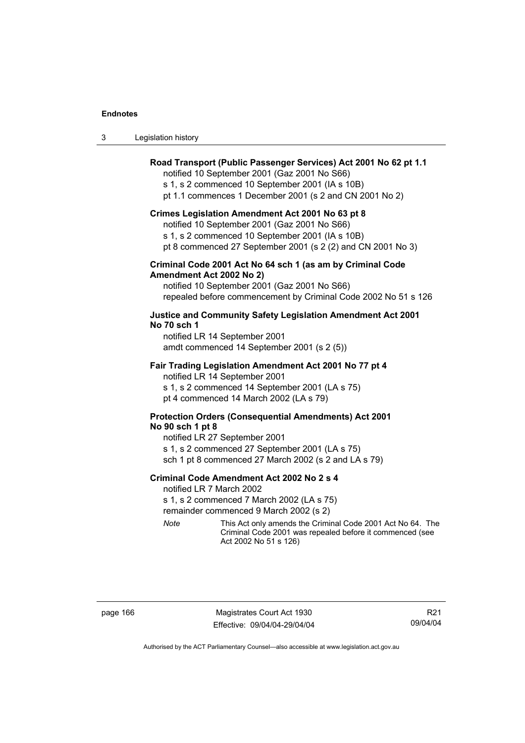**Road Transport (Public Passenger Services) Act 2001 No 62 pt 1.1**

notified 10 September 2001 (Gaz 2001 No S66)
s 1, s 2 commenced 10 September 2001 (IA s 10B)
pt 1.1 commences 1 December 2001 (s 2 and CN 2001 No 2)

**Crimes Legislation Amendment Act 2001 No 63 pt 8**

notified 10 September 2001 (Gaz 2001 No S66)
s 1, s 2 commenced 10 September 2001 (IA s 10B)
pt 8 commenced 27 September 2001 (s 2 (2) and CN 2001 No 3)

**Criminal Code 2001 Act No 64 sch 1 (as am by Criminal Code Amendment Act 2002 No 2)**

notified 10 September 2001 (Gaz 2001 No S66)
repealed before commencement by Criminal Code 2002 No 51 s 126

**Justice and Community Safety Legislation Amendment Act 2001 No 70 sch 1**

notified LR 14 September 2001
amdt commenced 14 September 2001 (s 2 (5))

**Fair Trading Legislation Amendment Act 2001 No 77 pt 4**

notified LR 14 September 2001
s 1, s 2 commenced 14 September 2001 (LA s 75)
pt 4 commenced 14 March 2002 (LA s 79)

**Protection Orders (Consequential Amendments) Act 2001 No 90 sch 1 pt 8**

notified LR 27 September 2001
s 1, s 2 commenced 27 September 2001 (LA s 75)
sch 1 pt 8 commenced 27 March 2002 (s 2 and LA s 79)

**Criminal Code Amendment Act 2002 No 2 s 4**

notified LR 7 March 2002
s 1, s 2 commenced 7 March 2002 (LA s 75)
remainder commenced 9 March 2002 (s 2)

*Note* This Act only amends the Criminal Code 2001 Act No 64. The Criminal Code 2001 was repealed before it commenced (see Act 2002 No 51 s 126)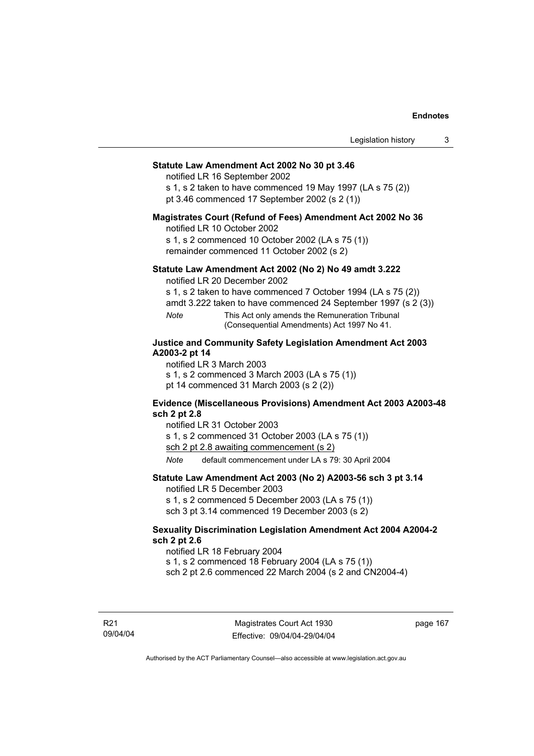**Statute Law Amendment Act 2002 No 30 pt 3.46**

notified LR 16 September 2002

s 1, s 2 taken to have commenced 19 May 1997 (LA s 75 (2))

pt 3.46 commenced 17 September 2002 (s 2 (1))

**Magistrates Court (Refund of Fees) Amendment Act 2002 No 36**

notified LR 10 October 2002

s 1, s 2 commenced 10 October 2002 (LA s 75 (1))

remainder commenced 11 October 2002 (s 2)

**Statute Law Amendment Act 2002 (No 2) No 49 amdt 3.222**

notified LR 20 December 2002

s 1, s 2 taken to have commenced 7 October 1994 (LA s 75 (2))

amdt 3.222 taken to have commenced 24 September 1997 (s 2 (3))

*Note* This Act only amends the Remuneration Tribunal (Consequential Amendments) Act 1997 No 41.

**Justice and Community Safety Legislation Amendment Act 2003 A2003-2 pt 14**

notified LR 3 March 2003

s 1, s 2 commenced 3 March 2003 (LA s 75 (1))

pt 14 commenced 31 March 2003 (s 2 (2))

**Evidence (Miscellaneous Provisions) Amendment Act 2003 A2003-48 sch 2 pt 2.8**

notified LR 31 October 2003

s 1, s 2 commenced 31 October 2003 (LA s 75 (1))

sch 2 pt 2.8 awaiting commencement (s 2)

*Note* default commencement under LA s 79: 30 April 2004

**Statute Law Amendment Act 2003 (No 2) A2003-56 sch 3 pt 3.14**

notified LR 5 December 2003

s 1, s 2 commenced 5 December 2003 (LA s 75 (1))

sch 3 pt 3.14 commenced 19 December 2003 (s 2)

**Sexuality Discrimination Legislation Amendment Act 2004 A2004-2 sch 2 pt 2.6**

notified LR 18 February 2004

s 1, s 2 commenced 18 February 2004 (LA s 75 (1))

sch 2 pt 2.6 commenced 22 March 2004 (s 2 and CN2004-4)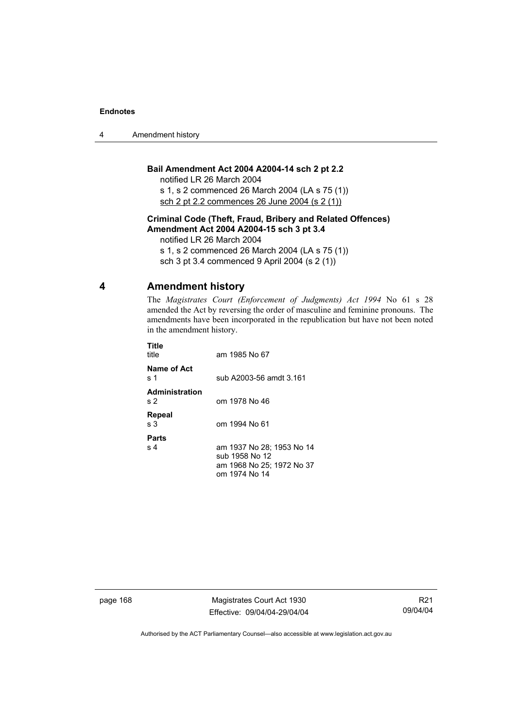**Bail Amendment Act 2004 A2004-14 sch 2 pt 2.2**

notified LR 26 March 2004

s 1, s 2 commenced 26 March 2004 (LA s 75 (1))

sch 2 pt 2.2 commences 26 June 2004 (s 2 (1))

**Criminal Code (Theft, Fraud, Bribery and Related Offences) Amendment Act 2004 A2004-15 sch 3 pt 3.4**

notified LR 26 March 2004

s 1, s 2 commenced 26 March 2004 (LA s 75 (1))

sch 3 pt 3.4 commenced 9 April 2004 (s 2 (1))

## 4 Amendment history

The *Magistrates Court (Enforcement of Judgments) Act 1994* No 61 s 28 amended the Act by reversing the order of masculine and feminine pronouns. The amendments have been incorporated in the republication but have not been noted in the amendment history.

**Title**

| | |
|---|---|
| title | am 1985 No 67 |

**Name of Act**

| | |
|---|---|
| s 1 | sub A2003-56 amdt 3.161 |

**Administration**

| | |
|---|---|
| s 2 | om 1978 No 46 |

**Repeal**

| | |
|---|---|
| s 3 | om 1994 No 61 |

**Parts**

| | |
|---|---|
| s 4 | am 1937 No 28; 1953 No 14<br>sub 1958 No 12<br>am 1968 No 25; 1972 No 37<br>om 1974 No 14 |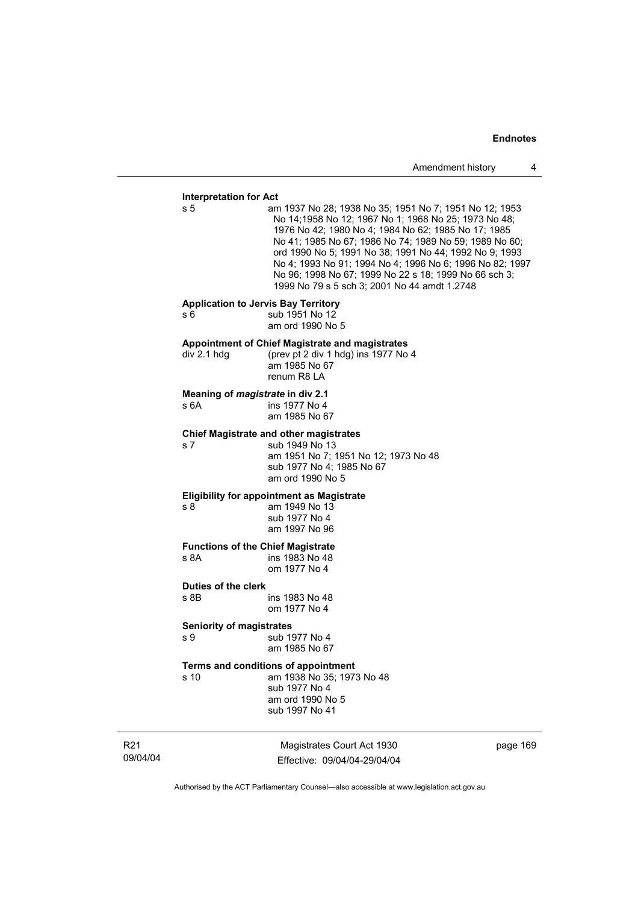**Interpretation for Act**

s 5 am 1937 No 28; 1938 No 35; 1951 No 7; 1951 No 12; 1953 No 14;1958 No 12; 1967 No 1; 1968 No 25; 1973 No 48; 1976 No 42; 1980 No 4; 1984 No 62; 1985 No 17; 1985 No 41; 1985 No 67; 1986 No 74; 1989 No 59; 1989 No 60; ord 1990 No 5; 1991 No 38; 1991 No 44; 1992 No 9; 1993 No 4; 1993 No 91; 1994 No 4; 1996 No 6; 1996 No 82; 1997 No 96; 1998 No 67; 1999 No 22 s 18; 1999 No 66 sch 3; 1999 No 79 s 5 sch 3; 2001 No 44 amdt 1.2748

**Application to Jervis Bay Territory**

s 6 sub 1951 No 12
am ord 1990 No 5

**Appointment of Chief Magistrate and magistrates**

div 2.1 hdg (prev pt 2 div 1 hdg) ins 1977 No 4
am 1985 No 67
renum R8 LA

**Meaning of *magistrate* in div 2.1**

s 6A ins 1977 No 4
am 1985 No 67

**Chief Magistrate and other magistrates**

s 7 sub 1949 No 13
am 1951 No 7; 1951 No 12; 1973 No 48
sub 1977 No 4; 1985 No 67
am ord 1990 No 5

**Eligibility for appointment as Magistrate**

s 8 am 1949 No 13
sub 1977 No 4
am 1997 No 96

**Functions of the Chief Magistrate**

s 8A ins 1983 No 48
om 1977 No 4

**Duties of the clerk**

s 8B ins 1983 No 48
om 1977 No 4

**Seniority of magistrates**

s 9 sub 1977 No 4
am 1985 No 67

**Terms and conditions of appointment**

s 10 am 1938 No 35; 1973 No 48
sub 1977 No 4
am ord 1990 No 5
sub 1997 No 41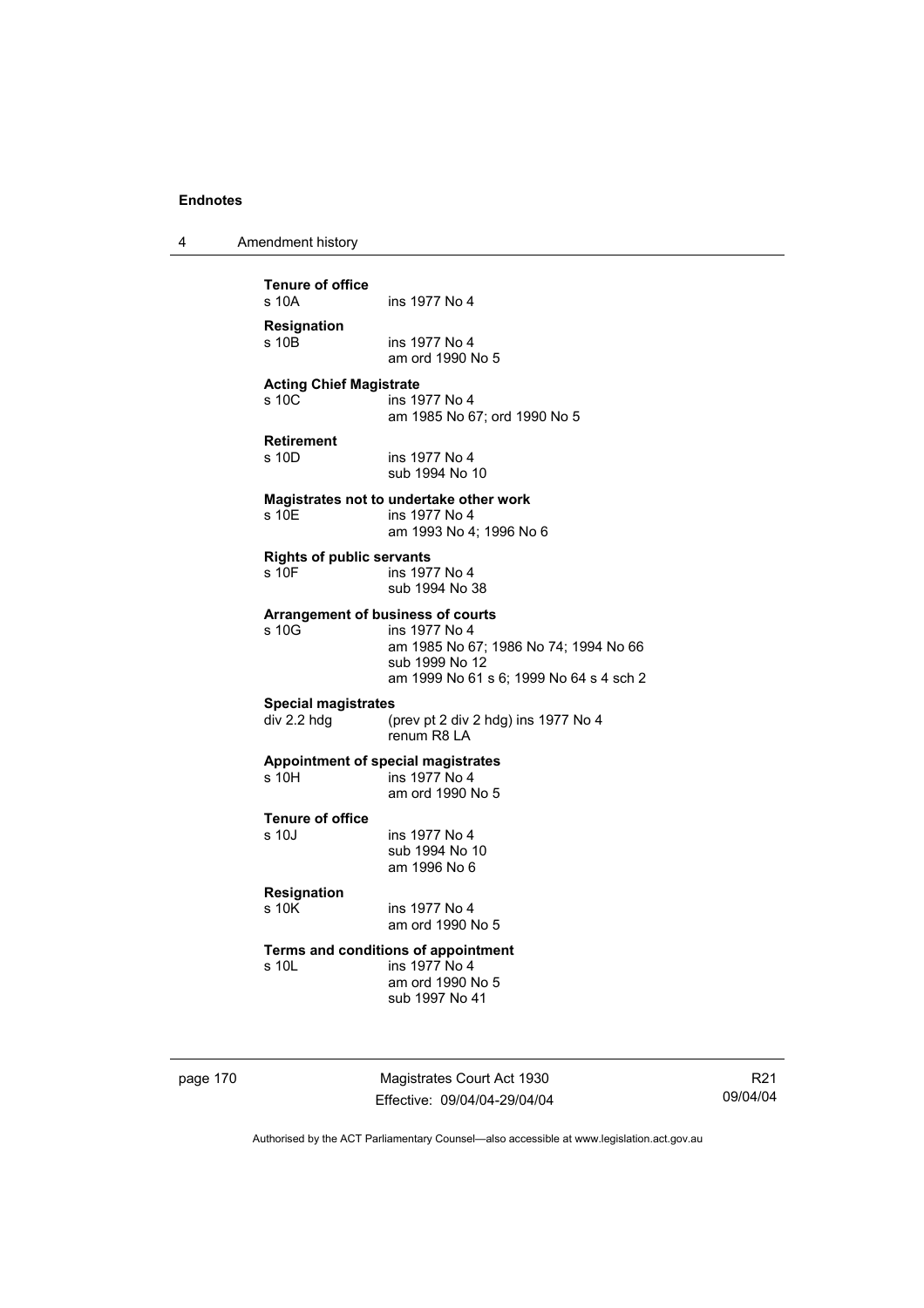**Tenure of office**
s 10A ins 1977 No 4

**Resignation**
s 10B ins 1977 No 4
am ord 1990 No 5

**Acting Chief Magistrate**
s 10C ins 1977 No 4
am 1985 No 67; ord 1990 No 5

**Retirement**
s 10D ins 1977 No 4
sub 1994 No 10

**Magistrates not to undertake other work**
s 10E ins 1977 No 4
am 1993 No 4; 1996 No 6

**Rights of public servants**
s 10F ins 1977 No 4
sub 1994 No 38

**Arrangement of business of courts**
s 10G ins 1977 No 4
am 1985 No 67; 1986 No 74; 1994 No 66
sub 1999 No 12
am 1999 No 61 s 6; 1999 No 64 s 4 sch 2

**Special magistrates**
div 2.2 hdg (prev pt 2 div 2 hdg) ins 1977 No 4
renum R8 LA

**Appointment of special magistrates**
s 10H ins 1977 No 4
am ord 1990 No 5

**Tenure of office**
s 10J ins 1977 No 4
sub 1994 No 10
am 1996 No 6

**Resignation**
s 10K ins 1977 No 4
am ord 1990 No 5

**Terms and conditions of appointment**
s 10L ins 1977 No 4
am ord 1990 No 5
sub 1997 No 41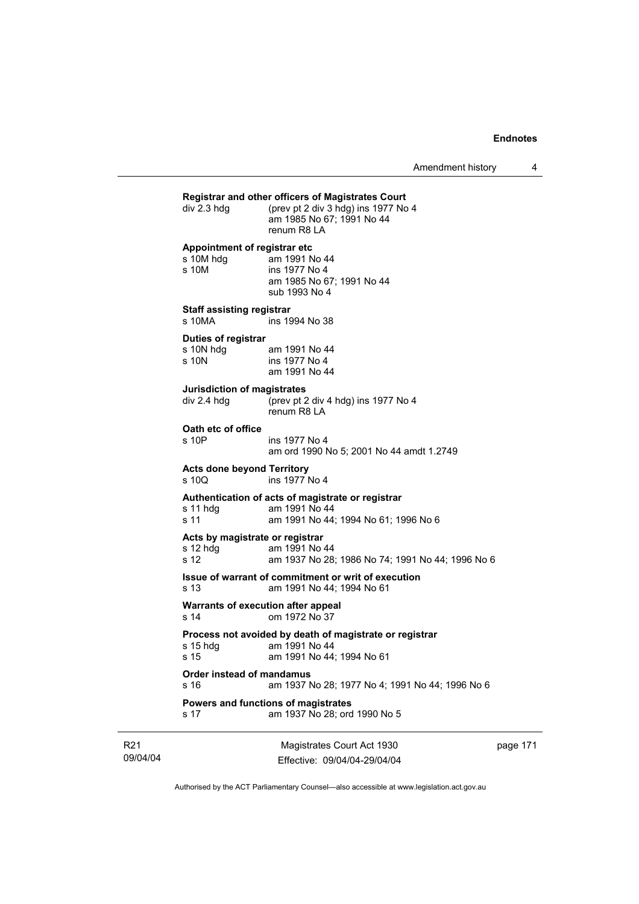**Registrar and other officers of Magistrates Court**

div 2.3 hdg (prev pt 2 div 3 hdg) ins 1977 No 4
am 1985 No 67; 1991 No 44
renum R8 LA

**Appointment of registrar etc**

s 10M hdg am 1991 No 44
s 10M ins 1977 No 4
am 1985 No 67; 1991 No 44
sub 1993 No 4

**Staff assisting registrar**

s 10MA ins 1994 No 38

**Duties of registrar**

s 10N hdg am 1991 No 44
s 10N ins 1977 No 4
am 1991 No 44

**Jurisdiction of magistrates**

div 2.4 hdg (prev pt 2 div 4 hdg) ins 1977 No 4
renum R8 LA

**Oath etc of office**

s 10P ins 1977 No 4
am ord 1990 No 5; 2001 No 44 amdt 1.2749

**Acts done beyond Territory**

s 10Q ins 1977 No 4

**Authentication of acts of magistrate or registrar**

s 11 hdg am 1991 No 44
s 11 am 1991 No 44; 1994 No 61; 1996 No 6

**Acts by magistrate or registrar**

s 12 hdg am 1991 No 44
s 12 am 1937 No 28; 1986 No 74; 1991 No 44; 1996 No 6

**Issue of warrant of commitment or writ of execution**

s 13 am 1991 No 44; 1994 No 61

**Warrants of execution after appeal**

s 14 om 1972 No 37

**Process not avoided by death of magistrate or registrar**

s 15 hdg am 1991 No 44
s 15 am 1991 No 44; 1994 No 61

**Order instead of mandamus**

s 16 am 1937 No 28; 1977 No 4; 1991 No 44; 1996 No 6

**Powers and functions of magistrates**

s 17 am 1937 No 28; ord 1990 No 5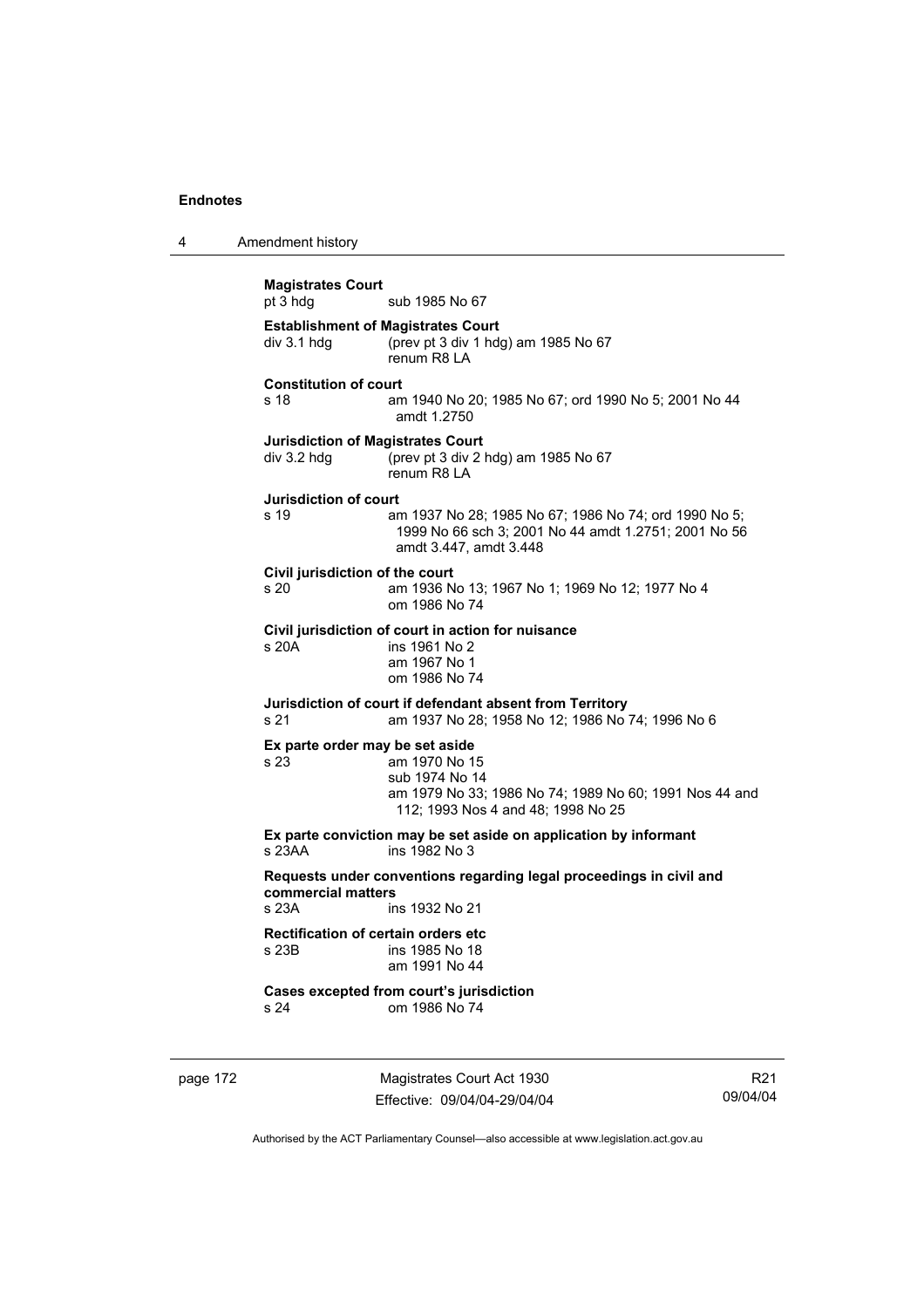**Magistrates Court**
pt 3 hdg sub 1985 No 67

**Establishment of Magistrates Court**
div 3.1 hdg (prev pt 3 div 1 hdg) am 1985 No 67
renum R8 LA

**Constitution of court**
s 18 am 1940 No 20; 1985 No 67; ord 1990 No 5; 2001 No 44 amdt 1.2750

**Jurisdiction of Magistrates Court**
div 3.2 hdg (prev pt 3 div 2 hdg) am 1985 No 67
renum R8 LA

**Jurisdiction of court**
s 19 am 1937 No 28; 1985 No 67; 1986 No 74; ord 1990 No 5; 1999 No 66 sch 3; 2001 No 44 amdt 1.2751; 2001 No 56 amdt 3.447, amdt 3.448

**Civil jurisdiction of the court**
s 20 am 1936 No 13; 1967 No 1; 1969 No 12; 1977 No 4
om 1986 No 74

**Civil jurisdiction of court in action for nuisance**
s 20A ins 1961 No 2
am 1967 No 1
om 1986 No 74

**Jurisdiction of court if defendant absent from Territory**
s 21 am 1937 No 28; 1958 No 12; 1986 No 74; 1996 No 6

**Ex parte order may be set aside**
s 23 am 1970 No 15
sub 1974 No 14
am 1979 No 33; 1986 No 74; 1989 No 60; 1991 Nos 44 and 112; 1993 Nos 4 and 48; 1998 No 25

**Ex parte conviction may be set aside on application by informant**
s 23AA ins 1982 No 3

**Requests under conventions regarding legal proceedings in civil and commercial matters**
s 23A ins 1932 No 21

**Rectification of certain orders etc**
s 23B ins 1985 No 18
am 1991 No 44

**Cases excepted from court's jurisdiction**
s 24 om 1986 No 74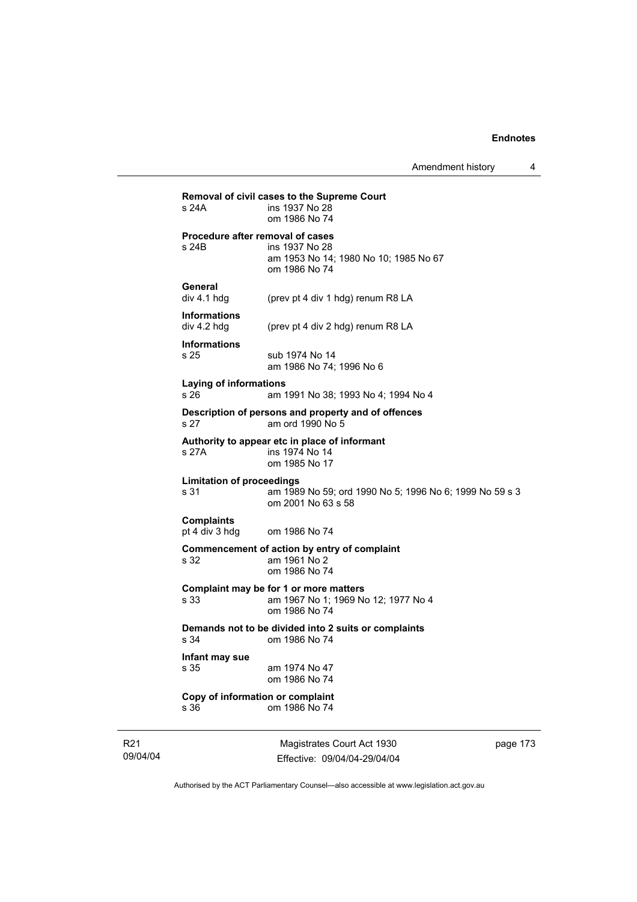**Removal of civil cases to the Supreme Court**
s 24A ins 1937 No 28
om 1986 No 74

**Procedure after removal of cases**
s 24B ins 1937 No 28
am 1953 No 14; 1980 No 10; 1985 No 67
om 1986 No 74

**General**
div 4.1 hdg (prev pt 4 div 1 hdg) renum R8 LA

**Informations**
div 4.2 hdg (prev pt 4 div 2 hdg) renum R8 LA

**Informations**
s 25 sub 1974 No 14
am 1986 No 74; 1996 No 6

**Laying of informations**
s 26 am 1991 No 38; 1993 No 4; 1994 No 4

**Description of persons and property and of offences**
s 27 am ord 1990 No 5

**Authority to appear etc in place of informant**
s 27A ins 1974 No 14
om 1985 No 17

**Limitation of proceedings**
s 31 am 1989 No 59; ord 1990 No 5; 1996 No 6; 1999 No 59 s 3
om 2001 No 63 s 58

**Complaints**
pt 4 div 3 hdg om 1986 No 74

**Commencement of action by entry of complaint**
s 32 am 1961 No 2
om 1986 No 74

**Complaint may be for 1 or more matters**
s 33 am 1967 No 1; 1969 No 12; 1977 No 4
om 1986 No 74

**Demands not to be divided into 2 suits or complaints**
s 34 om 1986 No 74

**Infant may sue**
s 35 am 1974 No 47
om 1986 No 74

**Copy of information or complaint**
s 36 om 1986 No 74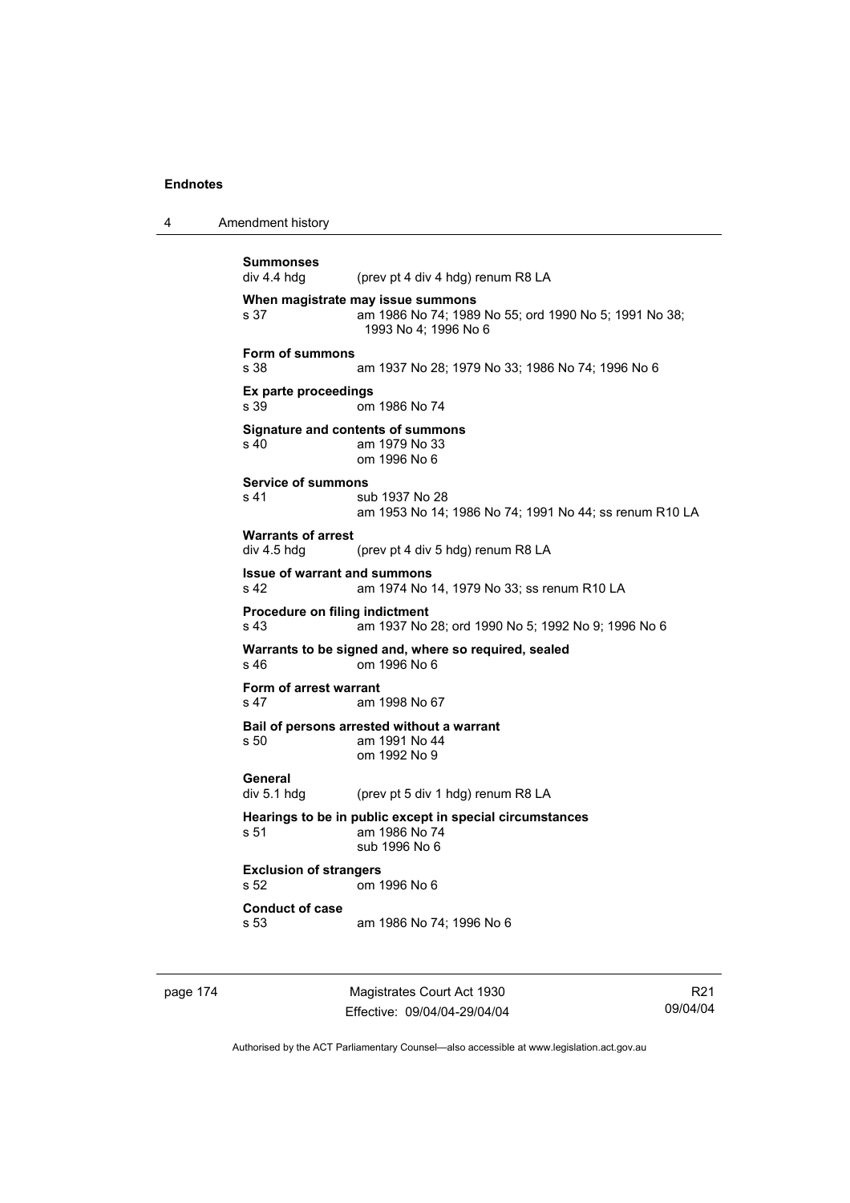**Summonses**
div 4.4 hdg (prev pt 4 div 4 hdg) renum R8 LA

**When magistrate may issue summons**
s 37 am 1986 No 74; 1989 No 55; ord 1990 No 5; 1991 No 38; 1993 No 4; 1996 No 6

**Form of summons**
s 38 am 1937 No 28; 1979 No 33; 1986 No 74; 1996 No 6

**Ex parte proceedings**
s 39 om 1986 No 74

**Signature and contents of summons**
s 40 am 1979 No 33
om 1996 No 6

**Service of summons**
s 41 sub 1937 No 28
am 1953 No 14; 1986 No 74; 1991 No 44; ss renum R10 LA

**Warrants of arrest**
div 4.5 hdg (prev pt 4 div 5 hdg) renum R8 LA

**Issue of warrant and summons**
s 42 am 1974 No 14, 1979 No 33; ss renum R10 LA

**Procedure on filing indictment**
s 43 am 1937 No 28; ord 1990 No 5; 1992 No 9; 1996 No 6

**Warrants to be signed and, where so required, sealed**
s 46 om 1996 No 6

**Form of arrest warrant**
s 47 am 1998 No 67

**Bail of persons arrested without a warrant**
s 50 am 1991 No 44
om 1992 No 9

**General**
div 5.1 hdg (prev pt 5 div 1 hdg) renum R8 LA

**Hearings to be in public except in special circumstances**
s 51 am 1986 No 74
sub 1996 No 6

**Exclusion of strangers**
s 52 om 1996 No 6

**Conduct of case**
s 53 am 1986 No 74; 1996 No 6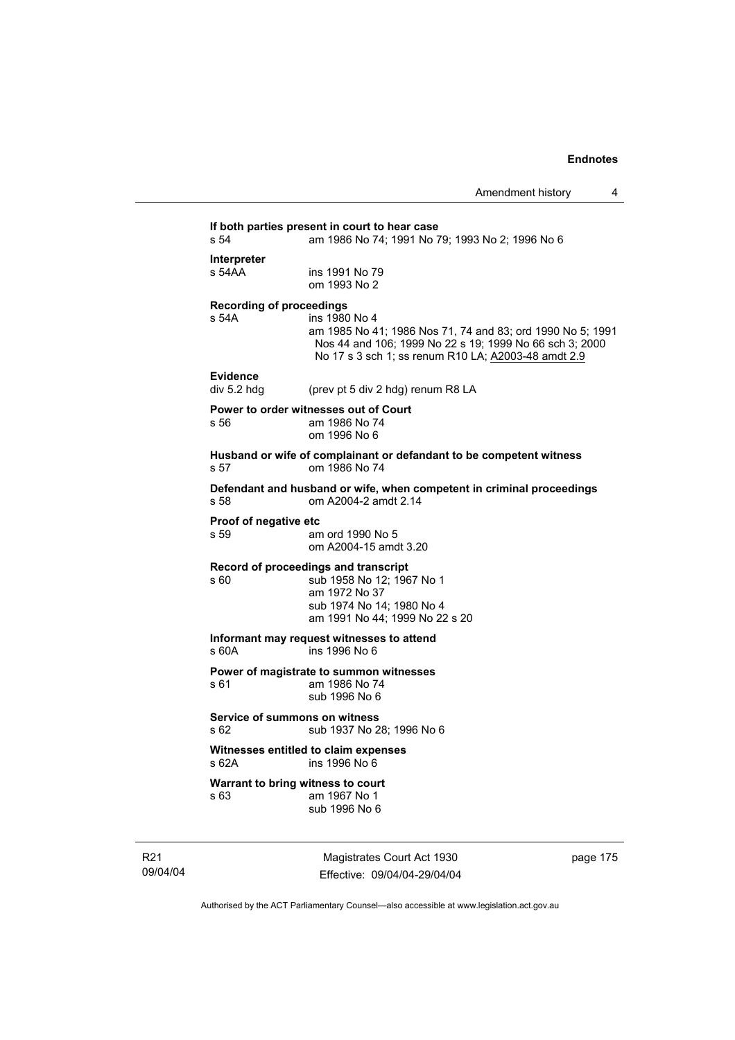**If both parties present in court to hear case**

s 54 am 1986 No 74; 1991 No 79; 1993 No 2; 1996 No 6

**Interpreter**

s 54AA ins 1991 No 79
om 1993 No 2

**Recording of proceedings**

s 54A ins 1980 No 4
am 1985 No 41; 1986 Nos 71, 74 and 83; ord 1990 No 5; 1991 Nos 44 and 106; 1999 No 22 s 19; 1999 No 66 sch 3; 2000 No 17 s 3 sch 1; ss renum R10 LA; A2003-48 amdt 2.9

**Evidence**

div 5.2 hdg (prev pt 5 div 2 hdg) renum R8 LA

**Power to order witnesses out of Court**

s 56 am 1986 No 74
om 1996 No 6

**Husband or wife of complainant or defandant to be competent witness**

s 57 om 1986 No 74

**Defendant and husband or wife, when competent in criminal proceedings**

s 58 om A2004-2 amdt 2.14

**Proof of negative etc**

s 59 am ord 1990 No 5
om A2004-15 amdt 3.20

**Record of proceedings and transcript**

s 60 sub 1958 No 12; 1967 No 1
am 1972 No 37
sub 1974 No 14; 1980 No 4
am 1991 No 44; 1999 No 22 s 20

**Informant may request witnesses to attend**

s 60A ins 1996 No 6

**Power of magistrate to summon witnesses**

s 61 am 1986 No 74
sub 1996 No 6

**Service of summons on witness**

s 62 sub 1937 No 28; 1996 No 6

**Witnesses entitled to claim expenses**

s 62A ins 1996 No 6

**Warrant to bring witness to court**

s 63 am 1967 No 1
sub 1996 No 6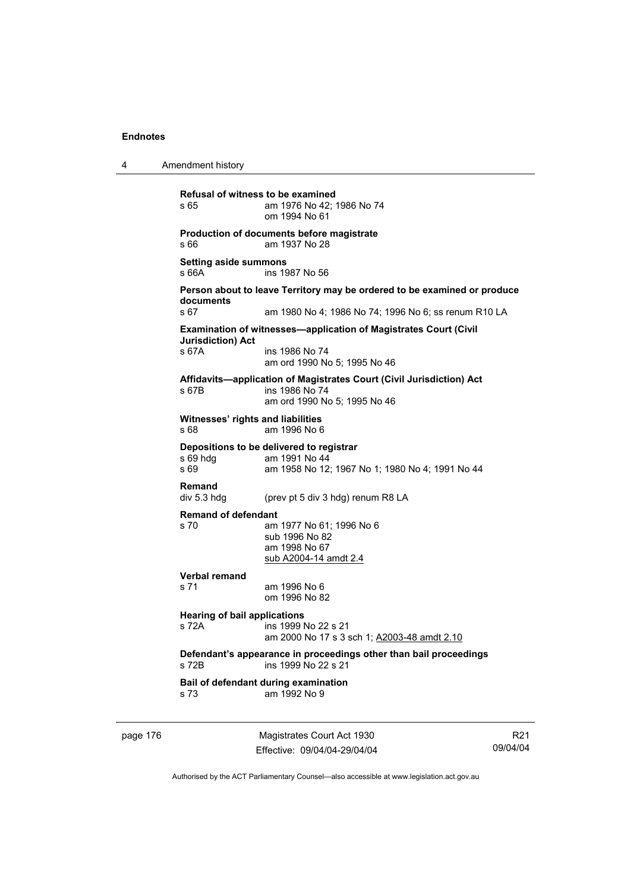**Refusal of witness to be examined**
s 65 am 1976 No 42; 1986 No 74
om 1994 No 61

**Production of documents before magistrate**
s 66 am 1937 No 28

**Setting aside summons**
s 66A ins 1987 No 56

**Person about to leave Territory may be ordered to be examined or produce documents**
s 67 am 1980 No 4; 1986 No 74; 1996 No 6; ss renum R10 LA

**Examination of witnesses—application of Magistrates Court (Civil Jurisdiction) Act**
s 67A ins 1986 No 74
am ord 1990 No 5; 1995 No 46

**Affidavits—application of Magistrates Court (Civil Jurisdiction) Act**
s 67B ins 1986 No 74
am ord 1990 No 5; 1995 No 46

**Witnesses' rights and liabilities**
s 68 am 1996 No 6

**Depositions to be delivered to registrar**
s 69 hdg am 1991 No 44
s 69 am 1958 No 12; 1967 No 1; 1980 No 4; 1991 No 44

**Remand**
div 5.3 hdg (prev pt 5 div 3 hdg) renum R8 LA

**Remand of defendant**
s 70 am 1977 No 61; 1996 No 6
sub 1996 No 82
am 1998 No 67
sub A2004-14 amdt 2.4

**Verbal remand**
s 71 am 1996 No 6
om 1996 No 82

**Hearing of bail applications**
s 72A ins 1999 No 22 s 21
am 2000 No 17 s 3 sch 1; A2003-48 amdt 2.10

**Defendant's appearance in proceedings other than bail proceedings**
s 72B ins 1999 No 22 s 21

**Bail of defendant during examination**
s 73 am 1992 No 9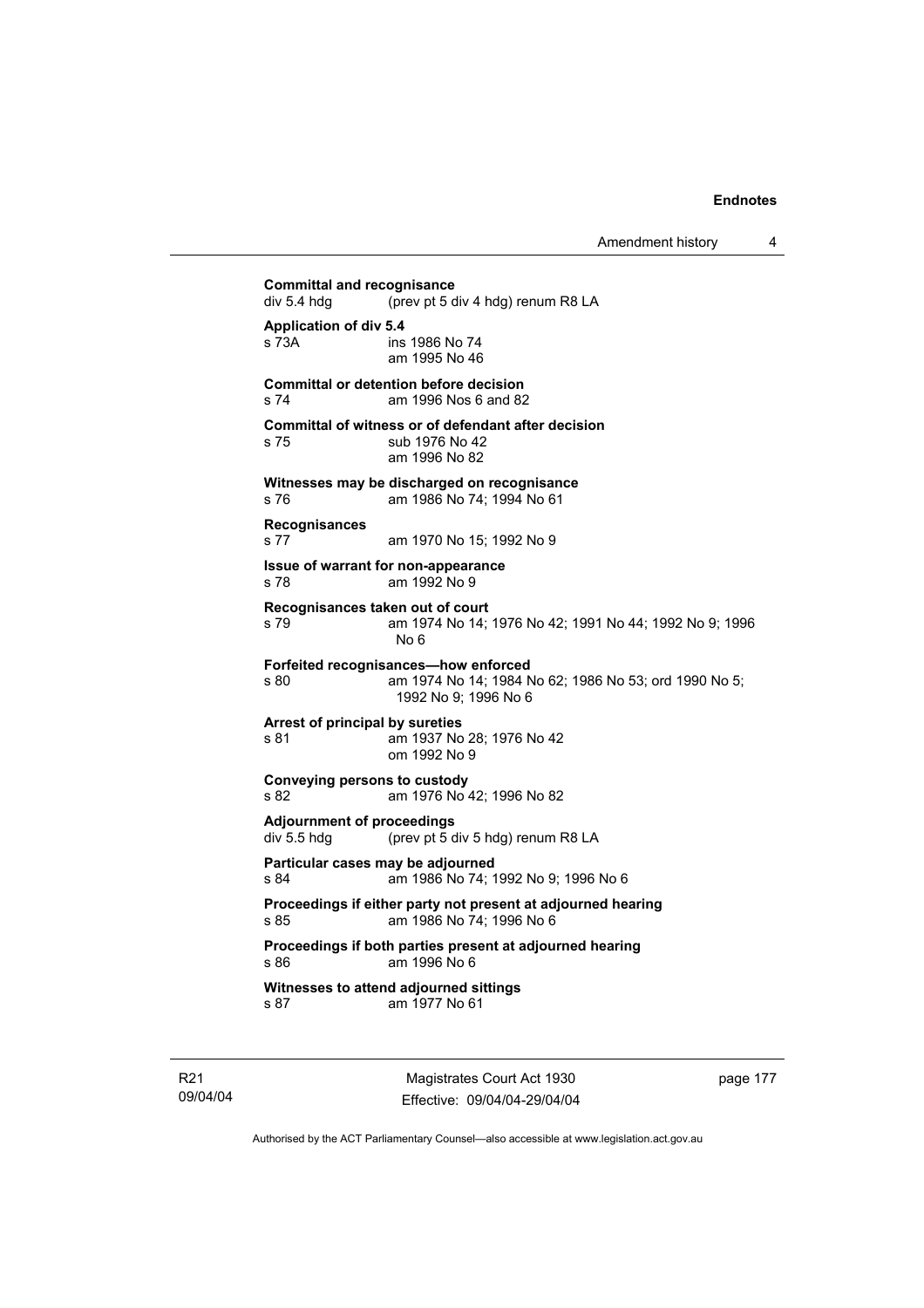**Committal and recognisance**
div 5.4 hdg (prev pt 5 div 4 hdg) renum R8 LA

**Application of div 5.4**
s 73A ins 1986 No 74
am 1995 No 46

**Committal or detention before decision**
s 74 am 1996 Nos 6 and 82

**Committal of witness or of defendant after decision**
s 75 sub 1976 No 42
am 1996 No 82

**Witnesses may be discharged on recognisance**
s 76 am 1986 No 74; 1994 No 61

**Recognisances**
s 77 am 1970 No 15; 1992 No 9

**Issue of warrant for non-appearance**
s 78 am 1992 No 9

**Recognisances taken out of court**
s 79 am 1974 No 14; 1976 No 42; 1991 No 44; 1992 No 9; 1996 No 6

**Forfeited recognisances—how enforced**
s 80 am 1974 No 14; 1984 No 62; 1986 No 53; ord 1990 No 5; 1992 No 9; 1996 No 6

**Arrest of principal by sureties**
s 81 am 1937 No 28; 1976 No 42
om 1992 No 9

**Conveying persons to custody**
s 82 am 1976 No 42; 1996 No 82

**Adjournment of proceedings**
div 5.5 hdg (prev pt 5 div 5 hdg) renum R8 LA

**Particular cases may be adjourned**
s 84 am 1986 No 74; 1992 No 9; 1996 No 6

**Proceedings if either party not present at adjourned hearing**
s 85 am 1986 No 74; 1996 No 6

**Proceedings if both parties present at adjourned hearing**
s 86 am 1996 No 6

**Witnesses to attend adjourned sittings**
s 87 am 1977 No 61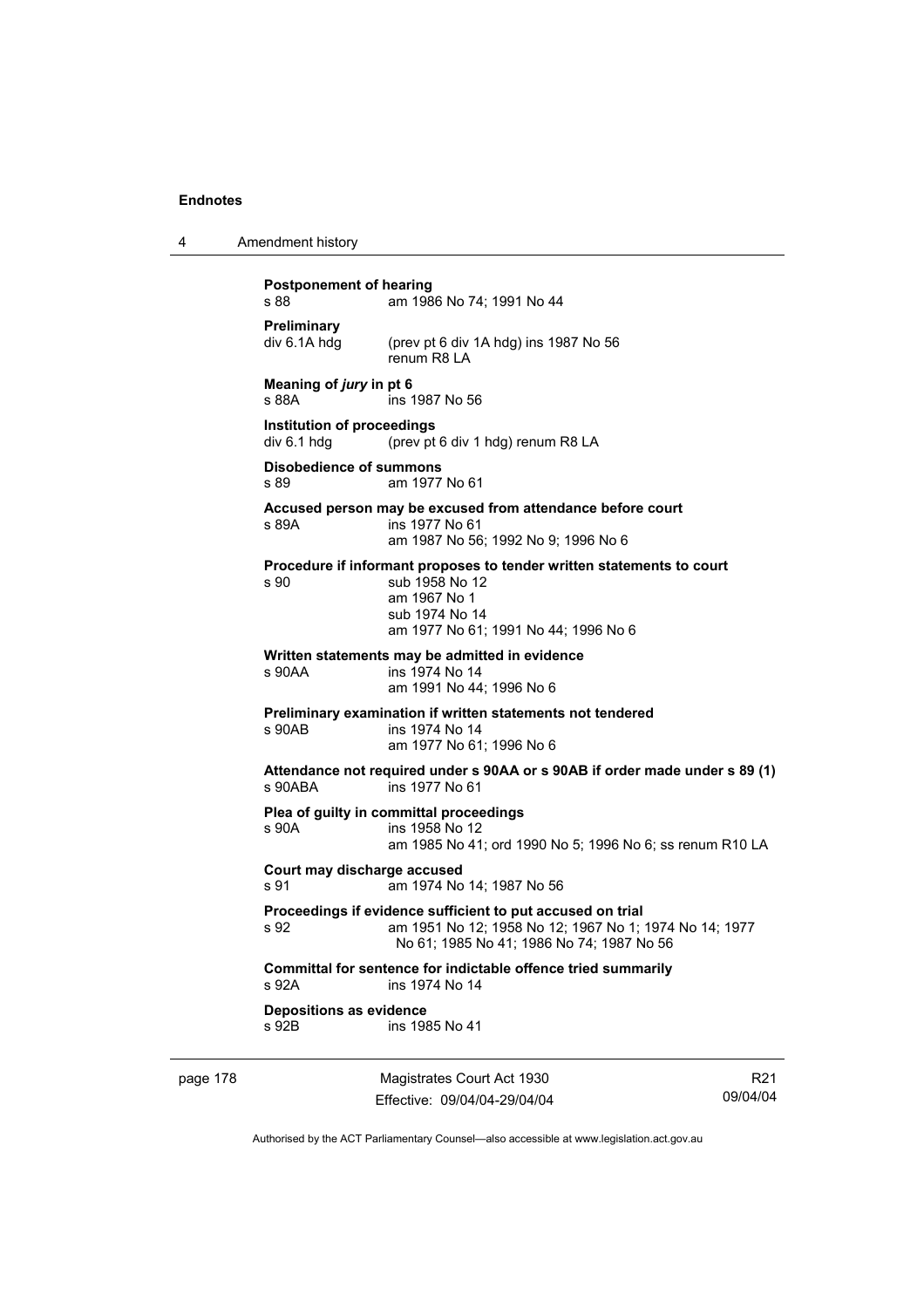**Postponement of hearing**
s 88 am 1986 No 74; 1991 No 44

**Preliminary**
div 6.1A hdg (prev pt 6 div 1A hdg) ins 1987 No 56
renum R8 LA

**Meaning of *jury* in pt 6**
s 88A ins 1987 No 56

**Institution of proceedings**
div 6.1 hdg (prev pt 6 div 1 hdg) renum R8 LA

**Disobedience of summons**
s 89 am 1977 No 61

**Accused person may be excused from attendance before court**
s 89A ins 1977 No 61
am 1987 No 56; 1992 No 9; 1996 No 6

**Procedure if informant proposes to tender written statements to court**
s 90 sub 1958 No 12
am 1967 No 1
sub 1974 No 14
am 1977 No 61; 1991 No 44; 1996 No 6

**Written statements may be admitted in evidence**
s 90AA ins 1974 No 14
am 1991 No 44; 1996 No 6

**Preliminary examination if written statements not tendered**
s 90AB ins 1974 No 14
am 1977 No 61; 1996 No 6

**Attendance not required under s 90AA or s 90AB if order made under s 89 (1)**
s 90ABA ins 1977 No 61

**Plea of guilty in committal proceedings**
s 90A ins 1958 No 12
am 1985 No 41; ord 1990 No 5; 1996 No 6; ss renum R10 LA

**Court may discharge accused**
s 91 am 1974 No 14; 1987 No 56

**Proceedings if evidence sufficient to put accused on trial**
s 92 am 1951 No 12; 1958 No 12; 1967 No 1; 1974 No 14; 1977 No 61; 1985 No 41; 1986 No 74; 1987 No 56

**Committal for sentence for indictable offence tried summarily**
s 92A ins 1974 No 14

**Depositions as evidence**
s 92B ins 1985 No 41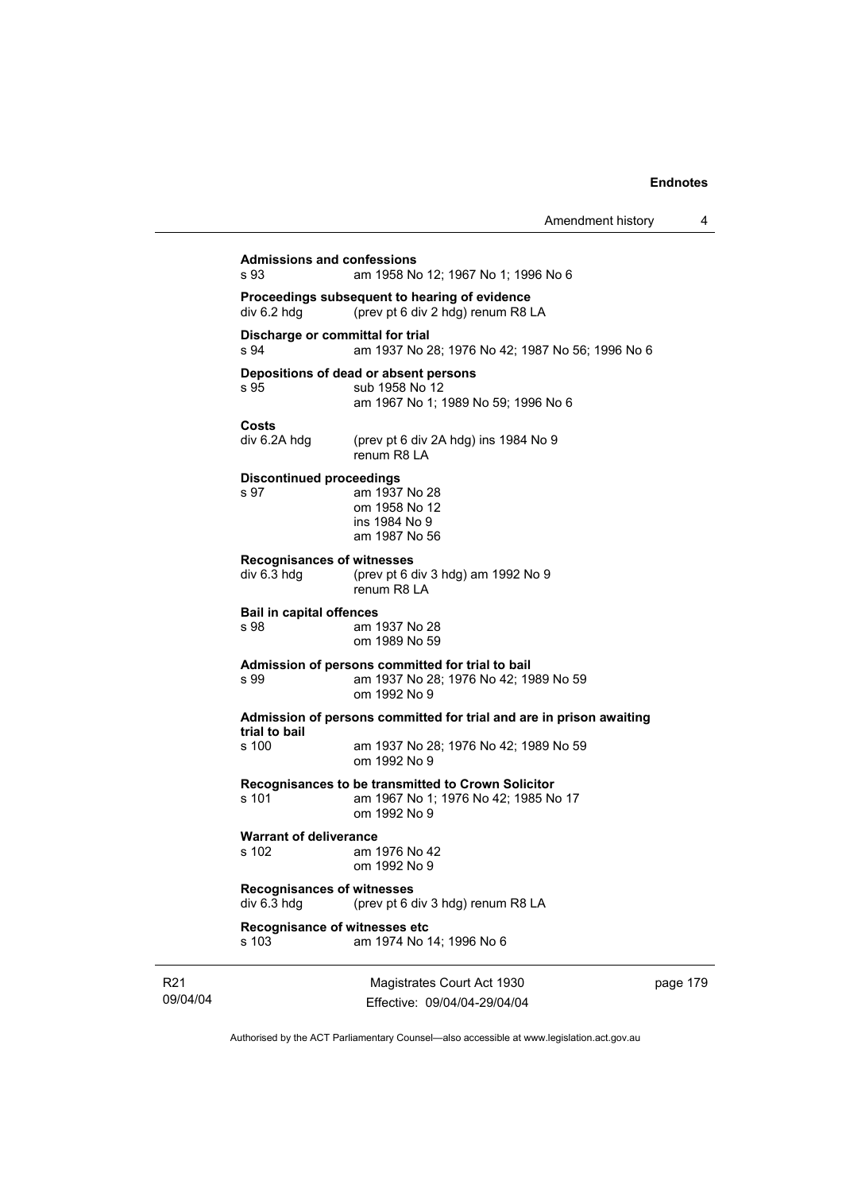**Admissions and confessions**

s 93 am 1958 No 12; 1967 No 1; 1996 No 6

**Proceedings subsequent to hearing of evidence**

div 6.2 hdg (prev pt 6 div 2 hdg) renum R8 LA

**Discharge or committal for trial**

s 94 am 1937 No 28; 1976 No 42; 1987 No 56; 1996 No 6

**Depositions of dead or absent persons**

s 95 sub 1958 No 12
am 1967 No 1; 1989 No 59; 1996 No 6

**Costs**

div 6.2A hdg (prev pt 6 div 2A hdg) ins 1984 No 9
renum R8 LA

**Discontinued proceedings**

s 97 am 1937 No 28
om 1958 No 12
ins 1984 No 9
am 1987 No 56

**Recognisances of witnesses**

div 6.3 hdg (prev pt 6 div 3 hdg) am 1992 No 9
renum R8 LA

**Bail in capital offences**

s 98 am 1937 No 28
om 1989 No 59

**Admission of persons committed for trial to bail**

s 99 am 1937 No 28; 1976 No 42; 1989 No 59
om 1992 No 9

**Admission of persons committed for trial and are in prison awaiting trial to bail**

s 100 am 1937 No 28; 1976 No 42; 1989 No 59
om 1992 No 9

**Recognisances to be transmitted to Crown Solicitor**

s 101 am 1967 No 1; 1976 No 42; 1985 No 17
om 1992 No 9

**Warrant of deliverance**

s 102 am 1976 No 42
om 1992 No 9

**Recognisances of witnesses**

div 6.3 hdg (prev pt 6 div 3 hdg) renum R8 LA

**Recognisance of witnesses etc**

s 103 am 1974 No 14; 1996 No 6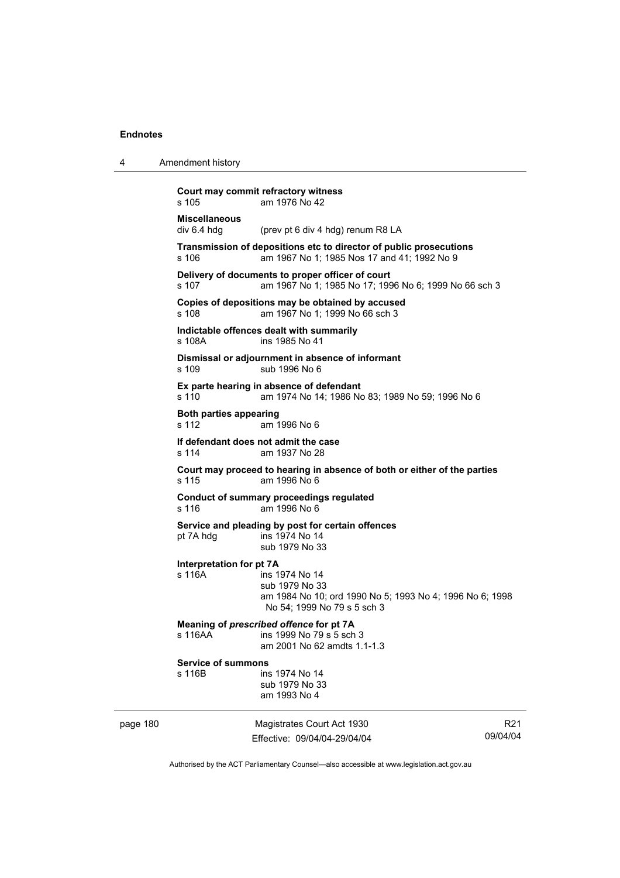**Court may commit refractory witness**
s 105 am 1976 No 42

**Miscellaneous**
div 6.4 hdg (prev pt 6 div 4 hdg) renum R8 LA

**Transmission of depositions etc to director of public prosecutions**
s 106 am 1967 No 1; 1985 Nos 17 and 41; 1992 No 9

**Delivery of documents to proper officer of court**
s 107 am 1967 No 1; 1985 No 17; 1996 No 6; 1999 No 66 sch 3

**Copies of depositions may be obtained by accused**
s 108 am 1967 No 1; 1999 No 66 sch 3

**Indictable offences dealt with summarily**
s 108A ins 1985 No 41

**Dismissal or adjournment in absence of informant**
s 109 sub 1996 No 6

**Ex parte hearing in absence of defendant**
s 110 am 1974 No 14; 1986 No 83; 1989 No 59; 1996 No 6

**Both parties appearing**
s 112 am 1996 No 6

**If defendant does not admit the case**
s 114 am 1937 No 28

**Court may proceed to hearing in absence of both or either of the parties**
s 115 am 1996 No 6

**Conduct of summary proceedings regulated**
s 116 am 1996 No 6

**Service and pleading by post for certain offences**
pt 7A hdg ins 1974 No 14
sub 1979 No 33

**Interpretation for pt 7A**
s 116A ins 1974 No 14
sub 1979 No 33
am 1984 No 10; ord 1990 No 5; 1993 No 4; 1996 No 6; 1998 No 54; 1999 No 79 s 5 sch 3

**Meaning of *prescribed offence* for pt 7A**
s 116AA ins 1999 No 79 s 5 sch 3
am 2001 No 62 amdts 1.1-1.3

**Service of summons**
s 116B ins 1974 No 14
sub 1979 No 33
am 1993 No 4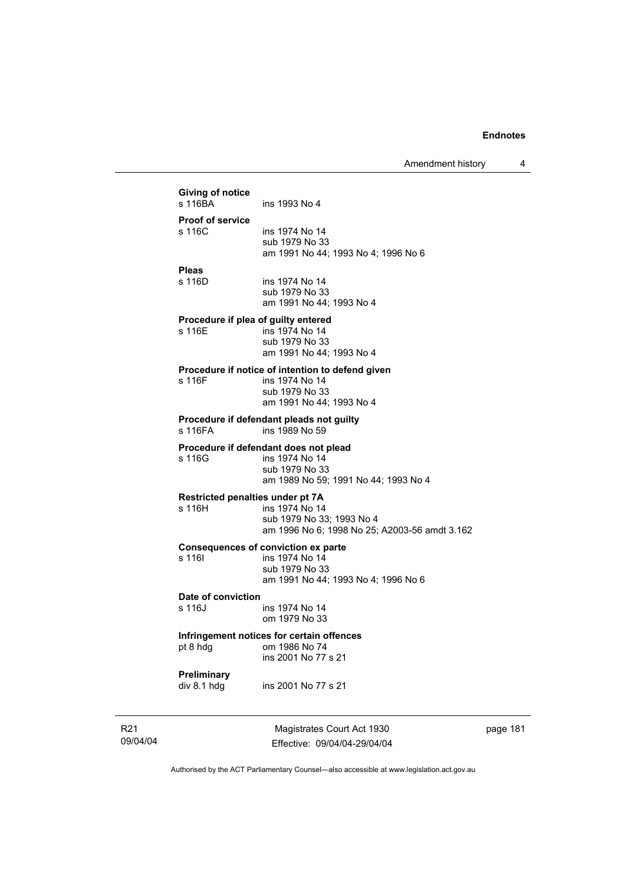**Giving of notice**
s 116BA ins 1993 No 4

**Proof of service**
s 116C ins 1974 No 14
sub 1979 No 33
am 1991 No 44; 1993 No 4; 1996 No 6

**Pleas**
s 116D ins 1974 No 14
sub 1979 No 33
am 1991 No 44; 1993 No 4

**Procedure if plea of guilty entered**
s 116E ins 1974 No 14
sub 1979 No 33
am 1991 No 44; 1993 No 4

**Procedure if notice of intention to defend given**
s 116F ins 1974 No 14
sub 1979 No 33
am 1991 No 44; 1993 No 4

**Procedure if defendant pleads not guilty**
s 116FA ins 1989 No 59

**Procedure if defendant does not plead**
s 116G ins 1974 No 14
sub 1979 No 33
am 1989 No 59; 1991 No 44; 1993 No 4

**Restricted penalties under pt 7A**
s 116H ins 1974 No 14
sub 1979 No 33; 1993 No 4
am 1996 No 6; 1998 No 25; A2003-56 amdt 3.162

**Consequences of conviction ex parte**
s 116I ins 1974 No 14
sub 1979 No 33
am 1991 No 44; 1993 No 4; 1996 No 6

**Date of conviction**
s 116J ins 1974 No 14
om 1979 No 33

**Infringement notices for certain offences**
pt 8 hdg om 1986 No 74
ins 2001 No 77 s 21

**Preliminary**
div 8.1 hdg ins 2001 No 77 s 21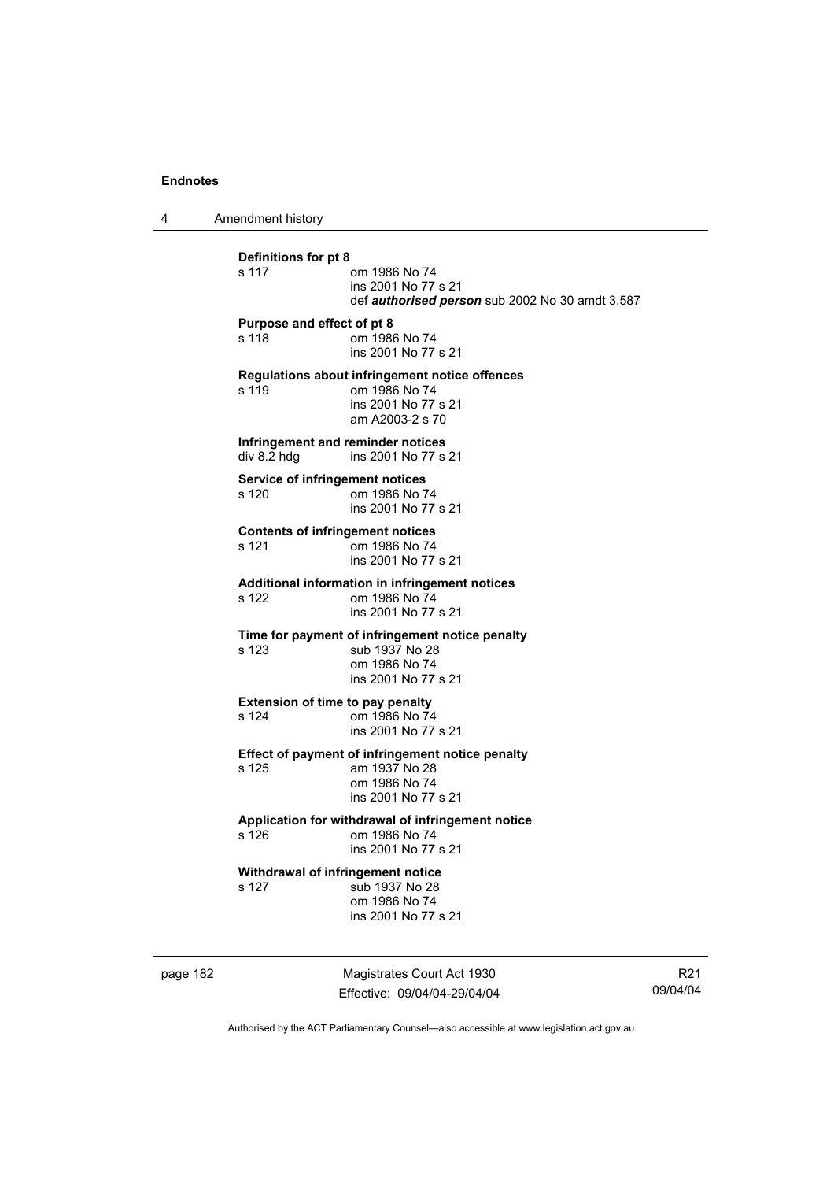**Definitions for pt 8**

s 117 om 1986 No 74
ins 2001 No 77 s 21
def ***authorised person*** sub 2002 No 30 amdt 3.587

**Purpose and effect of pt 8**

s 118 om 1986 No 74
ins 2001 No 77 s 21

**Regulations about infringement notice offences**

s 119 om 1986 No 74
ins 2001 No 77 s 21
am A2003-2 s 70

**Infringement and reminder notices**

div 8.2 hdg ins 2001 No 77 s 21

**Service of infringement notices**

s 120 om 1986 No 74
ins 2001 No 77 s 21

**Contents of infringement notices**

s 121 om 1986 No 74
ins 2001 No 77 s 21

**Additional information in infringement notices**

s 122 om 1986 No 74
ins 2001 No 77 s 21

**Time for payment of infringement notice penalty**

s 123 sub 1937 No 28
om 1986 No 74
ins 2001 No 77 s 21

**Extension of time to pay penalty**

s 124 om 1986 No 74
ins 2001 No 77 s 21

**Effect of payment of infringement notice penalty**

s 125 am 1937 No 28
om 1986 No 74
ins 2001 No 77 s 21

**Application for withdrawal of infringement notice**

s 126 om 1986 No 74
ins 2001 No 77 s 21

**Withdrawal of infringement notice**

s 127 sub 1937 No 28
om 1986 No 74
ins 2001 No 77 s 21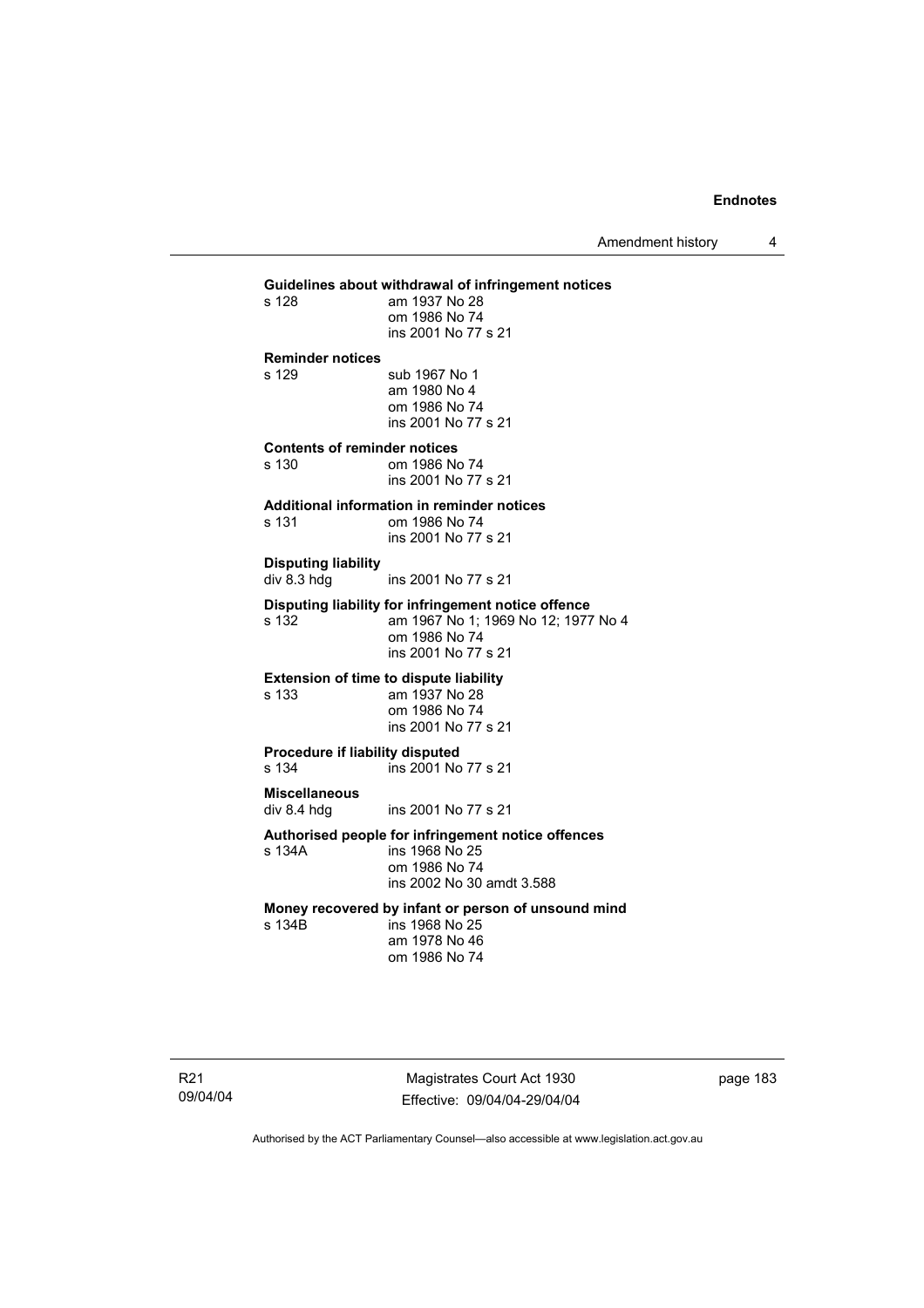**Guidelines about withdrawal of infringement notices**
s 128 am 1937 No 28
om 1986 No 74
ins 2001 No 77 s 21

**Reminder notices**
s 129 sub 1967 No 1
am 1980 No 4
om 1986 No 74
ins 2001 No 77 s 21

**Contents of reminder notices**
s 130 om 1986 No 74
ins 2001 No 77 s 21

**Additional information in reminder notices**
s 131 om 1986 No 74
ins 2001 No 77 s 21

**Disputing liability**
div 8.3 hdg ins 2001 No 77 s 21

**Disputing liability for infringement notice offence**
s 132 am 1967 No 1; 1969 No 12; 1977 No 4
om 1986 No 74
ins 2001 No 77 s 21

**Extension of time to dispute liability**
s 133 am 1937 No 28
om 1986 No 74
ins 2001 No 77 s 21

**Procedure if liability disputed**
s 134 ins 2001 No 77 s 21

**Miscellaneous**
div 8.4 hdg ins 2001 No 77 s 21

**Authorised people for infringement notice offences**
s 134A ins 1968 No 25
om 1986 No 74
ins 2002 No 30 amdt 3.588

**Money recovered by infant or person of unsound mind**
s 134B ins 1968 No 25
am 1978 No 46
om 1986 No 74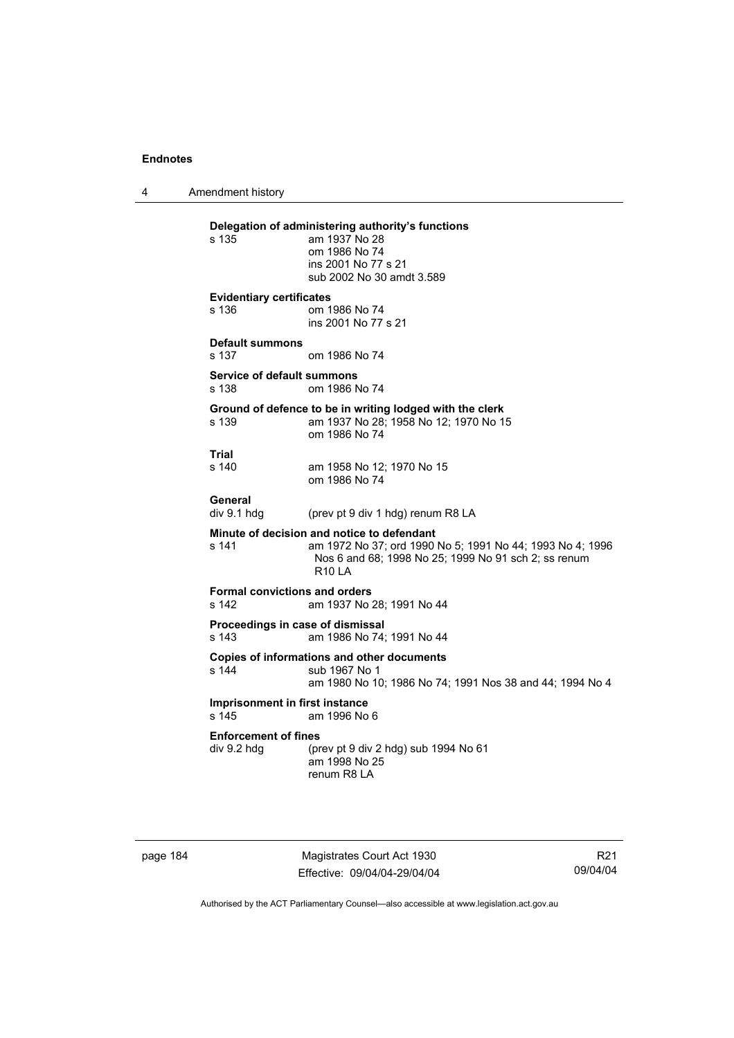**Delegation of administering authority's functions**

s 135 am 1937 No 28
om 1986 No 74
ins 2001 No 77 s 21
sub 2002 No 30 amdt 3.589

**Evidentiary certificates**

s 136 om 1986 No 74
ins 2001 No 77 s 21

**Default summons**

s 137 om 1986 No 74

**Service of default summons**

s 138 om 1986 No 74

**Ground of defence to be in writing lodged with the clerk**

s 139 am 1937 No 28; 1958 No 12; 1970 No 15
om 1986 No 74

**Trial**

s 140 am 1958 No 12; 1970 No 15
om 1986 No 74

**General**

div 9.1 hdg (prev pt 9 div 1 hdg) renum R8 LA

**Minute of decision and notice to defendant**

s 141 am 1972 No 37; ord 1990 No 5; 1991 No 44; 1993 No 4; 1996 Nos 6 and 68; 1998 No 25; 1999 No 91 sch 2; ss renum R10 LA

**Formal convictions and orders**

s 142 am 1937 No 28; 1991 No 44

**Proceedings in case of dismissal**

s 143 am 1986 No 74; 1991 No 44

**Copies of informations and other documents**

s 144 sub 1967 No 1
am 1980 No 10; 1986 No 74; 1991 Nos 38 and 44; 1994 No 4

**Imprisonment in first instance**

s 145 am 1996 No 6

**Enforcement of fines**

div 9.2 hdg (prev pt 9 div 2 hdg) sub 1994 No 61
am 1998 No 25
renum R8 LA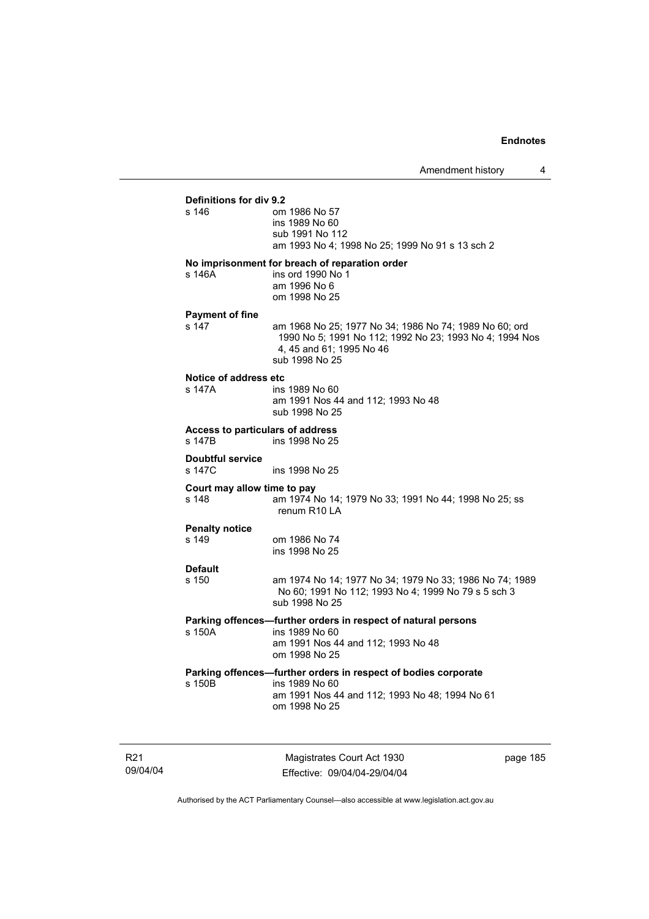**Definitions for div 9.2**

s 146 om 1986 No 57
ins 1989 No 60
sub 1991 No 112
am 1993 No 4; 1998 No 25; 1999 No 91 s 13 sch 2

**No imprisonment for breach of reparation order**

s 146A ins ord 1990 No 1
am 1996 No 6
om 1998 No 25

**Payment of fine**

s 147 am 1968 No 25; 1977 No 34; 1986 No 74; 1989 No 60; ord 1990 No 5; 1991 No 112; 1992 No 23; 1993 No 4; 1994 Nos 4, 45 and 61; 1995 No 46
sub 1998 No 25

**Notice of address etc**

s 147A ins 1989 No 60
am 1991 Nos 44 and 112; 1993 No 48
sub 1998 No 25

**Access to particulars of address**

s 147B ins 1998 No 25

**Doubtful service**

s 147C ins 1998 No 25

**Court may allow time to pay**

s 148 am 1974 No 14; 1979 No 33; 1991 No 44; 1998 No 25; ss renum R10 LA

**Penalty notice**

s 149 om 1986 No 74
ins 1998 No 25

**Default**

s 150 am 1974 No 14; 1977 No 34; 1979 No 33; 1986 No 74; 1989 No 60; 1991 No 112; 1993 No 4; 1999 No 79 s 5 sch 3
sub 1998 No 25

**Parking offences—further orders in respect of natural persons**

s 150A ins 1989 No 60
am 1991 Nos 44 and 112; 1993 No 48
om 1998 No 25

**Parking offences—further orders in respect of bodies corporate**

s 150B ins 1989 No 60
am 1991 Nos 44 and 112; 1993 No 48; 1994 No 61
om 1998 No 25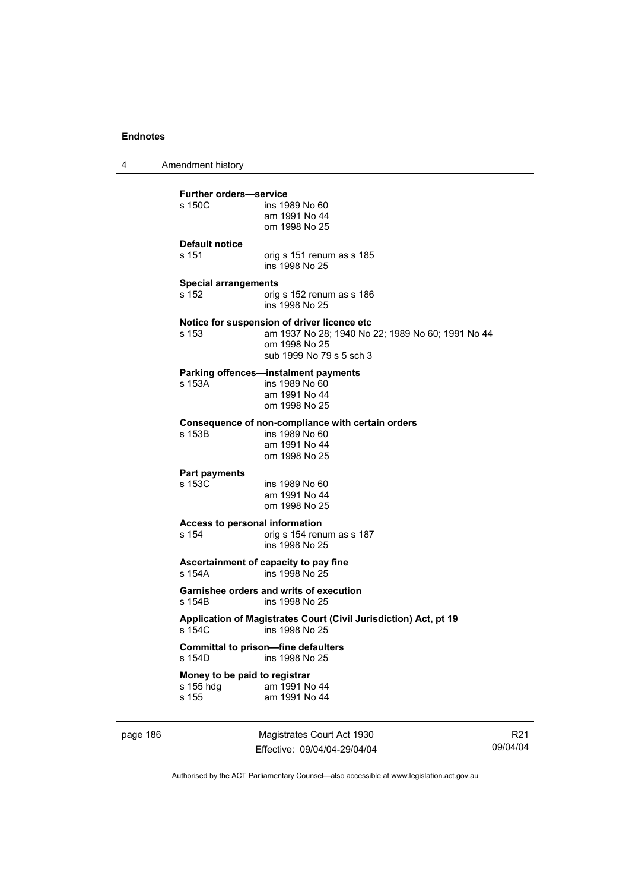**Further orders—service**

| | |
|---|---|
| s 150C | ins 1989 No 60 |
| | am 1991 No 44 |
| | om 1998 No 25 |

**Default notice**

| | |
|---|---|
| s 151 | orig s 151 renum as s 185 |
| | ins 1998 No 25 |

**Special arrangements**

| | |
|---|---|
| s 152 | orig s 152 renum as s 186 |
| | ins 1998 No 25 |

**Notice for suspension of driver licence etc**

| | |
|---|---|
| s 153 | am 1937 No 28; 1940 No 22; 1989 No 60; 1991 No 44 |
| | om 1998 No 25 |
| | sub 1999 No 79 s 5 sch 3 |

**Parking offences—instalment payments**

| | |
|---|---|
| s 153A | ins 1989 No 60 |
| | am 1991 No 44 |
| | om 1998 No 25 |

**Consequence of non-compliance with certain orders**

| | |
|---|---|
| s 153B | ins 1989 No 60 |
| | am 1991 No 44 |
| | om 1998 No 25 |

**Part payments**

| | |
|---|---|
| s 153C | ins 1989 No 60 |
| | am 1991 No 44 |
| | om 1998 No 25 |

**Access to personal information**

| | |
|---|---|
| s 154 | orig s 154 renum as s 187 |
| | ins 1998 No 25 |

**Ascertainment of capacity to pay fine**

| | |
|---|---|
| s 154A | ins 1998 No 25 |

**Garnishee orders and writs of execution**

| | |
|---|---|
| s 154B | ins 1998 No 25 |

**Application of Magistrates Court (Civil Jurisdiction) Act, pt 19**

| | |
|---|---|
| s 154C | ins 1998 No 25 |

**Committal to prison—fine defaulters**

| | |
|---|---|
| s 154D | ins 1998 No 25 |

**Money to be paid to registrar**

| | |
|---|---|
| s 155 hdg | am 1991 No 44 |
| s 155 | am 1991 No 44 |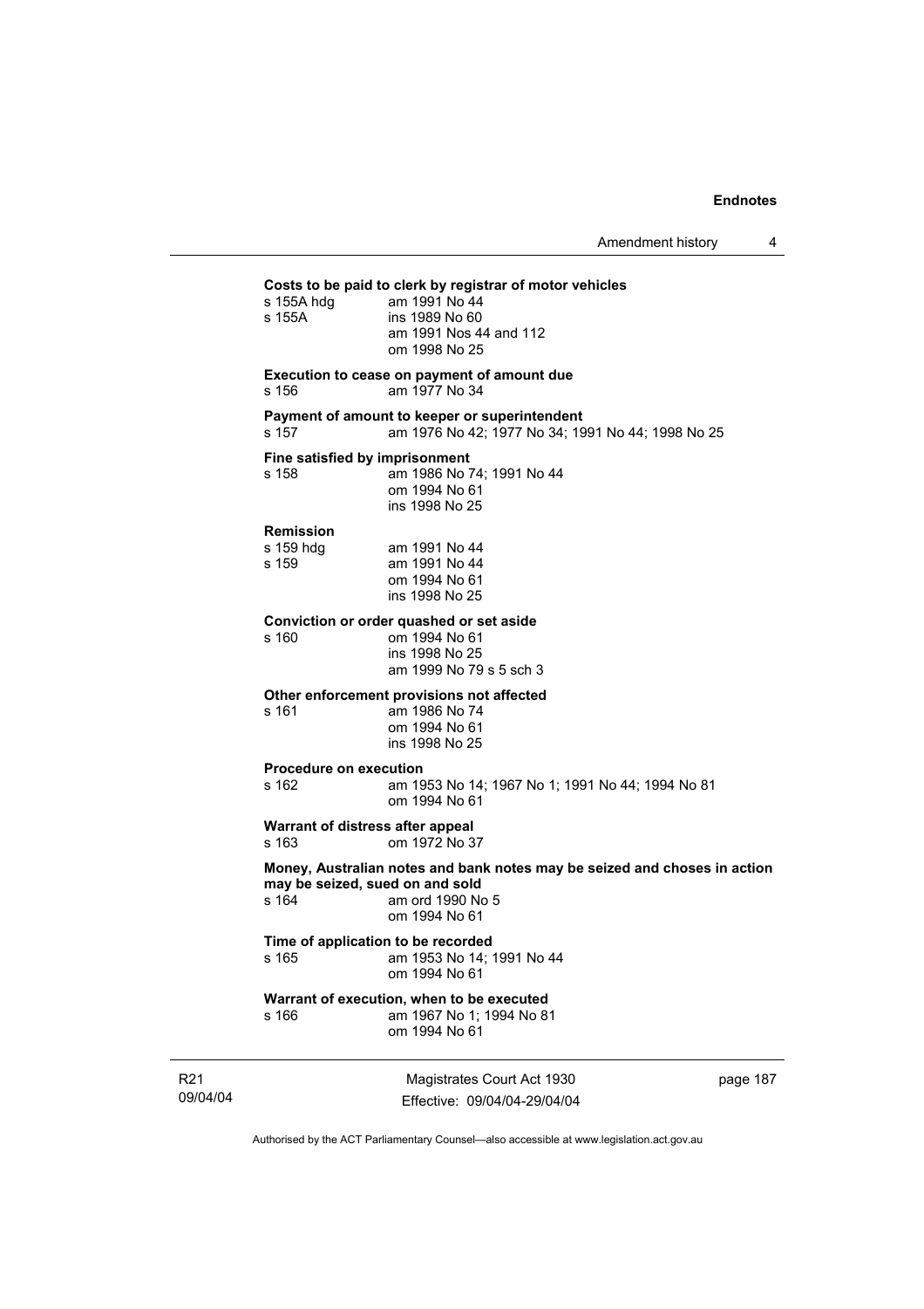**Costs to be paid to clerk by registrar of motor vehicles**

s 155A hdg am 1991 No 44
s 155A ins 1989 No 60
am 1991 Nos 44 and 112
om 1998 No 25

**Execution to cease on payment of amount due**

s 156 am 1977 No 34

**Payment of amount to keeper or superintendent**

s 157 am 1976 No 42; 1977 No 34; 1991 No 44; 1998 No 25

**Fine satisfied by imprisonment**

s 158 am 1986 No 74; 1991 No 44
om 1994 No 61
ins 1998 No 25

**Remission**

s 159 hdg am 1991 No 44
s 159 am 1991 No 44
om 1994 No 61
ins 1998 No 25

**Conviction or order quashed or set aside**

s 160 om 1994 No 61
ins 1998 No 25
am 1999 No 79 s 5 sch 3

**Other enforcement provisions not affected**

s 161 am 1986 No 74
om 1994 No 61
ins 1998 No 25

**Procedure on execution**

s 162 am 1953 No 14; 1967 No 1; 1991 No 44; 1994 No 81
om 1994 No 61

**Warrant of distress after appeal**

s 163 om 1972 No 37

**Money, Australian notes and bank notes may be seized and choses in action may be seized, sued on and sold**

s 164 am ord 1990 No 5
om 1994 No 61

**Time of application to be recorded**

s 165 am 1953 No 14; 1991 No 44
om 1994 No 61

**Warrant of execution, when to be executed**

s 166 am 1967 No 1; 1994 No 81
om 1994 No 61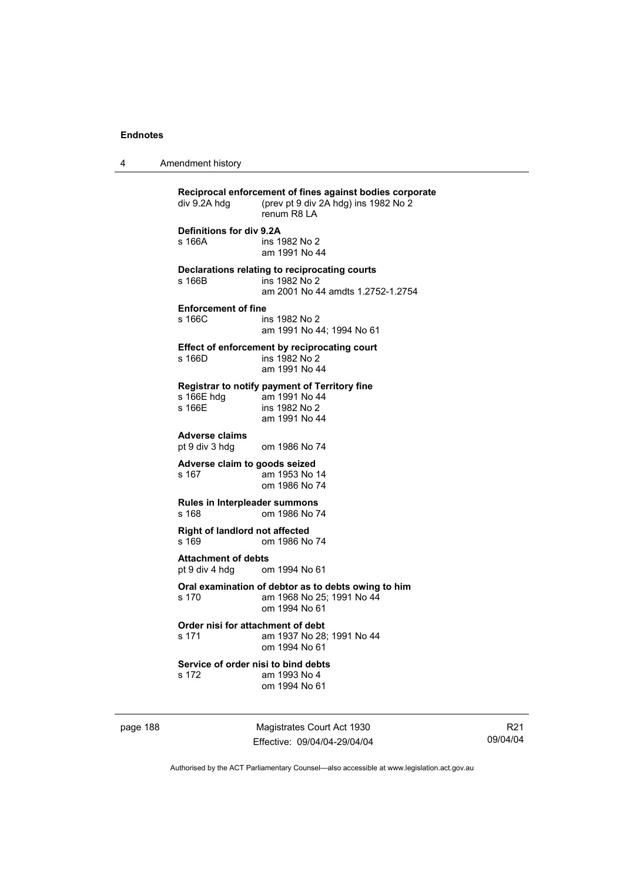**Reciprocal enforcement of fines against bodies corporate**

div 9.2A hdg (prev pt 9 div 2A hdg) ins 1982 No 2
renum R8 LA

**Definitions for div 9.2A**

s 166A ins 1982 No 2
am 1991 No 44

**Declarations relating to reciprocating courts**

s 166B ins 1982 No 2
am 2001 No 44 amdts 1.2752-1.2754

**Enforcement of fine**

s 166C ins 1982 No 2
am 1991 No 44; 1994 No 61

**Effect of enforcement by reciprocating court**

s 166D ins 1982 No 2
am 1991 No 44

**Registrar to notify payment of Territory fine**

s 166E hdg am 1991 No 44
s 166E ins 1982 No 2
am 1991 No 44

**Adverse claims**

pt 9 div 3 hdg om 1986 No 74

**Adverse claim to goods seized**

s 167 am 1953 No 14
om 1986 No 74

**Rules in Interpleader summons**

s 168 om 1986 No 74

**Right of landlord not affected**

s 169 om 1986 No 74

**Attachment of debts**

pt 9 div 4 hdg om 1994 No 61

**Oral examination of debtor as to debts owing to him**

s 170 am 1968 No 25; 1991 No 44
om 1994 No 61

**Order nisi for attachment of debt**

s 171 am 1937 No 28; 1991 No 44
om 1994 No 61

**Service of order nisi to bind debts**

s 172 am 1993 No 4
om 1994 No 61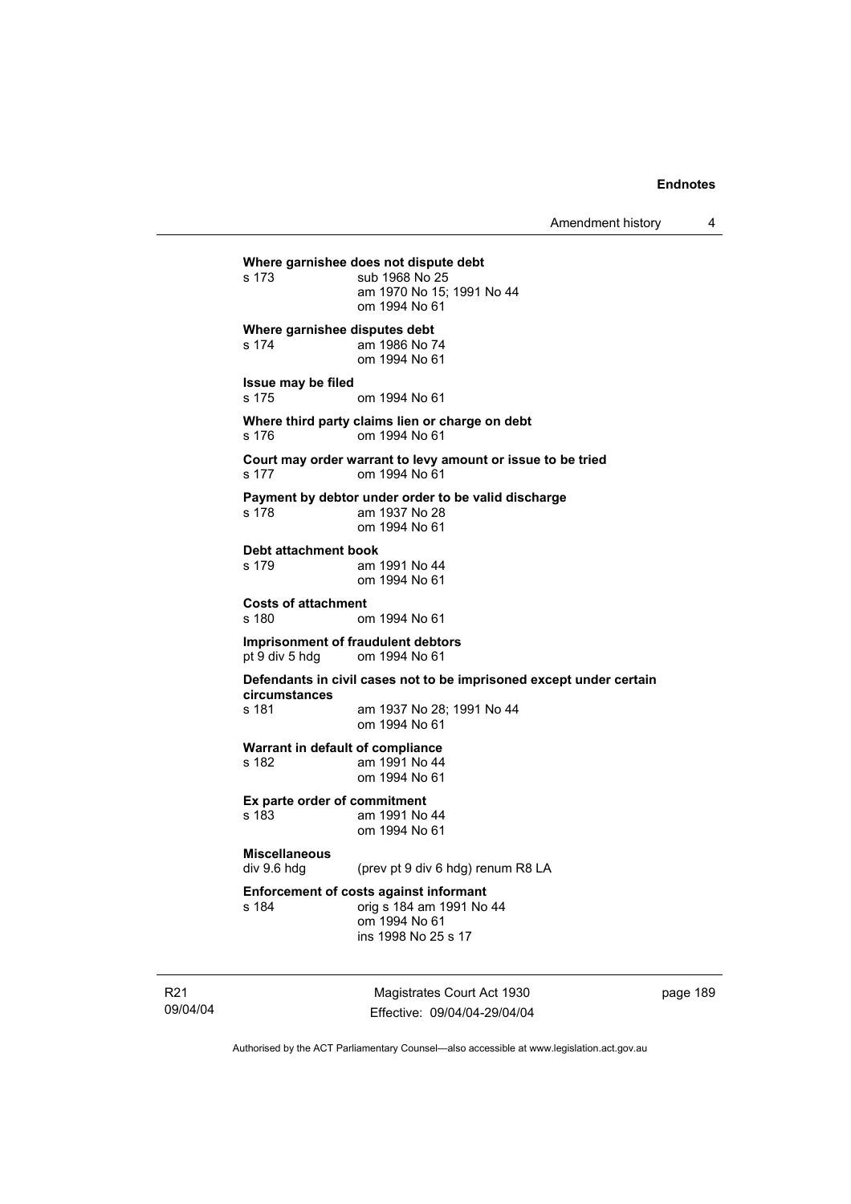**Where garnishee does not dispute debt**

s 173 sub 1968 No 25
am 1970 No 15; 1991 No 44
om 1994 No 61

**Where garnishee disputes debt**

s 174 am 1986 No 74
om 1994 No 61

**Issue may be filed**

s 175 om 1994 No 61

**Where third party claims lien or charge on debt**

s 176 om 1994 No 61

**Court may order warrant to levy amount or issue to be tried**

s 177 om 1994 No 61

**Payment by debtor under order to be valid discharge**

s 178 am 1937 No 28
om 1994 No 61

**Debt attachment book**

s 179 am 1991 No 44
om 1994 No 61

**Costs of attachment**

s 180 om 1994 No 61

**Imprisonment of fraudulent debtors**

pt 9 div 5 hdg om 1994 No 61

**Defendants in civil cases not to be imprisoned except under certain circumstances**

s 181 am 1937 No 28; 1991 No 44
om 1994 No 61

**Warrant in default of compliance**

s 182 am 1991 No 44
om 1994 No 61

**Ex parte order of commitment**

s 183 am 1991 No 44
om 1994 No 61

**Miscellaneous**

div 9.6 hdg (prev pt 9 div 6 hdg) renum R8 LA

**Enforcement of costs against informant**

s 184 orig s 184 am 1991 No 44
om 1994 No 61
ins 1998 No 25 s 17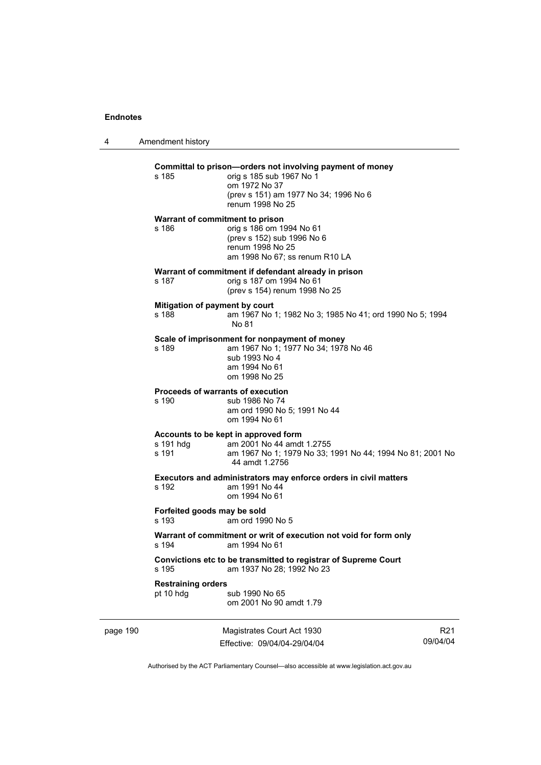**Committal to prison—orders not involving payment of money**

s 185 orig s 185 sub 1967 No 1
om 1972 No 37
(prev s 151) am 1977 No 34; 1996 No 6
renum 1998 No 25

**Warrant of commitment to prison**

s 186 orig s 186 om 1994 No 61
(prev s 152) sub 1996 No 6
renum 1998 No 25
am 1998 No 67; ss renum R10 LA

**Warrant of commitment if defendant already in prison**

s 187 orig s 187 om 1994 No 61
(prev s 154) renum 1998 No 25

**Mitigation of payment by court**

s 188 am 1967 No 1; 1982 No 3; 1985 No 41; ord 1990 No 5; 1994 No 81

**Scale of imprisonment for nonpayment of money**

s 189 am 1967 No 1; 1977 No 34; 1978 No 46
sub 1993 No 4
am 1994 No 61
om 1998 No 25

**Proceeds of warrants of execution**

s 190 sub 1986 No 74
am ord 1990 No 5; 1991 No 44
om 1994 No 61

**Accounts to be kept in approved form**

s 191 hdg am 2001 No 44 amdt 1.2755
s 191 am 1967 No 1; 1979 No 33; 1991 No 44; 1994 No 81; 2001 No 44 amdt 1.2756

**Executors and administrators may enforce orders in civil matters**

s 192 am 1991 No 44
om 1994 No 61

**Forfeited goods may be sold**

s 193 am ord 1990 No 5

**Warrant of commitment or writ of execution not void for form only**

s 194 am 1994 No 61

**Convictions etc to be transmitted to registrar of Supreme Court**

s 195 am 1937 No 28; 1992 No 23

**Restraining orders**

pt 10 hdg sub 1990 No 65
om 2001 No 90 amdt 1.79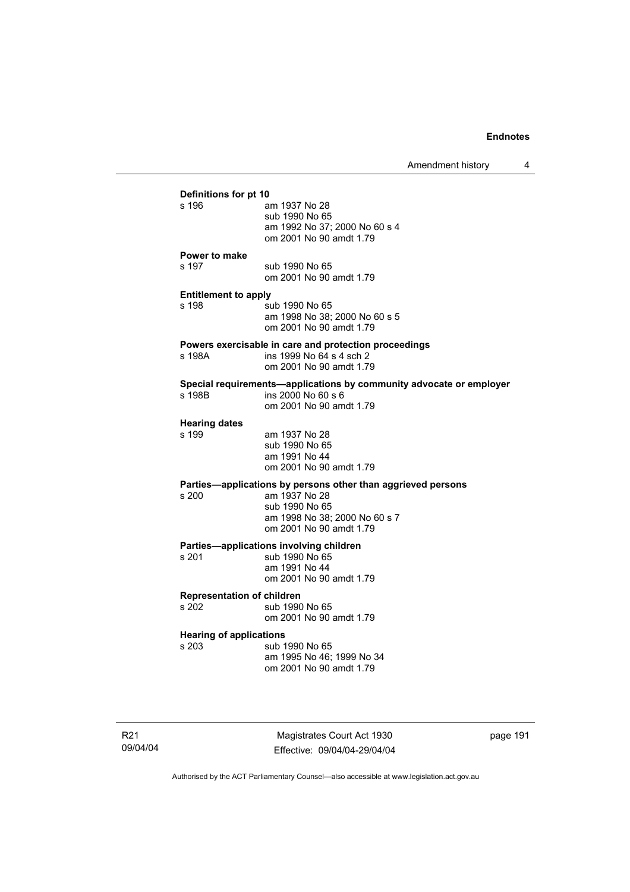**Definitions for pt 10**

s 196 am 1937 No 28
sub 1990 No 65
am 1992 No 37; 2000 No 60 s 4
om 2001 No 90 amdt 1.79

**Power to make**

s 197 sub 1990 No 65
om 2001 No 90 amdt 1.79

**Entitlement to apply**

s 198 sub 1990 No 65
am 1998 No 38; 2000 No 60 s 5
om 2001 No 90 amdt 1.79

**Powers exercisable in care and protection proceedings**

s 198A ins 1999 No 64 s 4 sch 2
om 2001 No 90 amdt 1.79

**Special requirements—applications by community advocate or employer**

s 198B ins 2000 No 60 s 6
om 2001 No 90 amdt 1.79

**Hearing dates**

s 199 am 1937 No 28
sub 1990 No 65
am 1991 No 44
om 2001 No 90 amdt 1.79

**Parties—applications by persons other than aggrieved persons**

s 200 am 1937 No 28
sub 1990 No 65
am 1998 No 38; 2000 No 60 s 7
om 2001 No 90 amdt 1.79

**Parties—applications involving children**

s 201 sub 1990 No 65
am 1991 No 44
om 2001 No 90 amdt 1.79

**Representation of children**

s 202 sub 1990 No 65
om 2001 No 90 amdt 1.79

**Hearing of applications**

s 203 sub 1990 No 65
am 1995 No 46; 1999 No 34
om 2001 No 90 amdt 1.79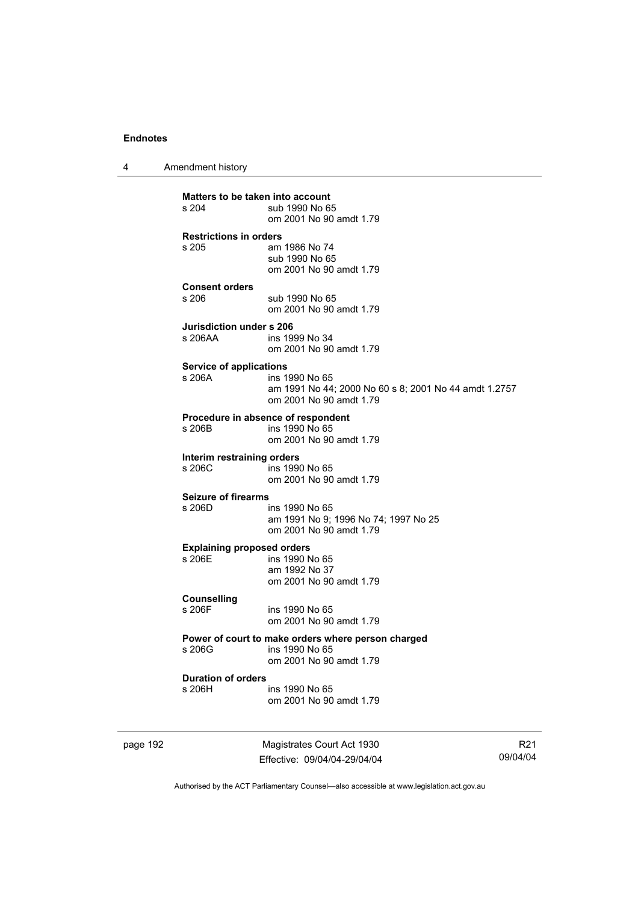**Matters to be taken into account**

s 204 sub 1990 No 65
om 2001 No 90 amdt 1.79

**Restrictions in orders**

s 205 am 1986 No 74
sub 1990 No 65
om 2001 No 90 amdt 1.79

**Consent orders**

s 206 sub 1990 No 65
om 2001 No 90 amdt 1.79

**Jurisdiction under s 206**

s 206AA ins 1999 No 34
om 2001 No 90 amdt 1.79

**Service of applications**

s 206A ins 1990 No 65
am 1991 No 44; 2000 No 60 s 8; 2001 No 44 amdt 1.2757
om 2001 No 90 amdt 1.79

**Procedure in absence of respondent**

s 206B ins 1990 No 65
om 2001 No 90 amdt 1.79

**Interim restraining orders**

s 206C ins 1990 No 65
om 2001 No 90 amdt 1.79

**Seizure of firearms**

s 206D ins 1990 No 65
am 1991 No 9; 1996 No 74; 1997 No 25
om 2001 No 90 amdt 1.79

**Explaining proposed orders**

s 206E ins 1990 No 65
am 1992 No 37
om 2001 No 90 amdt 1.79

**Counselling**

s 206F ins 1990 No 65
om 2001 No 90 amdt 1.79

**Power of court to make orders where person charged**

s 206G ins 1990 No 65
om 2001 No 90 amdt 1.79

**Duration of orders**

s 206H ins 1990 No 65
om 2001 No 90 amdt 1.79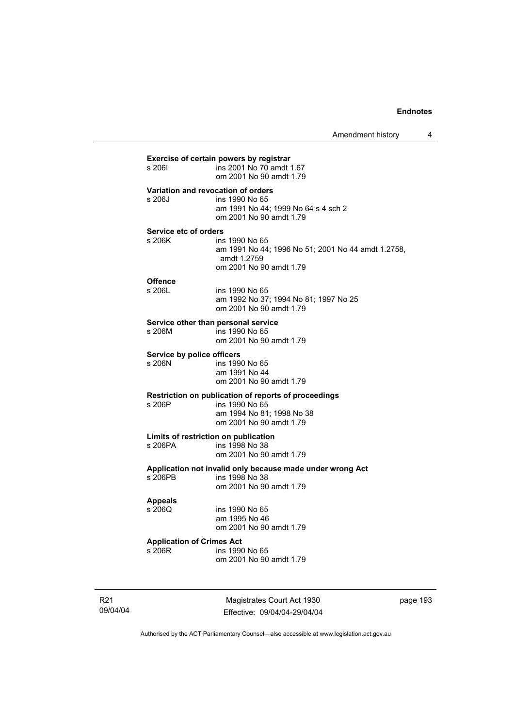**Exercise of certain powers by registrar**

s 206I ins 2001 No 70 amdt 1.67
om 2001 No 90 amdt 1.79

**Variation and revocation of orders**

s 206J ins 1990 No 65
am 1991 No 44; 1999 No 64 s 4 sch 2
om 2001 No 90 amdt 1.79

**Service etc of orders**

s 206K ins 1990 No 65
am 1991 No 44; 1996 No 51; 2001 No 44 amdt 1.2758, amdt 1.2759
om 2001 No 90 amdt 1.79

**Offence**

s 206L ins 1990 No 65
am 1992 No 37; 1994 No 81; 1997 No 25
om 2001 No 90 amdt 1.79

**Service other than personal service**

s 206M ins 1990 No 65
om 2001 No 90 amdt 1.79

**Service by police officers**

s 206N ins 1990 No 65
am 1991 No 44
om 2001 No 90 amdt 1.79

**Restriction on publication of reports of proceedings**

s 206P ins 1990 No 65
am 1994 No 81; 1998 No 38
om 2001 No 90 amdt 1.79

**Limits of restriction on publication**

s 206PA ins 1998 No 38
om 2001 No 90 amdt 1.79

**Application not invalid only because made under wrong Act**

s 206PB ins 1998 No 38
om 2001 No 90 amdt 1.79

**Appeals**

s 206Q ins 1990 No 65
am 1995 No 46
om 2001 No 90 amdt 1.79

**Application of Crimes Act**

s 206R ins 1990 No 65
om 2001 No 90 amdt 1.79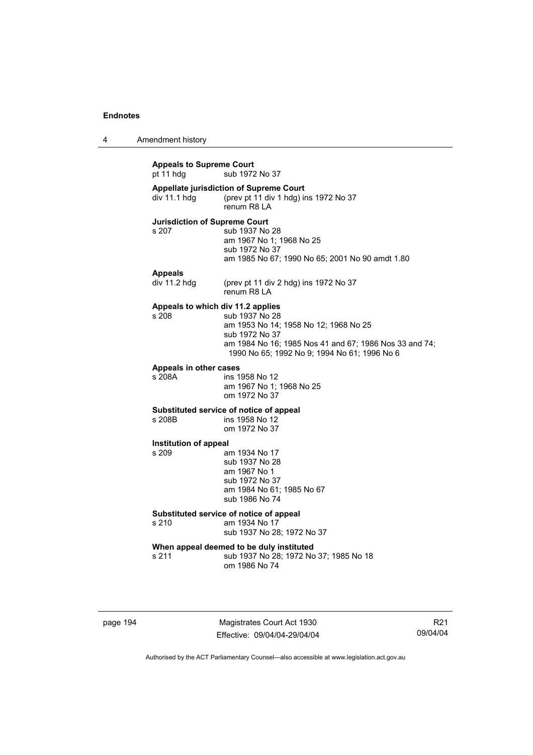**Appeals to Supreme Court**
pt 11 hdg sub 1972 No 37

**Appellate jurisdiction of Supreme Court**
div 11.1 hdg (prev pt 11 div 1 hdg) ins 1972 No 37
renum R8 LA

**Jurisdiction of Supreme Court**
s 207 sub 1937 No 28
am 1967 No 1; 1968 No 25
sub 1972 No 37
am 1985 No 67; 1990 No 65; 2001 No 90 amdt 1.80

**Appeals**
div 11.2 hdg (prev pt 11 div 2 hdg) ins 1972 No 37
renum R8 LA

**Appeals to which div 11.2 applies**
s 208 sub 1937 No 28
am 1953 No 14; 1958 No 12; 1968 No 25
sub 1972 No 37
am 1984 No 16; 1985 Nos 41 and 67; 1986 Nos 33 and 74; 1990 No 65; 1992 No 9; 1994 No 61; 1996 No 6

**Appeals in other cases**
s 208A ins 1958 No 12
am 1967 No 1; 1968 No 25
om 1972 No 37

**Substituted service of notice of appeal**
s 208B ins 1958 No 12
om 1972 No 37

**Institution of appeal**
s 209 am 1934 No 17
sub 1937 No 28
am 1967 No 1
sub 1972 No 37
am 1984 No 61; 1985 No 67
sub 1986 No 74

**Substituted service of notice of appeal**
s 210 am 1934 No 17
sub 1937 No 28; 1972 No 37

**When appeal deemed to be duly instituted**
s 211 sub 1937 No 28; 1972 No 37; 1985 No 18
om 1986 No 74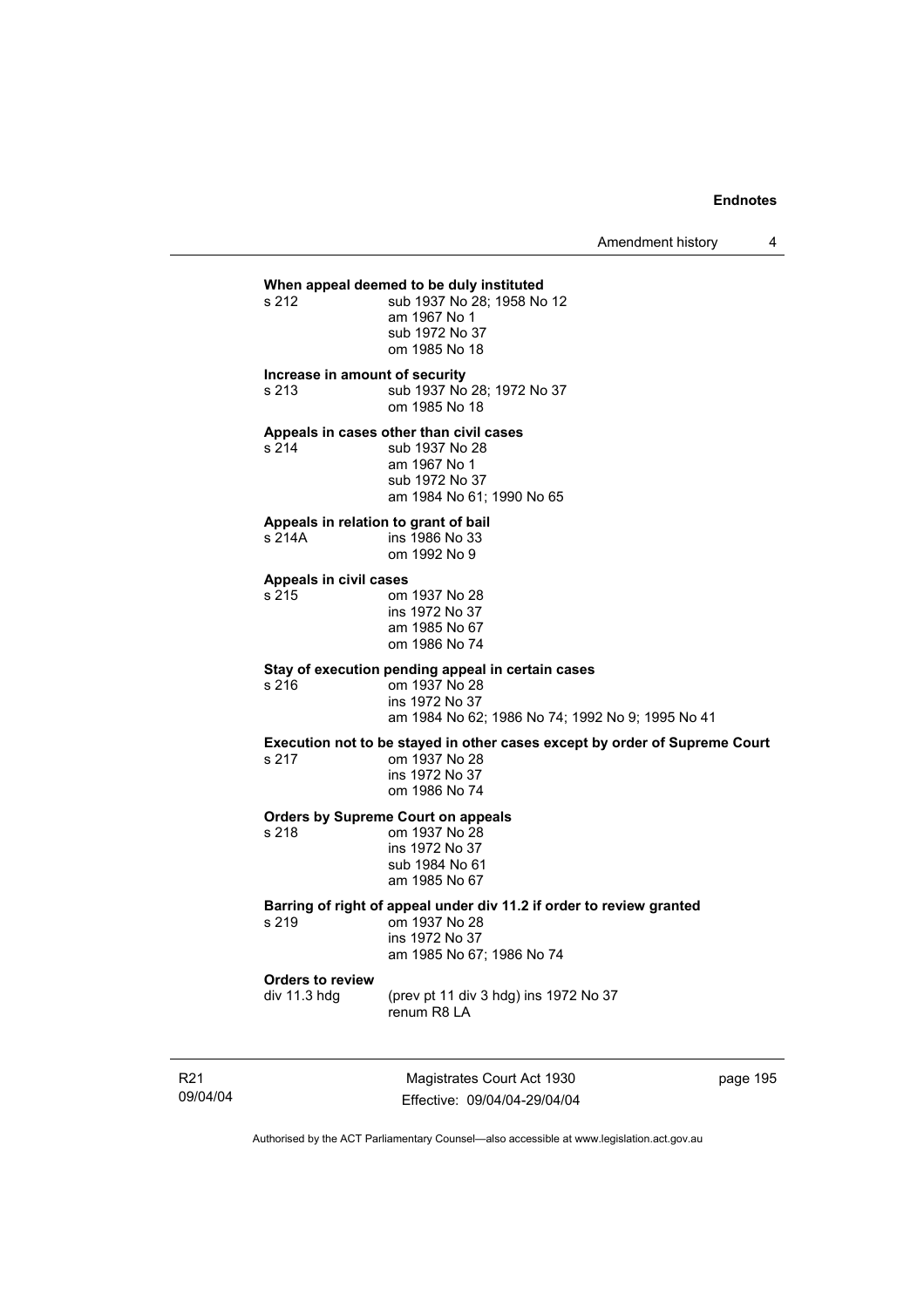**When appeal deemed to be duly instituted**

s 212 sub 1937 No 28; 1958 No 12
am 1967 No 1
sub 1972 No 37
om 1985 No 18

**Increase in amount of security**

s 213 sub 1937 No 28; 1972 No 37
om 1985 No 18

**Appeals in cases other than civil cases**

s 214 sub 1937 No 28
am 1967 No 1
sub 1972 No 37
am 1984 No 61; 1990 No 65

**Appeals in relation to grant of bail**

s 214A ins 1986 No 33
om 1992 No 9

**Appeals in civil cases**

s 215 om 1937 No 28
ins 1972 No 37
am 1985 No 67
om 1986 No 74

**Stay of execution pending appeal in certain cases**

s 216 om 1937 No 28
ins 1972 No 37
am 1984 No 62; 1986 No 74; 1992 No 9; 1995 No 41

**Execution not to be stayed in other cases except by order of Supreme Court**

s 217 om 1937 No 28
ins 1972 No 37
om 1986 No 74

**Orders by Supreme Court on appeals**

s 218 om 1937 No 28
ins 1972 No 37
sub 1984 No 61
am 1985 No 67

**Barring of right of appeal under div 11.2 if order to review granted**

s 219 om 1937 No 28
ins 1972 No 37
am 1985 No 67; 1986 No 74

**Orders to review**

div 11.3 hdg (prev pt 11 div 3 hdg) ins 1972 No 37
renum R8 LA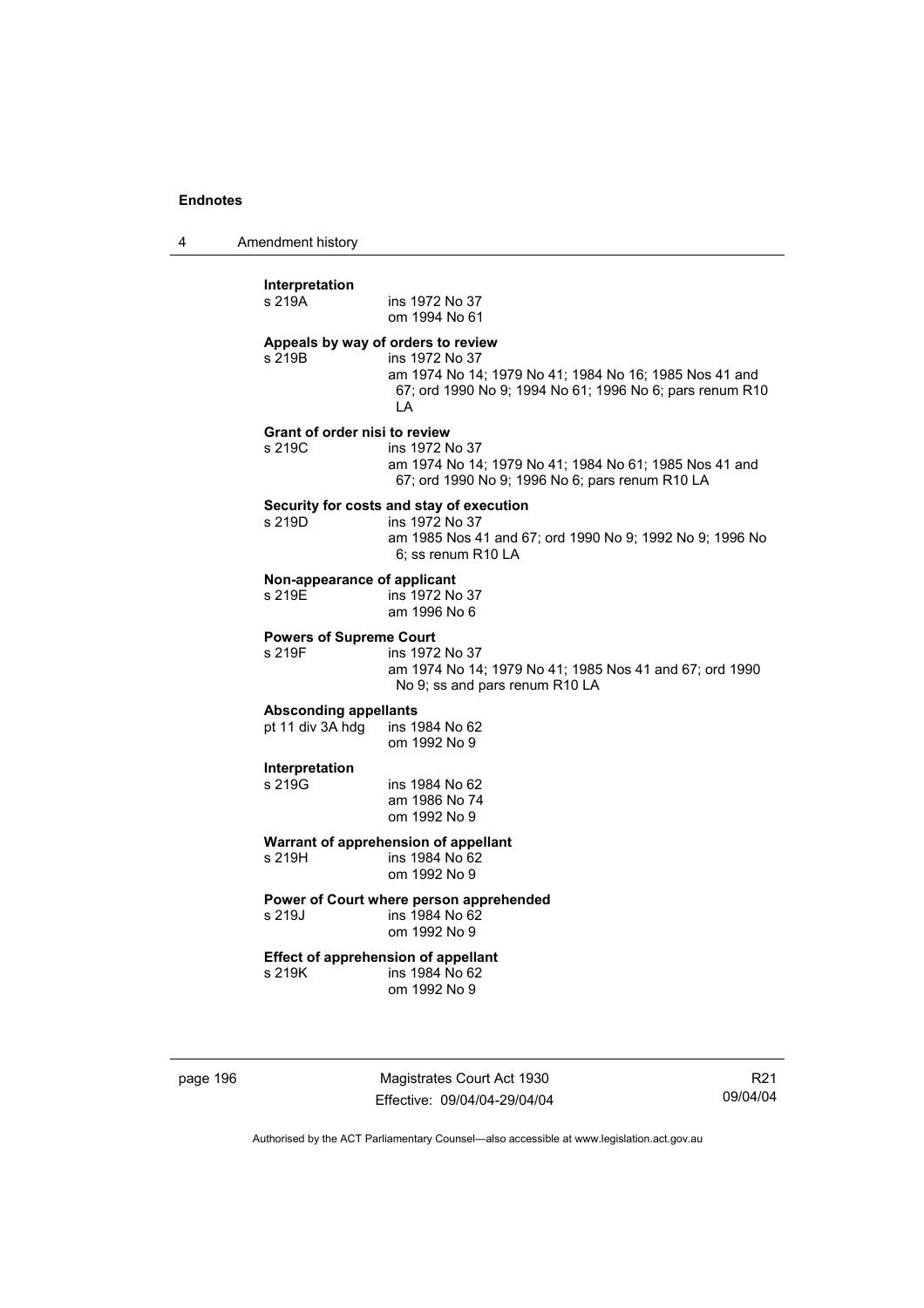**Interpretation**

s 219A ins 1972 No 37
om 1994 No 61

**Appeals by way of orders to review**

s 219B ins 1972 No 37
am 1974 No 14; 1979 No 41; 1984 No 16; 1985 Nos 41 and 67; ord 1990 No 9; 1994 No 61; 1996 No 6; pars renum R10 LA

**Grant of order nisi to review**

s 219C ins 1972 No 37
am 1974 No 14; 1979 No 41; 1984 No 61; 1985 Nos 41 and 67; ord 1990 No 9; 1996 No 6; pars renum R10 LA

**Security for costs and stay of execution**

s 219D ins 1972 No 37
am 1985 Nos 41 and 67; ord 1990 No 9; 1992 No 9; 1996 No 6; ss renum R10 LA

**Non-appearance of applicant**

s 219E ins 1972 No 37
am 1996 No 6

**Powers of Supreme Court**

s 219F ins 1972 No 37
am 1974 No 14; 1979 No 41; 1985 Nos 41 and 67; ord 1990 No 9; ss and pars renum R10 LA

**Absconding appellants**

pt 11 div 3A hdg ins 1984 No 62
om 1992 No 9

**Interpretation**

s 219G ins 1984 No 62
am 1986 No 74
om 1992 No 9

**Warrant of apprehension of appellant**

s 219H ins 1984 No 62
om 1992 No 9

**Power of Court where person apprehended**

s 219J ins 1984 No 62
om 1992 No 9

**Effect of apprehension of appellant**

s 219K ins 1984 No 62
om 1992 No 9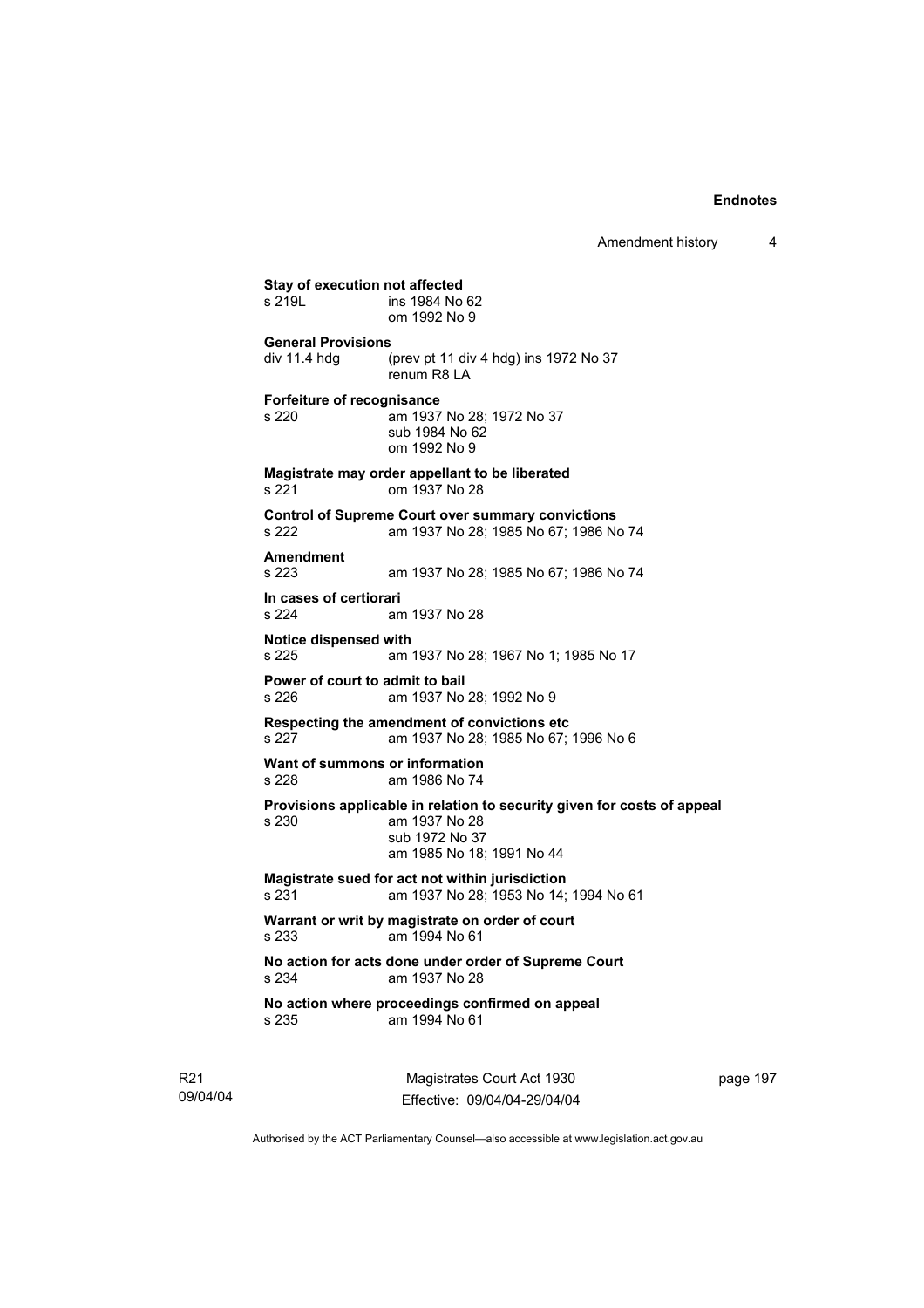**Stay of execution not affected**
s 219L ins 1984 No 62
om 1992 No 9

**General Provisions**
div 11.4 hdg (prev pt 11 div 4 hdg) ins 1972 No 37
renum R8 LA

**Forfeiture of recognisance**
s 220 am 1937 No 28; 1972 No 37
sub 1984 No 62
om 1992 No 9

**Magistrate may order appellant to be liberated**
s 221 om 1937 No 28

**Control of Supreme Court over summary convictions**
s 222 am 1937 No 28; 1985 No 67; 1986 No 74

**Amendment**
s 223 am 1937 No 28; 1985 No 67; 1986 No 74

**In cases of certiorari**
s 224 am 1937 No 28

**Notice dispensed with**
s 225 am 1937 No 28; 1967 No 1; 1985 No 17

**Power of court to admit to bail**
s 226 am 1937 No 28; 1992 No 9

**Respecting the amendment of convictions etc**
s 227 am 1937 No 28; 1985 No 67; 1996 No 6

**Want of summons or information**
s 228 am 1986 No 74

**Provisions applicable in relation to security given for costs of appeal**
s 230 am 1937 No 28
sub 1972 No 37
am 1985 No 18; 1991 No 44

**Magistrate sued for act not within jurisdiction**
s 231 am 1937 No 28; 1953 No 14; 1994 No 61

**Warrant or writ by magistrate on order of court**
s 233 am 1994 No 61

**No action for acts done under order of Supreme Court**
s 234 am 1937 No 28

**No action where proceedings confirmed on appeal**
s 235 am 1994 No 61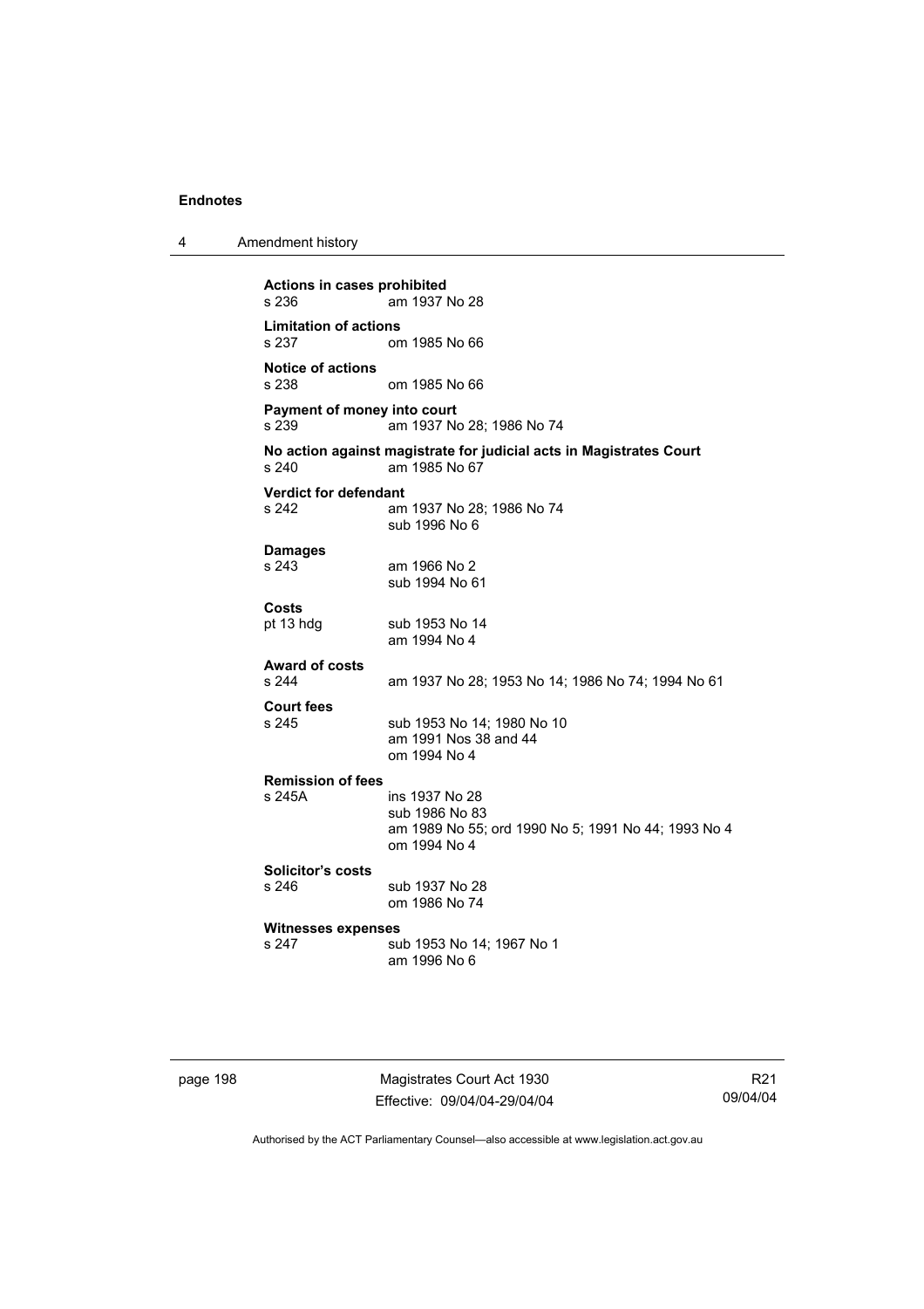**Actions in cases prohibited**
s 236 am 1937 No 28

**Limitation of actions**
s 237 om 1985 No 66

**Notice of actions**
s 238 om 1985 No 66

**Payment of money into court**
s 239 am 1937 No 28; 1986 No 74

**No action against magistrate for judicial acts in Magistrates Court**
s 240 am 1985 No 67

**Verdict for defendant**
s 242 am 1937 No 28; 1986 No 74
sub 1996 No 6

**Damages**
s 243 am 1966 No 2
sub 1994 No 61

**Costs**
pt 13 hdg sub 1953 No 14
am 1994 No 4

**Award of costs**
s 244 am 1937 No 28; 1953 No 14; 1986 No 74; 1994 No 61

**Court fees**
s 245 sub 1953 No 14; 1980 No 10
am 1991 Nos 38 and 44
om 1994 No 4

**Remission of fees**
s 245A ins 1937 No 28
sub 1986 No 83
am 1989 No 55; ord 1990 No 5; 1991 No 44; 1993 No 4
om 1994 No 4

**Solicitor's costs**
s 246 sub 1937 No 28
om 1986 No 74

**Witnesses expenses**
s 247 sub 1953 No 14; 1967 No 1
am 1996 No 6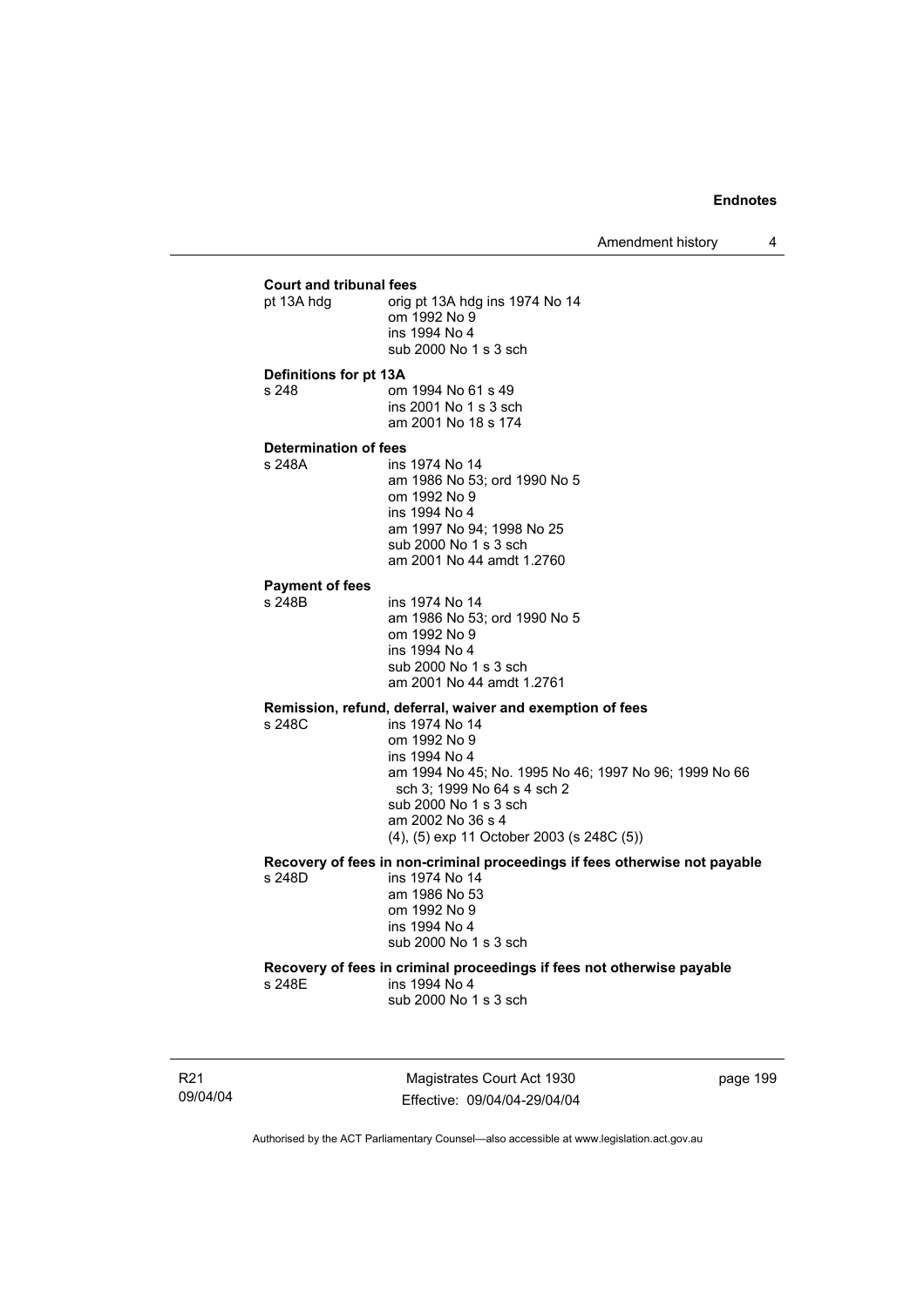**Court and tribunal fees**

pt 13A hdg — orig pt 13A hdg ins 1974 No 14
om 1992 No 9
ins 1994 No 4
sub 2000 No 1 s 3 sch

**Definitions for pt 13A**

s 248 — om 1994 No 61 s 49
ins 2001 No 1 s 3 sch
am 2001 No 18 s 174

**Determination of fees**

s 248A — ins 1974 No 14
am 1986 No 53; ord 1990 No 5
om 1992 No 9
ins 1994 No 4
am 1997 No 94; 1998 No 25
sub 2000 No 1 s 3 sch
am 2001 No 44 amdt 1.2760

**Payment of fees**

s 248B — ins 1974 No 14
am 1986 No 53; ord 1990 No 5
om 1992 No 9
ins 1994 No 4
sub 2000 No 1 s 3 sch
am 2001 No 44 amdt 1.2761

**Remission, refund, deferral, waiver and exemption of fees**

s 248C — ins 1974 No 14
om 1992 No 9
ins 1994 No 4
am 1994 No 45; No. 1995 No 46; 1997 No 96; 1999 No 66 sch 3; 1999 No 64 s 4 sch 2
sub 2000 No 1 s 3 sch
am 2002 No 36 s 4
(4), (5) exp 11 October 2003 (s 248C (5))

**Recovery of fees in non-criminal proceedings if fees otherwise not payable**

s 248D — ins 1974 No 14
am 1986 No 53
om 1992 No 9
ins 1994 No 4
sub 2000 No 1 s 3 sch

**Recovery of fees in criminal proceedings if fees not otherwise payable**

s 248E — ins 1994 No 4
sub 2000 No 1 s 3 sch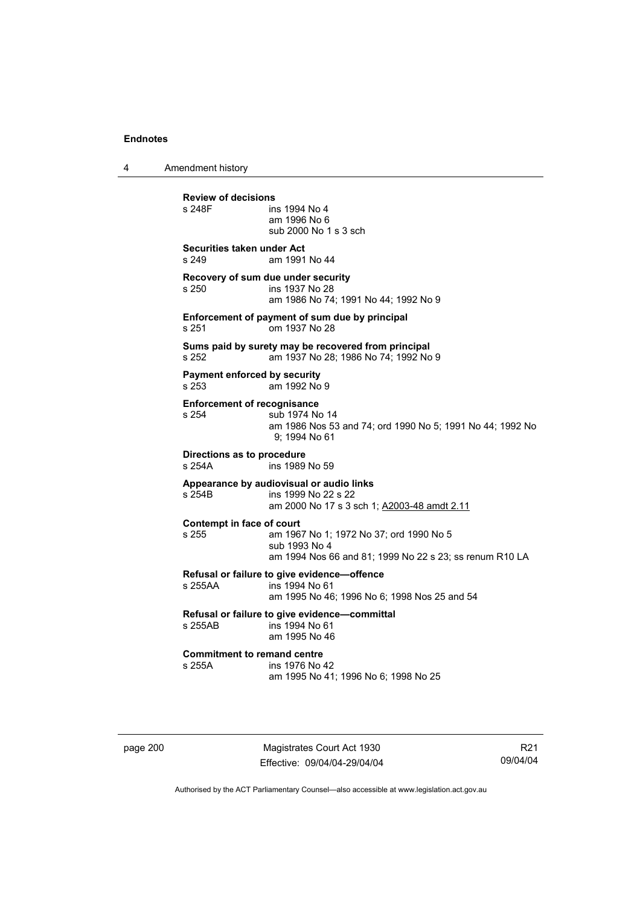**Review of decisions**
s 248F ins 1994 No 4
am 1996 No 6
sub 2000 No 1 s 3 sch

**Securities taken under Act**
s 249 am 1991 No 44

**Recovery of sum due under security**
s 250 ins 1937 No 28
am 1986 No 74; 1991 No 44; 1992 No 9

**Enforcement of payment of sum due by principal**
s 251 om 1937 No 28

**Sums paid by surety may be recovered from principal**
s 252 am 1937 No 28; 1986 No 74; 1992 No 9

**Payment enforced by security**
s 253 am 1992 No 9

**Enforcement of recognisance**
s 254 sub 1974 No 14
am 1986 Nos 53 and 74; ord 1990 No 5; 1991 No 44; 1992 No 9; 1994 No 61

**Directions as to procedure**
s 254A ins 1989 No 59

**Appearance by audiovisual or audio links**
s 254B ins 1999 No 22 s 22
am 2000 No 17 s 3 sch 1; A2003-48 amdt 2.11

**Contempt in face of court**
s 255 am 1967 No 1; 1972 No 37; ord 1990 No 5
sub 1993 No 4
am 1994 Nos 66 and 81; 1999 No 22 s 23; ss renum R10 LA

**Refusal or failure to give evidence—offence**
s 255AA ins 1994 No 61
am 1995 No 46; 1996 No 6; 1998 Nos 25 and 54

**Refusal or failure to give evidence—committal**
s 255AB ins 1994 No 61
am 1995 No 46

**Commitment to remand centre**
s 255A ins 1976 No 42
am 1995 No 41; 1996 No 6; 1998 No 25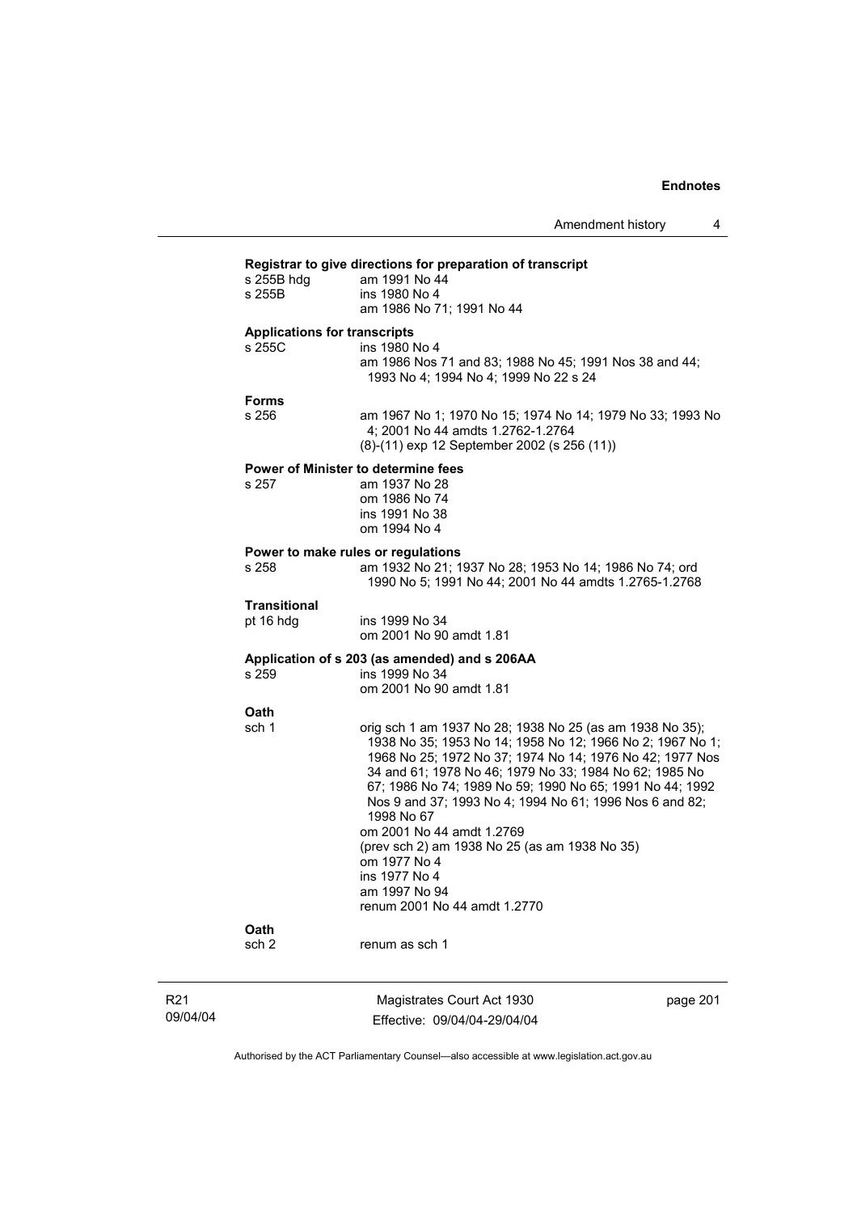**Registrar to give directions for preparation of transcript**

s 255B hdg am 1991 No 44
s 255B ins 1980 No 4
am 1986 No 71; 1991 No 44

**Applications for transcripts**

s 255C ins 1980 No 4
am 1986 Nos 71 and 83; 1988 No 45; 1991 Nos 38 and 44; 1993 No 4; 1994 No 4; 1999 No 22 s 24

**Forms**

s 256 am 1967 No 1; 1970 No 15; 1974 No 14; 1979 No 33; 1993 No 4; 2001 No 44 amdts 1.2762-1.2764
(8)-(11) exp 12 September 2002 (s 256 (11))

**Power of Minister to determine fees**

s 257 am 1937 No 28
om 1986 No 74
ins 1991 No 38
om 1994 No 4

**Power to make rules or regulations**

s 258 am 1932 No 21; 1937 No 28; 1953 No 14; 1986 No 74; ord 1990 No 5; 1991 No 44; 2001 No 44 amdts 1.2765-1.2768

**Transitional**

pt 16 hdg ins 1999 No 34
om 2001 No 90 amdt 1.81

**Application of s 203 (as amended) and s 206AA**

s 259 ins 1999 No 34
om 2001 No 90 amdt 1.81

**Oath**

sch 1 orig sch 1 am 1937 No 28; 1938 No 25 (as am 1938 No 35); 1938 No 35; 1953 No 14; 1958 No 12; 1966 No 2; 1967 No 1; 1968 No 25; 1972 No 37; 1974 No 14; 1976 No 42; 1977 Nos 34 and 61; 1978 No 46; 1979 No 33; 1984 No 62; 1985 No 67; 1986 No 74; 1989 No 59; 1990 No 65; 1991 No 44; 1992 Nos 9 and 37; 1993 No 4; 1994 No 61; 1996 Nos 6 and 82; 1998 No 67
om 2001 No 44 amdt 1.2769
(prev sch 2) am 1938 No 25 (as am 1938 No 35)
om 1977 No 4
ins 1977 No 4
am 1997 No 94
renum 2001 No 44 amdt 1.2770

**Oath**

sch 2 renum as sch 1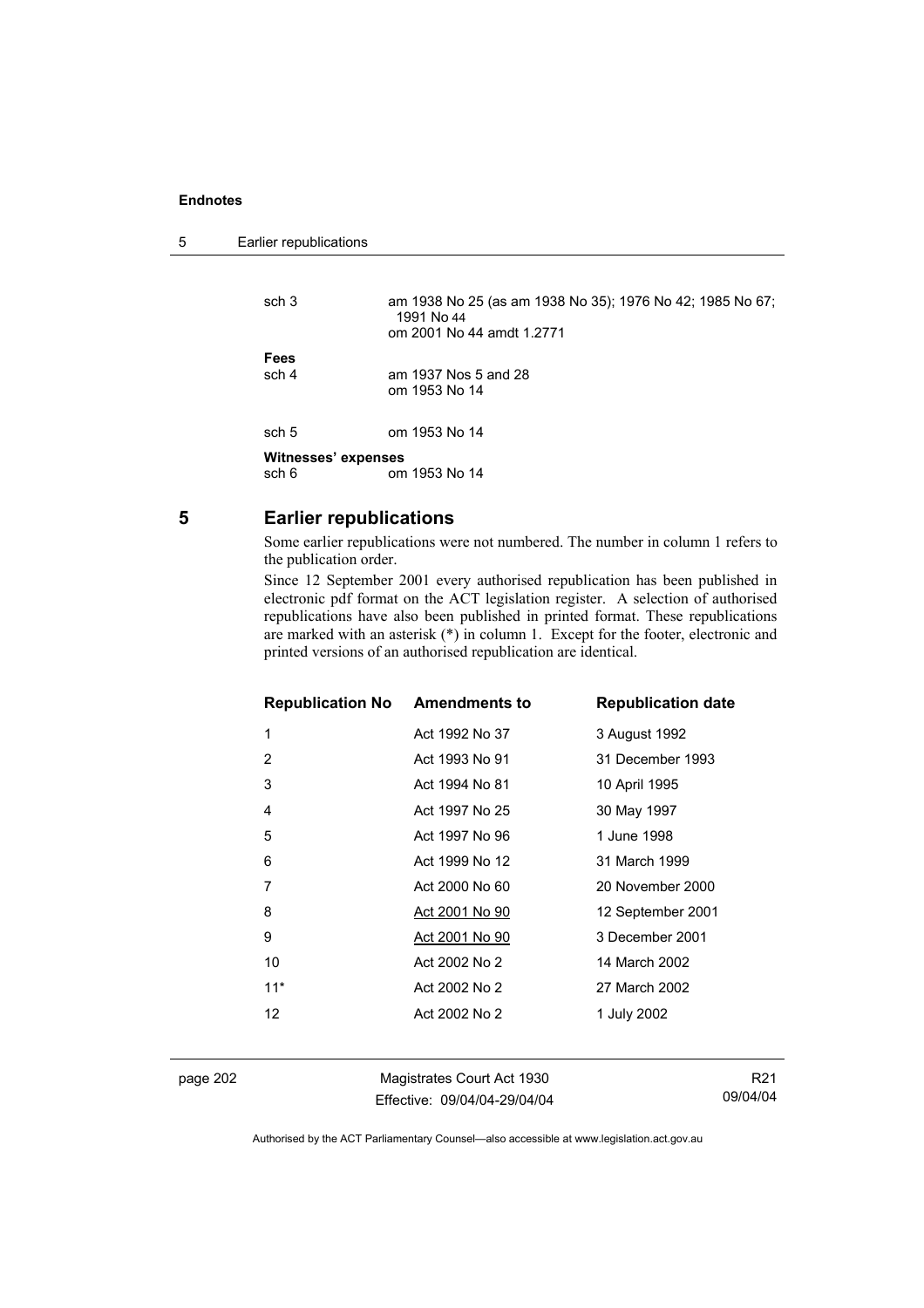| | |
|---|---|
| sch 3 | am 1938 No 25 (as am 1938 No 35); 1976 No 42; 1985 No 67; 1991 No 44<br>om 2001 No 44 amdt 1.2771 |
| **Fees** | |
| sch 4 | am 1937 Nos 5 and 28<br>om 1953 No 14 |
| sch 5 | om 1953 No 14 |
| **Witnesses' expenses** | |
| sch 6 | om 1953 No 14 |

## 5 Earlier republications

Some earlier republications were not numbered. The number in column 1 refers to the publication order.

Since 12 September 2001 every authorised republication has been published in electronic pdf format on the ACT legislation register. A selection of authorised republications have also been published in printed format. These republications are marked with an asterisk (*) in column 1. Except for the footer, electronic and printed versions of an authorised republication are identical.

| Republication No | Amendments to | Republication date |
|---|---|---|
| 1 | Act 1992 No 37 | 3 August 1992 |
| 2 | Act 1993 No 91 | 31 December 1993 |
| 3 | Act 1994 No 81 | 10 April 1995 |
| 4 | Act 1997 No 25 | 30 May 1997 |
| 5 | Act 1997 No 96 | 1 June 1998 |
| 6 | Act 1999 No 12 | 31 March 1999 |
| 7 | Act 2000 No 60 | 20 November 2000 |
| 8 | Act 2001 No 90 | 12 September 2001 |
| 9 | Act 2001 No 90 | 3 December 2001 |
| 10 | Act 2002 No 2 | 14 March 2002 |
| 11* | Act 2002 No 2 | 27 March 2002 |
| 12 | Act 2002 No 2 | 1 July 2002 |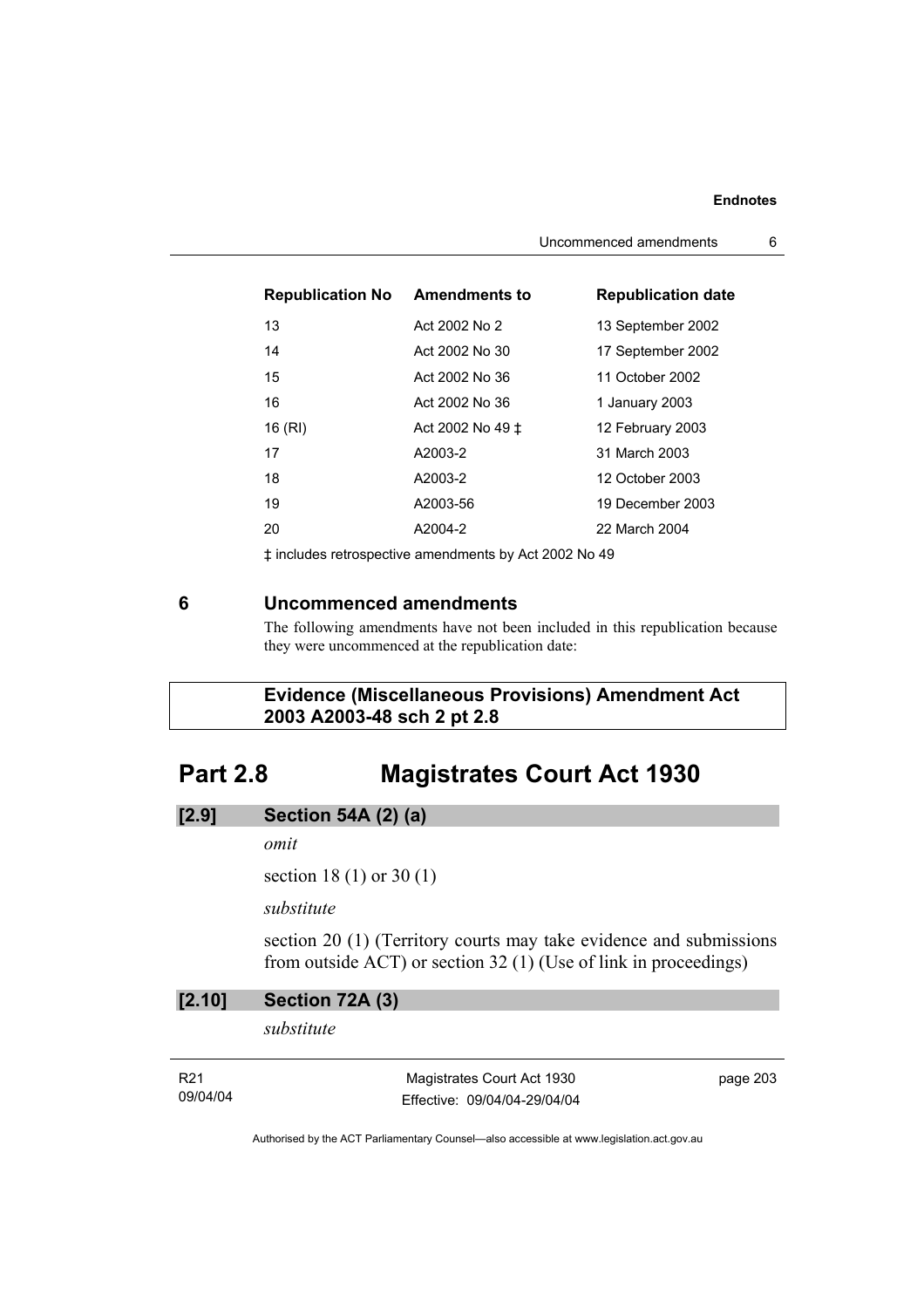| Republication No | Amendments to | Republication date |
| --- | --- | --- |
| 13 | Act 2002 No 2 | 13 September 2002 |
| 14 | Act 2002 No 30 | 17 September 2002 |
| 15 | Act 2002 No 36 | 11 October 2002 |
| 16 | Act 2002 No 36 | 1 January 2003 |
| 16 (RI) | Act 2002 No 49 ‡ | 12 February 2003 |
| 17 | A2003-2 | 31 March 2003 |
| 18 | A2003-2 | 12 October 2003 |
| 19 | A2003-56 | 19 December 2003 |
| 20 | A2004-2 | 22 March 2004 |

‡ includes retrospective amendments by Act 2002 No 49

## 6 Uncommenced amendments

The following amendments have not been included in this republication because they were uncommenced at the republication date:

**Evidence (Miscellaneous Provisions) Amendment Act 2003 A2003-48 sch 2 pt 2.8**

# Part 2.8 Magistrates Court Act 1930

### [2.9] Section 54A (2) (a)

*omit*

section 18 (1) or 30 (1)

*substitute*

section 20 (1) (Territory courts may take evidence and submissions from outside ACT) or section 32 (1) (Use of link in proceedings)

### [2.10] Section 72A (3)

*substitute*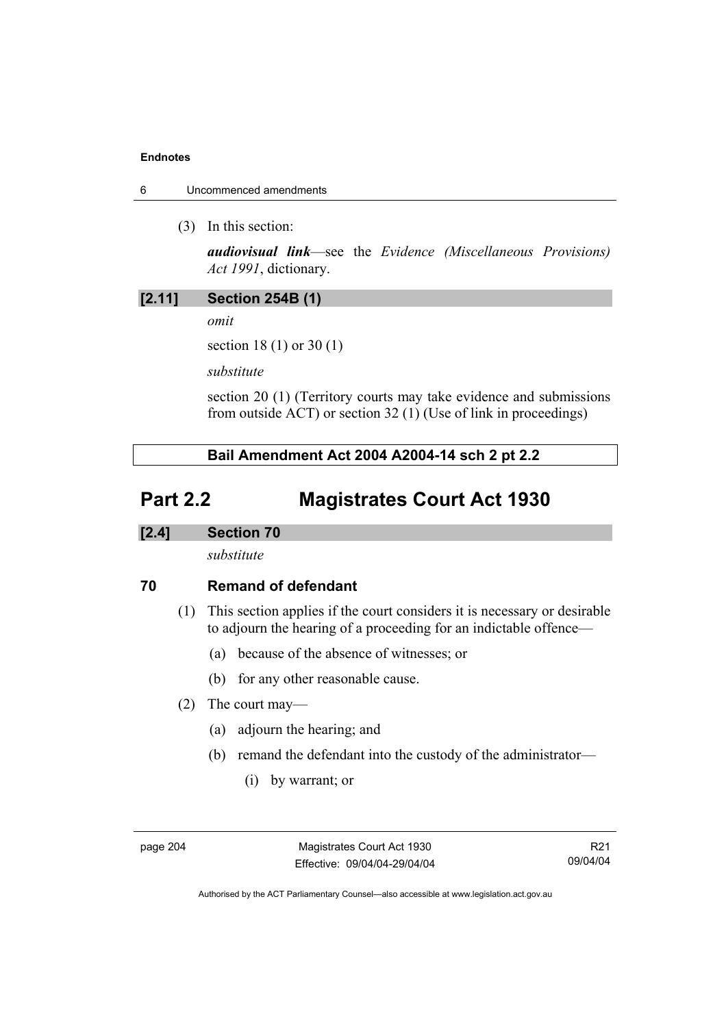(3) In this section:

***audiovisual link***—see the *Evidence (Miscellaneous Provisions) Act 1991*, dictionary.

**[2.11] Section 254B (1)**

*omit*

section 18 (1) or 30 (1)

*substitute*

section 20 (1) (Territory courts may take evidence and submissions from outside ACT) or section 32 (1) (Use of link in proceedings)

**Bail Amendment Act 2004 A2004-14 sch 2 pt 2.2**

# Part 2.2 Magistrates Court Act 1930

**[2.4] Section 70**

*substitute*

### 70 Remand of defendant

(1) This section applies if the court considers it is necessary or desirable to adjourn the hearing of a proceeding for an indictable offence—

- (a) because of the absence of witnesses; or
- (b) for any other reasonable cause.

(2) The court may—

- (a) adjourn the hearing; and
- (b) remand the defendant into the custody of the administrator—
  - (i) by warrant; or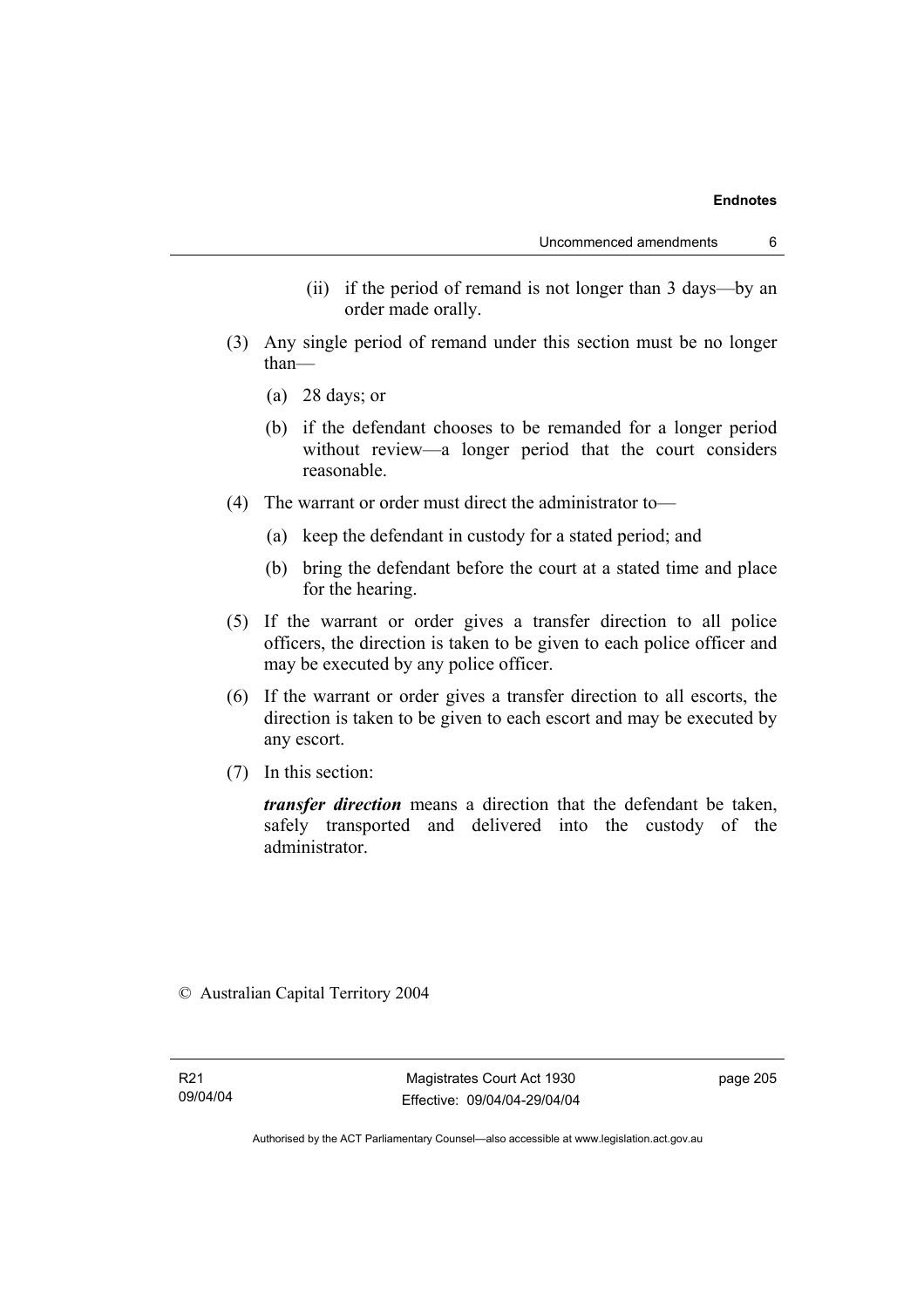(ii) if the period of remand is not longer than 3 days—by an order made orally.

(3) Any single period of remand under this section must be no longer than—

(a) 28 days; or

(b) if the defendant chooses to be remanded for a longer period without review—a longer period that the court considers reasonable.

(4) The warrant or order must direct the administrator to—

(a) keep the defendant in custody for a stated period; and

(b) bring the defendant before the court at a stated time and place for the hearing.

(5) If the warrant or order gives a transfer direction to all police officers, the direction is taken to be given to each police officer and may be executed by any police officer.

(6) If the warrant or order gives a transfer direction to all escorts, the direction is taken to be given to each escort and may be executed by any escort.

(7) In this section:

***transfer direction*** means a direction that the defendant be taken, safely transported and delivered into the custody of the administrator.

© Australian Capital Territory 2004